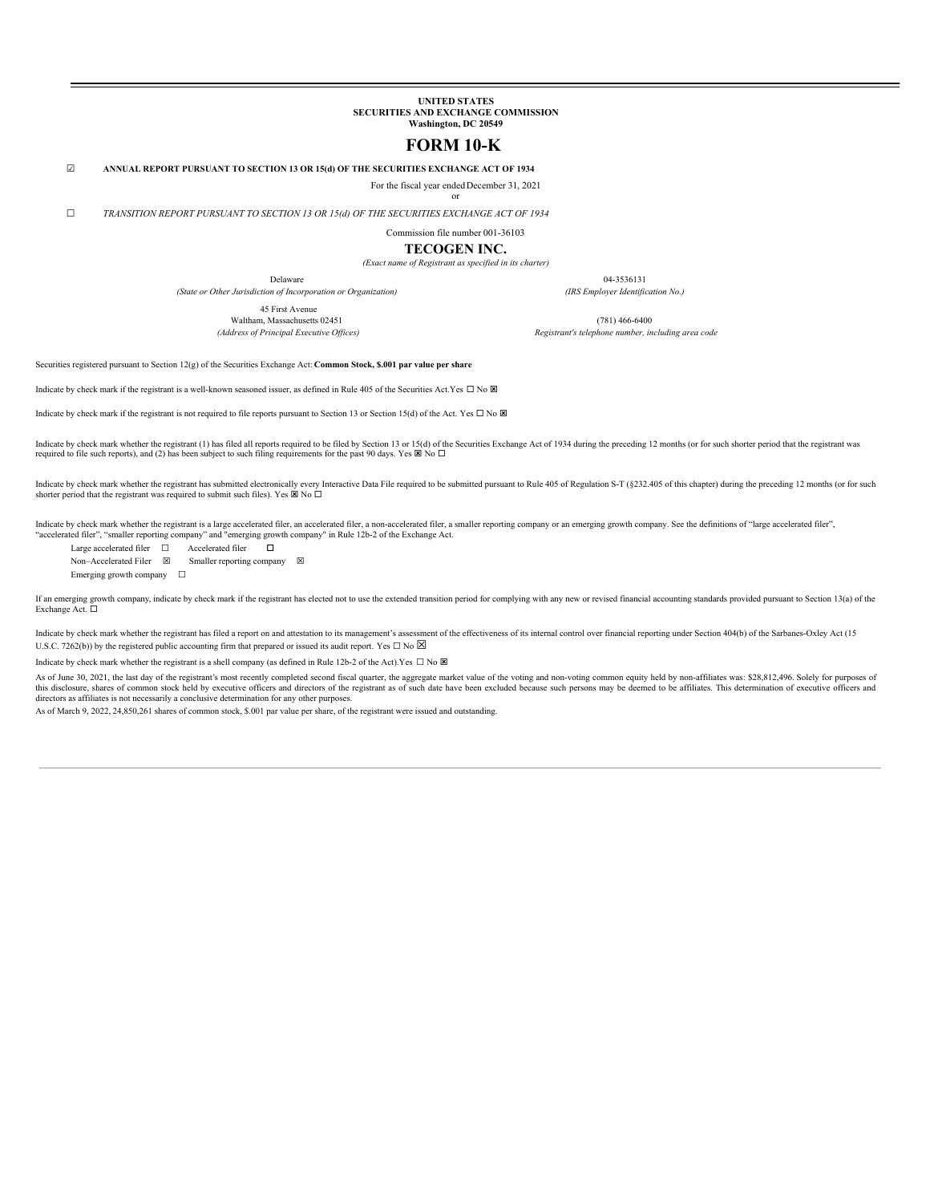**UNITED STATES**
**SECURITIES AND EXCHANGE COMMISSION**
**Washington, DC 20549**

# FORM 10-K

☑ **ANNUAL REPORT PURSUANT TO SECTION 13 OR 15(d) OF THE SECURITIES EXCHANGE ACT OF 1934**

For the fiscal year ended December 31, 2021

or

☐ *TRANSITION REPORT PURSUANT TO SECTION 13 OR 15(d) OF THE SECURITIES EXCHANGE ACT OF 1934*

Commission file number 001-36103

## TECOGEN INC.

*(Exact name of Registrant as specified in its charter)*

| | |
|---|---|
| Delaware | 04-3536131 |
| *(State or Other Jurisdiction of Incorporation or Organization)* | *(IRS Employer Identification No.)* |
| 45 First Avenue<br>Waltham, Massachusetts 02451 | (781) 466-6400 |
| *(Address of Principal Executive Offices)* | *Registrant's telephone number, including area code* |

Securities registered pursuant to Section 12(g) of the Securities Exchange Act: **Common Stock, $.001 par value per share**

Indicate by check mark if the registrant is a well-known seasoned issuer, as defined in Rule 405 of the Securities Act.Yes ☐ No ☒

Indicate by check mark if the registrant is not required to file reports pursuant to Section 13 or Section 15(d) of the Act. Yes ☐ No ☒

Indicate by check mark whether the registrant (1) has filed all reports required to be filed by Section 13 or 15(d) of the Securities Exchange Act of 1934 during the preceding 12 months (or for such shorter period that the registrant was required to file such reports), and (2) has been subject to such filing requirements for the past 90 days. Yes ☒ No ☐

Indicate by check mark whether the registrant has submitted electronically every Interactive Data File required to be submitted pursuant to Rule 405 of Regulation S-T (§232.405 of this chapter) during the preceding 12 months (or for such shorter period that the registrant was required to submit such files). Yes ☒ No ☐

Indicate by check mark whether the registrant is a large accelerated filer, an accelerated filer, a non-accelerated filer, a smaller reporting company or an emerging growth company. See the definitions of "large accelerated filer", "accelerated filer", "smaller reporting company" and "emerging growth company" in Rule 12b-2 of the Exchange Act.

Large accelerated filer ☐ Accelerated filer ☐
Non–Accelerated Filer ☒ Smaller reporting company ☒
Emerging growth company ☐

If an emerging growth company, indicate by check mark if the registrant has elected not to use the extended transition period for complying with any new or revised financial accounting standards provided pursuant to Section 13(a) of the Exchange Act. ☐

Indicate by check mark whether the registrant has filed a report on and attestation to its management's assessment of the effectiveness of its internal control over financial reporting under Section 404(b) of the Sarbanes-Oxley Act (15 U.S.C. 7262(b)) by the registered public accounting firm that prepared or issued its audit report. Yes ☐ No ☒

Indicate by check mark whether the registrant is a shell company (as defined in Rule 12b-2 of the Act).Yes ☐ No ☒

As of June 30, 2021, the last day of the registrant's most recently completed second fiscal quarter, the aggregate market value of the voting and non-voting common equity held by non-affiliates was: $28,812,496. Solely for purposes of this disclosure, shares of common stock held by executive officers and directors of the registrant as of such date have been excluded because such persons may be deemed to be affiliates. This determination of executive officers and directors as affiliates is not necessarily a conclusive determination for any other purposes.

As of March 9, 2022, 24,850,261 shares of common stock, $.001 par value per share, of the registrant were issued and outstanding.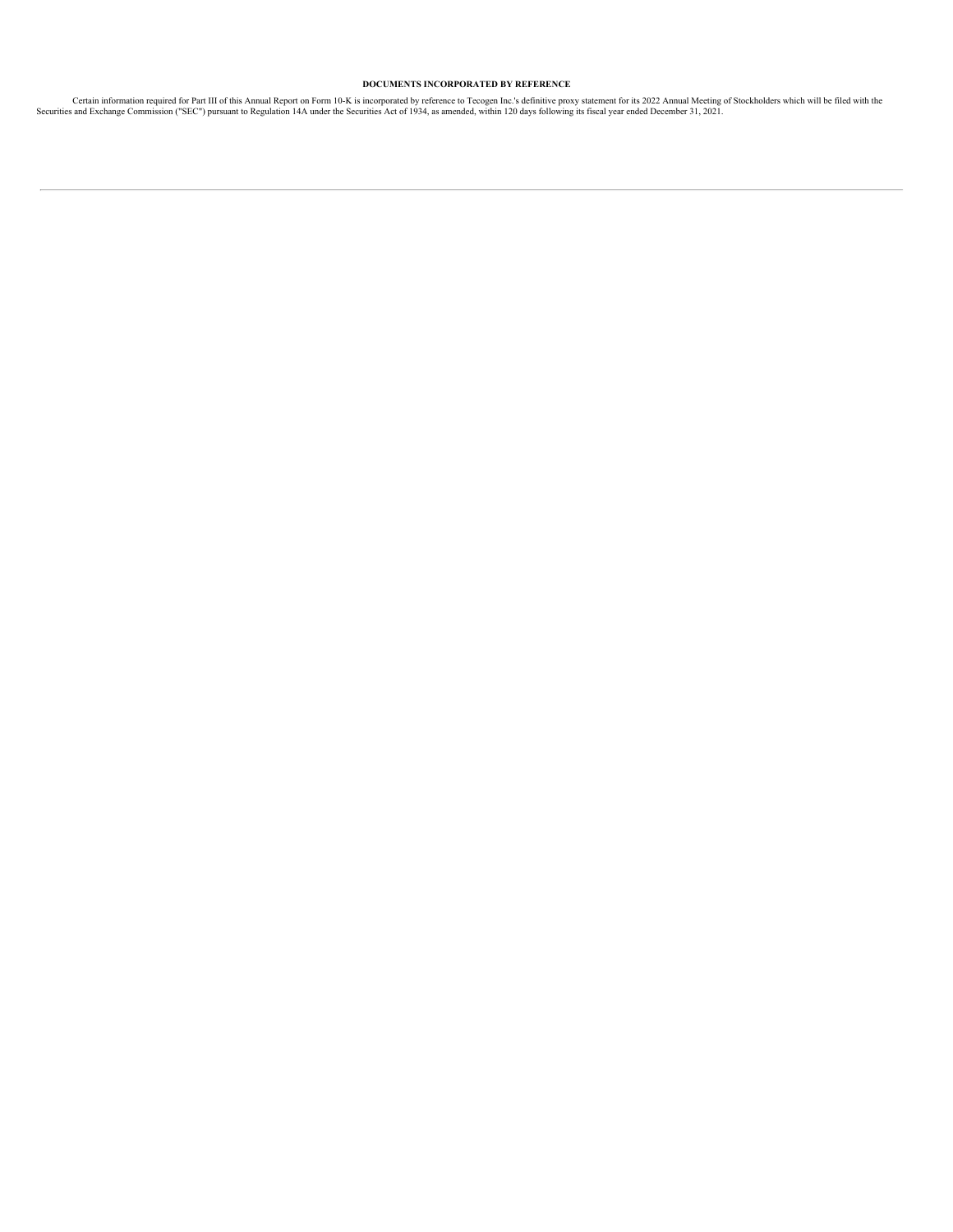**DOCUMENTS INCORPORATED BY REFERENCE**

Certain information required for Part III of this Annual Report on Form 10-K is incorporated by reference to Tecogen Inc.'s definitive proxy statement for its 2022 Annual Meeting of Stockholders which will be filed with the Securities and Exchange Commission ("SEC") pursuant to Regulation 14A under the Securities Act of 1934, as amended, within 120 days following its fiscal year ended December 31, 2021.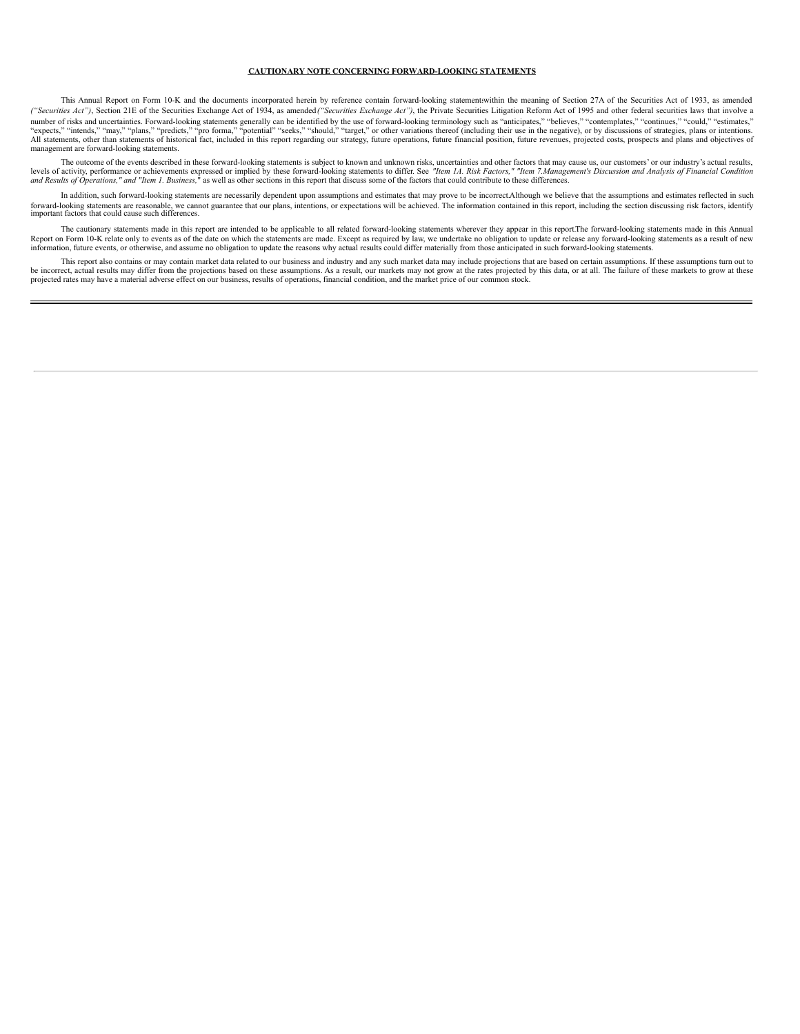## CAUTIONARY NOTE CONCERNING FORWARD-LOOKING STATEMENTS

This Annual Report on Form 10-K and the documents incorporated herein by reference contain forward-looking statementswithin the meaning of Section 27A of the Securities Act of 1933, as amended *("Securities Act")*, Section 21E of the Securities Exchange Act of 1934, as amended*("Securities Exchange Act")*, the Private Securities Litigation Reform Act of 1995 and other federal securities laws that involve a number of risks and uncertainties. Forward-looking statements generally can be identified by the use of forward-looking terminology such as "anticipates," "believes," "contemplates," "continues," "could," "estimates," "expects," "intends," "may," "plans," "predicts," "pro forma," "potential" "seeks," "should," "target," or other variations thereof (including their use in the negative), or by discussions of strategies, plans or intentions. All statements, other than statements of historical fact, included in this report regarding our strategy, future operations, future financial position, future revenues, projected costs, prospects and plans and objectives of management are forward-looking statements.

The outcome of the events described in these forward-looking statements is subject to known and unknown risks, uncertainties and other factors that may cause us, our customers' or our industry's actual results, levels of activity, performance or achievements expressed or implied by these forward-looking statements to differ. See *"Item 1A. Risk Factors," "Item 7.Management's Discussion and Analysis of Financial Condition and Results of Operations," and "Item 1. Business,"* as well as other sections in this report that discuss some of the factors that could contribute to these differences.

In addition, such forward-looking statements are necessarily dependent upon assumptions and estimates that may prove to be incorrect.Although we believe that the assumptions and estimates reflected in such forward-looking statements are reasonable, we cannot guarantee that our plans, intentions, or expectations will be achieved. The information contained in this report, including the section discussing risk factors, identify important factors that could cause such differences.

The cautionary statements made in this report are intended to be applicable to all related forward-looking statements wherever they appear in this report.The forward-looking statements made in this Annual Report on Form 10-K relate only to events as of the date on which the statements are made. Except as required by law, we undertake no obligation to update or release any forward-looking statements as a result of new information, future events, or otherwise, and assume no obligation to update the reasons why actual results could differ materially from those anticipated in such forward-looking statements.

This report also contains or may contain market data related to our business and industry and any such market data may include projections that are based on certain assumptions. If these assumptions turn out to be incorrect, actual results may differ from the projections based on these assumptions. As a result, our markets may not grow at the rates projected by this data, or at all. The failure of these markets to grow at these projected rates may have a material adverse effect on our business, results of operations, financial condition, and the market price of our common stock.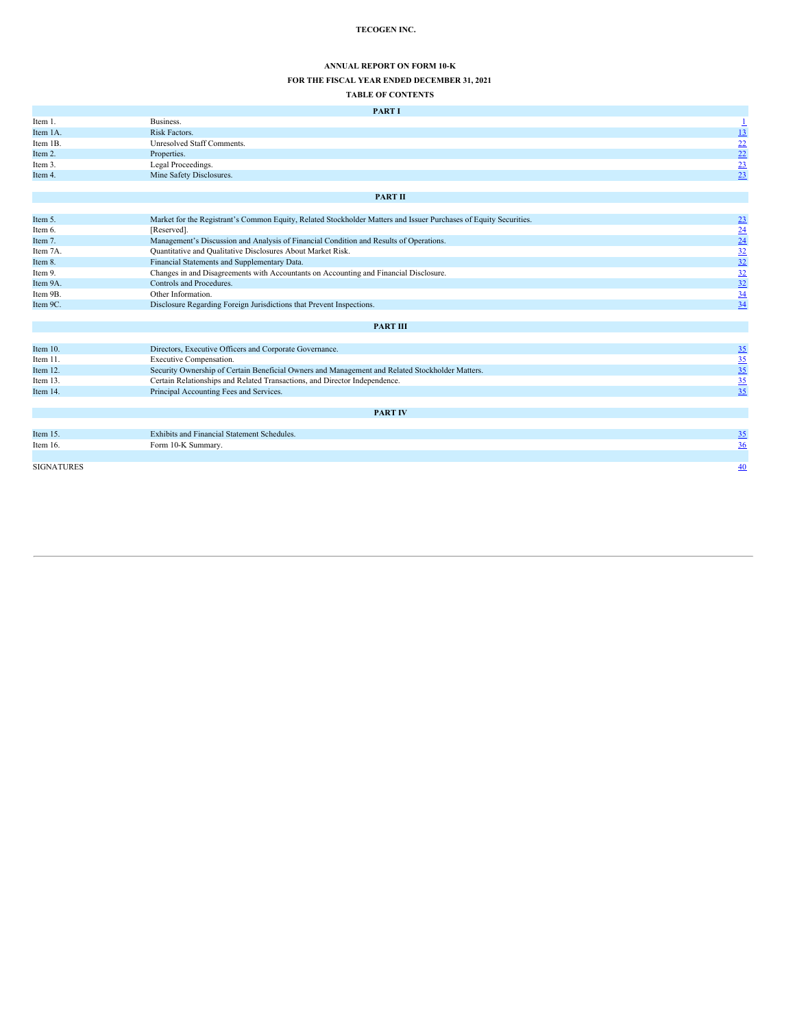**TECOGEN INC.**

**ANNUAL REPORT ON FORM 10-K**

**FOR THE FISCAL YEAR ENDED DECEMBER 31, 2021**

**TABLE OF CONTENTS**

| | **PART I** | |
|---|---|---|
| Item 1. | Business. | 1 |
| Item 1A. | Risk Factors. | 13 |
| Item 1B. | Unresolved Staff Comments. | 22 |
| Item 2. | Properties. | 22 |
| Item 3. | Legal Proceedings. | 23 |
| Item 4. | Mine Safety Disclosures. | 23 |
| | **PART II** | |
| Item 5. | Market for the Registrant's Common Equity, Related Stockholder Matters and Issuer Purchases of Equity Securities. | 23 |
| Item 6. | [Reserved]. | 24 |
| Item 7. | Management's Discussion and Analysis of Financial Condition and Results of Operations. | 24 |
| Item 7A. | Quantitative and Qualitative Disclosures About Market Risk. | 32 |
| Item 8. | Financial Statements and Supplementary Data. | 32 |
| Item 9. | Changes in and Disagreements with Accountants on Accounting and Financial Disclosure. | 32 |
| Item 9A. | Controls and Procedures. | 32 |
| Item 9B. | Other Information. | 34 |
| Item 9C. | Disclosure Regarding Foreign Jurisdictions that Prevent Inspections. | 34 |
| | **PART III** | |
| Item 10. | Directors, Executive Officers and Corporate Governance. | 35 |
| Item 11. | Executive Compensation. | 35 |
| Item 12. | Security Ownership of Certain Beneficial Owners and Management and Related Stockholder Matters. | 35 |
| Item 13. | Certain Relationships and Related Transactions, and Director Independence. | 35 |
| Item 14. | Principal Accounting Fees and Services. | 35 |
| | **PART IV** | |
| Item 15. | Exhibits and Financial Statement Schedules. | 35 |
| Item 16. | Form 10-K Summary. | 36 |
| SIGNATURES | | 40 |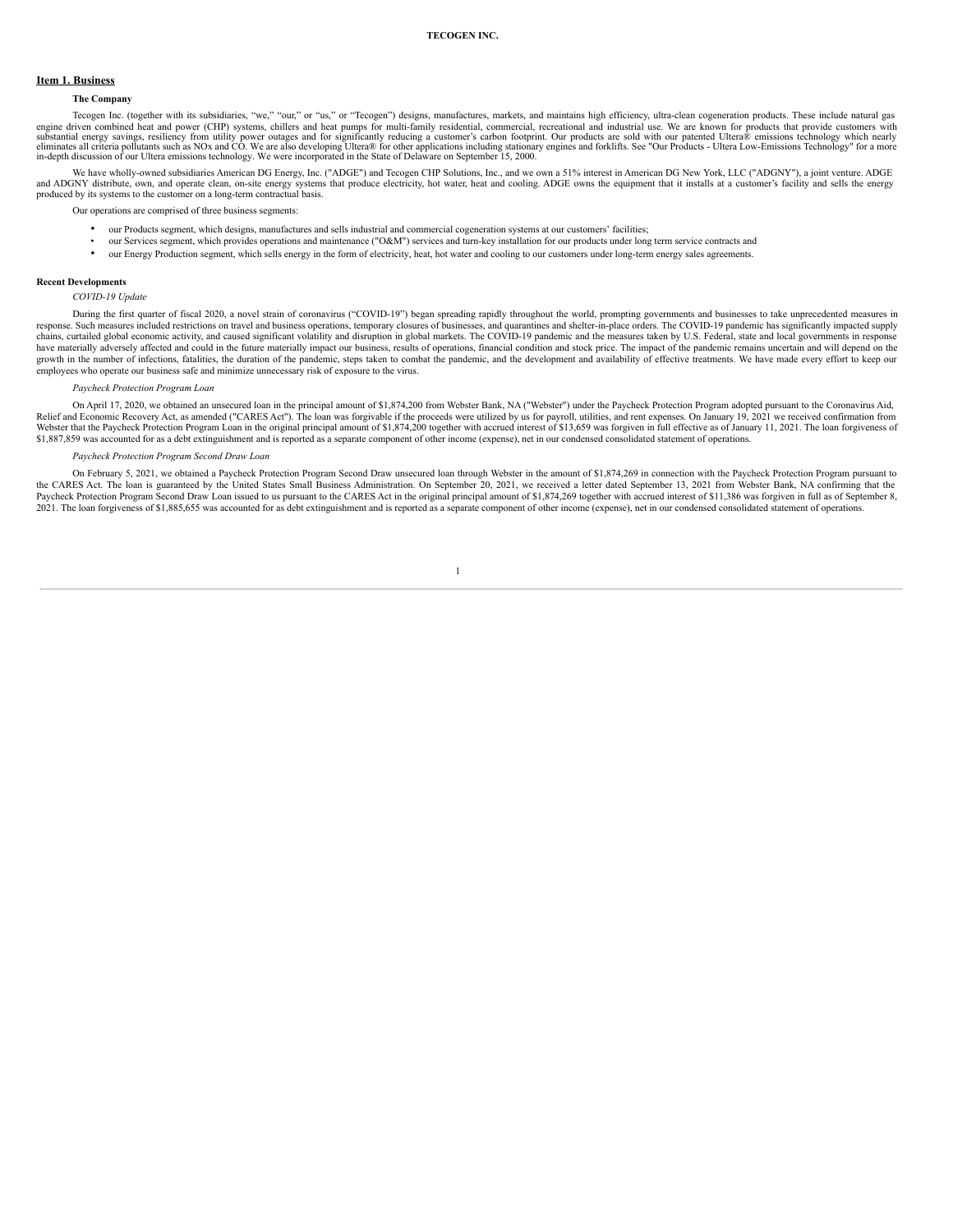## Item 1. Business

### The Company

Tecogen Inc. (together with its subsidiaries, "we," "our," or "us," or "Tecogen") designs, manufactures, markets, and maintains high efficiency, ultra-clean cogeneration products. These include natural gas engine driven combined heat and power (CHP) systems, chillers and heat pumps for multi-family residential, commercial, recreational and industrial use. We are known for products that provide customers with substantial energy savings, resiliency from utility power outages and for significantly reducing a customer's carbon footprint. Our products are sold with our patented Ultera® emissions technology which nearly eliminates all criteria pollutants such as NOx and CO. We are also developing Ultera® for other applications including stationary engines and forklifts. See "Our Products - Ultera Low-Emissions Technology" for a more in-depth discussion of our Ultera emissions technology. We were incorporated in the State of Delaware on September 15, 2000.

We have wholly-owned subsidiaries American DG Energy, Inc. ("ADGE") and Tecogen CHP Solutions, Inc., and we own a 51% interest in American DG New York, LLC ("ADGNY"), a joint venture. ADGE and ADGNY distribute, own, and operate clean, on-site energy systems that produce electricity, hot water, heat and cooling. ADGE owns the equipment that it installs at a customer's facility and sells the energy produced by its systems to the customer on a long-term contractual basis.

Our operations are comprised of three business segments:

- our Products segment, which designs, manufactures and sells industrial and commercial cogeneration systems at our customers' facilities;
- our Services segment, which provides operations and maintenance ("O&M") services and turn-key installation for our products under long term service contracts and
- our Energy Production segment, which sells energy in the form of electricity, heat, hot water and cooling to our customers under long-term energy sales agreements.

### Recent Developments

*COVID-19 Update*

During the first quarter of fiscal 2020, a novel strain of coronavirus ("COVID-19") began spreading rapidly throughout the world, prompting governments and businesses to take unprecedented measures in response. Such measures included restrictions on travel and business operations, temporary closures of businesses, and quarantines and shelter-in-place orders. The COVID-19 pandemic has significantly impacted supply chains, curtailed global economic activity, and caused significant volatility and disruption in global markets. The COVID-19 pandemic and the measures taken by U.S. Federal, state and local governments in response have materially adversely affected and could in the future materially impact our business, results of operations, financial condition and stock price. The impact of the pandemic remains uncertain and will depend on the growth in the number of infections, fatalities, the duration of the pandemic, steps taken to combat the pandemic, and the development and availability of effective treatments. We have made every effort to keep our employees who operate our business safe and minimize unnecessary risk of exposure to the virus.

*Paycheck Protection Program Loan*

On April 17, 2020, we obtained an unsecured loan in the principal amount of $1,874,200 from Webster Bank, NA ("Webster") under the Paycheck Protection Program adopted pursuant to the Coronavirus Aid, Relief and Economic Recovery Act, as amended ("CARES Act"). The loan was forgivable if the proceeds were utilized by us for payroll, utilities, and rent expenses. On January 19, 2021 we received confirmation from Webster that the Paycheck Protection Program Loan in the original principal amount of $1,874,200 together with accrued interest of $13,659 was forgiven in full effective as of January 11, 2021. The loan forgiveness of $1,887,859 was accounted for as a debt extinguishment and is reported as a separate component of other income (expense), net in our condensed consolidated statement of operations.

*Paycheck Protection Program Second Draw Loan*

On February 5, 2021, we obtained a Paycheck Protection Program Second Draw unsecured loan through Webster in the amount of $1,874,269 in connection with the Paycheck Protection Program pursuant to the CARES Act. The loan is guaranteed by the United States Small Business Administration. On September 20, 2021, we received a letter dated September 13, 2021 from Webster Bank, NA confirming that the Paycheck Protection Program Second Draw Loan issued to us pursuant to the CARES Act in the original principal amount of $1,874,269 together with accrued interest of $11,386 was forgiven in full as of September 8, 2021. The loan forgiveness of $1,885,655 was accounted for as debt extinguishment and is reported as a separate component of other income (expense), net in our condensed consolidated statement of operations.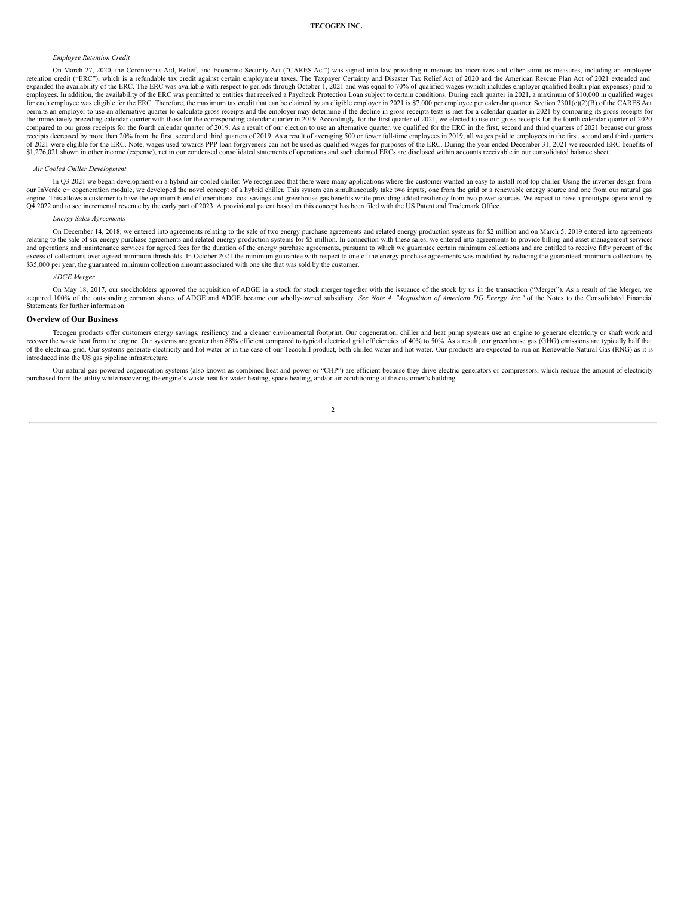*Employee Retention Credit*

On March 27, 2020, the Coronavirus Aid, Relief, and Economic Security Act ("CARES Act") was signed into law providing numerous tax incentives and other stimulus measures, including an employee retention credit ("ERC"), which is a refundable tax credit against certain employment taxes. The Taxpayer Certainty and Disaster Tax Relief Act of 2020 and the American Rescue Plan Act of 2021 extended and expanded the availability of the ERC. The ERC was available with respect to periods through October 1, 2021 and was equal to 70% of qualified wages (which includes employer qualified health plan expenses) paid to employees. In addition, the availability of the ERC was permitted to entities that received a Paycheck Protection Loan subject to certain conditions. During each quarter in 2021, a maximum of $10,000 in qualified wages for each employee was eligible for the ERC. Therefore, the maximum tax credit that can be claimed by an eligible employer in 2021 is $7,000 per employee per calendar quarter. Section 2301(c)(2)(B) of the CARES Act permits an employer to use an alternative quarter to calculate gross receipts and the employer may determine if the decline in gross receipts tests is met for a calendar quarter in 2021 by comparing its gross receipts for the immediately preceding calendar quarter with those for the corresponding calendar quarter in 2019. Accordingly, for the first quarter of 2021, we elected to use our gross receipts for the fourth calendar quarter of 2020 compared to our gross receipts for the fourth calendar quarter of 2019. As a result of our election to use an alternative quarter, we qualified for the ERC in the first, second and third quarters of 2021 because our gross receipts decreased by more than 20% from the first, second and third quarters of 2019. As a result of averaging 500 or fewer full-time employees in 2019, all wages paid to employees in the first, second and third quarters of 2021 were eligible for the ERC. Note, wages used towards PPP loan forgiveness can not be used as qualified wages for purposes of the ERC. During the year ended December 31, 2021 we recorded ERC benefits of $1,276,021 shown in other income (expense), net in our condensed consolidated statements of operations and such claimed ERCs are disclosed within accounts receivable in our consolidated balance sheet.

*Air Cooled Chiller Development*

In Q3 2021 we began development on a hybrid air-cooled chiller. We recognized that there were many applications where the customer wanted an easy to install roof top chiller. Using the inverter design from our InVerde e+ cogeneration module, we developed the novel concept of a hybrid chiller. This system can simultaneously take two inputs, one from the grid or a renewable energy source and one from our natural gas engine. This allows a customer to have the optimum blend of operational cost savings and greenhouse gas benefits while providing added resiliency from two power sources. We expect to have a prototype operational by Q4 2022 and to see incremental revenue by the early part of 2023. A provisional patent based on this concept has been filed with the US Patent and Trademark Office.

*Energy Sales Agreements*

On December 14, 2018, we entered into agreements relating to the sale of two energy purchase agreements and related energy production systems for $2 million and on March 5, 2019 entered into agreements relating to the sale of six energy purchase agreements and related energy production systems for $5 million. In connection with these sales, we entered into agreements to provide billing and asset management services and operations and maintenance services for agreed fees for the duration of the energy purchase agreements, pursuant to which we guarantee certain minimum collections and are entitled to receive fifty percent of the excess of collections over agreed minimum thresholds. In October 2021 the minimum guarantee with respect to one of the energy purchase agreements was modified by reducing the guaranteed minimum collections by $35,000 per year, the guaranteed minimum collection amount associated with one site that was sold by the customer.

*ADGE Merger*

On May 18, 2017, our stockholders approved the acquisition of ADGE in a stock for stock merger together with the issuance of the stock by us in the transaction ("Merger"). As a result of the Merger, we acquired 100% of the outstanding common shares of ADGE and ADGE became our wholly-owned subsidiary. *See Note 4. "Acquisition of American DG Energy, Inc."* of the Notes to the Consolidated Financial Statements for further information.

## Overview of Our Business

Tecogen products offer customers energy savings, resiliency and a cleaner environmental footprint. Our cogeneration, chiller and heat pump systems use an engine to generate electricity or shaft work and recover the waste heat from the engine. Our systems are greater than 88% efficient compared to typical electrical grid efficiencies of 40% to 50%. As a result, our greenhouse gas (GHG) emissions are typically half that of the electrical grid. Our systems generate electricity and hot water or in the case of our Tecochill product, both chilled water and hot water. Our products are expected to run on Renewable Natural Gas (RNG) as it is introduced into the US gas pipeline infrastructure.

Our natural gas-powered cogeneration systems (also known as combined heat and power or "CHP") are efficient because they drive electric generators or compressors, which reduce the amount of electricity purchased from the utility while recovering the engine's waste heat for water heating, space heating, and/or air conditioning at the customer's building.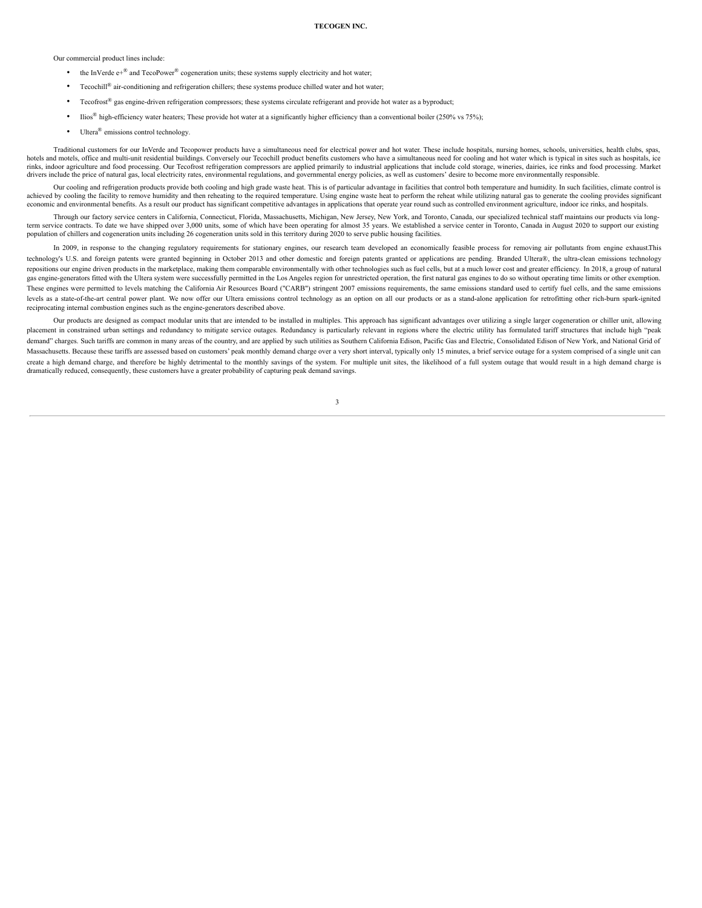Our commercial product lines include:

- the InVerde e+® and TecoPower® cogeneration units; these systems supply electricity and hot water;
- Tecochill® air-conditioning and refrigeration chillers; these systems produce chilled water and hot water;
- Tecofrost® gas engine-driven refrigeration compressors; these systems circulate refrigerant and provide hot water as a byproduct;
- Ilios® high-efficiency water heaters; These provide hot water at a significantly higher efficiency than a conventional boiler (250% vs 75%);
- Ultera® emissions control technology.

Traditional customers for our InVerde and Tecopower products have a simultaneous need for electrical power and hot water. These include hospitals, nursing homes, schools, universities, health clubs, spas, hotels and motels, office and multi-unit residential buildings. Conversely our Tecochill product benefits customers who have a simultaneous need for cooling and hot water which is typical in sites such as hospitals, ice rinks, indoor agriculture and food processing. Our Tecofrost refrigeration compressors are applied primarily to industrial applications that include cold storage, wineries, dairies, ice rinks and food processing. Market drivers include the price of natural gas, local electricity rates, environmental regulations, and governmental energy policies, as well as customers' desire to become more environmentally responsible.

Our cooling and refrigeration products provide both cooling and high grade waste heat. This is of particular advantage in facilities that control both temperature and humidity. In such facilities, climate control is achieved by cooling the facility to remove humidity and then reheating to the required temperature. Using engine waste heat to perform the reheat while utilizing natural gas to generate the cooling provides significant economic and environmental benefits. As a result our product has significant competitive advantages in applications that operate year round such as controlled environment agriculture, indoor ice rinks, and hospitals.

Through our factory service centers in California, Connecticut, Florida, Massachusetts, Michigan, New Jersey, New York, and Toronto, Canada, our specialized technical staff maintains our products via long-term service contracts. To date we have shipped over 3,000 units, some of which have been operating for almost 35 years. We established a service center in Toronto, Canada in August 2020 to support our existing population of chillers and cogeneration units including 26 cogeneration units sold in this territory during 2020 to serve public housing facilities.

In 2009, in response to the changing regulatory requirements for stationary engines, our research team developed an economically feasible process for removing air pollutants from engine exhaust.This technology's U.S. and foreign patents were granted beginning in October 2013 and other domestic and foreign patents granted or applications are pending. Branded Ultera®, the ultra-clean emissions technology repositions our engine driven products in the marketplace, making them comparable environmentally with other technologies such as fuel cells, but at a much lower cost and greater efficiency. In 2018, a group of natural gas engine-generators fitted with the Ultera system were successfully permitted in the Los Angeles region for unrestricted operation, the first natural gas engines to do so without operating time limits or other exemption. These engines were permitted to levels matching the California Air Resources Board ("CARB") stringent 2007 emissions requirements, the same emissions standard used to certify fuel cells, and the same emissions levels as a state-of-the-art central power plant. We now offer our Ultera emissions control technology as an option on all our products or as a stand-alone application for retrofitting other rich-burn spark-ignited reciprocating internal combustion engines such as the engine-generators described above.

Our products are designed as compact modular units that are intended to be installed in multiples. This approach has significant advantages over utilizing a single larger cogeneration or chiller unit, allowing placement in constrained urban settings and redundancy to mitigate service outages. Redundancy is particularly relevant in regions where the electric utility has formulated tariff structures that include high "peak demand" charges. Such tariffs are common in many areas of the country, and are applied by such utilities as Southern California Edison, Pacific Gas and Electric, Consolidated Edison of New York, and National Grid of Massachusetts. Because these tariffs are assessed based on customers' peak monthly demand charge over a very short interval, typically only 15 minutes, a brief service outage for a system comprised of a single unit can create a high demand charge, and therefore be highly detrimental to the monthly savings of the system. For multiple unit sites, the likelihood of a full system outage that would result in a high demand charge is dramatically reduced, consequently, these customers have a greater probability of capturing peak demand savings.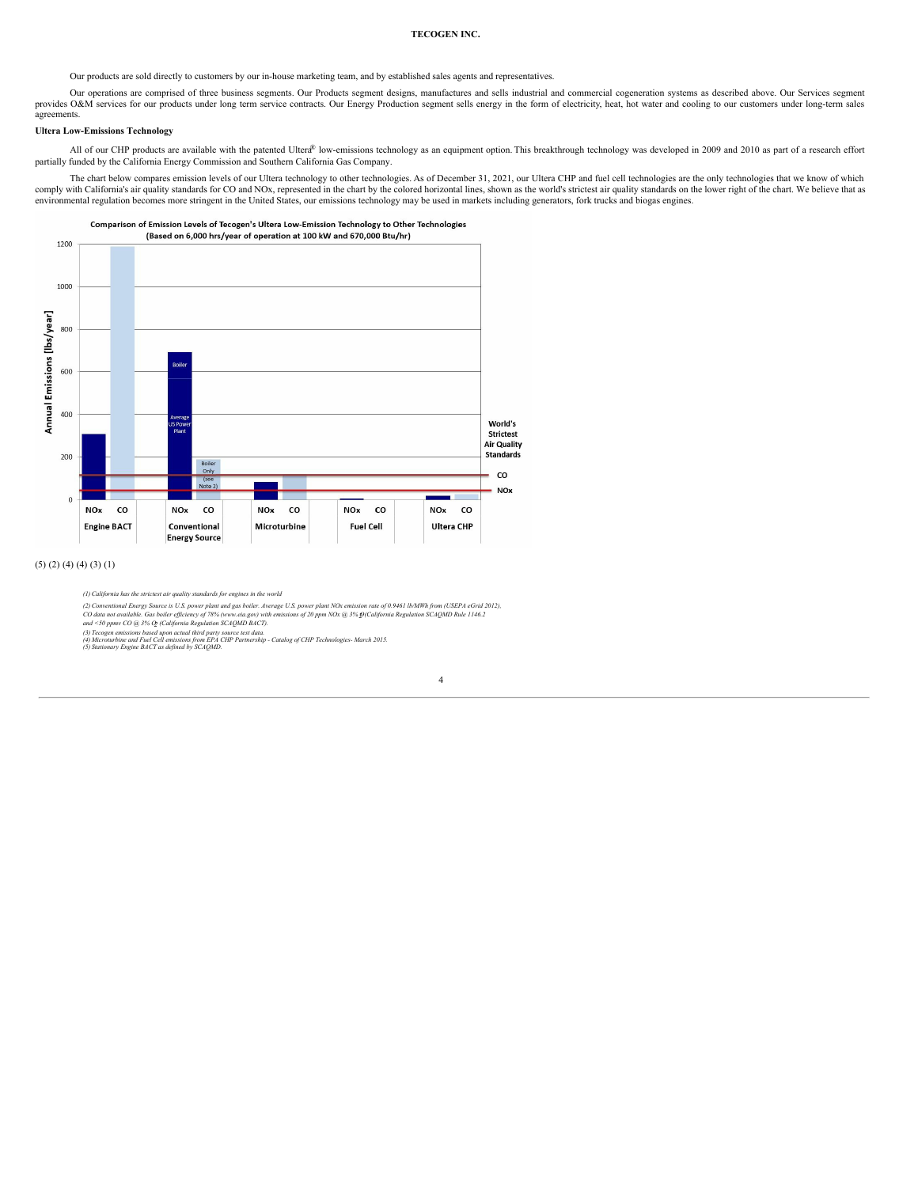Our products are sold directly to customers by our in-house marketing team, and by established sales agents and representatives.

Our operations are comprised of three business segments. Our Products segment designs, manufactures and sells industrial and commercial cogeneration systems as described above. Our Services segment provides O&M services for our products under long term service contracts. Our Energy Production segment sells energy in the form of electricity, heat, hot water and cooling to our customers under long-term sales agreements.

**Ultera Low-Emissions Technology**

All of our CHP products are available with the patented Ultera® low-emissions technology as an equipment option. This breakthrough technology was developed in 2009 and 2010 as part of a research effort partially funded by the California Energy Commission and Southern California Gas Company.

The chart below compares emission levels of our Ultera technology to other technologies. As of December 31, 2021, our Ultera CHP and fuel cell technologies are the only technologies that we know of which comply with California's air quality standards for CO and NOx, represented in the chart by the colored horizontal lines, shown as the world's strictest air quality standards on the lower right of the chart. We believe that as environmental regulation becomes more stringent in the United States, our emissions technology may be used in markets including generators, fork trucks and biogas engines.

**Comparison of Emission Levels of Tecogen's Ultera Low-Emission Technology to Other Technologies**
**(Based on 6,000 hrs/year of operation at 100 kW and 670,000 Btu/hr)**

Annual Emissions [lbs/year]

1200
1000
800
600
400
200
0

Boiler
Average US Power Plant
Boiler Only (see Note 2)

World's Strictest Air Quality Standards
CO
NOx

| NOx | CO | NOx | CO | NOx | CO | NOx | CO | NOx | CO |
|---|---|---|---|---|---|---|---|---|---|
| Engine BACT | | Conventional Energy Source | | Microturbine | | Fuel Cell | | Ultera CHP | |

(5) (2) (4) (4) (3) (1)

*(1) California has the strictest air quality standards for engines in the world*

*(2) Conventional Energy Source is U.S. power plant and gas boiler. Average U.S. power plant NOx emission rate of 0.9461 lb/MWh from (USEPA eGrid 2012), CO data not available. Gas boiler efficiency of 78% (www.eia.gov) with emissions of 20 ppm NOx @ 3% $O_2$ (California Regulation SCAQMD Rule 1146.2 and <50 ppmv CO @ 3% $O_2$ (California Regulation SCAQMD BACT).*

*(3) Tecogen emissions based upon actual third party source test data.*

*(4) Microturbine and Fuel Cell emissions from EPA CHP Partnership - Catalog of CHP Technologies- March 2015.*

*(5) Stationary Engine BACT as defined by SCAQMD.*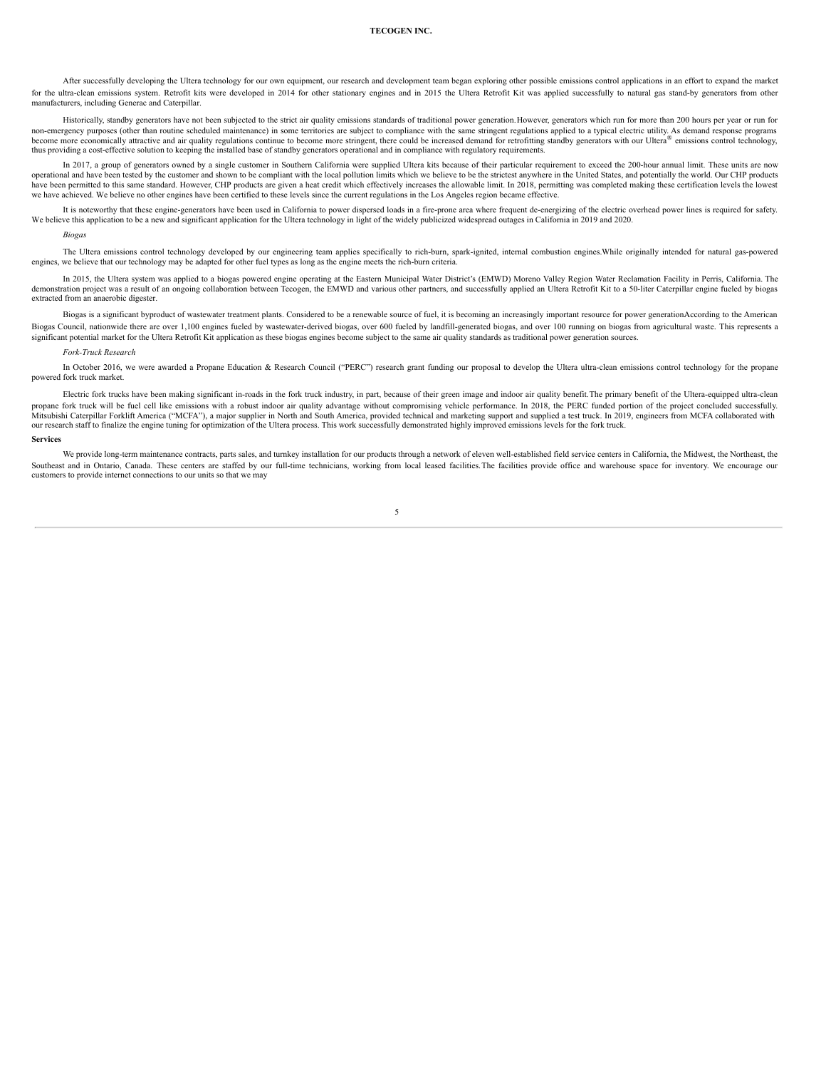After successfully developing the Ultera technology for our own equipment, our research and development team began exploring other possible emissions control applications in an effort to expand the market for the ultra-clean emissions system. Retrofit kits were developed in 2014 for other stationary engines and in 2015 the Ultera Retrofit Kit was applied successfully to natural gas stand-by generators from other manufacturers, including Generac and Caterpillar.

Historically, standby generators have not been subjected to the strict air quality emissions standards of traditional power generation. However, generators which run for more than 200 hours per year or run for non-emergency purposes (other than routine scheduled maintenance) in some territories are subject to compliance with the same stringent regulations applied to a typical electric utility. As demand response programs become more economically attractive and air quality regulations continue to become more stringent, there could be increased demand for retrofitting standby generators with our Ultera® emissions control technology, thus providing a cost-effective solution to keeping the installed base of standby generators operational and in compliance with regulatory requirements.

In 2017, a group of generators owned by a single customer in Southern California were supplied Ultera kits because of their particular requirement to exceed the 200-hour annual limit. These units are now operational and have been tested by the customer and shown to be compliant with the local pollution limits which we believe to be the strictest anywhere in the United States, and potentially the world. Our CHP products have been permitted to this same standard. However, CHP products are given a heat credit which effectively increases the allowable limit. In 2018, permitting was completed making these certification levels the lowest we have achieved. We believe no other engines have been certified to these levels since the current regulations in the Los Angeles region became effective.

It is noteworthy that these engine-generators have been used in California to power dispersed loads in a fire-prone area where frequent de-energizing of the electric overhead power lines is required for safety. We believe this application to be a new and significant application for the Ultera technology in light of the widely publicized widespread outages in California in 2019 and 2020.

*Biogas*

The Ultera emissions control technology developed by our engineering team applies specifically to rich-burn, spark-ignited, internal combustion engines. While originally intended for natural gas-powered engines, we believe that our technology may be adapted for other fuel types as long as the engine meets the rich-burn criteria.

In 2015, the Ultera system was applied to a biogas powered engine operating at the Eastern Municipal Water District's (EMWD) Moreno Valley Region Water Reclamation Facility in Perris, California. The demonstration project was a result of an ongoing collaboration between Tecogen, the EMWD and various other partners, and successfully applied an Ultera Retrofit Kit to a 50-liter Caterpillar engine fueled by biogas extracted from an anaerobic digester.

Biogas is a significant byproduct of wastewater treatment plants. Considered to be a renewable source of fuel, it is becoming an increasingly important resource for power generationAccording to the American Biogas Council, nationwide there are over 1,100 engines fueled by wastewater-derived biogas, over 600 fueled by landfill-generated biogas, and over 100 running on biogas from agricultural waste. This represents a significant potential market for the Ultera Retrofit Kit application as these biogas engines become subject to the same air quality standards as traditional power generation sources.

*Fork-Truck Research*

In October 2016, we were awarded a Propane Education & Research Council ("PERC") research grant funding our proposal to develop the Ultera ultra-clean emissions control technology for the propane powered fork truck market.

Electric fork trucks have been making significant in-roads in the fork truck industry, in part, because of their green image and indoor air quality benefit. The primary benefit of the Ultera-equipped ultra-clean propane fork truck will be fuel cell like emissions with a robust indoor air quality advantage without compromising vehicle performance. In 2018, the PERC funded portion of the project concluded successfully. Mitsubishi Caterpillar Forklift America ("MCFA"), a major supplier in North and South America, provided technical and marketing support and supplied a test truck. In 2019, engineers from MCFA collaborated with our research staff to finalize the engine tuning for optimization of the Ultera process. This work successfully demonstrated highly improved emissions levels for the fork truck.

**Services**

We provide long-term maintenance contracts, parts sales, and turnkey installation for our products through a network of eleven well-established field service centers in California, the Midwest, the Northeast, the Southeast and in Ontario, Canada. These centers are staffed by our full-time technicians, working from local leased facilities. The facilities provide office and warehouse space for inventory. We encourage our customers to provide internet connections to our units so that we may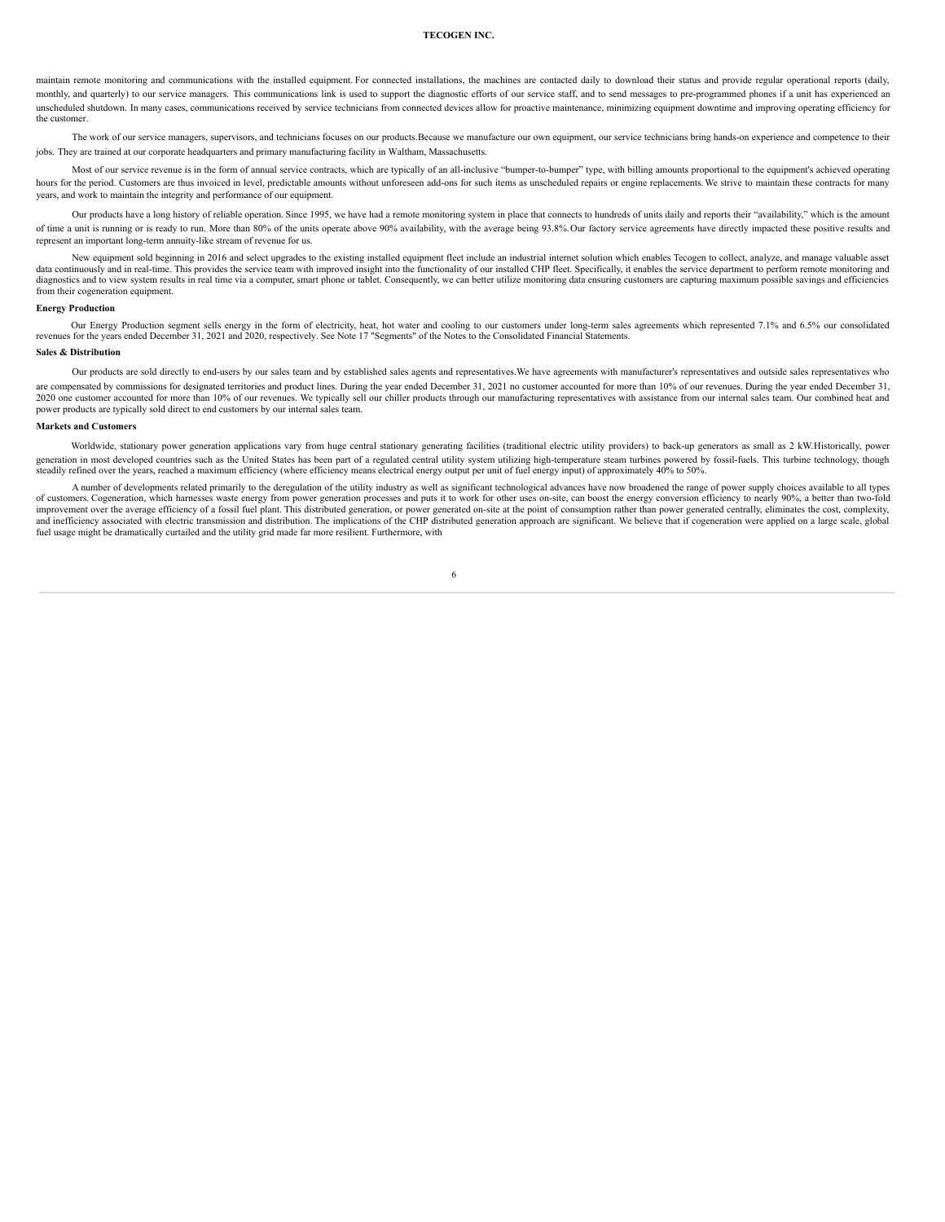maintain remote monitoring and communications with the installed equipment. For connected installations, the machines are contacted daily to download their status and provide regular operational reports (daily, monthly, and quarterly) to our service managers. This communications link is used to support the diagnostic efforts of our service staff, and to send messages to pre-programmed phones if a unit has experienced an unscheduled shutdown. In many cases, communications received by service technicians from connected devices allow for proactive maintenance, minimizing equipment downtime and improving operating efficiency for the customer.

The work of our service managers, supervisors, and technicians focuses on our products.Because we manufacture our own equipment, our service technicians bring hands-on experience and competence to their jobs. They are trained at our corporate headquarters and primary manufacturing facility in Waltham, Massachusetts.

Most of our service revenue is in the form of annual service contracts, which are typically of an all-inclusive "bumper-to-bumper" type, with billing amounts proportional to the equipment's achieved operating hours for the period. Customers are thus invoiced in level, predictable amounts without unforeseen add-ons for such items as unscheduled repairs or engine replacements. We strive to maintain these contracts for many years, and work to maintain the integrity and performance of our equipment.

Our products have a long history of reliable operation. Since 1995, we have had a remote monitoring system in place that connects to hundreds of units daily and reports their "availability," which is the amount of time a unit is running or is ready to run. More than 80% of the units operate above 90% availability, with the average being 93.8%. Our factory service agreements have directly impacted these positive results and represent an important long-term annuity-like stream of revenue for us.

New equipment sold beginning in 2016 and select upgrades to the existing installed equipment fleet include an industrial internet solution which enables Tecogen to collect, analyze, and manage valuable asset data continuously and in real-time. This provides the service team with improved insight into the functionality of our installed CHP fleet. Specifically, it enables the service department to perform remote monitoring and diagnostics and to view system results in real time via a computer, smart phone or tablet. Consequently, we can better utilize monitoring data ensuring customers are capturing maximum possible savings and efficiencies from their cogeneration equipment.

**Energy Production**

Our Energy Production segment sells energy in the form of electricity, heat, hot water and cooling to our customers under long-term sales agreements which represented 7.1% and 6.5% our consolidated revenues for the years ended December 31, 2021 and 2020, respectively. See Note 17 "Segments" of the Notes to the Consolidated Financial Statements.

**Sales & Distribution**

Our products are sold directly to end-users by our sales team and by established sales agents and representatives.We have agreements with manufacturer's representatives and outside sales representatives who are compensated by commissions for designated territories and product lines. During the year ended December 31, 2021 no customer accounted for more than 10% of our revenues. During the year ended December 31, 2020 one customer accounted for more than 10% of our revenues. We typically sell our chiller products through our manufacturing representatives with assistance from our internal sales team. Our combined heat and power products are typically sold direct to end customers by our internal sales team.

**Markets and Customers**

Worldwide, stationary power generation applications vary from huge central stationary generating facilities (traditional electric utility providers) to back-up generators as small as 2 kW.Historically, power generation in most developed countries such as the United States has been part of a regulated central utility system utilizing high-temperature steam turbines powered by fossil-fuels. This turbine technology, though steadily refined over the years, reached a maximum efficiency (where efficiency means electrical energy output per unit of fuel energy input) of approximately 40% to 50%.

A number of developments related primarily to the deregulation of the utility industry as well as significant technological advances have now broadened the range of power supply choices available to all types of customers. Cogeneration, which harnesses waste energy from power generation processes and puts it to work for other uses on-site, can boost the energy conversion efficiency to nearly 90%, a better than two-fold improvement over the average efficiency of a fossil fuel plant. This distributed generation, or power generated on-site at the point of consumption rather than power generated centrally, eliminates the cost, complexity, and inefficiency associated with electric transmission and distribution. The implications of the CHP distributed generation approach are significant. We believe that if cogeneration were applied on a large scale, global fuel usage might be dramatically curtailed and the utility grid made far more resilient. Furthermore, with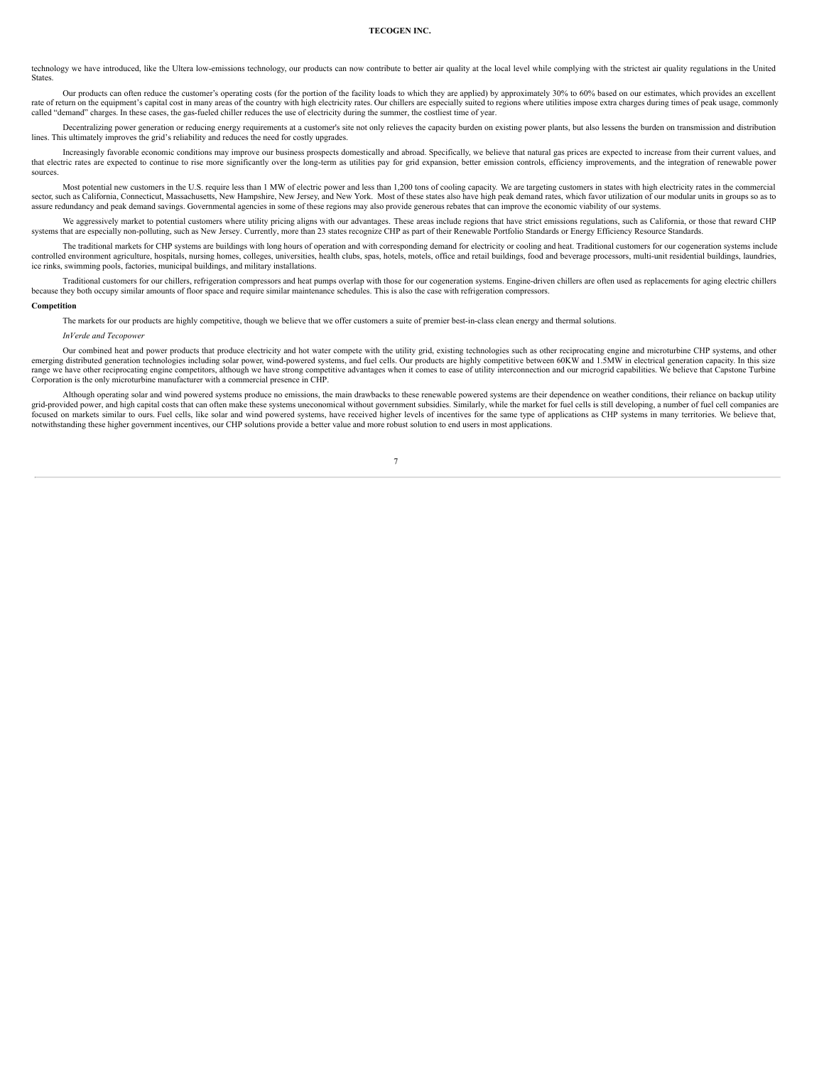technology we have introduced, like the Ultera low-emissions technology, our products can now contribute to better air quality at the local level while complying with the strictest air quality regulations in the United States.

Our products can often reduce the customer's operating costs (for the portion of the facility loads to which they are applied) by approximately 30% to 60% based on our estimates, which provides an excellent rate of return on the equipment's capital cost in many areas of the country with high electricity rates. Our chillers are especially suited to regions where utilities impose extra charges during times of peak usage, commonly called "demand" charges. In these cases, the gas-fueled chiller reduces the use of electricity during the summer, the costliest time of year.

Decentralizing power generation or reducing energy requirements at a customer's site not only relieves the capacity burden on existing power plants, but also lessens the burden on transmission and distribution lines. This ultimately improves the grid's reliability and reduces the need for costly upgrades.

Increasingly favorable economic conditions may improve our business prospects domestically and abroad. Specifically, we believe that natural gas prices are expected to increase from their current values, and that electric rates are expected to continue to rise more significantly over the long-term as utilities pay for grid expansion, better emission controls, efficiency improvements, and the integration of renewable power sources.

Most potential new customers in the U.S. require less than 1 MW of electric power and less than 1,200 tons of cooling capacity. We are targeting customers in states with high electricity rates in the commercial sector, such as California, Connecticut, Massachusetts, New Hampshire, New Jersey, and New York. Most of these states also have high peak demand rates, which favor utilization of our modular units in groups so as to assure redundancy and peak demand savings. Governmental agencies in some of these regions may also provide generous rebates that can improve the economic viability of our systems.

We aggressively market to potential customers where utility pricing aligns with our advantages. These areas include regions that have strict emissions regulations, such as California, or those that reward CHP systems that are especially non-polluting, such as New Jersey. Currently, more than 23 states recognize CHP as part of their Renewable Portfolio Standards or Energy Efficiency Resource Standards.

The traditional markets for CHP systems are buildings with long hours of operation and with corresponding demand for electricity or cooling and heat. Traditional customers for our cogeneration systems include controlled environment agriculture, hospitals, nursing homes, colleges, universities, health clubs, spas, hotels, motels, office and retail buildings, food and beverage processors, multi-unit residential buildings, laundries, ice rinks, swimming pools, factories, municipal buildings, and military installations.

Traditional customers for our chillers, refrigeration compressors and heat pumps overlap with those for our cogeneration systems. Engine-driven chillers are often used as replacements for aging electric chillers because they both occupy similar amounts of floor space and require similar maintenance schedules. This is also the case with refrigeration compressors.

**Competition**

The markets for our products are highly competitive, though we believe that we offer customers a suite of premier best-in-class clean energy and thermal solutions.

*InVerde and Tecopower*

Our combined heat and power products that produce electricity and hot water compete with the utility grid, existing technologies such as other reciprocating engine and microturbine CHP systems, and other emerging distributed generation technologies including solar power, wind-powered systems, and fuel cells. Our products are highly competitive between 60KW and 1.5MW in electrical generation capacity. In this size range we have other reciprocating engine competitors, although we have strong competitive advantages when it comes to ease of utility interconnection and our microgrid capabilities. We believe that Capstone Turbine Corporation is the only microturbine manufacturer with a commercial presence in CHP.

Although operating solar and wind powered systems produce no emissions, the main drawbacks to these renewable powered systems are their dependence on weather conditions, their reliance on backup utility grid-provided power, and high capital costs that can often make these systems uneconomical without government subsidies. Similarly, while the market for fuel cells is still developing, a number of fuel cell companies are focused on markets similar to ours. Fuel cells, like solar and wind powered systems, have received higher levels of incentives for the same type of applications as CHP systems in many territories. We believe that, notwithstanding these higher government incentives, our CHP solutions provide a better value and more robust solution to end users in most applications.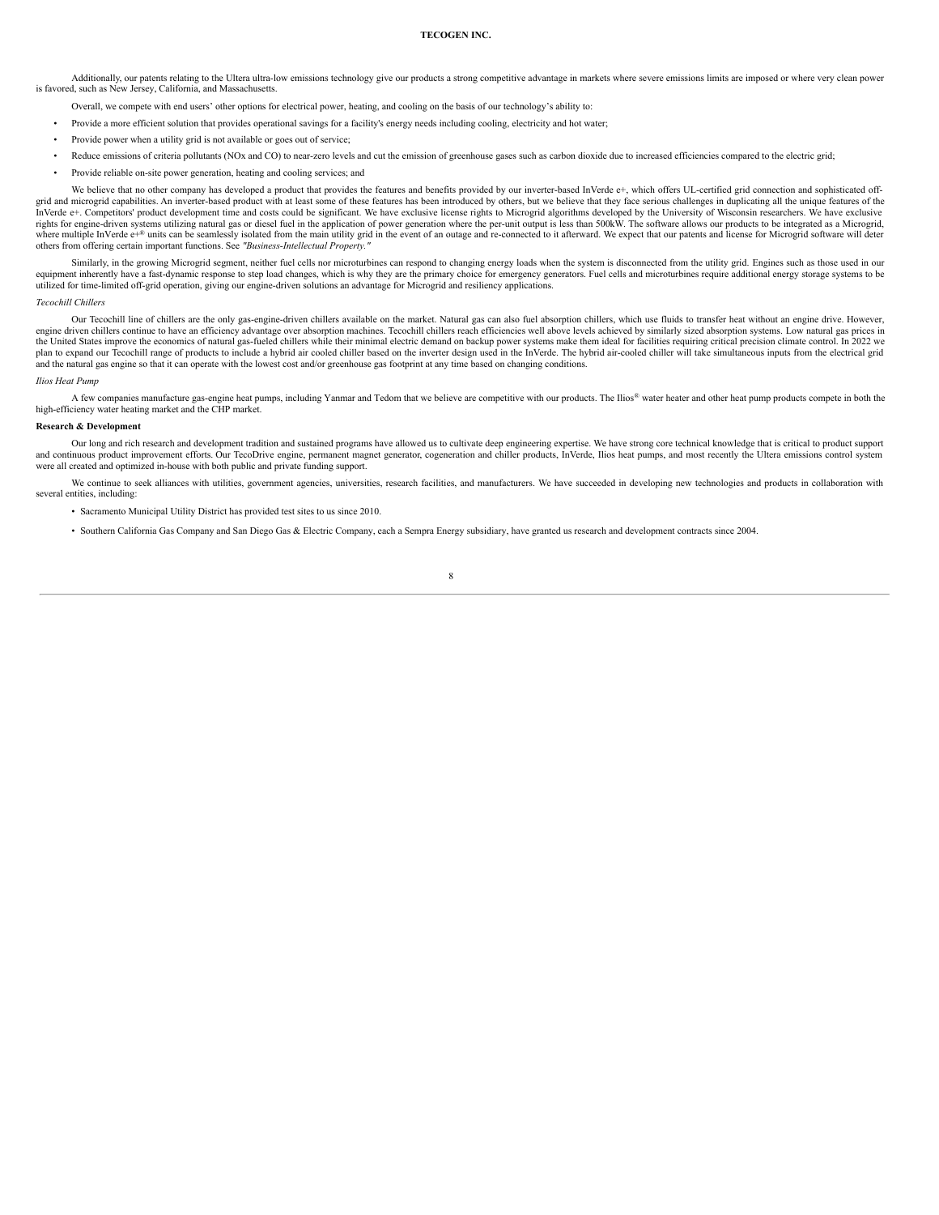Additionally, our patents relating to the Ultera ultra-low emissions technology give our products a strong competitive advantage in markets where severe emissions limits are imposed or where very clean power is favored, such as New Jersey, California, and Massachusetts.

Overall, we compete with end users' other options for electrical power, heating, and cooling on the basis of our technology's ability to:

- Provide a more efficient solution that provides operational savings for a facility's energy needs including cooling, electricity and hot water;
- Provide power when a utility grid is not available or goes out of service;
- Reduce emissions of criteria pollutants (NOx and CO) to near-zero levels and cut the emission of greenhouse gases such as carbon dioxide due to increased efficiencies compared to the electric grid;
- Provide reliable on-site power generation, heating and cooling services; and

We believe that no other company has developed a product that provides the features and benefits provided by our inverter-based InVerde e+, which offers UL-certified grid connection and sophisticated off-grid and microgrid capabilities. An inverter-based product with at least some of these features has been introduced by others, but we believe that they face serious challenges in duplicating all the unique features of the InVerde e+. Competitors' product development time and costs could be significant. We have exclusive license rights to Microgrid algorithms developed by the University of Wisconsin researchers. We have exclusive rights for engine-driven systems utilizing natural gas or diesel fuel in the application of power generation where the per-unit output is less than 500kW. The software allows our products to be integrated as a Microgrid, where multiple InVerde e+® units can be seamlessly isolated from the main utility grid in the event of an outage and re-connected to it afterward. We expect that our patents and license for Microgrid software will deter others from offering certain important functions. See *"Business-Intellectual Property."*

Similarly, in the growing Microgrid segment, neither fuel cells nor microturbines can respond to changing energy loads when the system is disconnected from the utility grid. Engines such as those used in our equipment inherently have a fast-dynamic response to step load changes, which is why they are the primary choice for emergency generators. Fuel cells and microturbines require additional energy storage systems to be utilized for time-limited off-grid operation, giving our engine-driven solutions an advantage for Microgrid and resiliency applications.

*Tecochill Chillers*

Our Tecochill line of chillers are the only gas-engine-driven chillers available on the market. Natural gas can also fuel absorption chillers, which use fluids to transfer heat without an engine drive. However, engine driven chillers continue to have an efficiency advantage over absorption machines. Tecochill chillers reach efficiencies well above levels achieved by similarly sized absorption systems. Low natural gas prices in the United States improve the economics of natural gas-fueled chillers while their minimal electric demand on backup power systems make them ideal for facilities requiring critical precision climate control. In 2022 we plan to expand our Tecochill range of products to include a hybrid air cooled chiller based on the inverter design used in the InVerde. The hybrid air-cooled chiller will take simultaneous inputs from the electrical grid and the natural gas engine so that it can operate with the lowest cost and/or greenhouse gas footprint at any time based on changing conditions.

*Ilios Heat Pump*

A few companies manufacture gas-engine heat pumps, including Yanmar and Tedom that we believe are competitive with our products. The Ilios® water heater and other heat pump products compete in both the high-efficiency water heating market and the CHP market.

**Research & Development**

Our long and rich research and development tradition and sustained programs have allowed us to cultivate deep engineering expertise. We have strong core technical knowledge that is critical to product support and continuous product improvement efforts. Our TecoDrive engine, permanent magnet generator, cogeneration and chiller products, InVerde, Ilios heat pumps, and most recently the Ultera emissions control system were all created and optimized in-house with both public and private funding support.

We continue to seek alliances with utilities, government agencies, universities, research facilities, and manufacturers. We have succeeded in developing new technologies and products in collaboration with several entities, including:

- Sacramento Municipal Utility District has provided test sites to us since 2010.
- Southern California Gas Company and San Diego Gas & Electric Company, each a Sempra Energy subsidiary, have granted us research and development contracts since 2004.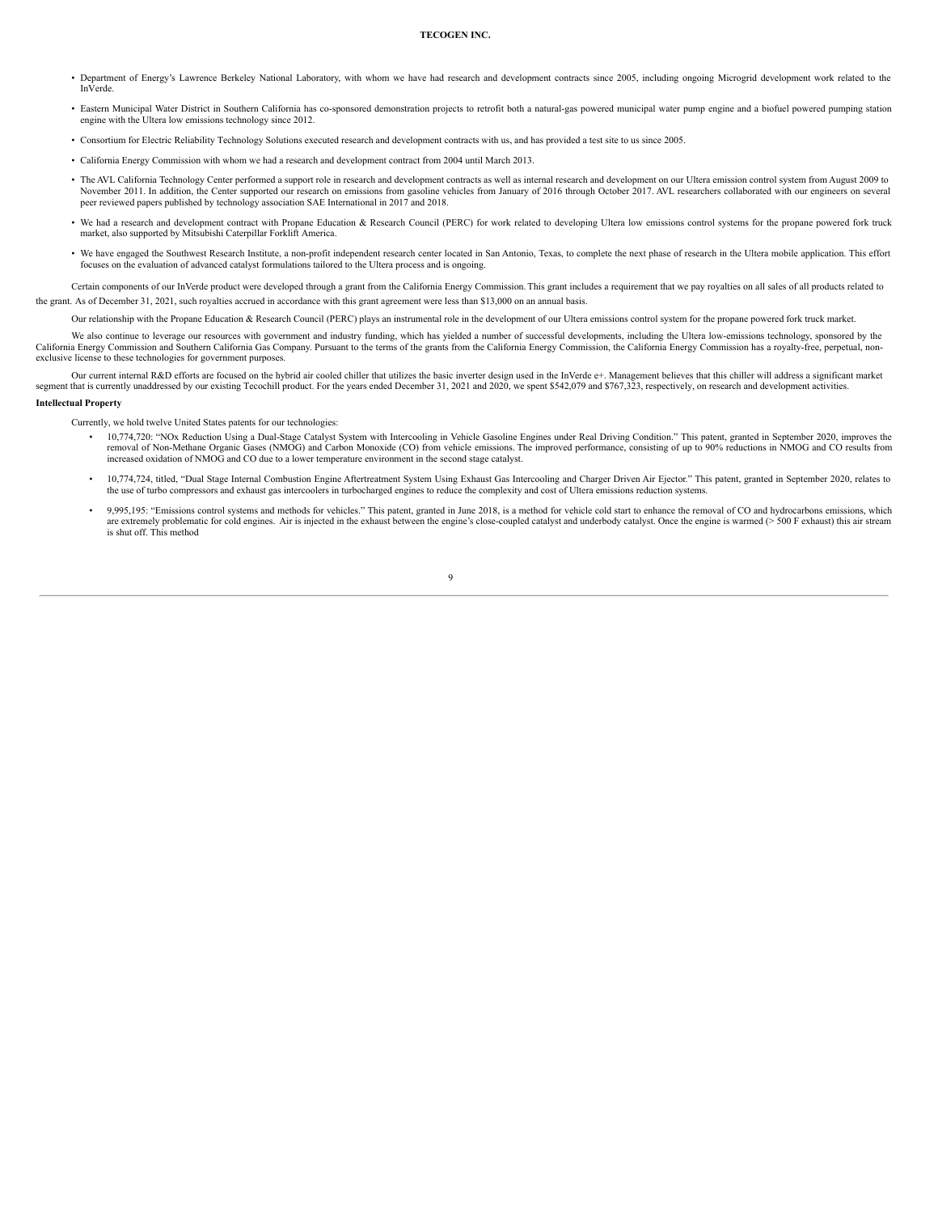- Department of Energy's Lawrence Berkeley National Laboratory, with whom we have had research and development contracts since 2005, including ongoing Microgrid development work related to the InVerde.
- Eastern Municipal Water District in Southern California has co-sponsored demonstration projects to retrofit both a natural-gas powered municipal water pump engine and a biofuel powered pumping station engine with the Ultera low emissions technology since 2012.
- Consortium for Electric Reliability Technology Solutions executed research and development contracts with us, and has provided a test site to us since 2005.
- California Energy Commission with whom we had a research and development contract from 2004 until March 2013.
- The AVL California Technology Center performed a support role in research and development contracts as well as internal research and development on our Ultera emission control system from August 2009 to November 2011. In addition, the Center supported our research on emissions from gasoline vehicles from January of 2016 through October 2017. AVL researchers collaborated with our engineers on several peer reviewed papers published by technology association SAE International in 2017 and 2018.
- We had a research and development contract with Propane Education & Research Council (PERC) for work related to developing Ultera low emissions control systems for the propane powered fork truck market, also supported by Mitsubishi Caterpillar Forklift America.
- We have engaged the Southwest Research Institute, a non-profit independent research center located in San Antonio, Texas, to complete the next phase of research in the Ultera mobile application. This effort focuses on the evaluation of advanced catalyst formulations tailored to the Ultera process and is ongoing.

Certain components of our InVerde product were developed through a grant from the California Energy Commission. This grant includes a requirement that we pay royalties on all sales of all products related to the grant. As of December 31, 2021, such royalties accrued in accordance with this grant agreement were less than $13,000 on an annual basis.

Our relationship with the Propane Education & Research Council (PERC) plays an instrumental role in the development of our Ultera emissions control system for the propane powered fork truck market.

We also continue to leverage our resources with government and industry funding, which has yielded a number of successful developments, including the Ultera low-emissions technology, sponsored by the California Energy Commission and Southern California Gas Company. Pursuant to the terms of the grants from the California Energy Commission, the California Energy Commission has a royalty-free, perpetual, non-exclusive license to these technologies for government purposes.

Our current internal R&D efforts are focused on the hybrid air cooled chiller that utilizes the basic inverter design used in the InVerde e+. Management believes that this chiller will address a significant market segment that is currently unaddressed by our existing Tecochill product. For the years ended December 31, 2021 and 2020, we spent $542,079 and $767,323, respectively, on research and development activities.

**Intellectual Property**

Currently, we hold twelve United States patents for our technologies:

- 10,774,720: "NOx Reduction Using a Dual-Stage Catalyst System with Intercooling in Vehicle Gasoline Engines under Real Driving Condition." This patent, granted in September 2020, improves the removal of Non-Methane Organic Gases (NMOG) and Carbon Monoxide (CO) from vehicle emissions. The improved performance, consisting of up to 90% reductions in NMOG and CO results from increased oxidation of NMOG and CO due to a lower temperature environment in the second stage catalyst.
- 10,774,724, titled, "Dual Stage Internal Combustion Engine Aftertreatment System Using Exhaust Gas Intercooling and Charger Driven Air Ejector." This patent, granted in September 2020, relates to the use of turbo compressors and exhaust gas intercoolers in turbocharged engines to reduce the complexity and cost of Ultera emissions reduction systems.
- 9,995,195: "Emissions control systems and methods for vehicles." This patent, granted in June 2018, is a method for vehicle cold start to enhance the removal of CO and hydrocarbons emissions, which are extremely problematic for cold engines. Air is injected in the exhaust between the engine's close-coupled catalyst and underbody catalyst. Once the engine is warmed (> 500 F exhaust) this air stream is shut off. This method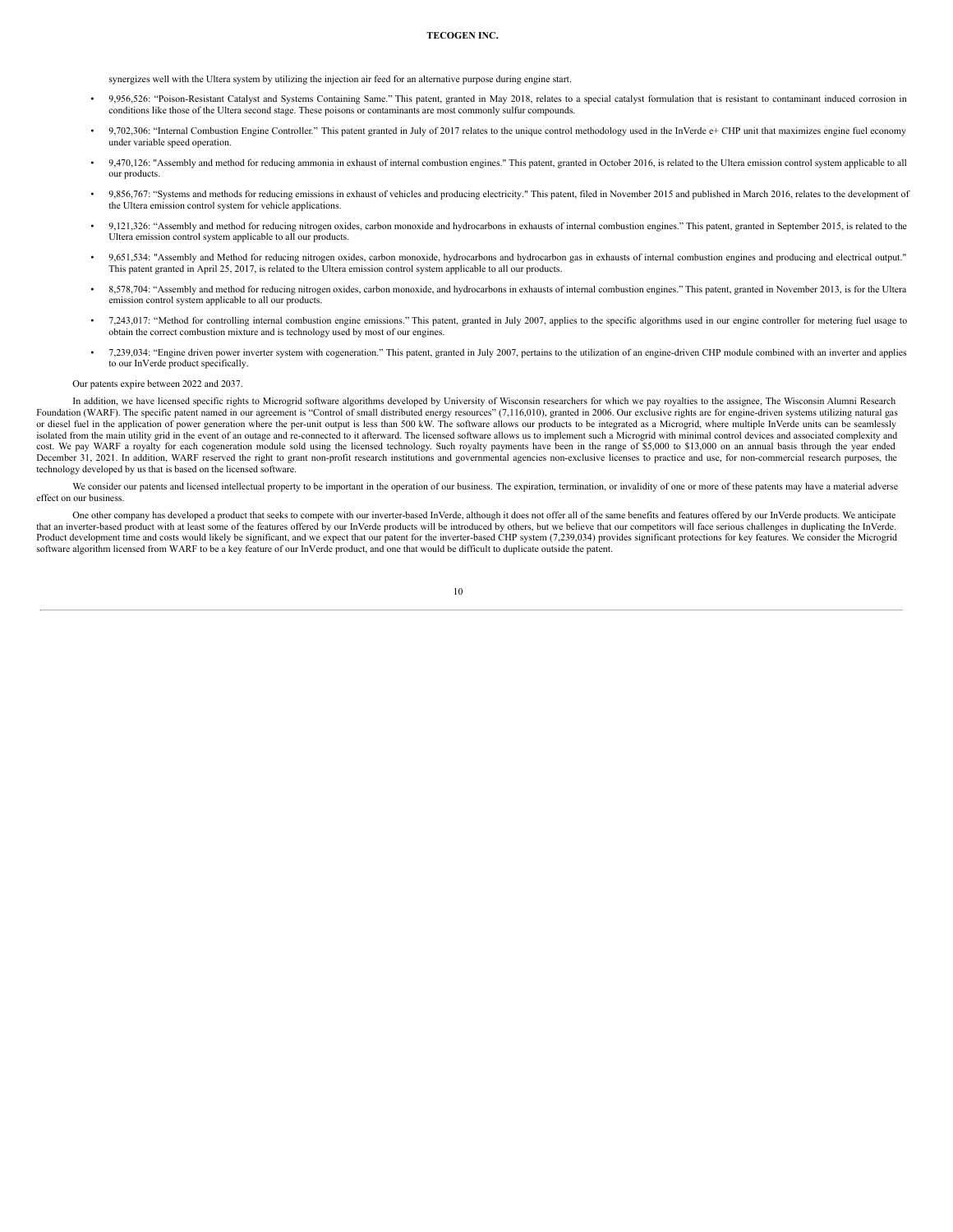synergizes well with the Ultera system by utilizing the injection air feed for an alternative purpose during engine start.

- 9,956,526: "Poison-Resistant Catalyst and Systems Containing Same." This patent, granted in May 2018, relates to a special catalyst formulation that is resistant to contaminant induced corrosion in conditions like those of the Ultera second stage. These poisons or contaminants are most commonly sulfur compounds.
- 9,702,306: "Internal Combustion Engine Controller." This patent granted in July of 2017 relates to the unique control methodology used in the InVerde e+ CHP unit that maximizes engine fuel economy under variable speed operation.
- 9,470,126: "Assembly and method for reducing ammonia in exhaust of internal combustion engines." This patent, granted in October 2016, is related to the Ultera emission control system applicable to all our products.
- 9,856,767: "Systems and methods for reducing emissions in exhaust of vehicles and producing electricity." This patent, filed in November 2015 and published in March 2016, relates to the development of the Ultera emission control system for vehicle applications.
- 9,121,326: "Assembly and method for reducing nitrogen oxides, carbon monoxide and hydrocarbons in exhausts of internal combustion engines." This patent, granted in September 2015, is related to the Ultera emission control system applicable to all our products.
- 9,651,534: "Assembly and Method for reducing nitrogen oxides, carbon monoxide, hydrocarbons and hydrocarbon gas in exhausts of internal combustion engines and producing and electrical output." This patent granted in April 25, 2017, is related to the Ultera emission control system applicable to all our products.
- 8,578,704: "Assembly and method for reducing nitrogen oxides, carbon monoxide, and hydrocarbons in exhausts of internal combustion engines." This patent, granted in November 2013, is for the Ultera emission control system applicable to all our products.
- 7,243,017: "Method for controlling internal combustion engine emissions." This patent, granted in July 2007, applies to the specific algorithms used in our engine controller for metering fuel usage to obtain the correct combustion mixture and is technology used by most of our engines.
- 7,239,034: "Engine driven power inverter system with cogeneration." This patent, granted in July 2007, pertains to the utilization of an engine-driven CHP module combined with an inverter and applies to our InVerde product specifically.

Our patents expire between 2022 and 2037.

In addition, we have licensed specific rights to Microgrid software algorithms developed by University of Wisconsin researchers for which we pay royalties to the assignee, The Wisconsin Alumni Research Foundation (WARF). The specific patent named in our agreement is "Control of small distributed energy resources" (7,116,010), granted in 2006. Our exclusive rights are for engine-driven systems utilizing natural gas or diesel fuel in the application of power generation where the per-unit output is less than 500 kW. The software allows our products to be integrated as a Microgrid, where multiple InVerde units can be seamlessly isolated from the main utility grid in the event of an outage and re-connected to it afterward. The licensed software allows us to implement such a Microgrid with minimal control devices and associated complexity and cost. We pay WARF a royalty for each cogeneration module sold using the licensed technology. Such royalty payments have been in the range of $5,000 to $13,000 on an annual basis through the year ended December 31, 2021. In addition, WARF reserved the right to grant non-profit research institutions and governmental agencies non-exclusive licenses to practice and use, for non-commercial research purposes, the technology developed by us that is based on the licensed software.

We consider our patents and licensed intellectual property to be important in the operation of our business. The expiration, termination, or invalidity of one or more of these patents may have a material adverse effect on our business.

One other company has developed a product that seeks to compete with our inverter-based InVerde, although it does not offer all of the same benefits and features offered by our InVerde products. We anticipate that an inverter-based product with at least some of the features offered by our InVerde products will be introduced by others, but we believe that our competitors will face serious challenges in duplicating the InVerde. Product development time and costs would likely be significant, and we expect that our patent for the inverter-based CHP system (7,239,034) provides significant protections for key features. We consider the Microgrid software algorithm licensed from WARF to be a key feature of our InVerde product, and one that would be difficult to duplicate outside the patent.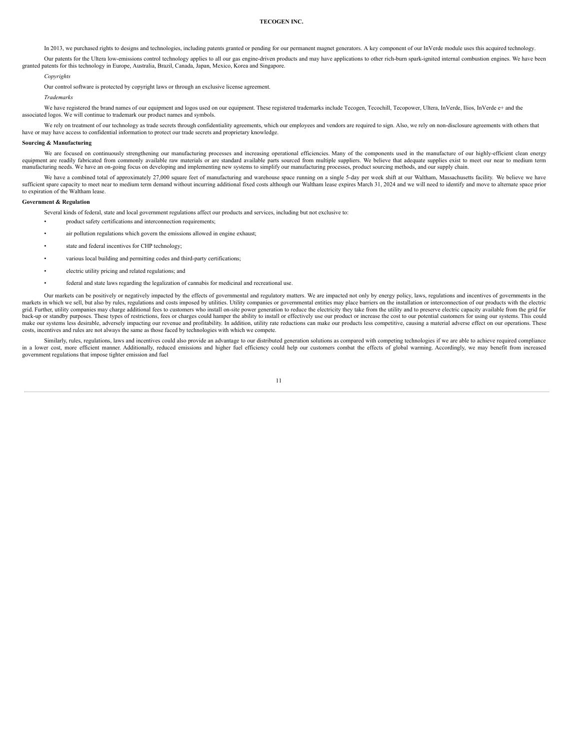In 2013, we purchased rights to designs and technologies, including patents granted or pending for our permanent magnet generators. A key component of our InVerde module uses this acquired technology.

Our patents for the Ultera low-emissions control technology applies to all our gas engine-driven products and may have applications to other rich-burn spark-ignited internal combustion engines. We have been granted patents for this technology in Europe, Australia, Brazil, Canada, Japan, Mexico, Korea and Singapore.

*Copyrights*

Our control software is protected by copyright laws or through an exclusive license agreement.

*Trademarks*

We have registered the brand names of our equipment and logos used on our equipment. These registered trademarks include Tecogen, Tecochill, Tecopower, Ultera, InVerde, Ilios, InVerde e+ and the associated logos. We will continue to trademark our product names and symbols.

We rely on treatment of our technology as trade secrets through confidentiality agreements, which our employees and vendors are required to sign. Also, we rely on non-disclosure agreements with others that have or may have access to confidential information to protect our trade secrets and proprietary knowledge.

**Sourcing & Manufacturing**

We are focused on continuously strengthening our manufacturing processes and increasing operational efficiencies. Many of the components used in the manufacture of our highly-efficient clean energy equipment are readily fabricated from commonly available raw materials or are standard available parts sourced from multiple suppliers. We believe that adequate supplies exist to meet our near to medium term manufacturing needs. We have an on-going focus on developing and implementing new systems to simplify our manufacturing processes, product sourcing methods, and our supply chain.

We have a combined total of approximately 27,000 square feet of manufacturing and warehouse space running on a single 5-day per week shift at our Waltham, Massachusetts facility. We believe we have sufficient spare capacity to meet near to medium term demand without incurring additional fixed costs although our Waltham lease expires March 31, 2024 and we will need to identify and move to alternate space prior to expiration of the Waltham lease.

**Government & Regulation**

Several kinds of federal, state and local government regulations affect our products and services, including but not exclusive to:

- product safety certifications and interconnection requirements;
- air pollution regulations which govern the emissions allowed in engine exhaust;
- state and federal incentives for CHP technology;
- various local building and permitting codes and third-party certifications;
- electric utility pricing and related regulations; and
- federal and state laws regarding the legalization of cannabis for medicinal and recreational use.

Our markets can be positively or negatively impacted by the effects of governmental and regulatory matters. We are impacted not only by energy policy, laws, regulations and incentives of governments in the markets in which we sell, but also by rules, regulations and costs imposed by utilities. Utility companies or governmental entities may place barriers on the installation or interconnection of our products with the electric grid. Further, utility companies may charge additional fees to customers who install on-site power generation to reduce the electricity they take from the utility and to preserve electric capacity available from the grid for back-up or standby purposes. These types of restrictions, fees or charges could hamper the ability to install or effectively use our product or increase the cost to our potential customers for using our systems. This could make our systems less desirable, adversely impacting our revenue and profitability. In addition, utility rate reductions can make our products less competitive, causing a material adverse effect on our operations. These costs, incentives and rules are not always the same as those faced by technologies with which we compete.

Similarly, rules, regulations, laws and incentives could also provide an advantage to our distributed generation solutions as compared with competing technologies if we are able to achieve required compliance in a lower cost, more efficient manner. Additionally, reduced emissions and higher fuel efficiency could help our customers combat the effects of global warming. Accordingly, we may benefit from increased government regulations that impose tighter emission and fuel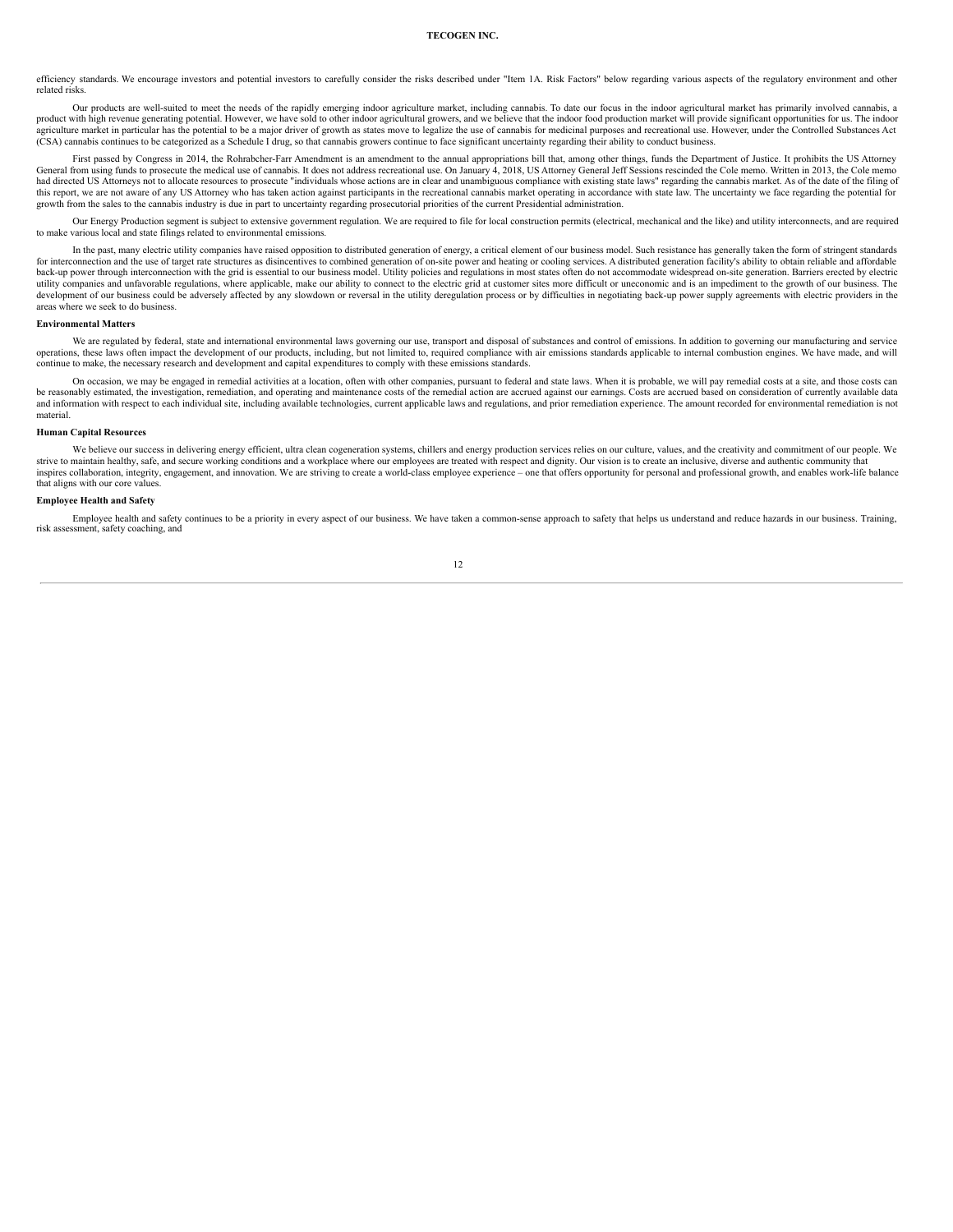efficiency standards. We encourage investors and potential investors to carefully consider the risks described under "Item 1A. Risk Factors" below regarding various aspects of the regulatory environment and other related risks.

Our products are well-suited to meet the needs of the rapidly emerging indoor agriculture market, including cannabis. To date our focus in the indoor agricultural market has primarily involved cannabis, a product with high revenue generating potential. However, we have sold to other indoor agricultural growers, and we believe that the indoor food production market will provide significant opportunities for us. The indoor agriculture market in particular has the potential to be a major driver of growth as states move to legalize the use of cannabis for medicinal purposes and recreational use. However, under the Controlled Substances Act (CSA) cannabis continues to be categorized as a Schedule I drug, so that cannabis growers continue to face significant uncertainty regarding their ability to conduct business.

First passed by Congress in 2014, the Rohrabcher-Farr Amendment is an amendment to the annual appropriations bill that, among other things, funds the Department of Justice. It prohibits the US Attorney General from using funds to prosecute the medical use of cannabis. It does not address recreational use. On January 4, 2018, US Attorney General Jeff Sessions rescinded the Cole memo. Written in 2013, the Cole memo had directed US Attorneys not to allocate resources to prosecute "individuals whose actions are in clear and unambiguous compliance with existing state laws" regarding the cannabis market. As of the date of the filing of this report, we are not aware of any US Attorney who has taken action against participants in the recreational cannabis market operating in accordance with state law. The uncertainty we face regarding the potential for growth from the sales to the cannabis industry is due in part to uncertainty regarding prosecutorial priorities of the current Presidential administration.

Our Energy Production segment is subject to extensive government regulation. We are required to file for local construction permits (electrical, mechanical and the like) and utility interconnects, and are required to make various local and state filings related to environmental emissions.

In the past, many electric utility companies have raised opposition to distributed generation of energy, a critical element of our business model. Such resistance has generally taken the form of stringent standards for interconnection and the use of target rate structures as disincentives to combined generation of on-site power and heating or cooling services. A distributed generation facility's ability to obtain reliable and affordable back-up power through interconnection with the grid is essential to our business model. Utility policies and regulations in most states often do not accommodate widespread on-site generation. Barriers erected by electric utility companies and unfavorable regulations, where applicable, make our ability to connect to the electric grid at customer sites more difficult or uneconomic and is an impediment to the growth of our business. The development of our business could be adversely affected by any slowdown or reversal in the utility deregulation process or by difficulties in negotiating back-up power supply agreements with electric providers in the areas where we seek to do business.

### Environmental Matters

We are regulated by federal, state and international environmental laws governing our use, transport and disposal of substances and control of emissions. In addition to governing our manufacturing and service operations, these laws often impact the development of our products, including, but not limited to, required compliance with air emissions standards applicable to internal combustion engines. We have made, and will continue to make, the necessary research and development and capital expenditures to comply with these emissions standards.

On occasion, we may be engaged in remedial activities at a location, often with other companies, pursuant to federal and state laws. When it is probable, we will pay remedial costs at a site, and those costs can be reasonably estimated, the investigation, remediation, and operating and maintenance costs of the remedial action are accrued against our earnings. Costs are accrued based on consideration of currently available data and information with respect to each individual site, including available technologies, current applicable laws and regulations, and prior remediation experience. The amount recorded for environmental remediation is not material.

### Human Capital Resources

We believe our success in delivering energy efficient, ultra clean cogeneration systems, chillers and energy production services relies on our culture, values, and the creativity and commitment of our people. We strive to maintain healthy, safe, and secure working conditions and a workplace where our employees are treated with respect and dignity. Our vision is to create an inclusive, diverse and authentic community that inspires collaboration, integrity, engagement, and innovation. We are striving to create a world-class employee experience – one that offers opportunity for personal and professional growth, and enables work-life balance that aligns with our core values.

### Employee Health and Safety

Employee health and safety continues to be a priority in every aspect of our business. We have taken a common-sense approach to safety that helps us understand and reduce hazards in our business. Training, risk assessment, safety coaching, and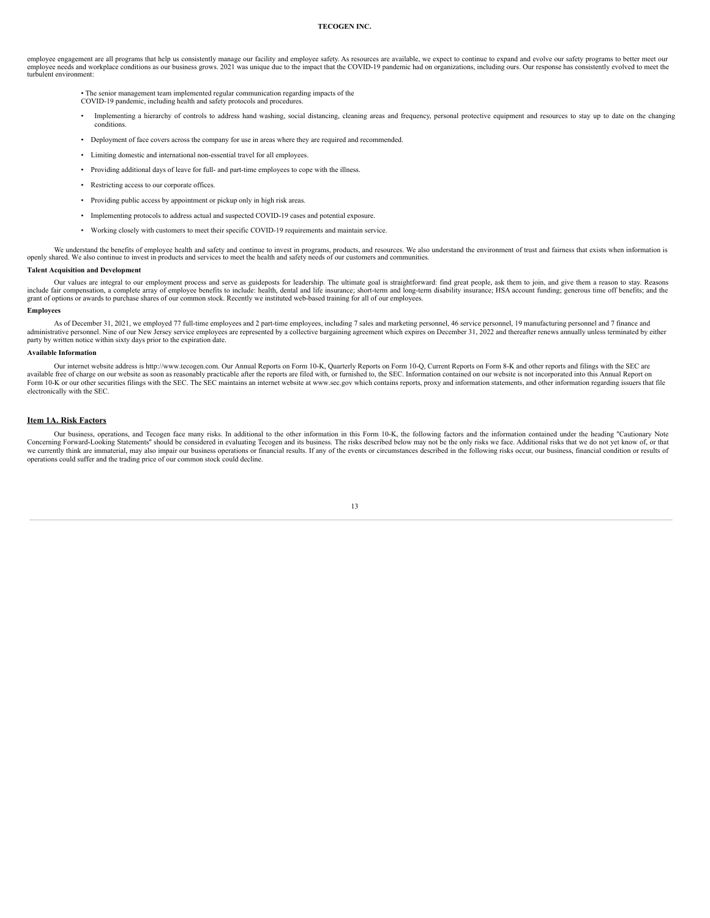employee engagement are all programs that help us consistently manage our facility and employee safety. As resources are available, we expect to continue to expand and evolve our safety programs to better meet our employee needs and workplace conditions as our business grows. 2021 was unique due to the impact that the COVID-19 pandemic had on organizations, including ours. Our response has consistently evolved to meet the turbulent environment:

- The senior management team implemented regular communication regarding impacts of the COVID-19 pandemic, including health and safety protocols and procedures.
- Implementing a hierarchy of controls to address hand washing, social distancing, cleaning areas and frequency, personal protective equipment and resources to stay up to date on the changing conditions.
- Deployment of face covers across the company for use in areas where they are required and recommended.
- Limiting domestic and international non-essential travel for all employees.
- Providing additional days of leave for full- and part-time employees to cope with the illness.
- Restricting access to our corporate offices.
- Providing public access by appointment or pickup only in high risk areas.
- Implementing protocols to address actual and suspected COVID-19 cases and potential exposure.
- Working closely with customers to meet their specific COVID-19 requirements and maintain service.

We understand the benefits of employee health and safety and continue to invest in programs, products, and resources. We also understand the environment of trust and fairness that exists when information is openly shared. We also continue to invest in products and services to meet the health and safety needs of our customers and communities.

**Talent Acquisition and Development**

Our values are integral to our employment process and serve as guideposts for leadership. The ultimate goal is straightforward: find great people, ask them to join, and give them a reason to stay. Reasons include fair compensation, a complete array of employee benefits to include: health, dental and life insurance; short-term and long-term disability insurance; HSA account funding; generous time off benefits; and the grant of options or awards to purchase shares of our common stock. Recently we instituted web-based training for all of our employees.

**Employees**

As of December 31, 2021, we employed 77 full-time employees and 2 part-time employees, including 7 sales and marketing personnel, 46 service personnel, 19 manufacturing personnel and 7 finance and administrative personnel. Nine of our New Jersey service employees are represented by a collective bargaining agreement which expires on December 31, 2022 and thereafter renews annually unless terminated by either party by written notice within sixty days prior to the expiration date.

**Available Information**

Our internet website address is http://www.tecogen.com. Our Annual Reports on Form 10-K, Quarterly Reports on Form 10-Q, Current Reports on Form 8-K and other reports and filings with the SEC are available free of charge on our website as soon as reasonably practicable after the reports are filed with, or furnished to, the SEC. Information contained on our website is not incorporated into this Annual Report on Form 10-K or our other securities filings with the SEC. The SEC maintains an internet website at www.sec.gov which contains reports, proxy and information statements, and other information regarding issuers that file electronically with the SEC.

## Item 1A. Risk Factors

Our business, operations, and Tecogen face many risks. In additional to the other information in this Form 10-K, the following factors and the information contained under the heading "Cautionary Note Concerning Forward-Looking Statements" should be considered in evaluating Tecogen and its business. The risks described below may not be the only risks we face. Additional risks that we do not yet know of, or that we currently think are immaterial, may also impair our business operations or financial results. If any of the events or circumstances described in the following risks occur, our business, financial condition or results of operations could suffer and the trading price of our common stock could decline.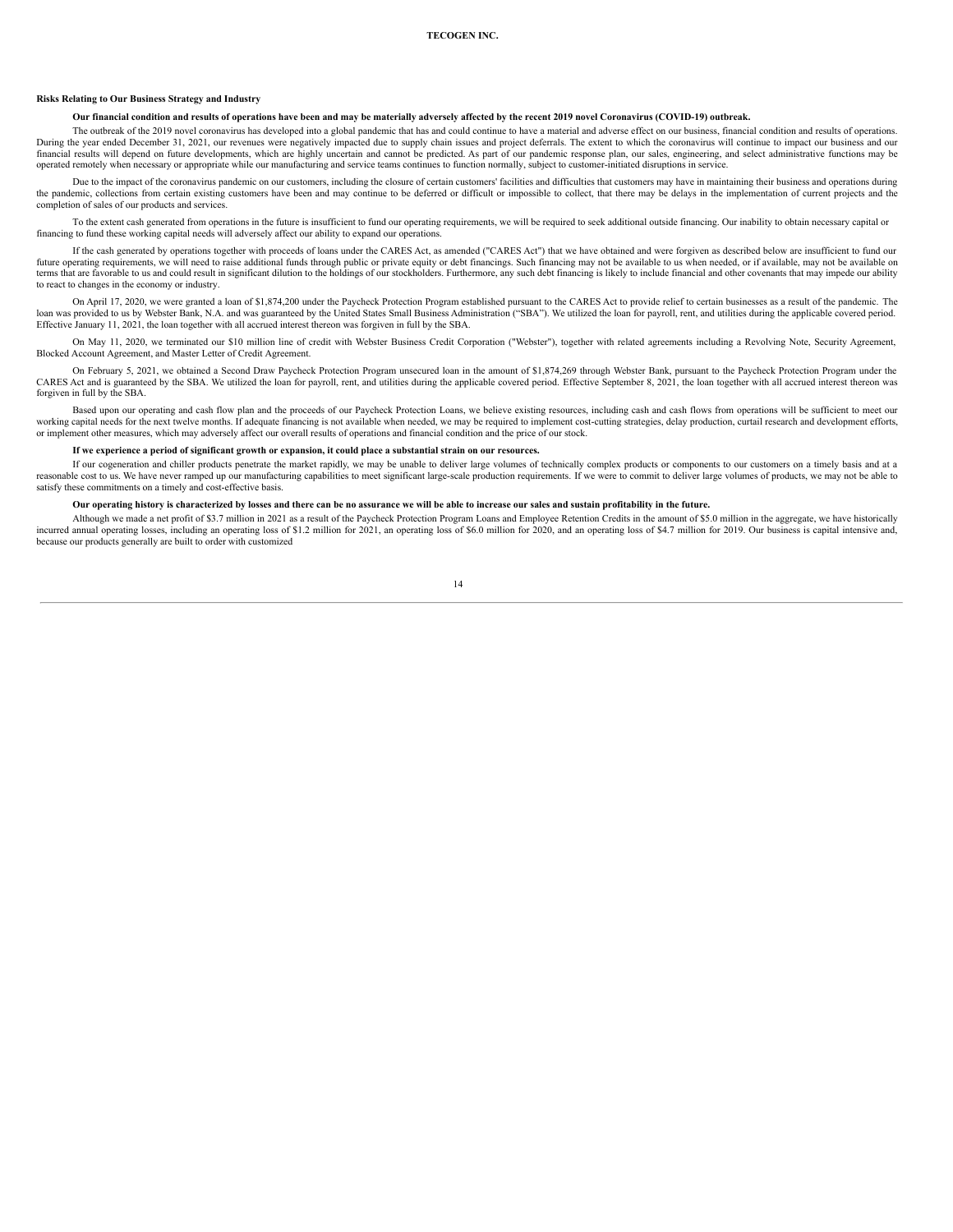### Risks Relating to Our Business Strategy and Industry

**Our financial condition and results of operations have been and may be materially adversely affected by the recent 2019 novel Coronavirus (COVID-19) outbreak.**

The outbreak of the 2019 novel coronavirus has developed into a global pandemic that has and could continue to have a material and adverse effect on our business, financial condition and results of operations. During the year ended December 31, 2021, our revenues were negatively impacted due to supply chain issues and project deferrals. The extent to which the coronavirus will continue to impact our business and our financial results will depend on future developments, which are highly uncertain and cannot be predicted. As part of our pandemic response plan, our sales, engineering, and select administrative functions may be operated remotely when necessary or appropriate while our manufacturing and service teams continues to function normally, subject to customer-initiated disruptions in service.

Due to the impact of the coronavirus pandemic on our customers, including the closure of certain customers' facilities and difficulties that customers may have in maintaining their business and operations during the pandemic, collections from certain existing customers have been and may continue to be deferred or difficult or impossible to collect, that there may be delays in the implementation of current projects and the completion of sales of our products and services.

To the extent cash generated from operations in the future is insufficient to fund our operating requirements, we will be required to seek additional outside financing. Our inability to obtain necessary capital or financing to fund these working capital needs will adversely affect our ability to expand our operations.

If the cash generated by operations together with proceeds of loans under the CARES Act, as amended ("CARES Act") that we have obtained and were forgiven as described below are insufficient to fund our future operating requirements, we will need to raise additional funds through public or private equity or debt financings. Such financing may not be available to us when needed, or if available, may not be available on terms that are favorable to us and could result in significant dilution to the holdings of our stockholders. Furthermore, any such debt financing is likely to include financial and other covenants that may impede our ability to react to changes in the economy or industry.

On April 17, 2020, we were granted a loan of $1,874,200 under the Paycheck Protection Program established pursuant to the CARES Act to provide relief to certain businesses as a result of the pandemic. The loan was provided to us by Webster Bank, N.A. and was guaranteed by the United States Small Business Administration ("SBA"). We utilized the loan for payroll, rent, and utilities during the applicable covered period. Effective January 11, 2021, the loan together with all accrued interest thereon was forgiven in full by the SBA.

On May 11, 2020, we terminated our $10 million line of credit with Webster Business Credit Corporation ("Webster"), together with related agreements including a Revolving Note, Security Agreement, Blocked Account Agreement, and Master Letter of Credit Agreement.

On February 5, 2021, we obtained a Second Draw Paycheck Protection Program unsecured loan in the amount of $1,874,269 through Webster Bank, pursuant to the Paycheck Protection Program under the CARES Act and is guaranteed by the SBA. We utilized the loan for payroll, rent, and utilities during the applicable covered period. Effective September 8, 2021, the loan together with all accrued interest thereon was forgiven in full by the SBA.

Based upon our operating and cash flow plan and the proceeds of our Paycheck Protection Loans, we believe existing resources, including cash and cash flows from operations will be sufficient to meet our working capital needs for the next twelve months. If adequate financing is not available when needed, we may be required to implement cost-cutting strategies, delay production, curtail research and development efforts, or implement other measures, which may adversely affect our overall results of operations and financial condition and the price of our stock.

**If we experience a period of significant growth or expansion, it could place a substantial strain on our resources.**

If our cogeneration and chiller products penetrate the market rapidly, we may be unable to deliver large volumes of technically complex products or components to our customers on a timely basis and at a reasonable cost to us. We have never ramped up our manufacturing capabilities to meet significant large-scale production requirements. If we were to commit to deliver large volumes of products, we may not be able to satisfy these commitments on a timely and cost-effective basis.

**Our operating history is characterized by losses and there can be no assurance we will be able to increase our sales and sustain profitability in the future.**

Although we made a net profit of $3.7 million in 2021 as a result of the Paycheck Protection Program Loans and Employee Retention Credits in the amount of $5.0 million in the aggregate, we have historically incurred annual operating losses, including an operating loss of $1.2 million for 2021, an operating loss of $6.0 million for 2020, and an operating loss of $4.7 million for 2019. Our business is capital intensive and, because our products generally are built to order with customized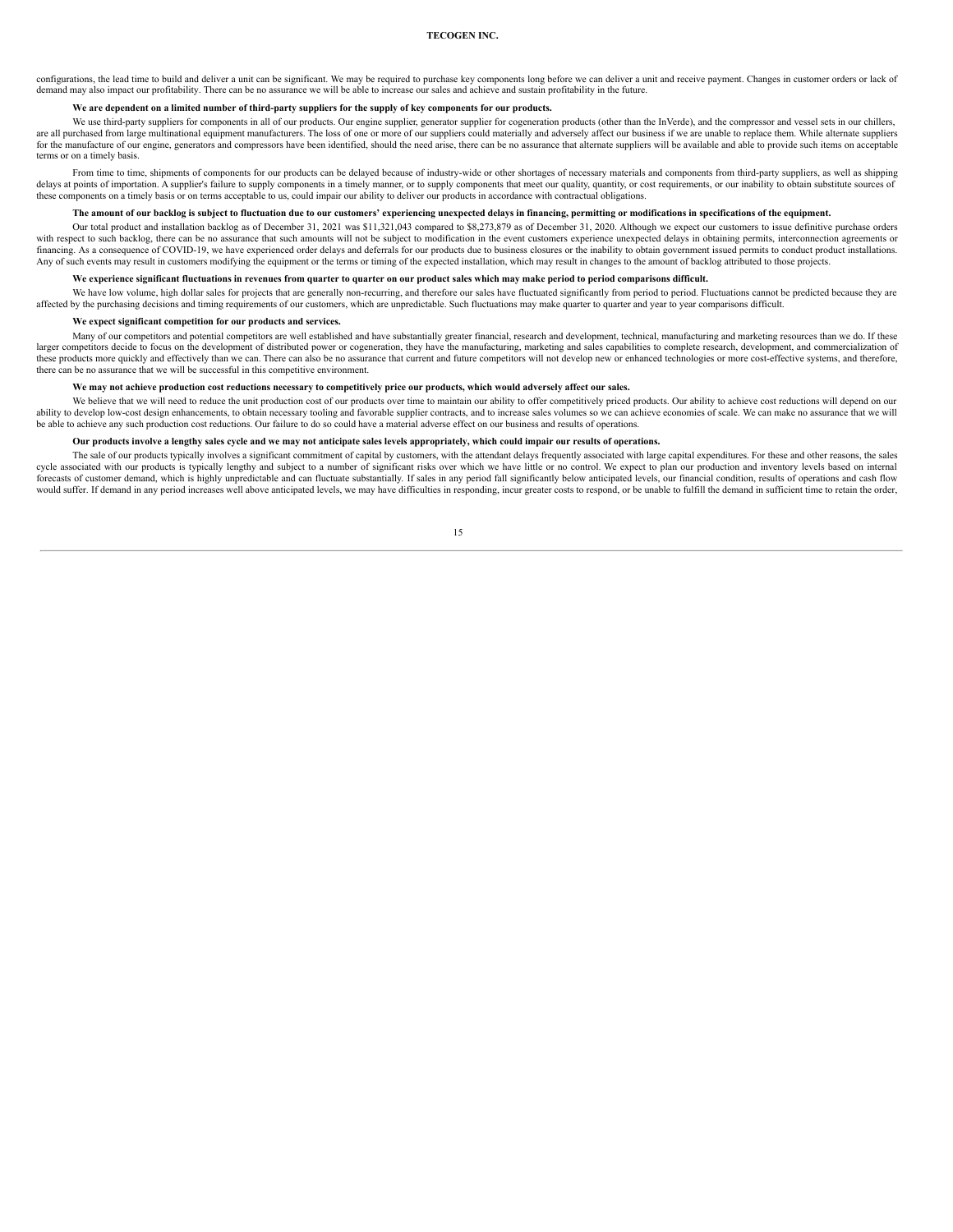configurations, the lead time to build and deliver a unit can be significant. We may be required to purchase key components long before we can deliver a unit and receive payment. Changes in customer orders or lack of demand may also impact our profitability. There can be no assurance we will be able to increase our sales and achieve and sustain profitability in the future.

**We are dependent on a limited number of third-party suppliers for the supply of key components for our products.**

We use third-party suppliers for components in all of our products. Our engine supplier, generator supplier for cogeneration products (other than the InVerde), and the compressor and vessel sets in our chillers, are all purchased from large multinational equipment manufacturers. The loss of one or more of our suppliers could materially and adversely affect our business if we are unable to replace them. While alternate suppliers for the manufacture of our engine, generators and compressors have been identified, should the need arise, there can be no assurance that alternate suppliers will be available and able to provide such items on acceptable terms or on a timely basis.

From time to time, shipments of components for our products can be delayed because of industry-wide or other shortages of necessary materials and components from third-party suppliers, as well as shipping delays at points of importation. A supplier's failure to supply components in a timely manner, or to supply components that meet our quality, quantity, or cost requirements, or our inability to obtain substitute sources of these components on a timely basis or on terms acceptable to us, could impair our ability to deliver our products in accordance with contractual obligations.

**The amount of our backlog is subject to fluctuation due to our customers' experiencing unexpected delays in financing, permitting or modifications in specifications of the equipment.**

Our total product and installation backlog as of December 31, 2021 was $11,321,043 compared to $8,273,879 as of December 31, 2020. Although we expect our customers to issue definitive purchase orders with respect to such backlog, there can be no assurance that such amounts will not be subject to modification in the event customers experience unexpected delays in obtaining permits, interconnection agreements or financing. As a consequence of COVID-19, we have experienced order delays and deferrals for our products due to business closures or the inability to obtain government issued permits to conduct product installations. Any of such events may result in customers modifying the equipment or the terms or timing of the expected installation, which may result in changes to the amount of backlog attributed to those projects.

**We experience significant fluctuations in revenues from quarter to quarter on our product sales which may make period to period comparisons difficult.**

We have low volume, high dollar sales for projects that are generally non-recurring, and therefore our sales have fluctuated significantly from period to period. Fluctuations cannot be predicted because they are affected by the purchasing decisions and timing requirements of our customers, which are unpredictable. Such fluctuations may make quarter to quarter and year to year comparisons difficult.

**We expect significant competition for our products and services.**

Many of our competitors and potential competitors are well established and have substantially greater financial, research and development, technical, manufacturing and marketing resources than we do. If these larger competitors decide to focus on the development of distributed power or cogeneration, they have the manufacturing, marketing and sales capabilities to complete research, development, and commercialization of these products more quickly and effectively than we can. There can also be no assurance that current and future competitors will not develop new or enhanced technologies or more cost-effective systems, and therefore, there can be no assurance that we will be successful in this competitive environment.

**We may not achieve production cost reductions necessary to competitively price our products, which would adversely affect our sales.**

We believe that we will need to reduce the unit production cost of our products over time to maintain our ability to offer competitively priced products. Our ability to achieve cost reductions will depend on our ability to develop low-cost design enhancements, to obtain necessary tooling and favorable supplier contracts, and to increase sales volumes so we can achieve economies of scale. We can make no assurance that we will be able to achieve any such production cost reductions. Our failure to do so could have a material adverse effect on our business and results of operations.

**Our products involve a lengthy sales cycle and we may not anticipate sales levels appropriately, which could impair our results of operations.**

The sale of our products typically involves a significant commitment of capital by customers, with the attendant delays frequently associated with large capital expenditures. For these and other reasons, the sales cycle associated with our products is typically lengthy and subject to a number of significant risks over which we have little or no control. We expect to plan our production and inventory levels based on internal forecasts of customer demand, which is highly unpredictable and can fluctuate substantially. If sales in any period fall significantly below anticipated levels, our financial condition, results of operations and cash flow would suffer. If demand in any period increases well above anticipated levels, we may have difficulties in responding, incur greater costs to respond, or be unable to fulfill the demand in sufficient time to retain the order,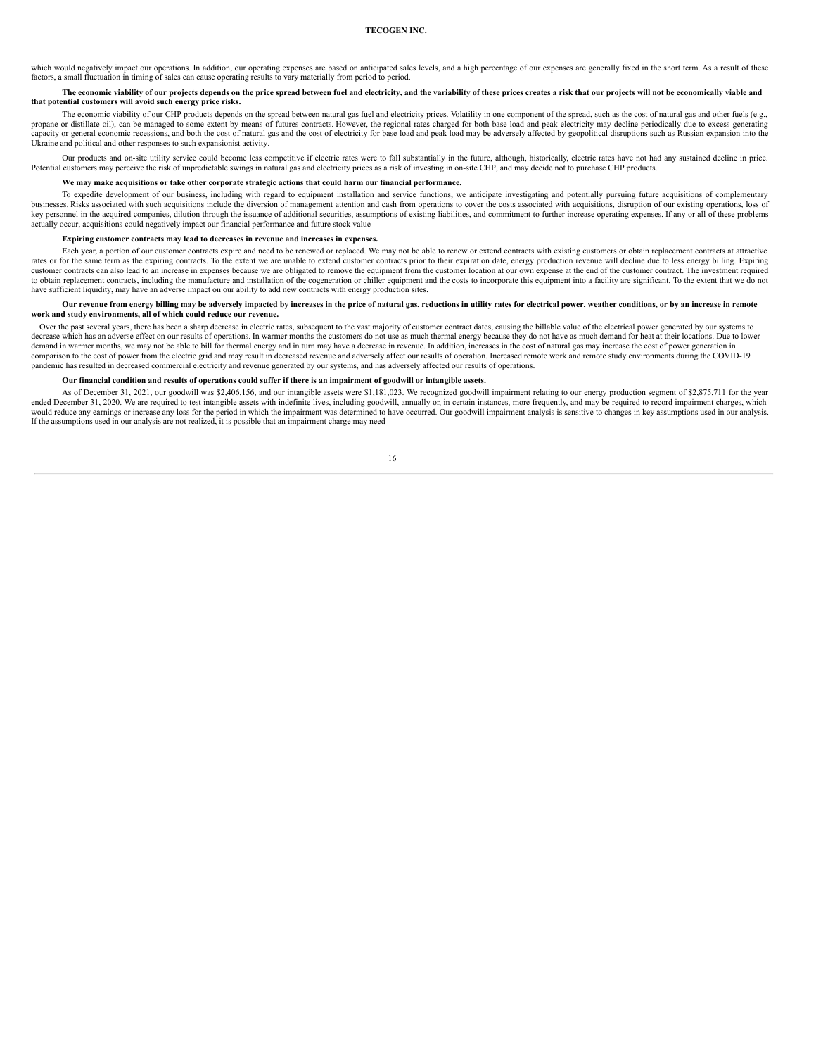which would negatively impact our operations. In addition, our operating expenses are based on anticipated sales levels, and a high percentage of our expenses are generally fixed in the short term. As a result of these factors, a small fluctuation in timing of sales can cause operating results to vary materially from period to period.

**The economic viability of our projects depends on the price spread between fuel and electricity, and the variability of these prices creates a risk that our projects will not be economically viable and that potential customers will avoid such energy price risks.**

The economic viability of our CHP products depends on the spread between natural gas fuel and electricity prices. Volatility in one component of the spread, such as the cost of natural gas and other fuels (e.g., propane or distillate oil), can be managed to some extent by means of futures contracts. However, the regional rates charged for both base load and peak electricity may decline periodically due to excess generating capacity or general economic recessions, and both the cost of natural gas and the cost of electricity for base load and peak load may be adversely affected by geopolitical disruptions such as Russian expansion into the Ukraine and political and other responses to such expansionist activity.

Our products and on-site utility service could become less competitive if electric rates were to fall substantially in the future, although, historically, electric rates have not had any sustained decline in price. Potential customers may perceive the risk of unpredictable swings in natural gas and electricity prices as a risk of investing in on-site CHP, and may decide not to purchase CHP products.

**We may make acquisitions or take other corporate strategic actions that could harm our financial performance.**

To expedite development of our business, including with regard to equipment installation and service functions, we anticipate investigating and potentially pursuing future acquisitions of complementary businesses. Risks associated with such acquisitions include the diversion of management attention and cash from operations to cover the costs associated with acquisitions, disruption of our existing operations, loss of key personnel in the acquired companies, dilution through the issuance of additional securities, assumptions of existing liabilities, and commitment to further increase operating expenses. If any or all of these problems actually occur, acquisitions could negatively impact our financial performance and future stock value

**Expiring customer contracts may lead to decreases in revenue and increases in expenses.**

Each year, a portion of our customer contracts expire and need to be renewed or replaced. We may not be able to renew or extend contracts with existing customers or obtain replacement contracts at attractive rates or for the same term as the expiring contracts. To the extent we are unable to extend customer contracts prior to their expiration date, energy production revenue will decline due to less energy billing. Expiring customer contracts can also lead to an increase in expenses because we are obligated to remove the equipment from the customer location at our own expense at the end of the customer contract. The investment required to obtain replacement contracts, including the manufacture and installation of the cogeneration or chiller equipment and the costs to incorporate this equipment into a facility are significant. To the extent that we do not have sufficient liquidity, may have an adverse impact on our ability to add new contracts with energy production sites.

**Our revenue from energy billing may be adversely impacted by increases in the price of natural gas, reductions in utility rates for electrical power, weather conditions, or by an increase in remote work and study environments, all of which could reduce our revenue.**

Over the past several years, there has been a sharp decrease in electric rates, subsequent to the vast majority of customer contract dates, causing the billable value of the electrical power generated by our systems to decrease which has an adverse effect on our results of operations. In warmer months the customers do not use as much thermal energy because they do not have as much demand for heat at their locations. Due to lower demand in warmer months, we may not be able to bill for thermal energy and in turn may have a decrease in revenue. In addition, increases in the cost of natural gas may increase the cost of power generation in comparison to the cost of power from the electric grid and may result in decreased revenue and adversely affect our results of operation. Increased remote work and remote study environments during the COVID-19 pandemic has resulted in decreased commercial electricity and revenue generated by our systems, and has adversely affected our results of operations.

**Our financial condition and results of operations could suffer if there is an impairment of goodwill or intangible assets.**

As of December 31, 2021, our goodwill was $2,406,156, and our intangible assets were $1,181,023. We recognized goodwill impairment relating to our energy production segment of $2,875,711 for the year ended December 31, 2020. We are required to test intangible assets with indefinite lives, including goodwill, annually or, in certain instances, more frequently, and may be required to record impairment charges, which would reduce any earnings or increase any loss for the period in which the impairment was determined to have occurred. Our goodwill impairment analysis is sensitive to changes in key assumptions used in our analysis. If the assumptions used in our analysis are not realized, it is possible that an impairment charge may need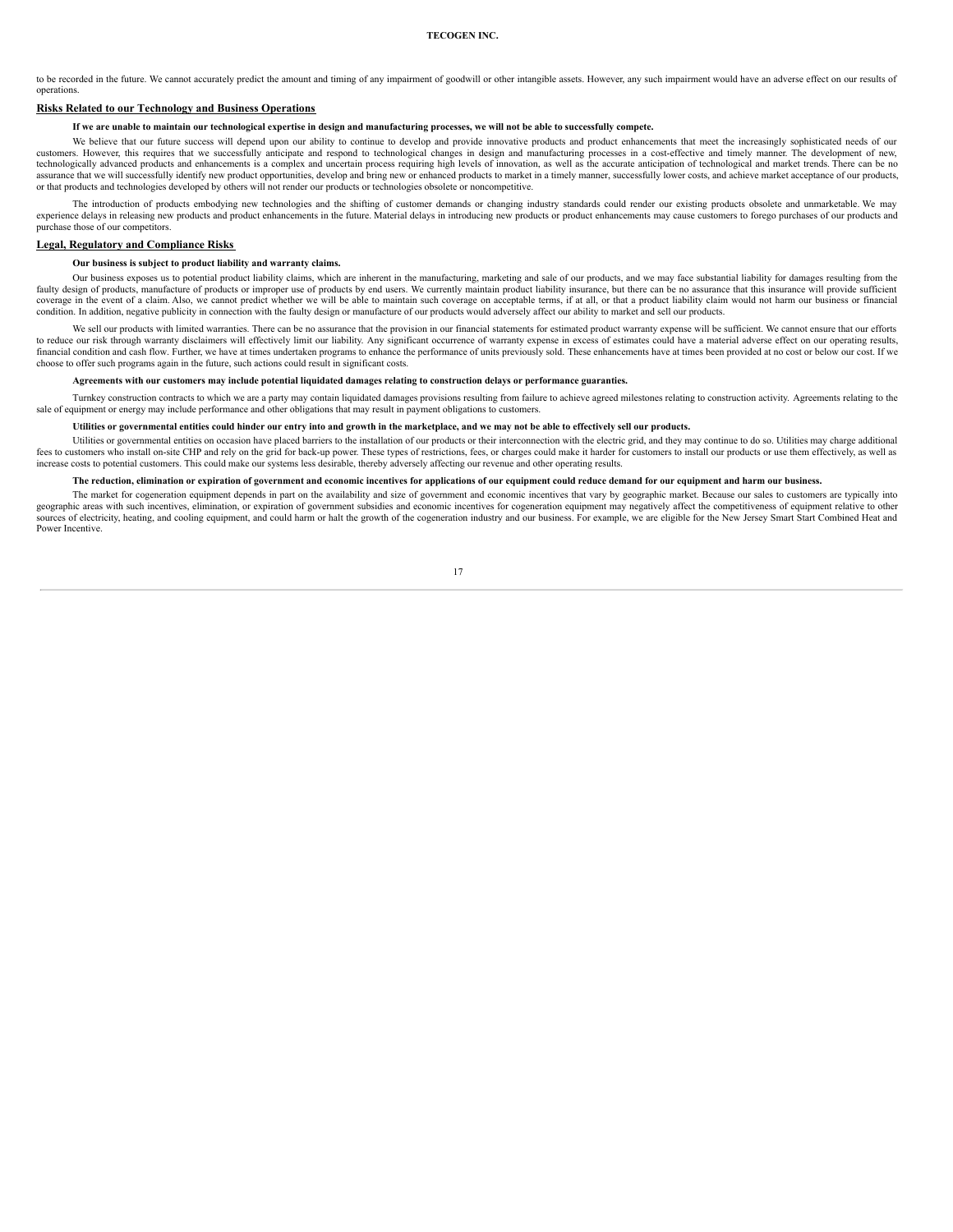to be recorded in the future. We cannot accurately predict the amount and timing of any impairment of goodwill or other intangible assets. However, any such impairment would have an adverse effect on our results of operations.

## Risks Related to our Technology and Business Operations

**If we are unable to maintain our technological expertise in design and manufacturing processes, we will not be able to successfully compete.**

We believe that our future success will depend upon our ability to continue to develop and provide innovative products and product enhancements that meet the increasingly sophisticated needs of our customers. However, this requires that we successfully anticipate and respond to technological changes in design and manufacturing processes in a cost-effective and timely manner. The development of new, technologically advanced products and enhancements is a complex and uncertain process requiring high levels of innovation, as well as the accurate anticipation of technological and market trends. There can be no assurance that we will successfully identify new product opportunities, develop and bring new or enhanced products to market in a timely manner, successfully lower costs, and achieve market acceptance of our products, or that products and technologies developed by others will not render our products or technologies obsolete or noncompetitive.

The introduction of products embodying new technologies and the shifting of customer demands or changing industry standards could render our existing products obsolete and unmarketable. We may experience delays in releasing new products and product enhancements in the future. Material delays in introducing new products or product enhancements may cause customers to forego purchases of our products and purchase those of our competitors.

## Legal, Regulatory and Compliance Risks

**Our business is subject to product liability and warranty claims.**

Our business exposes us to potential product liability claims, which are inherent in the manufacturing, marketing and sale of our products, and we may face substantial liability for damages resulting from the faulty design of products, manufacture of products or improper use of products by end users. We currently maintain product liability insurance, but there can be no assurance that this insurance will provide sufficient coverage in the event of a claim. Also, we cannot predict whether we will be able to maintain such coverage on acceptable terms, if at all, or that a product liability claim would not harm our business or financial condition. In addition, negative publicity in connection with the faulty design or manufacture of our products would adversely affect our ability to market and sell our products.

We sell our products with limited warranties. There can be no assurance that the provision in our financial statements for estimated product warranty expense will be sufficient. We cannot ensure that our efforts to reduce our risk through warranty disclaimers will effectively limit our liability. Any significant occurrence of warranty expense in excess of estimates could have a material adverse effect on our operating results, financial condition and cash flow. Further, we have at times undertaken programs to enhance the performance of units previously sold. These enhancements have at times been provided at no cost or below our cost. If we choose to offer such programs again in the future, such actions could result in significant costs.

**Agreements with our customers may include potential liquidated damages relating to construction delays or performance guaranties.**

Turnkey construction contracts to which we are a party may contain liquidated damages provisions resulting from failure to achieve agreed milestones relating to construction activity. Agreements relating to the sale of equipment or energy may include performance and other obligations that may result in payment obligations to customers.

**Utilities or governmental entities could hinder our entry into and growth in the marketplace, and we may not be able to effectively sell our products.**

Utilities or governmental entities on occasion have placed barriers to the installation of our products or their interconnection with the electric grid, and they may continue to do so. Utilities may charge additional fees to customers who install on-site CHP and rely on the grid for back-up power. These types of restrictions, fees, or charges could make it harder for customers to install our products or use them effectively, as well as increase costs to potential customers. This could make our systems less desirable, thereby adversely affecting our revenue and other operating results.

**The reduction, elimination or expiration of government and economic incentives for applications of our equipment could reduce demand for our equipment and harm our business.**

The market for cogeneration equipment depends in part on the availability and size of government and economic incentives that vary by geographic market. Because our sales to customers are typically into geographic areas with such incentives, elimination, or expiration of government subsidies and economic incentives for cogeneration equipment may negatively affect the competitiveness of equipment relative to other sources of electricity, heating, and cooling equipment, and could harm or halt the growth of the cogeneration industry and our business. For example, we are eligible for the New Jersey Smart Start Combined Heat and Power Incentive.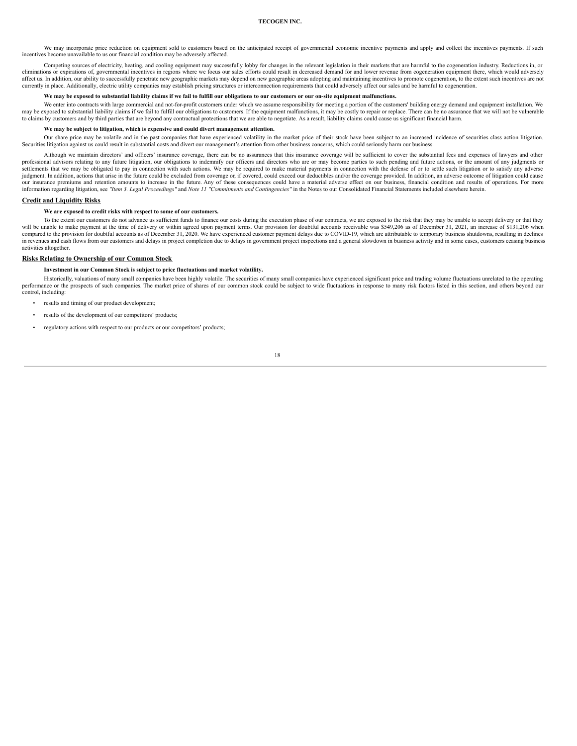We may incorporate price reduction on equipment sold to customers based on the anticipated receipt of governmental economic incentive payments and apply and collect the incentives payments. If such incentives become unavailable to us our financial condition may be adversely affected.

Competing sources of electricity, heating, and cooling equipment may successfully lobby for changes in the relevant legislation in their markets that are harmful to the cogeneration industry. Reductions in, or eliminations or expirations of, governmental incentives in regions where we focus our sales efforts could result in decreased demand for and lower revenue from cogeneration equipment there, which would adversely affect us. In addition, our ability to successfully penetrate new geographic markets may depend on new geographic areas adopting and maintaining incentives to promote cogeneration, to the extent such incentives are not currently in place. Additionally, electric utility companies may establish pricing structures or interconnection requirements that could adversely affect our sales and be harmful to cogeneration.

**We may be exposed to substantial liability claims if we fail to fulfill our obligations to our customers or our on-site equipment malfunctions.**

We enter into contracts with large commercial and not-for-profit customers under which we assume responsibility for meeting a portion of the customers' building energy demand and equipment installation. We may be exposed to substantial liability claims if we fail to fulfill our obligations to customers. If the equipment malfunctions, it may be costly to repair or replace. There can be no assurance that we will not be vulnerable to claims by customers and by third parties that are beyond any contractual protections that we are able to negotiate. As a result, liability claims could cause us significant financial harm.

**We may be subject to litigation, which is expensive and could divert management attention.**

Our share price may be volatile and in the past companies that have experienced volatility in the market price of their stock have been subject to an increased incidence of securities class action litigation. Securities litigation against us could result in substantial costs and divert our management's attention from other business concerns, which could seriously harm our business.

Although we maintain directors' and officers' insurance coverage, there can be no assurances that this insurance coverage will be sufficient to cover the substantial fees and expenses of lawyers and other professional advisors relating to any future litigation, our obligations to indemnify our officers and directors who are or may become parties to such pending and future actions, or the amount of any judgments or settlements that we may be obligated to pay in connection with such actions. We may be required to make material payments in connection with the defense of or to settle such litigation or to satisfy any adverse judgment. In addition, actions that arise in the future could be excluded from coverage or, if covered, could exceed our deductibles and/or the coverage provided. In addition, an adverse outcome of litigation could cause our insurance premiums and retention amounts to increase in the future. Any of these consequences could have a material adverse effect on our business, financial condition and results of operations. For more information regarding litigation, see *"Item 3. Legal Proceedings"* and *Note 11 "Commitments and Contingencies"* in the Notes to our Consolidated Financial Statements included elsewhere herein.

## Credit and Liquidity Risks

**We are exposed to credit risks with respect to some of our customers.**

To the extent our customers do not advance us sufficient funds to finance our costs during the execution phase of our contracts, we are exposed to the risk that they may be unable to accept delivery or that they will be unable to make payment at the time of delivery or within agreed upon payment terms. Our provision for doubtful accounts receivable was $549,206 as of December 31, 2021, an increase of $131,206 when compared to the provision for doubtful accounts as of December 31, 2020. We have experienced customer payment delays due to COVID-19, which are attributable to temporary business shutdowns, resulting in declines in revenues and cash flows from our customers and delays in project completion due to delays in government project inspections and a general slowdown in business activity and in some cases, customers ceasing business activities altogether.

## Risks Relating to Ownership of our Common Stock

**Investment in our Common Stock is subject to price fluctuations and market volatility.**

Historically, valuations of many small companies have been highly volatile. The securities of many small companies have experienced significant price and trading volume fluctuations unrelated to the operating performance or the prospects of such companies. The market price of shares of our common stock could be subject to wide fluctuations in response to many risk factors listed in this section, and others beyond our control, including:

- results and timing of our product development;
- results of the development of our competitors' products;
- regulatory actions with respect to our products or our competitors' products;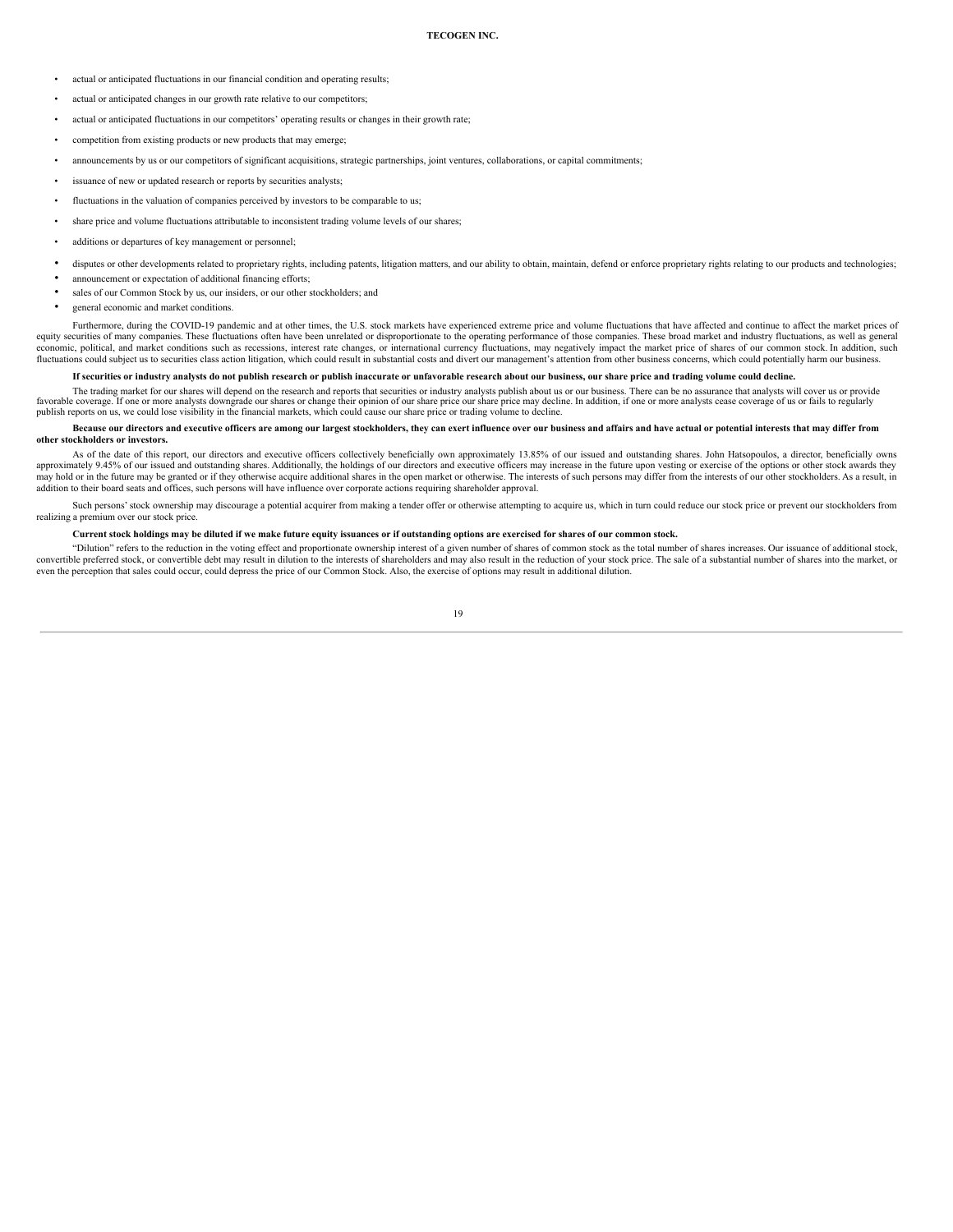- actual or anticipated fluctuations in our financial condition and operating results;
- actual or anticipated changes in our growth rate relative to our competitors;
- actual or anticipated fluctuations in our competitors' operating results or changes in their growth rate;
- competition from existing products or new products that may emerge;
- announcements by us or our competitors of significant acquisitions, strategic partnerships, joint ventures, collaborations, or capital commitments;
- issuance of new or updated research or reports by securities analysts;
- fluctuations in the valuation of companies perceived by investors to be comparable to us;
- share price and volume fluctuations attributable to inconsistent trading volume levels of our shares;
- additions or departures of key management or personnel;
- disputes or other developments related to proprietary rights, including patents, litigation matters, and our ability to obtain, maintain, defend or enforce proprietary rights relating to our products and technologies;
- announcement or expectation of additional financing efforts;
- sales of our Common Stock by us, our insiders, or our other stockholders; and
- general economic and market conditions.

Furthermore, during the COVID-19 pandemic and at other times, the U.S. stock markets have experienced extreme price and volume fluctuations that have affected and continue to affect the market prices of equity securities of many companies. These fluctuations often have been unrelated or disproportionate to the operating performance of those companies. These broad market and industry fluctuations, as well as general economic, political, and market conditions such as recessions, interest rate changes, or international currency fluctuations, may negatively impact the market price of shares of our common stock. In addition, such fluctuations could subject us to securities class action litigation, which could result in substantial costs and divert our management's attention from other business concerns, which could potentially harm our business.

**If securities or industry analysts do not publish research or publish inaccurate or unfavorable research about our business, our share price and trading volume could decline.**

The trading market for our shares will depend on the research and reports that securities or industry analysts publish about us or our business. There can be no assurance that analysts will cover us or provide favorable coverage. If one or more analysts downgrade our shares or change their opinion of our share price our share price may decline. In addition, if one or more analysts cease coverage of us or fails to regularly publish reports on us, we could lose visibility in the financial markets, which could cause our share price or trading volume to decline.

**Because our directors and executive officers are among our largest stockholders, they can exert influence over our business and affairs and have actual or potential interests that may differ from other stockholders or investors.**

As of the date of this report, our directors and executive officers collectively beneficially own approximately 13.85% of our issued and outstanding shares. John Hatsopoulos, a director, beneficially owns approximately 9.45% of our issued and outstanding shares. Additionally, the holdings of our directors and executive officers may increase in the future upon vesting or exercise of the options or other stock awards they may hold or in the future may be granted or if they otherwise acquire additional shares in the open market or otherwise. The interests of such persons may differ from the interests of our other stockholders. As a result, in addition to their board seats and offices, such persons will have influence over corporate actions requiring shareholder approval.

Such persons' stock ownership may discourage a potential acquirer from making a tender offer or otherwise attempting to acquire us, which in turn could reduce our stock price or prevent our stockholders from realizing a premium over our stock price.

**Current stock holdings may be diluted if we make future equity issuances or if outstanding options are exercised for shares of our common stock.**

"Dilution" refers to the reduction in the voting effect and proportionate ownership interest of a given number of shares of common stock as the total number of shares increases. Our issuance of additional stock, convertible preferred stock, or convertible debt may result in dilution to the interests of shareholders and may also result in the reduction of your stock price. The sale of a substantial number of shares into the market, or even the perception that sales could occur, could depress the price of our Common Stock. Also, the exercise of options may result in additional dilution.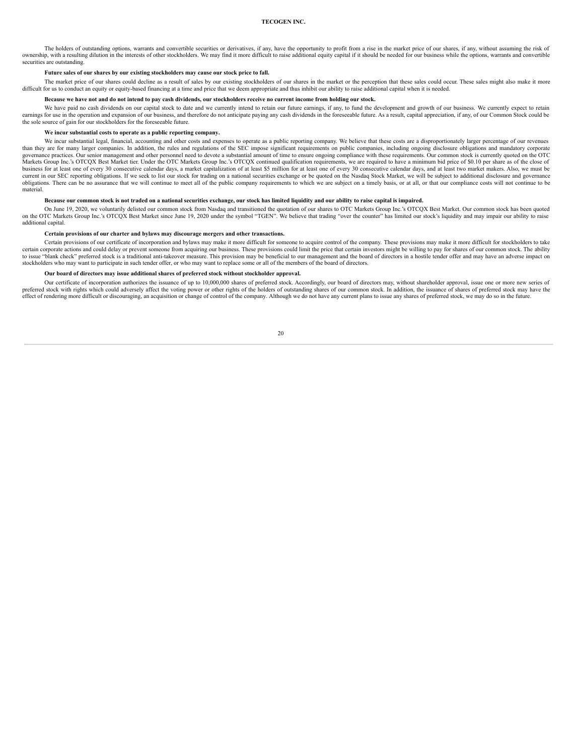The holders of outstanding options, warrants and convertible securities or derivatives, if any, have the opportunity to profit from a rise in the market price of our shares, if any, without assuming the risk of ownership, with a resulting dilution in the interests of other stockholders. We may find it more difficult to raise additional equity capital if it should be needed for our business while the options, warrants and convertible securities are outstanding.

**Future sales of our shares by our existing stockholders may cause our stock price to fall.**

The market price of our shares could decline as a result of sales by our existing stockholders of our shares in the market or the perception that these sales could occur. These sales might also make it more difficult for us to conduct an equity or equity-based financing at a time and price that we deem appropriate and thus inhibit our ability to raise additional capital when it is needed.

**Because we have not and do not intend to pay cash dividends, our stockholders receive no current income from holding our stock.**

We have paid no cash dividends on our capital stock to date and we currently intend to retain our future earnings, if any, to fund the development and growth of our business. We currently expect to retain earnings for use in the operation and expansion of our business, and therefore do not anticipate paying any cash dividends in the foreseeable future. As a result, capital appreciation, if any, of our Common Stock could be the sole source of gain for our stockholders for the foreseeable future.

**We incur substantial costs to operate as a public reporting company.**

We incur substantial legal, financial, accounting and other costs and expenses to operate as a public reporting company. We believe that these costs are a disproportionately larger percentage of our revenues than they are for many larger companies. In addition, the rules and regulations of the SEC impose significant requirements on public companies, including ongoing disclosure obligations and mandatory corporate governance practices. Our senior management and other personnel need to devote a substantial amount of time to ensure ongoing compliance with these requirements. Our common stock is currently quoted on the OTC Markets Group Inc.'s OTCQX Best Market tier. Under the OTC Markets Group Inc.'s OTCQX continued qualification requirements, we are required to have a minimum bid price of $0.10 per share as of the close of business for at least one of every 30 consecutive calendar days, a market capitalization of at least $5 million for at least one of every 30 consecutive calendar days, and at least two market makers. Also, we must be current in our SEC reporting obligations. If we seek to list our stock for trading on a national securities exchange or be quoted on the Nasdaq Stock Market, we will be subject to additional disclosure and governance obligations. There can be no assurance that we will continue to meet all of the public company requirements to which we are subject on a timely basis, or at all, or that our compliance costs will not continue to be material.

**Because our common stock is not traded on a national securities exchange, our stock has limited liquidity and our ability to raise capital is impaired.**

On June 19, 2020, we voluntarily delisted our common stock from Nasdaq and transitioned the quotation of our shares to OTC Markets Group Inc.'s OTCQX Best Market. Our common stock has been quoted on the OTC Markets Group Inc.'s OTCQX Best Market since June 19, 2020 under the symbol "TGEN". We believe that trading "over the counter" has limited our stock's liquidity and may impair our ability to raise additional capital.

**Certain provisions of our charter and bylaws may discourage mergers and other transactions.**

Certain provisions of our certificate of incorporation and bylaws may make it more difficult for someone to acquire control of the company. These provisions may make it more difficult for stockholders to take certain corporate actions and could delay or prevent someone from acquiring our business. These provisions could limit the price that certain investors might be willing to pay for shares of our common stock. The ability to issue "blank check" preferred stock is a traditional anti-takeover measure. This provision may be beneficial to our management and the board of directors in a hostile tender offer and may have an adverse impact on stockholders who may want to participate in such tender offer, or who may want to replace some or all of the members of the board of directors.

**Our board of directors may issue additional shares of preferred stock without stockholder approval.**

Our certificate of incorporation authorizes the issuance of up to 10,000,000 shares of preferred stock. Accordingly, our board of directors may, without shareholder approval, issue one or more new series of preferred stock with rights which could adversely affect the voting power or other rights of the holders of outstanding shares of our common stock. In addition, the issuance of shares of preferred stock may have the effect of rendering more difficult or discouraging, an acquisition or change of control of the company. Although we do not have any current plans to issue any shares of preferred stock, we may do so in the future.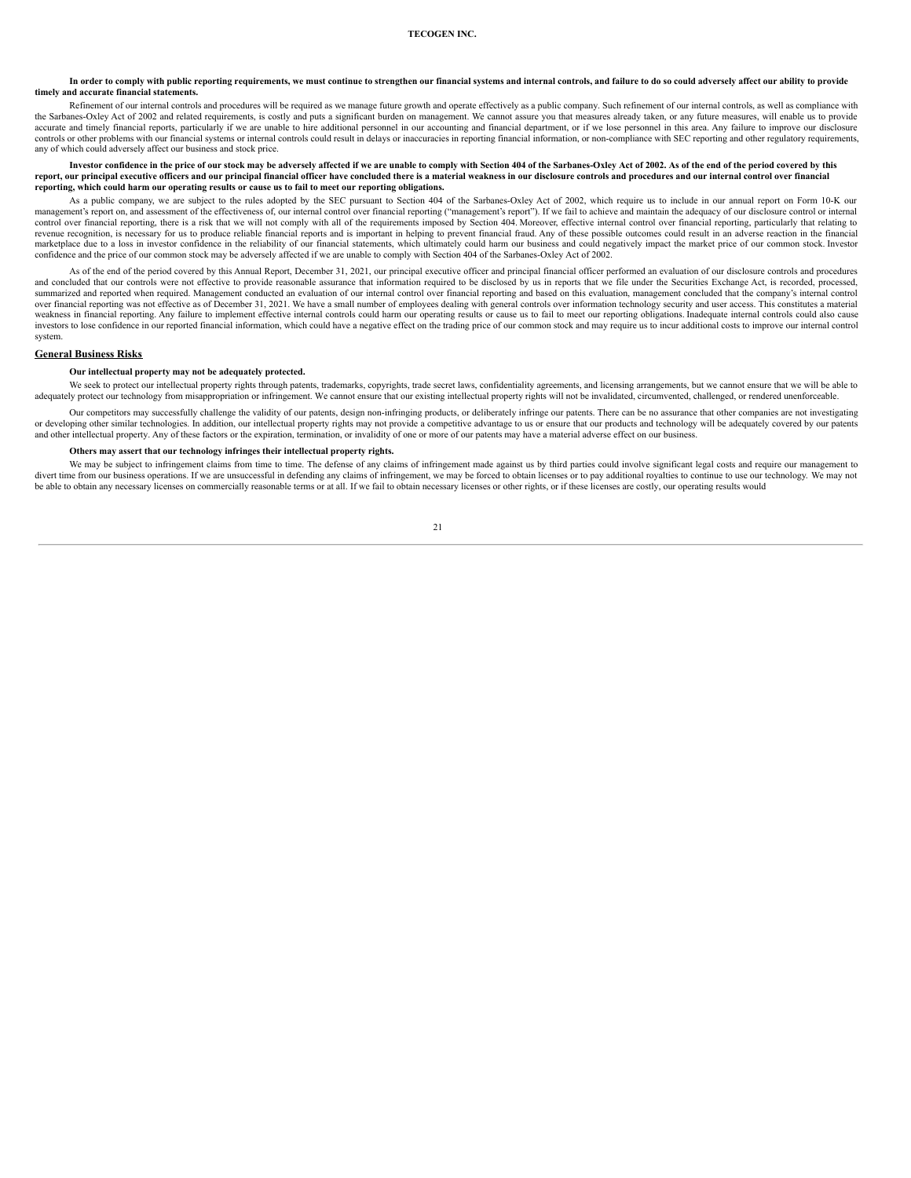**In order to comply with public reporting requirements, we must continue to strengthen our financial systems and internal controls, and failure to do so could adversely affect our ability to provide timely and accurate financial statements.**

Refinement of our internal controls and procedures will be required as we manage future growth and operate effectively as a public company. Such refinement of our internal controls, as well as compliance with the Sarbanes-Oxley Act of 2002 and related requirements, is costly and puts a significant burden on management. We cannot assure you that measures already taken, or any future measures, will enable us to provide accurate and timely financial reports, particularly if we are unable to hire additional personnel in our accounting and financial department, or if we lose personnel in this area. Any failure to improve our disclosure controls or other problems with our financial systems or internal controls could result in delays or inaccuracies in reporting financial information, or non-compliance with SEC reporting and other regulatory requirements, any of which could adversely affect our business and stock price.

**Investor confidence in the price of our stock may be adversely affected if we are unable to comply with Section 404 of the Sarbanes-Oxley Act of 2002. As of the end of the period covered by this report, our principal executive officers and our principal financial officer have concluded there is a material weakness in our disclosure controls and procedures and our internal control over financial reporting, which could harm our operating results or cause us to fail to meet our reporting obligations.**

As a public company, we are subject to the rules adopted by the SEC pursuant to Section 404 of the Sarbanes-Oxley Act of 2002, which require us to include in our annual report on Form 10-K our management's report on, and assessment of the effectiveness of, our internal control over financial reporting ("management's report"). If we fail to achieve and maintain the adequacy of our disclosure control or internal control over financial reporting, there is a risk that we will not comply with all of the requirements imposed by Section 404. Moreover, effective internal control over financial reporting, particularly that relating to revenue recognition, is necessary for us to produce reliable financial reports and is important in helping to prevent financial fraud. Any of these possible outcomes could result in an adverse reaction in the financial marketplace due to a loss in investor confidence in the reliability of our financial statements, which ultimately could harm our business and could negatively impact the market price of our common stock. Investor confidence and the price of our common stock may be adversely affected if we are unable to comply with Section 404 of the Sarbanes-Oxley Act of 2002.

As of the end of the period covered by this Annual Report, December 31, 2021, our principal executive officer and principal financial officer performed an evaluation of our disclosure controls and procedures and concluded that our controls were not effective to provide reasonable assurance that information required to be disclosed by us in reports that we file under the Securities Exchange Act, is recorded, processed, summarized and reported when required. Management conducted an evaluation of our internal control over financial reporting and based on this evaluation, management concluded that the company's internal control over financial reporting was not effective as of December 31, 2021. We have a small number of employees dealing with general controls over information technology security and user access. This constitutes a material weakness in financial reporting. Any failure to implement effective internal controls could harm our operating results or cause us to fail to meet our reporting obligations. Inadequate internal controls could also cause investors to lose confidence in our reported financial information, which could have a negative effect on the trading price of our common stock and may require us to incur additional costs to improve our internal control system.

## General Business Risks

**Our intellectual property may not be adequately protected.**

We seek to protect our intellectual property rights through patents, trademarks, copyrights, trade secret laws, confidentiality agreements, and licensing arrangements, but we cannot ensure that we will be able to adequately protect our technology from misappropriation or infringement. We cannot ensure that our existing intellectual property rights will not be invalidated, circumvented, challenged, or rendered unenforceable.

Our competitors may successfully challenge the validity of our patents, design non-infringing products, or deliberately infringe our patents. There can be no assurance that other companies are not investigating or developing other similar technologies. In addition, our intellectual property rights may not provide a competitive advantage to us or ensure that our products and technology will be adequately covered by our patents and other intellectual property. Any of these factors or the expiration, termination, or invalidity of one or more of our patents may have a material adverse effect on our business.

**Others may assert that our technology infringes their intellectual property rights.**

We may be subject to infringement claims from time to time. The defense of any claims of infringement made against us by third parties could involve significant legal costs and require our management to divert time from our business operations. If we are unsuccessful in defending any claims of infringement, we may be forced to obtain licenses or to pay additional royalties to continue to use our technology. We may not be able to obtain any necessary licenses on commercially reasonable terms or at all. If we fail to obtain necessary licenses or other rights, or if these licenses are costly, our operating results would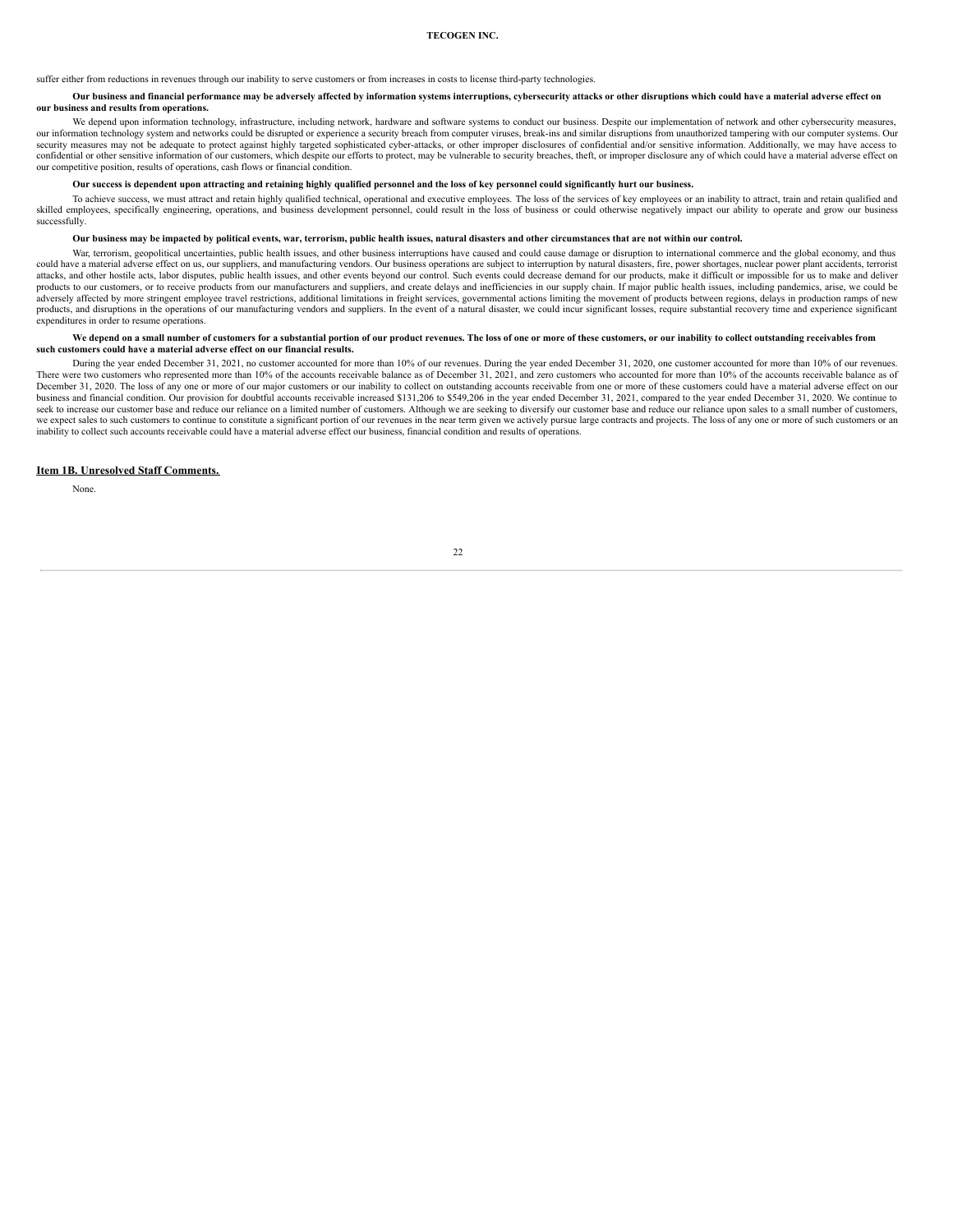suffer either from reductions in revenues through our inability to serve customers or from increases in costs to license third-party technologies.

**Our business and financial performance may be adversely affected by information systems interruptions, cybersecurity attacks or other disruptions which could have a material adverse effect on our business and results from operations.**

We depend upon information technology, infrastructure, including network, hardware and software systems to conduct our business. Despite our implementation of network and other cybersecurity measures, our information technology system and networks could be disrupted or experience a security breach from computer viruses, break-ins and similar disruptions from unauthorized tampering with our computer systems. Our security measures may not be adequate to protect against highly targeted sophisticated cyber-attacks, or other improper disclosures of confidential and/or sensitive information. Additionally, we may have access to confidential or other sensitive information of our customers, which despite our efforts to protect, may be vulnerable to security breaches, theft, or improper disclosure any of which could have a material adverse effect on our competitive position, results of operations, cash flows or financial condition.

**Our success is dependent upon attracting and retaining highly qualified personnel and the loss of key personnel could significantly hurt our business.**

To achieve success, we must attract and retain highly qualified technical, operational and executive employees. The loss of the services of key employees or an inability to attract, train and retain qualified and skilled employees, specifically engineering, operations, and business development personnel, could result in the loss of business or could otherwise negatively impact our ability to operate and grow our business successfully.

**Our business may be impacted by political events, war, terrorism, public health issues, natural disasters and other circumstances that are not within our control.**

War, terrorism, geopolitical uncertainties, public health issues, and other business interruptions have caused and could cause damage or disruption to international commerce and the global economy, and thus could have a material adverse effect on us, our suppliers, and manufacturing vendors. Our business operations are subject to interruption by natural disasters, fire, power shortages, nuclear power plant accidents, terrorist attacks, and other hostile acts, labor disputes, public health issues, and other events beyond our control. Such events could decrease demand for our products, make it difficult or impossible for us to make and deliver products to our customers, or to receive products from our manufacturers and suppliers, and create delays and inefficiencies in our supply chain. If major public health issues, including pandemics, arise, we could be adversely affected by more stringent employee travel restrictions, additional limitations in freight services, governmental actions limiting the movement of products between regions, delays in production ramps of new products, and disruptions in the operations of our manufacturing vendors and suppliers. In the event of a natural disaster, we could incur significant losses, require substantial recovery time and experience significant expenditures in order to resume operations.

**We depend on a small number of customers for a substantial portion of our product revenues. The loss of one or more of these customers, or our inability to collect outstanding receivables from such customers could have a material adverse effect on our financial results.**

During the year ended December 31, 2021, no customer accounted for more than 10% of our revenues. During the year ended December 31, 2020, one customer accounted for more than 10% of our revenues. There were two customers who represented more than 10% of the accounts receivable balance as of December 31, 2021, and zero customers who accounted for more than 10% of the accounts receivable balance as of December 31, 2020. The loss of any one or more of our major customers or our inability to collect on outstanding accounts receivable from one or more of these customers could have a material adverse effect on our business and financial condition. Our provision for doubtful accounts receivable increased $131,206 to $549,206 in the year ended December 31, 2021, compared to the year ended December 31, 2020. We continue to seek to increase our customer base and reduce our reliance on a limited number of customers. Although we are seeking to diversify our customer base and reduce our reliance upon sales to a small number of customers, we expect sales to such customers to continue to constitute a significant portion of our revenues in the near term given we actively pursue large contracts and projects. The loss of any one or more of such customers or an inability to collect such accounts receivable could have a material adverse effect our business, financial condition and results of operations.

## Item 1B. Unresolved Staff Comments.

None.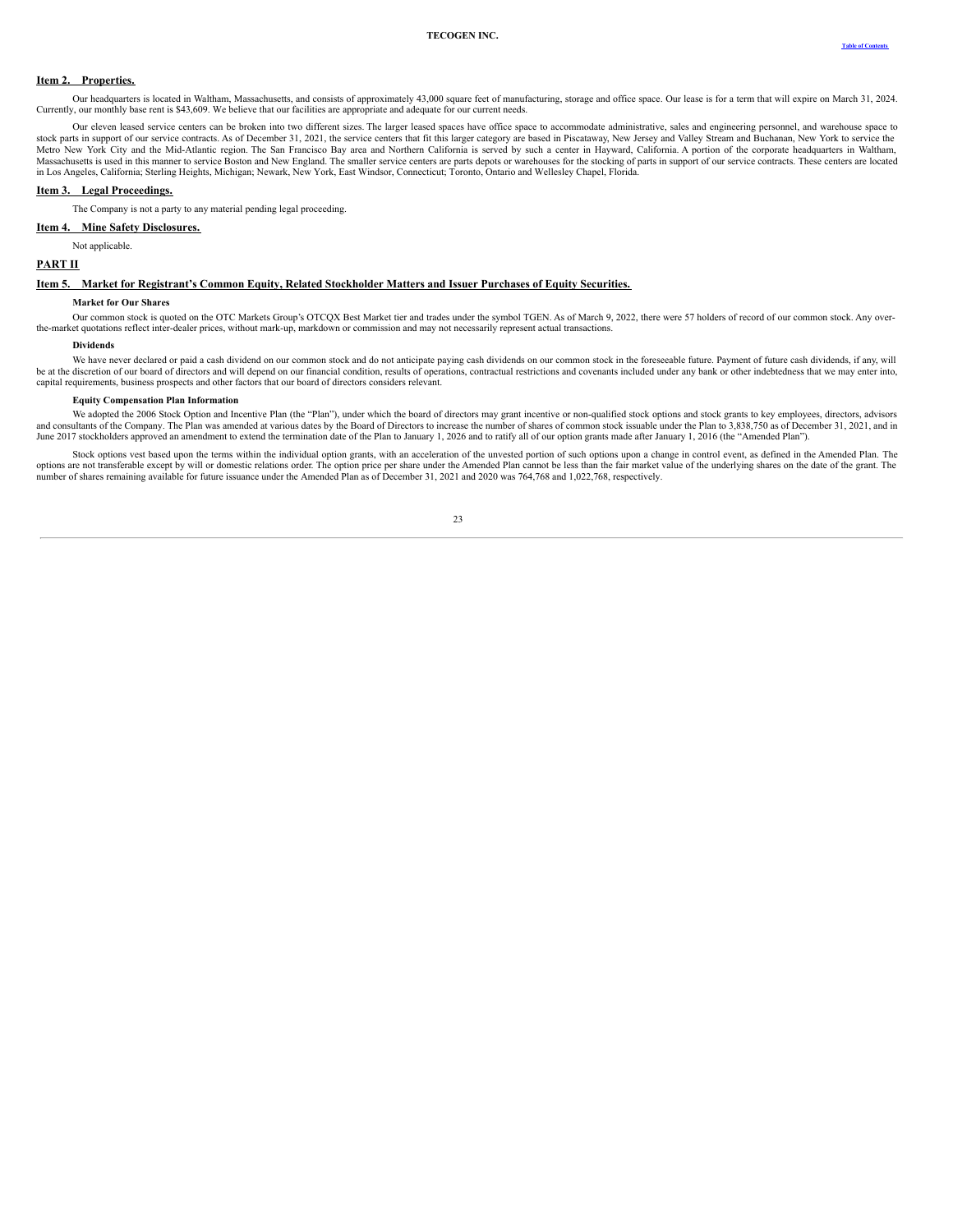## Item 2. Properties.

Our headquarters is located in Waltham, Massachusetts, and consists of approximately 43,000 square feet of manufacturing, storage and office space. Our lease is for a term that will expire on March 31, 2024. Currently, our monthly base rent is $43,609. We believe that our facilities are appropriate and adequate for our current needs.

Our eleven leased service centers can be broken into two different sizes. The larger leased spaces have office space to accommodate administrative, sales and engineering personnel, and warehouse space to stock parts in support of our service contracts. As of December 31, 2021, the service centers that fit this larger category are based in Piscataway, New Jersey and Valley Stream and Buchanan, New York to service the Metro New York City and the Mid-Atlantic region. The San Francisco Bay area and Northern California is served by such a center in Hayward, California. A portion of the corporate headquarters in Waltham, Massachusetts is used in this manner to service Boston and New England. The smaller service centers are parts depots or warehouses for the stocking of parts in support of our service contracts. These centers are located in Los Angeles, California; Sterling Heights, Michigan; Newark, New York, East Windsor, Connecticut; Toronto, Ontario and Wellesley Chapel, Florida.

## Item 3. Legal Proceedings.

The Company is not a party to any material pending legal proceeding.

## Item 4. Mine Safety Disclosures.

Not applicable.

# PART II

## Item 5. Market for Registrant's Common Equity, Related Stockholder Matters and Issuer Purchases of Equity Securities.

### Market for Our Shares

Our common stock is quoted on the OTC Markets Group's OTCQX Best Market tier and trades under the symbol TGEN. As of March 9, 2022, there were 57 holders of record of our common stock. Any over-the-market quotations reflect inter-dealer prices, without mark-up, markdown or commission and may not necessarily represent actual transactions.

### Dividends

We have never declared or paid a cash dividend on our common stock and do not anticipate paying cash dividends on our common stock in the foreseeable future. Payment of future cash dividends, if any, will be at the discretion of our board of directors and will depend on our financial condition, results of operations, contractual restrictions and covenants included under any bank or other indebtedness that we may enter into, capital requirements, business prospects and other factors that our board of directors considers relevant.

### Equity Compensation Plan Information

We adopted the 2006 Stock Option and Incentive Plan (the "Plan"), under which the board of directors may grant incentive or non-qualified stock options and stock grants to key employees, directors, advisors and consultants of the Company. The Plan was amended at various dates by the Board of Directors to increase the number of shares of common stock issuable under the Plan to 3,838,750 as of December 31, 2021, and in June 2017 stockholders approved an amendment to extend the termination date of the Plan to January 1, 2026 and to ratify all of our option grants made after January 1, 2016 (the "Amended Plan").

Stock options vest based upon the terms within the individual option grants, with an acceleration of the unvested portion of such options upon a change in control event, as defined in the Amended Plan. The options are not transferable except by will or domestic relations order. The option price per share under the Amended Plan cannot be less than the fair market value of the underlying shares on the date of the grant. The number of shares remaining available for future issuance under the Amended Plan as of December 31, 2021 and 2020 was 764,768 and 1,022,768, respectively.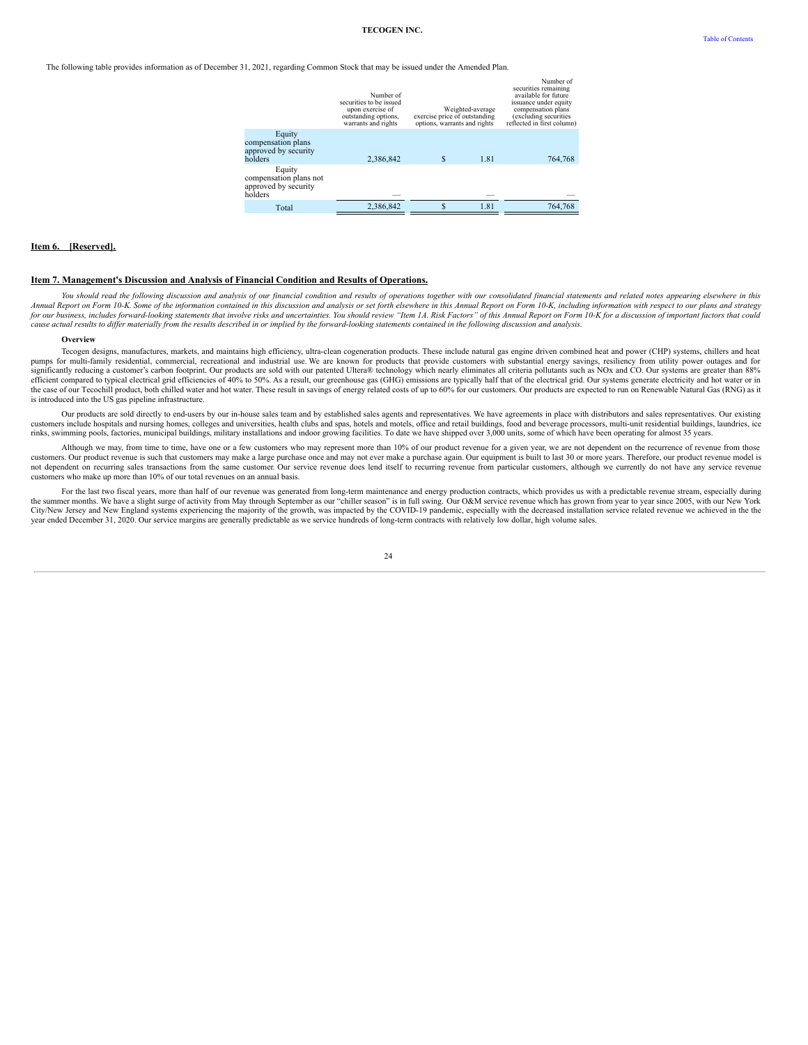The following table provides information as of December 31, 2021, regarding Common Stock that may be issued under the Amended Plan.

| | Number of securities to be issued upon exercise of outstanding options, warrants and rights | Weighted-average exercise price of outstanding options, warrants and rights | Number of securities remaining available for future issuance under equity compensation plans (excluding securities reflected in first column) |
|---|---|---|---|
| Equity compensation plans approved by security holders | 2,386,842 | $ 1.81 | 764,768 |
| Equity compensation plans not approved by security holders | — | — | — |
| Total | 2,386,842 | $ 1.81 | 764,768 |

## Item 6. [Reserved].

## Item 7. Management's Discussion and Analysis of Financial Condition and Results of Operations.

*You should read the following discussion and analysis of our financial condition and results of operations together with our consolidated financial statements and related notes appearing elsewhere in this Annual Report on Form 10-K. Some of the information contained in this discussion and analysis or set forth elsewhere in this Annual Report on Form 10-K, including information with respect to our plans and strategy for our business, includes forward-looking statements that involve risks and uncertainties. You should review "Item 1A. Risk Factors" of this Annual Report on Form 10-K for a discussion of important factors that could cause actual results to differ materially from the results described in or implied by the forward-looking statements contained in the following discussion and analysis.*

### Overview

Tecogen designs, manufactures, markets, and maintains high efficiency, ultra-clean cogeneration products. These include natural gas engine driven combined heat and power (CHP) systems, chillers and heat pumps for multi-family residential, commercial, recreational and industrial use. We are known for products that provide customers with substantial energy savings, resiliency from utility power outages and for significantly reducing a customer's carbon footprint. Our products are sold with our patented Ultera® technology which nearly eliminates all criteria pollutants such as NOx and CO. Our systems are greater than 88% efficient compared to typical electrical grid efficiencies of 40% to 50%. As a result, our greenhouse gas (GHG) emissions are typically half that of the electrical grid. Our systems generate electricity and hot water or in the case of our Tecochill product, both chilled water and hot water. These result in savings of energy related costs of up to 60% for our customers. Our products are expected to run on Renewable Natural Gas (RNG) as it is introduced into the US gas pipeline infrastructure.

Our products are sold directly to end-users by our in-house sales team and by established sales agents and representatives. We have agreements in place with distributors and sales representatives. Our existing customers include hospitals and nursing homes, colleges and universities, health clubs and spas, hotels and motels, office and retail buildings, food and beverage processors, multi-unit residential buildings, laundries, ice rinks, swimming pools, factories, municipal buildings, military installations and indoor growing facilities. To date we have shipped over 3,000 units, some of which have been operating for almost 35 years.

Although we may, from time to time, have one or a few customers who may represent more than 10% of our product revenue for a given year, we are not dependent on the recurrence of revenue from those customers. Our product revenue is such that customers may make a large purchase once and may not ever make a purchase again. Our equipment is built to last 30 or more years. Therefore, our product revenue model is not dependent on recurring sales transactions from the same customer. Our service revenue does lend itself to recurring revenue from particular customers, although we currently do not have any service revenue customers who make up more than 10% of our total revenues on an annual basis.

For the last two fiscal years, more than half of our revenue was generated from long-term maintenance and energy production contracts, which provides us with a predictable revenue stream, especially during the summer months. We have a slight surge of activity from May through September as our "chiller season" is in full swing. Our O&M service revenue which has grown from year to year since 2005, with our New York City/New Jersey and New England systems experiencing the majority of the growth, was impacted by the COVID-19 pandemic, especially with the decreased installation service related revenue we achieved in the the year ended December 31, 2020. Our service margins are generally predictable as we service hundreds of long-term contracts with relatively low dollar, high volume sales.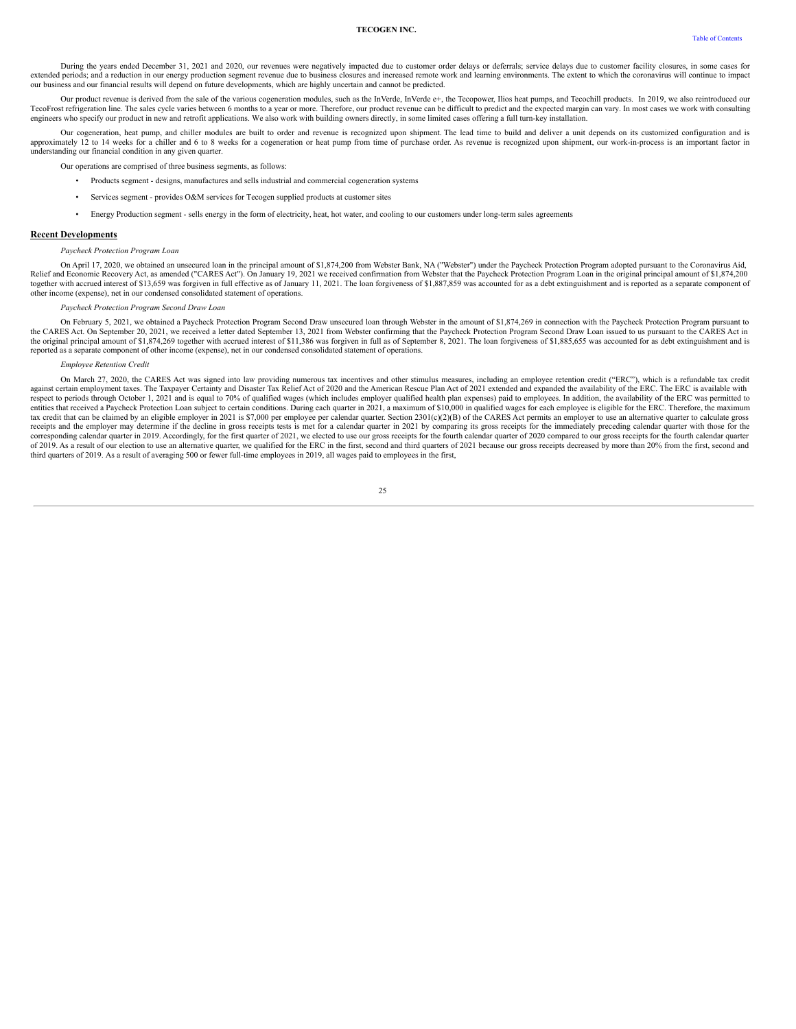During the years ended December 31, 2021 and 2020, our revenues were negatively impacted due to customer order delays or deferrals; service delays due to customer facility closures, in some cases for extended periods; and a reduction in our energy production segment revenue due to business closures and increased remote work and learning environments. The extent to which the coronavirus will continue to impact our business and our financial results will depend on future developments, which are highly uncertain and cannot be predicted.

Our product revenue is derived from the sale of the various cogeneration modules, such as the InVerde, InVerde e+, the Tecopower, Ilios heat pumps, and Tecochill products. In 2019, we also reintroduced our TecoFrost refrigeration line. The sales cycle varies between 6 months to a year or more. Therefore, our product revenue can be difficult to predict and the expected margin can vary. In most cases we work with consulting engineers who specify our product in new and retrofit applications. We also work with building owners directly, in some limited cases offering a full turn-key installation.

Our cogeneration, heat pump, and chiller modules are built to order and revenue is recognized upon shipment. The lead time to build and deliver a unit depends on its customized configuration and is approximately 12 to 14 weeks for a chiller and 6 to 8 weeks for a cogeneration or heat pump from time of purchase order. As revenue is recognized upon shipment, our work-in-process is an important factor in understanding our financial condition in any given quarter.

Our operations are comprised of three business segments, as follows:

- Products segment - designs, manufactures and sells industrial and commercial cogeneration systems
- Services segment - provides O&M services for Tecogen supplied products at customer sites
- Energy Production segment - sells energy in the form of electricity, heat, hot water, and cooling to our customers under long-term sales agreements

## Recent Developments

*Paycheck Protection Program Loan*

On April 17, 2020, we obtained an unsecured loan in the principal amount of $1,874,200 from Webster Bank, NA ("Webster") under the Paycheck Protection Program adopted pursuant to the Coronavirus Aid, Relief and Economic Recovery Act, as amended ("CARES Act"). On January 19, 2021 we received confirmation from Webster that the Paycheck Protection Program Loan in the original principal amount of $1,874,200 together with accrued interest of $13,659 was forgiven in full effective as of January 11, 2021. The loan forgiveness of $1,887,859 was accounted for as a debt extinguishment and is reported as a separate component of other income (expense), net in our condensed consolidated statement of operations.

*Paycheck Protection Program Second Draw Loan*

On February 5, 2021, we obtained a Paycheck Protection Program Second Draw unsecured loan through Webster in the amount of $1,874,269 in connection with the Paycheck Protection Program pursuant to the CARES Act. On September 20, 2021, we received a letter dated September 13, 2021 from Webster confirming that the Paycheck Protection Program Second Draw Loan issued to us pursuant to the CARES Act in the original principal amount of $1,874,269 together with accrued interest of $11,386 was forgiven in full as of September 8, 2021. The loan forgiveness of $1,885,655 was accounted for as debt extinguishment and is reported as a separate component of other income (expense), net in our condensed consolidated statement of operations.

*Employee Retention Credit*

On March 27, 2020, the CARES Act was signed into law providing numerous tax incentives and other stimulus measures, including an employee retention credit ("ERC"), which is a refundable tax credit against certain employment taxes. The Taxpayer Certainty and Disaster Tax Relief Act of 2020 and the American Rescue Plan Act of 2021 extended and expanded the availability of the ERC. The ERC is available with respect to periods through October 1, 2021 and is equal to 70% of qualified wages (which includes employer qualified health plan expenses) paid to employees. In addition, the availability of the ERC was permitted to entities that received a Paycheck Protection Loan subject to certain conditions. During each quarter in 2021, a maximum of $10,000 in qualified wages for each employee is eligible for the ERC. Therefore, the maximum tax credit that can be claimed by an eligible employer in 2021 is $7,000 per employee per calendar quarter. Section 2301(c)(2)(B) of the CARES Act permits an employer to use an alternative quarter to calculate gross receipts and the employer may determine if the decline in gross receipts tests is met for a calendar quarter in 2021 by comparing its gross receipts for the immediately preceding calendar quarter with those for the corresponding calendar quarter in 2019. Accordingly, for the first quarter of 2021, we elected to use our gross receipts for the fourth calendar quarter of 2020 compared to our gross receipts for the fourth calendar quarter of 2019. As a result of our election to use an alternative quarter, we qualified for the ERC in the first, second and third quarters of 2021 because our gross receipts decreased by more than 20% from the first, second and third quarters of 2019. As a result of averaging 500 or fewer full-time employees in 2019, all wages paid to employees in the first,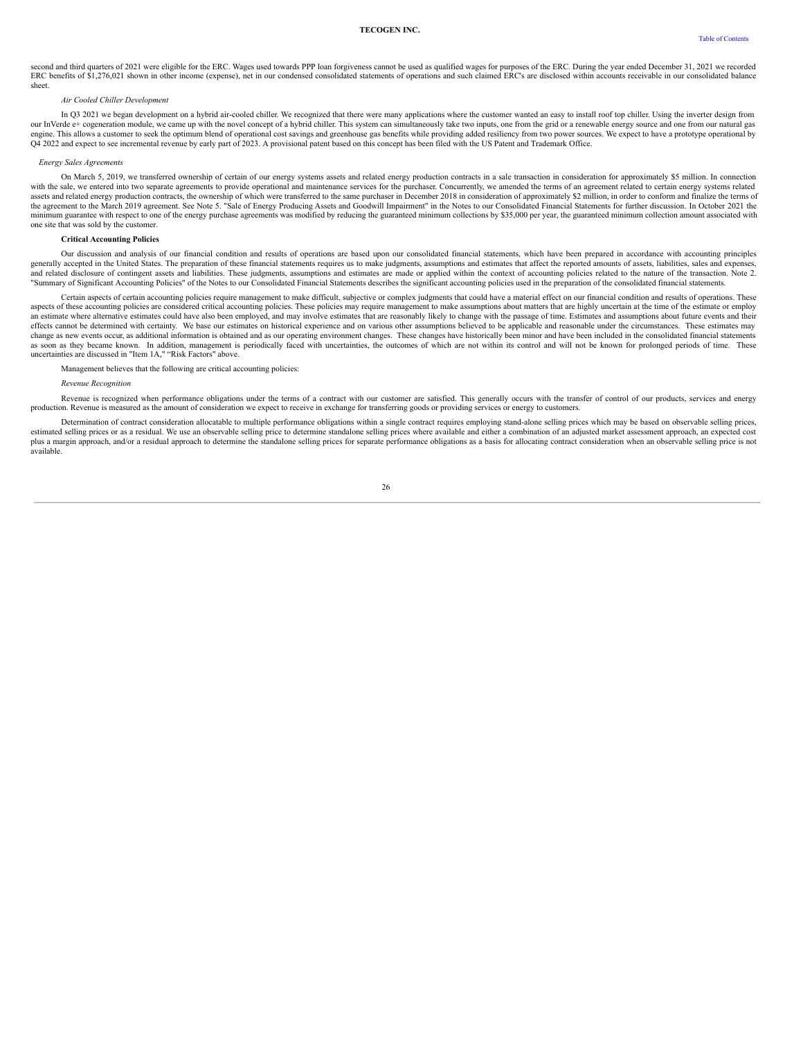second and third quarters of 2021 were eligible for the ERC. Wages used towards PPP loan forgiveness cannot be used as qualified wages for purposes of the ERC. During the year ended December 31, 2021 we recorded ERC benefits of $1,276,021 shown in other income (expense), net in our condensed consolidated statements of operations and such claimed ERC's are disclosed within accounts receivable in our consolidated balance sheet.

*Air Cooled Chiller Development*

In Q3 2021 we began development on a hybrid air-cooled chiller. We recognized that there were many applications where the customer wanted an easy to install roof top chiller. Using the inverter design from our InVerde e+ cogeneration module, we came up with the novel concept of a hybrid chiller. This system can simultaneously take two inputs, one from the grid or a renewable energy source and one from our natural gas engine. This allows a customer to seek the optimum blend of operational cost savings and greenhouse gas benefits while providing added resiliency from two power sources. We expect to have a prototype operational by Q4 2022 and expect to see incremental revenue by early part of 2023. A provisional patent based on this concept has been filed with the US Patent and Trademark Office.

*Energy Sales Agreements*

On March 5, 2019, we transferred ownership of certain of our energy systems assets and related energy production contracts in a sale transaction in consideration for approximately $5 million. In connection with the sale, we entered into two separate agreements to provide operational and maintenance services for the purchaser. Concurrently, we amended the terms of an agreement related to certain energy systems related assets and related energy production contracts, the ownership of which were transferred to the same purchaser in December 2018 in consideration of approximately $2 million, in order to conform and finalize the terms of the agreement to the March 2019 agreement. See Note 5. "Sale of Energy Producing Assets and Goodwill Impairment" in the Notes to our Consolidated Financial Statements for further discussion. In October 2021 the minimum guarantee with respect to one of the energy purchase agreements was modified by reducing the guaranteed minimum collections by $35,000 per year, the guaranteed minimum collection amount associated with one site that was sold by the customer.

**Critical Accounting Policies**

Our discussion and analysis of our financial condition and results of operations are based upon our consolidated financial statements, which have been prepared in accordance with accounting principles generally accepted in the United States. The preparation of these financial statements requires us to make judgments, assumptions and estimates that affect the reported amounts of assets, liabilities, sales and expenses, and related disclosure of contingent assets and liabilities. These judgments, assumptions and estimates are made or applied within the context of accounting policies related to the nature of the transaction. Note 2. "Summary of Significant Accounting Policies" of the Notes to our Consolidated Financial Statements describes the significant accounting policies used in the preparation of the consolidated financial statements.

Certain aspects of certain accounting policies require management to make difficult, subjective or complex judgments that could have a material effect on our financial condition and results of operations. These aspects of these accounting policies are considered critical accounting policies. These policies may require management to make assumptions about matters that are highly uncertain at the time of the estimate or employ an estimate where alternative estimates could have also been employed, and may involve estimates that are reasonably likely to change with the passage of time. Estimates and assumptions about future events and their effects cannot be determined with certainty. We base our estimates on historical experience and on various other assumptions believed to be applicable and reasonable under the circumstances. These estimates may change as new events occur, as additional information is obtained and as our operating environment changes. These changes have historically been minor and have been included in the consolidated financial statements as soon as they became known. In addition, management is periodically faced with uncertainties, the outcomes of which are not within its control and will not be known for prolonged periods of time. These uncertainties are discussed in "Item 1A," "Risk Factors" above.

Management believes that the following are critical accounting policies:

*Revenue Recognition*

Revenue is recognized when performance obligations under the terms of a contract with our customer are satisfied. This generally occurs with the transfer of control of our products, services and energy production. Revenue is measured as the amount of consideration we expect to receive in exchange for transferring goods or providing services or energy to customers.

Determination of contract consideration allocatable to multiple performance obligations within a single contract requires employing stand-alone selling prices which may be based on observable selling prices, estimated selling prices or as a residual. We use an observable selling price to determine standalone selling prices where available and either a combination of an adjusted market assessment approach, an expected cost plus a margin approach, and/or a residual approach to determine the standalone selling prices for separate performance obligations as a basis for allocating contract consideration when an observable selling price is not available.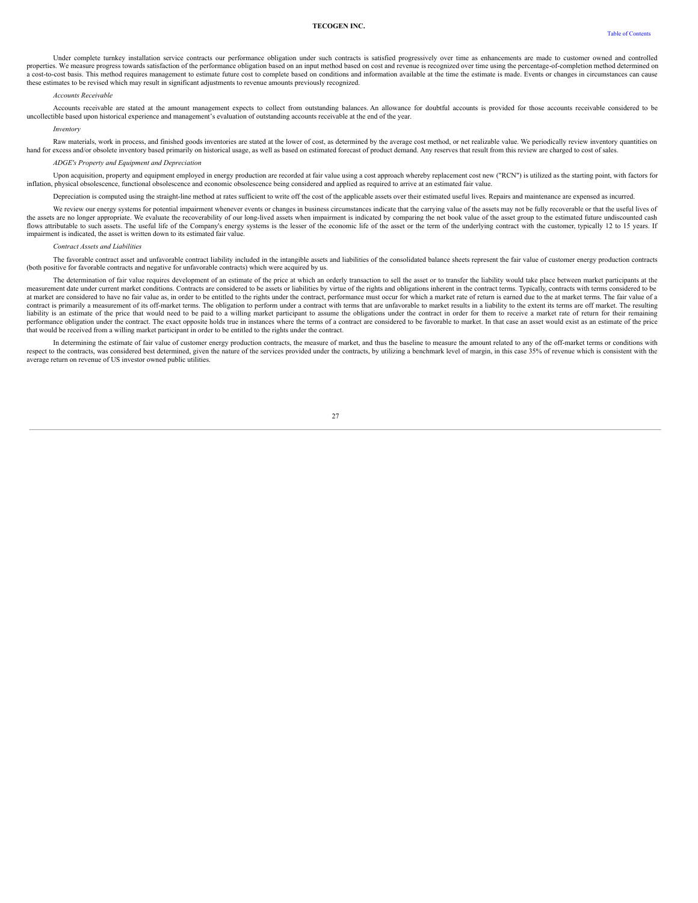Under complete turnkey installation service contracts our performance obligation under such contracts is satisfied progressively over time as enhancements are made to customer owned and controlled properties. We measure progress towards satisfaction of the performance obligation based on an input method based on cost and revenue is recognized over time using the percentage-of-completion method determined on a cost-to-cost basis. This method requires management to estimate future cost to complete based on conditions and information available at the time the estimate is made. Events or changes in circumstances can cause these estimates to be revised which may result in significant adjustments to revenue amounts previously recognized.

*Accounts Receivable*

Accounts receivable are stated at the amount management expects to collect from outstanding balances. An allowance for doubtful accounts is provided for those accounts receivable considered to be uncollectible based upon historical experience and management's evaluation of outstanding accounts receivable at the end of the year.

*Inventory*

Raw materials, work in process, and finished goods inventories are stated at the lower of cost, as determined by the average cost method, or net realizable value. We periodically review inventory quantities on hand for excess and/or obsolete inventory based primarily on historical usage, as well as based on estimated forecast of product demand. Any reserves that result from this review are charged to cost of sales.

*ADGE's Property and Equipment and Depreciation*

Upon acquisition, property and equipment employed in energy production are recorded at fair value using a cost approach whereby replacement cost new ("RCN") is utilized as the starting point, with factors for inflation, physical obsolescence, functional obsolescence and economic obsolescence being considered and applied as required to arrive at an estimated fair value.

Depreciation is computed using the straight-line method at rates sufficient to write off the cost of the applicable assets over their estimated useful lives. Repairs and maintenance are expensed as incurred.

We review our energy systems for potential impairment whenever events or changes in business circumstances indicate that the carrying value of the assets may not be fully recoverable or that the useful lives of the assets are no longer appropriate. We evaluate the recoverability of our long-lived assets when impairment is indicated by comparing the net book value of the asset group to the estimated future undiscounted cash flows attributable to such assets. The useful life of the Company's energy systems is the lesser of the economic life of the asset or the term of the underlying contract with the customer, typically 12 to 15 years. If impairment is indicated, the asset is written down to its estimated fair value.

*Contract Assets and Liabilities*

The favorable contract asset and unfavorable contract liability included in the intangible assets and liabilities of the consolidated balance sheets represent the fair value of customer energy production contracts (both positive for favorable contracts and negative for unfavorable contracts) which were acquired by us.

The determination of fair value requires development of an estimate of the price at which an orderly transaction to sell the asset or to transfer the liability would take place between market participants at the measurement date under current market conditions. Contracts are considered to be assets or liabilities by virtue of the rights and obligations inherent in the contract terms. Typically, contracts with terms considered to be at market are considered to have no fair value as, in order to be entitled to the rights under the contract, performance must occur for which a market rate of return is earned due to the at market terms. The fair value of a contract is primarily a measurement of its off-market terms. The obligation to perform under a contract with terms that are unfavorable to market results in a liability to the extent its terms are off market. The resulting liability is an estimate of the price that would need to be paid to a willing market participant to assume the obligations under the contract in order for them to receive a market rate of return for their remaining performance obligation under the contract. The exact opposite holds true in instances where the terms of a contract are considered to be favorable to market. In that case an asset would exist as an estimate of the price that would be received from a willing market participant in order to be entitled to the rights under the contract.

In determining the estimate of fair value of customer energy production contracts, the measure of market, and thus the baseline to measure the amount related to any of the off-market terms or conditions with respect to the contracts, was considered best determined, given the nature of the services provided under the contracts, by utilizing a benchmark level of margin, in this case 35% of revenue which is consistent with the average return on revenue of US investor owned public utilities.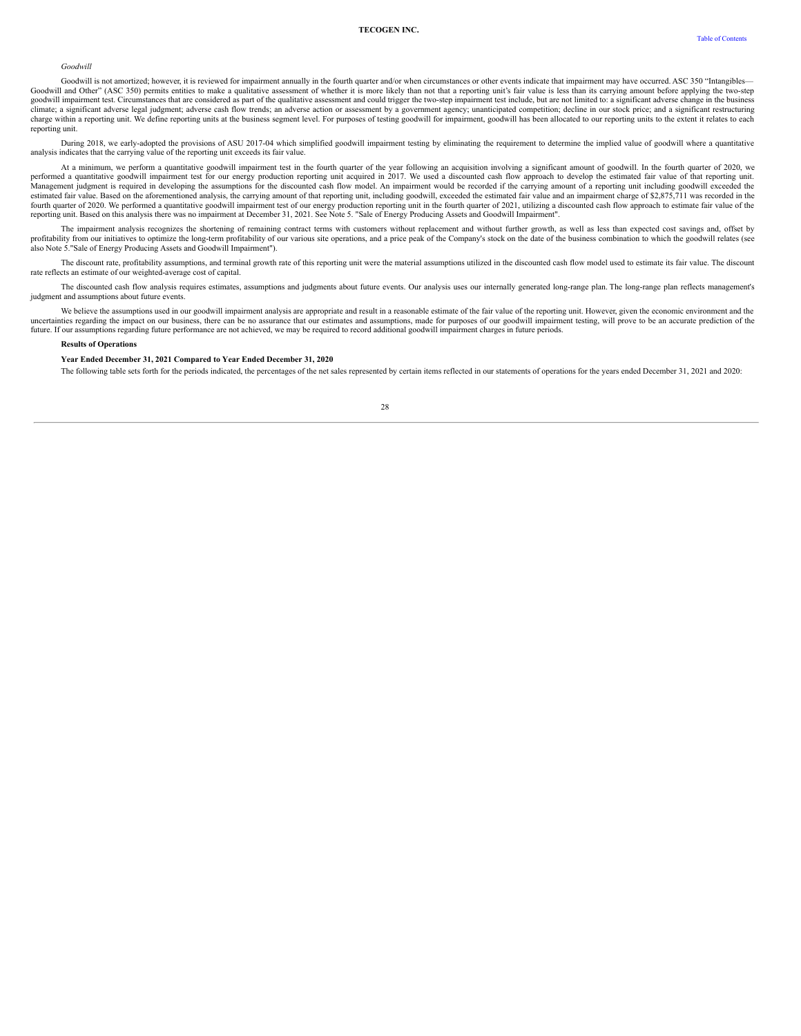*Goodwill*

Goodwill is not amortized; however, it is reviewed for impairment annually in the fourth quarter and/or when circumstances or other events indicate that impairment may have occurred. ASC 350 "Intangibles—Goodwill and Other" (ASC 350) permits entities to make a qualitative assessment of whether it is more likely than not that a reporting unit's fair value is less than its carrying amount before applying the two-step goodwill impairment test. Circumstances that are considered as part of the qualitative assessment and could trigger the two-step impairment test include, but are not limited to: a significant adverse change in the business climate; a significant adverse legal judgment; adverse cash flow trends; an adverse action or assessment by a government agency; unanticipated competition; decline in our stock price; and a significant restructuring charge within a reporting unit. We define reporting units at the business segment level. For purposes of testing goodwill for impairment, goodwill has been allocated to our reporting units to the extent it relates to each reporting unit.

During 2018, we early-adopted the provisions of ASU 2017-04 which simplified goodwill impairment testing by eliminating the requirement to determine the implied value of goodwill where a quantitative analysis indicates that the carrying value of the reporting unit exceeds its fair value.

At a minimum, we perform a quantitative goodwill impairment test in the fourth quarter of the year following an acquisition involving a significant amount of goodwill. In the fourth quarter of 2020, we performed a quantitative goodwill impairment test for our energy production reporting unit acquired in 2017. We used a discounted cash flow approach to develop the estimated fair value of that reporting unit. Management judgment is required in developing the assumptions for the discounted cash flow model. An impairment would be recorded if the carrying amount of a reporting unit including goodwill exceeded the estimated fair value. Based on the aforementioned analysis, the carrying amount of that reporting unit, including goodwill, exceeded the estimated fair value and an impairment charge of $2,875,711 was recorded in the fourth quarter of 2020. We performed a quantitative goodwill impairment test of our energy production reporting unit in the fourth quarter of 2021, utilizing a discounted cash flow approach to estimate fair value of the reporting unit. Based on this analysis there was no impairment at December 31, 2021. See Note 5. "Sale of Energy Producing Assets and Goodwill Impairment".

The impairment analysis recognizes the shortening of remaining contract terms with customers without replacement and without further growth, as well as less than expected cost savings and, offset by profitability from our initiatives to optimize the long-term profitability of our various site operations, and a price peak of the Company's stock on the date of the business combination to which the goodwill relates (see also Note 5."Sale of Energy Producing Assets and Goodwill Impairment").

The discount rate, profitability assumptions, and terminal growth rate of this reporting unit were the material assumptions utilized in the discounted cash flow model used to estimate its fair value. The discount rate reflects an estimate of our weighted-average cost of capital.

The discounted cash flow analysis requires estimates, assumptions and judgments about future events. Our analysis uses our internally generated long-range plan. The long-range plan reflects management's judgment and assumptions about future events.

We believe the assumptions used in our goodwill impairment analysis are appropriate and result in a reasonable estimate of the fair value of the reporting unit. However, given the economic environment and the uncertainties regarding the impact on our business, there can be no assurance that our estimates and assumptions, made for purposes of our goodwill impairment testing, will prove to be an accurate prediction of the future. If our assumptions regarding future performance are not achieved, we may be required to record additional goodwill impairment charges in future periods.

**Results of Operations**

**Year Ended December 31, 2021 Compared to Year Ended December 31, 2020**

The following table sets forth for the periods indicated, the percentages of the net sales represented by certain items reflected in our statements of operations for the years ended December 31, 2021 and 2020: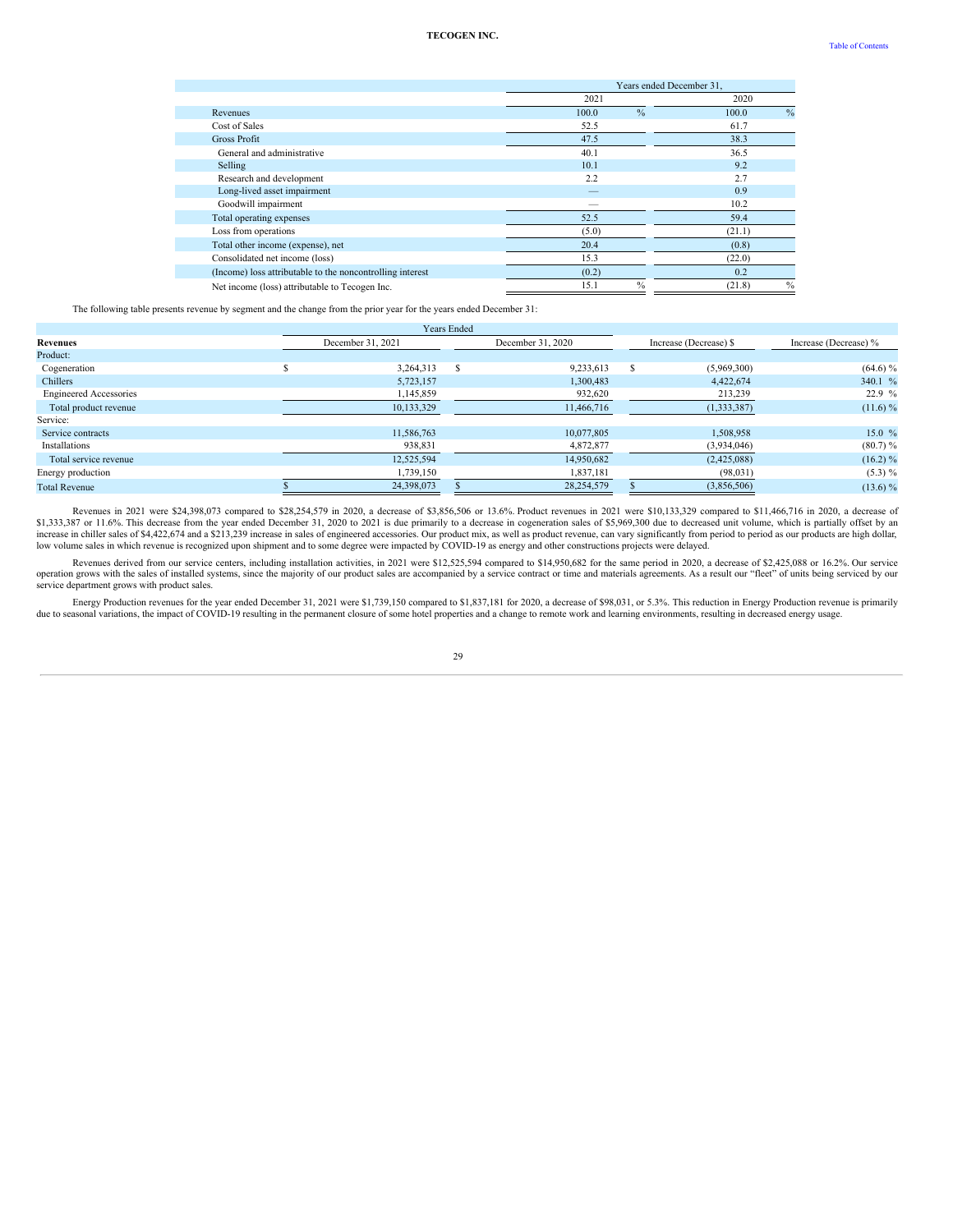|  | Years ended December 31, |  |
|---|---|---|
|  | 2021 | 2020 |
| Revenues | 100.0 % | 100.0 % |
| Cost of Sales | 52.5 | 61.7 |
| Gross Profit | 47.5 | 38.3 |
| General and administrative | 40.1 | 36.5 |
| Selling | 10.1 | 9.2 |
| Research and development | 2.2 | 2.7 |
| Long-lived asset impairment | — | 0.9 |
| Goodwill impairment | — | 10.2 |
| Total operating expenses | 52.5 | 59.4 |
| Loss from operations | (5.0) | (21.1) |
| Total other income (expense), net | 20.4 | (0.8) |
| Consolidated net income (loss) | 15.3 | (22.0) |
| (Income) loss attributable to the noncontrolling interest | (0.2) | 0.2 |
| Net income (loss) attributable to Tecogen Inc. | 15.1 % | (21.8) % |

The following table presents revenue by segment and the change from the prior year for the years ended December 31:

|  | Years Ended |  |  |  |
|---|---|---|---|---|
| **Revenues** | December 31, 2021 | December 31, 2020 | Increase (Decrease) $ | Increase (Decrease) % |
| Product: |  |  |  |  |
| Cogeneration | $ 3,264,313 | $ 9,233,613 | $ (5,969,300) | (64.6) % |
| Chillers | 5,723,157 | 1,300,483 | 4,422,674 | 340.1 % |
| Engineered Accessories | 1,145,859 | 932,620 | 213,239 | 22.9 % |
| Total product revenue | 10,133,329 | 11,466,716 | (1,333,387) | (11.6) % |
| Service: |  |  |  |  |
| Service contracts | 11,586,763 | 10,077,805 | 1,508,958 | 15.0 % |
| Installations | 938,831 | 4,872,877 | (3,934,046) | (80.7) % |
| Total service revenue | 12,525,594 | 14,950,682 | (2,425,088) | (16.2) % |
| Energy production | 1,739,150 | 1,837,181 | (98,031) | (5.3) % |
| Total Revenue | $ 24,398,073 | $ 28,254,579 | $ (3,856,506) | (13.6) % |

Revenues in 2021 were $24,398,073 compared to $28,254,579 in 2020, a decrease of $3,856,506 or 13.6%. Product revenues in 2021 were $10,133,329 compared to $11,466,716 in 2020, a decrease of $1,333,387 or 11.6%. This decrease from the year ended December 31, 2020 to 2021 is due primarily to a decrease in cogeneration sales of $5,969,300 due to decreased unit volume, which is partially offset by an increase in chiller sales of $4,422,674 and a $213,239 increase in sales of engineered accessories. Our product mix, as well as product revenue, can vary significantly from period to period as our products are high dollar, low volume sales in which revenue is recognized upon shipment and to some degree were impacted by COVID-19 as energy and other constructions projects were delayed.

Revenues derived from our service centers, including installation activities, in 2021 were $12,525,594 compared to $14,950,682 for the same period in 2020, a decrease of $2,425,088 or 16.2%. Our service operation grows with the sales of installed systems, since the majority of our product sales are accompanied by a service contract or time and materials agreements. As a result our "fleet" of units being serviced by our service department grows with product sales.

Energy Production revenues for the year ended December 31, 2021 were $1,739,150 compared to $1,837,181 for 2020, a decrease of $98,031, or 5.3%. This reduction in Energy Production revenue is primarily due to seasonal variations, the impact of COVID-19 resulting in the permanent closure of some hotel properties and a change to remote work and learning environments, resulting in decreased energy usage.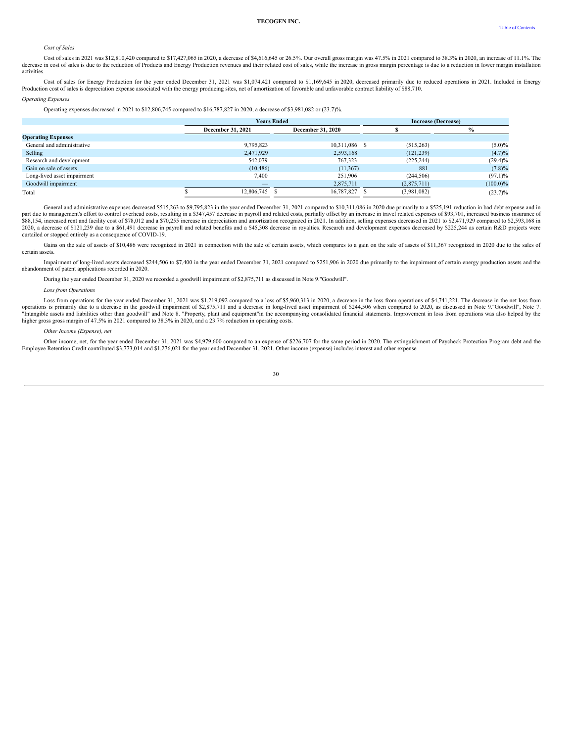*Cost of Sales*

Cost of sales in 2021 was $12,810,420 compared to $17,427,065 in 2020, a decrease of $4,616,645 or 26.5%. Our overall gross margin was 47.5% in 2021 compared to 38.3% in 2020, an increase of 11.1%. The decrease in cost of sales is due to the reduction of Products and Energy Production revenues and their related cost of sales, while the increase in gross margin percentage is due to a reduction in lower margin installation activities.

Cost of sales for Energy Production for the year ended December 31, 2021 was $1,074,421 compared to $1,169,645 in 2020, decreased primarily due to reduced operations in 2021. Included in Energy Production cost of sales is depreciation expense associated with the energy producing sites, net of amortization of favorable and unfavorable contract liability of $88,710.

*Operating Expenses*

Operating expenses decreased in 2021 to $12,806,745 compared to $16,787,827 in 2020, a decrease of $3,981,082 or (23.7)%.

| | Years Ended | | Increase (Decrease) | |
|---|---|---|---|---|
| | December 31, 2021 | December 31, 2020 | $ | % |
| **Operating Expenses** | | | | |
| General and administrative | 9,795,823 | 10,311,086 | $ (515,263) | (5.0)% |
| Selling | 2,471,929 | 2,593,168 | (121,239) | (4.7)% |
| Research and development | 542,079 | 767,323 | (225,244) | (29.4)% |
| Gain on sale of assets | (10,486) | (11,367) | 881 | (7.8)% |
| Long-lived asset impairment | 7,400 | 251,906 | (244,506) | (97.1)% |
| Goodwill impairment | — | 2,875,711 | (2,875,711) | (100.0)% |
| Total | $ 12,806,745 | $ 16,787,827 | $ (3,981,082) | (23.7)% |

General and administrative expenses decreased $515,263 to $9,795,823 in the year ended December 31, 2021 compared to $10,311,086 in 2020 due primarily to a $525,191 reduction in bad debt expense and in part due to management's effort to control overhead costs, resulting in a $347,457 decrease in payroll and related costs, partially offset by an increase in travel related expenses of $93,701, increased business insurance of $88,154, increased rent and facility cost of $78,012 and a $70,255 increase in depreciation and amortization recognized in 2021. In addition, selling expenses decreased in 2021 to $2,471,929 compared to $2,593,168 in 2020, a decrease of $121,239 due to a $61,491 decrease in payroll and related benefits and a $45,308 decrease in royalties. Research and development expenses decreased by $225,244 as certain R&D projects were curtailed or stopped entirely as a consequence of COVID-19.

Gains on the sale of assets of $10,486 were recognized in 2021 in connection with the sale of certain assets, which compares to a gain on the sale of assets of $11,367 recognized in 2020 due to the sales of certain assets.

Impairment of long-lived assets decreased $244,506 to $7,400 in the year ended December 31, 2021 compared to $251,906 in 2020 due primarily to the impairment of certain energy production assets and the abandonment of patent applications recorded in 2020.

During the year ended December 31, 2020 we recorded a goodwill impairment of $2,875,711 as discussed in Note 9."Goodwill".

*Loss from Operations*

Loss from operations for the year ended December 31, 2021 was $1,219,092 compared to a loss of $5,960,313 in 2020, a decrease in the loss from operations of $4,741,221. The decrease in the net loss from operations is primarily due to a decrease in the goodwill impairment of $2,875,711 and a decrease in long-lived asset impairment of $244,506 when compared to 2020, as discussed in Note 9."Goodwill", Note 7. "Intangible assets and liabilities other than goodwill" and Note 8. "Property, plant and equipment"in the accompanying consolidated financial statements. Improvement in loss from operations was also helped by the higher gross gross margin of 47.5% in 2021 compared to 38.3% in 2020, and a 23.7% reduction in operating costs.

*Other Income (Expense), net*

Other income, net, for the year ended December 31, 2021 was $4,979,600 compared to an expense of $226,707 for the same period in 2020. The extinguishment of Paycheck Protection Program debt and the Employee Retention Credit contributed $3,773,014 and $1,276,021 for the year ended December 31, 2021. Other income (expense) includes interest and other expense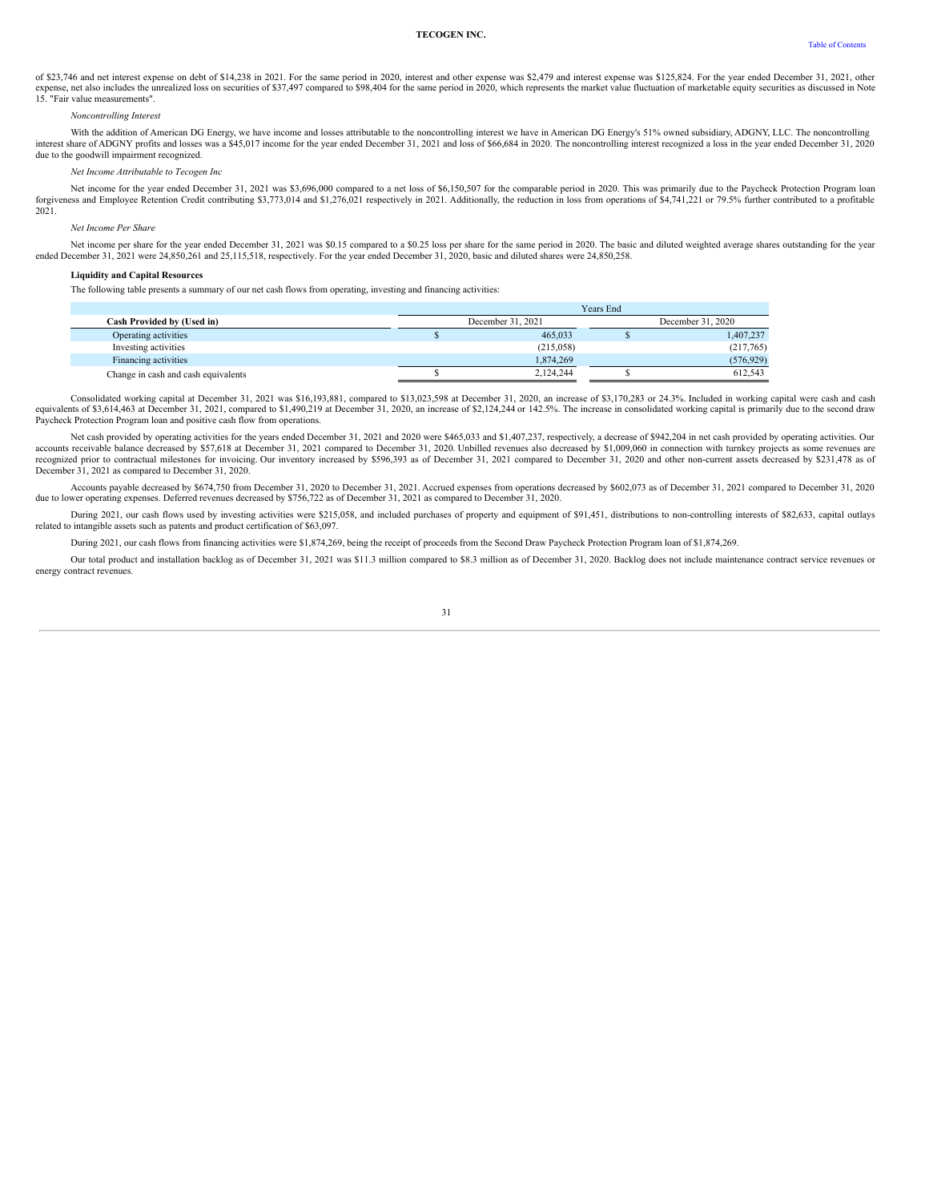of $23,746 and net interest expense on debt of $14,238 in 2021. For the same period in 2020, interest and other expense was $2,479 and interest expense was $125,824. For the year ended December 31, 2021, other expense, net also includes the unrealized loss on securities of $37,497 compared to $98,404 for the same period in 2020, which represents the market value fluctuation of marketable equity securities as discussed in Note 15. "Fair value measurements".

*Noncontrolling Interest*

With the addition of American DG Energy, we have income and losses attributable to the noncontrolling interest we have in American DG Energy's 51% owned subsidiary, ADGNY, LLC. The noncontrolling interest share of ADGNY profits and losses was a $45,017 income for the year ended December 31, 2021 and loss of $66,684 in 2020. The noncontrolling interest recognized a loss in the year ended December 31, 2020 due to the goodwill impairment recognized.

*Net Income Attributable to Tecogen Inc*

Net income for the year ended December 31, 2021 was $3,696,000 compared to a net loss of $6,150,507 for the comparable period in 2020. This was primarily due to the Paycheck Protection Program loan forgiveness and Employee Retention Credit contributing $3,773,014 and $1,276,021 respectively in 2021. Additionally, the reduction in loss from operations of $4,741,221 or 79.5% further contributed to a profitable 2021.

*Net Income Per Share*

Net income per share for the year ended December 31, 2021 was $0.15 compared to a $0.25 loss per share for the same period in 2020. The basic and diluted weighted average shares outstanding for the year ended December 31, 2021 were 24,850,261 and 25,115,518, respectively. For the year ended December 31, 2020, basic and diluted shares were 24,850,258.

**Liquidity and Capital Resources**

The following table presents a summary of our net cash flows from operating, investing and financing activities:

| | Years End | |
|---|---|---|
| **Cash Provided by (Used in)** | December 31, 2021 | December 31, 2020 |
| Operating activities | $ 465,033 | $ 1,407,237 |
| Investing activities | (215,058) | (217,765) |
| Financing activities | 1,874,269 | (576,929) |
| Change in cash and cash equivalents | $ 2,124,244 | $ 612,543 |

Consolidated working capital at December 31, 2021 was $16,193,881, compared to $13,023,598 at December 31, 2020, an increase of $3,170,283 or 24.3%. Included in working capital were cash and cash equivalents of $3,614,463 at December 31, 2021, compared to $1,490,219 at December 31, 2020, an increase of $2,124,244 or 142.5%. The increase in consolidated working capital is primarily due to the second draw Paycheck Protection Program loan and positive cash flow from operations.

Net cash provided by operating activities for the years ended December 31, 2021 and 2020 were $465,033 and $1,407,237, respectively, a decrease of $942,204 in net cash provided by operating activities. Our accounts receivable balance decreased by $57,618 at December 31, 2021 compared to December 31, 2020. Unbilled revenues also decreased by $1,009,060 in connection with turnkey projects as some revenues are recognized prior to contractual milestones for invoicing. Our inventory increased by $596,393 as of December 31, 2021 compared to December 31, 2020 and other non-current assets decreased by $231,478 as of December 31, 2021 as compared to December 31, 2020.

Accounts payable decreased by $674,750 from December 31, 2020 to December 31, 2021. Accrued expenses from operations decreased by $602,073 as of December 31, 2021 compared to December 31, 2020 due to lower operating expenses. Deferred revenues decreased by $756,722 as of December 31, 2021 as compared to December 31, 2020.

During 2021, our cash flows used by investing activities were $215,058, and included purchases of property and equipment of $91,451, distributions to non-controlling interests of $82,633, capital outlays related to intangible assets such as patents and product certification of $63,097.

During 2021, our cash flows from financing activities were $1,874,269, being the receipt of proceeds from the Second Draw Paycheck Protection Program loan of $1,874,269.

Our total product and installation backlog as of December 31, 2021 was $11.3 million compared to $8.3 million as of December 31, 2020. Backlog does not include maintenance contract service revenues or energy contract revenues.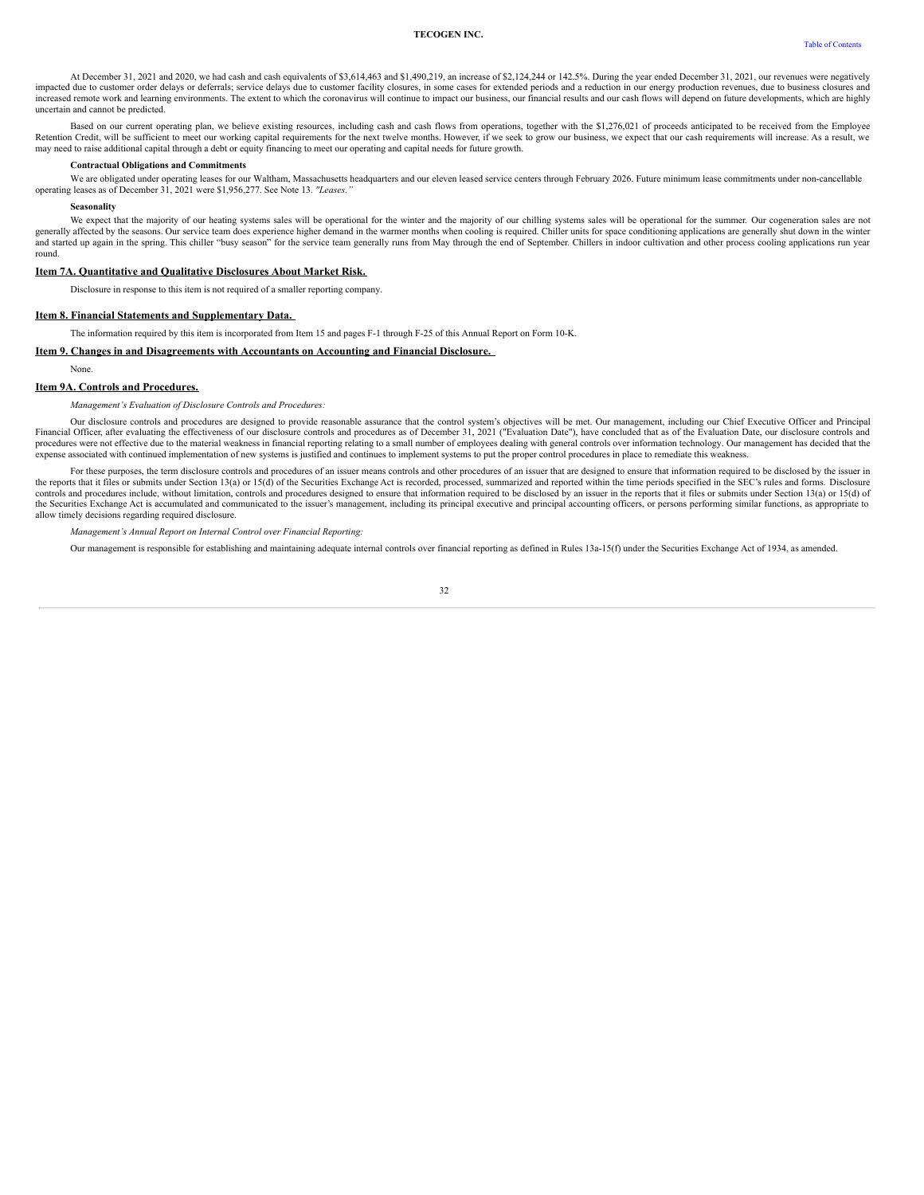At December 31, 2021 and 2020, we had cash and cash equivalents of $3,614,463 and $1,490,219, an increase of $2,124,244 or 142.5%. During the year ended December 31, 2021, our revenues were negatively impacted due to customer order delays or deferrals; service delays due to customer facility closures, in some cases for extended periods and a reduction in our energy production revenues, due to business closures and increased remote work and learning environments. The extent to which the coronavirus will continue to impact our business, our financial results and our cash flows will depend on future developments, which are highly uncertain and cannot be predicted.

Based on our current operating plan, we believe existing resources, including cash and cash flows from operations, together with the $1,276,021 of proceeds anticipated to be received from the Employee Retention Credit, will be sufficient to meet our working capital requirements for the next twelve months. However, if we seek to grow our business, we expect that our cash requirements will increase. As a result, we may need to raise additional capital through a debt or equity financing to meet our operating and capital needs for future growth.

**Contractual Obligations and Commitments**

We are obligated under operating leases for our Waltham, Massachusetts headquarters and our eleven leased service centers through February 2026. Future minimum lease commitments under non-cancellable operating leases as of December 31, 2021 were $1,956,277. See Note 13. *"Leases."*

**Seasonality**

We expect that the majority of our heating systems sales will be operational for the winter and the majority of our chilling systems sales will be operational for the summer. Our cogeneration sales are not generally affected by the seasons. Our service team does experience higher demand in the warmer months when cooling is required. Chiller units for space conditioning applications are generally shut down in the winter and started up again in the spring. This chiller "busy season" for the service team generally runs from May through the end of September. Chillers in indoor cultivation and other process cooling applications run year round.

## Item 7A. Quantitative and Qualitative Disclosures About Market Risk.

Disclosure in response to this item is not required of a smaller reporting company.

## Item 8. Financial Statements and Supplementary Data.

The information required by this item is incorporated from Item 15 and pages F-1 through F-25 of this Annual Report on Form 10-K.

## Item 9. Changes in and Disagreements with Accountants on Accounting and Financial Disclosure.

None.

## Item 9A. Controls and Procedures.

*Management's Evaluation of Disclosure Controls and Procedures:*

Our disclosure controls and procedures are designed to provide reasonable assurance that the control system's objectives will be met. Our management, including our Chief Executive Officer and Principal Financial Officer, after evaluating the effectiveness of our disclosure controls and procedures as of December 31, 2021 ("Evaluation Date"), have concluded that as of the Evaluation Date, our disclosure controls and procedures were not effective due to the material weakness in financial reporting relating to a small number of employees dealing with general controls over information technology. Our management has decided that the expense associated with continued implementation of new systems is justified and continues to implement systems to put the proper control procedures in place to remediate this weakness.

For these purposes, the term disclosure controls and procedures of an issuer means controls and other procedures of an issuer that are designed to ensure that information required to be disclosed by the issuer in the reports that it files or submits under Section 13(a) or 15(d) of the Securities Exchange Act is recorded, processed, summarized and reported within the time periods specified in the SEC's rules and forms. Disclosure controls and procedures include, without limitation, controls and procedures designed to ensure that information required to be disclosed by an issuer in the reports that it files or submits under Section 13(a) or 15(d) of the Securities Exchange Act is accumulated and communicated to the issuer's management, including its principal executive and principal accounting officers, or persons performing similar functions, as appropriate to allow timely decisions regarding required disclosure.

*Management's Annual Report on Internal Control over Financial Reporting:*

Our management is responsible for establishing and maintaining adequate internal controls over financial reporting as defined in Rules 13a-15(f) under the Securities Exchange Act of 1934, as amended.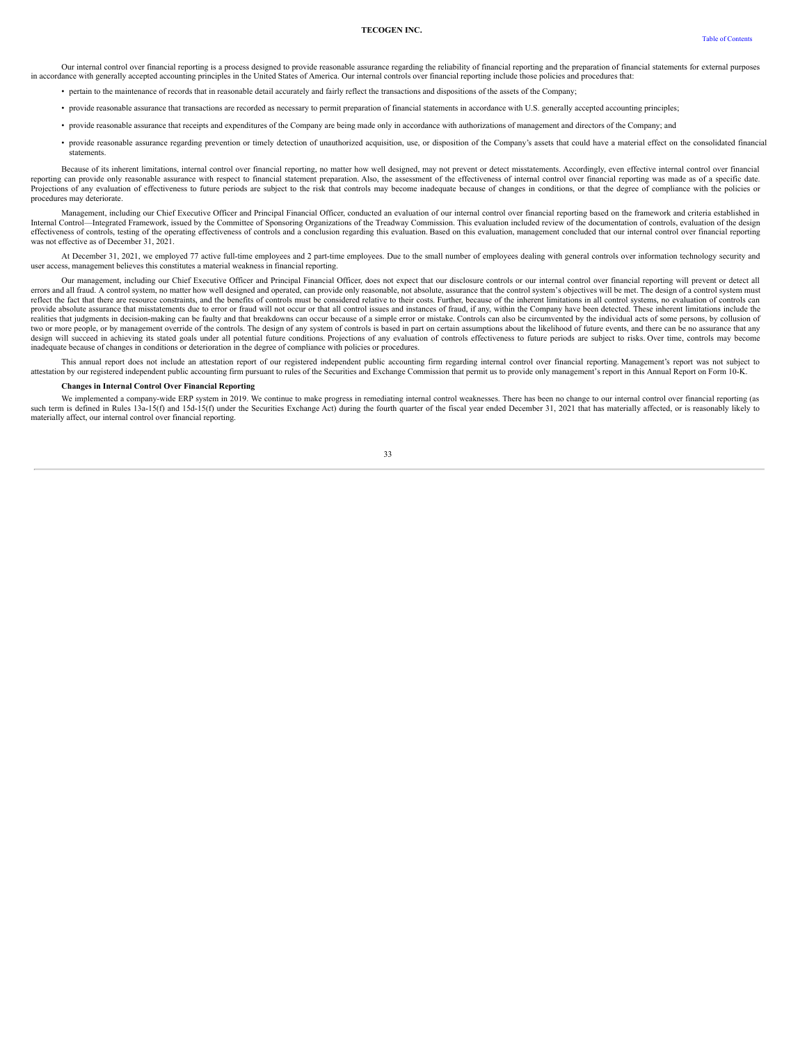Our internal control over financial reporting is a process designed to provide reasonable assurance regarding the reliability of financial reporting and the preparation of financial statements for external purposes in accordance with generally accepted accounting principles in the United States of America. Our internal controls over financial reporting include those policies and procedures that:

- pertain to the maintenance of records that in reasonable detail accurately and fairly reflect the transactions and dispositions of the assets of the Company;
- provide reasonable assurance that transactions are recorded as necessary to permit preparation of financial statements in accordance with U.S. generally accepted accounting principles;
- provide reasonable assurance that receipts and expenditures of the Company are being made only in accordance with authorizations of management and directors of the Company; and
- provide reasonable assurance regarding prevention or timely detection of unauthorized acquisition, use, or disposition of the Company's assets that could have a material effect on the consolidated financial statements.

Because of its inherent limitations, internal control over financial reporting, no matter how well designed, may not prevent or detect misstatements. Accordingly, even effective internal control over financial reporting can provide only reasonable assurance with respect to financial statement preparation. Also, the assessment of the effectiveness of internal control over financial reporting was made as of a specific date. Projections of any evaluation of effectiveness to future periods are subject to the risk that controls may become inadequate because of changes in conditions, or that the degree of compliance with the policies or procedures may deteriorate.

Management, including our Chief Executive Officer and Principal Financial Officer, conducted an evaluation of our internal control over financial reporting based on the framework and criteria established in Internal Control—Integrated Framework, issued by the Committee of Sponsoring Organizations of the Treadway Commission. This evaluation included review of the documentation of controls, evaluation of the design effectiveness of controls, testing of the operating effectiveness of controls and a conclusion regarding this evaluation. Based on this evaluation, management concluded that our internal control over financial reporting was not effective as of December 31, 2021.

At December 31, 2021, we employed 77 active full-time employees and 2 part-time employees. Due to the small number of employees dealing with general controls over information technology security and user access, management believes this constitutes a material weakness in financial reporting.

Our management, including our Chief Executive Officer and Principal Financial Officer, does not expect that our disclosure controls or our internal control over financial reporting will prevent or detect all errors and all fraud. A control system, no matter how well designed and operated, can provide only reasonable, not absolute, assurance that the control system's objectives will be met. The design of a control system must reflect the fact that there are resource constraints, and the benefits of controls must be considered relative to their costs. Further, because of the inherent limitations in all control systems, no evaluation of controls can provide absolute assurance that misstatements due to error or fraud will not occur or that all control issues and instances of fraud, if any, within the Company have been detected. These inherent limitations include the realities that judgments in decision-making can be faulty and that breakdowns can occur because of a simple error or mistake. Controls can also be circumvented by the individual acts of some persons, by collusion of two or more people, or by management override of the controls. The design of any system of controls is based in part on certain assumptions about the likelihood of future events, and there can be no assurance that any design will succeed in achieving its stated goals under all potential future conditions. Projections of any evaluation of controls effectiveness to future periods are subject to risks. Over time, controls may become inadequate because of changes in conditions or deterioration in the degree of compliance with policies or procedures.

This annual report does not include an attestation report of our registered independent public accounting firm regarding internal control over financial reporting. Management's report was not subject to attestation by our registered independent public accounting firm pursuant to rules of the Securities and Exchange Commission that permit us to provide only management's report in this Annual Report on Form 10-K.

**Changes in Internal Control Over Financial Reporting**

We implemented a company-wide ERP system in 2019. We continue to make progress in remediating internal control weaknesses. There has been no change to our internal control over financial reporting (as such term is defined in Rules 13a-15(f) and 15d-15(f) under the Securities Exchange Act) during the fourth quarter of the fiscal year ended December 31, 2021 that has materially affected, or is reasonably likely to materially affect, our internal control over financial reporting.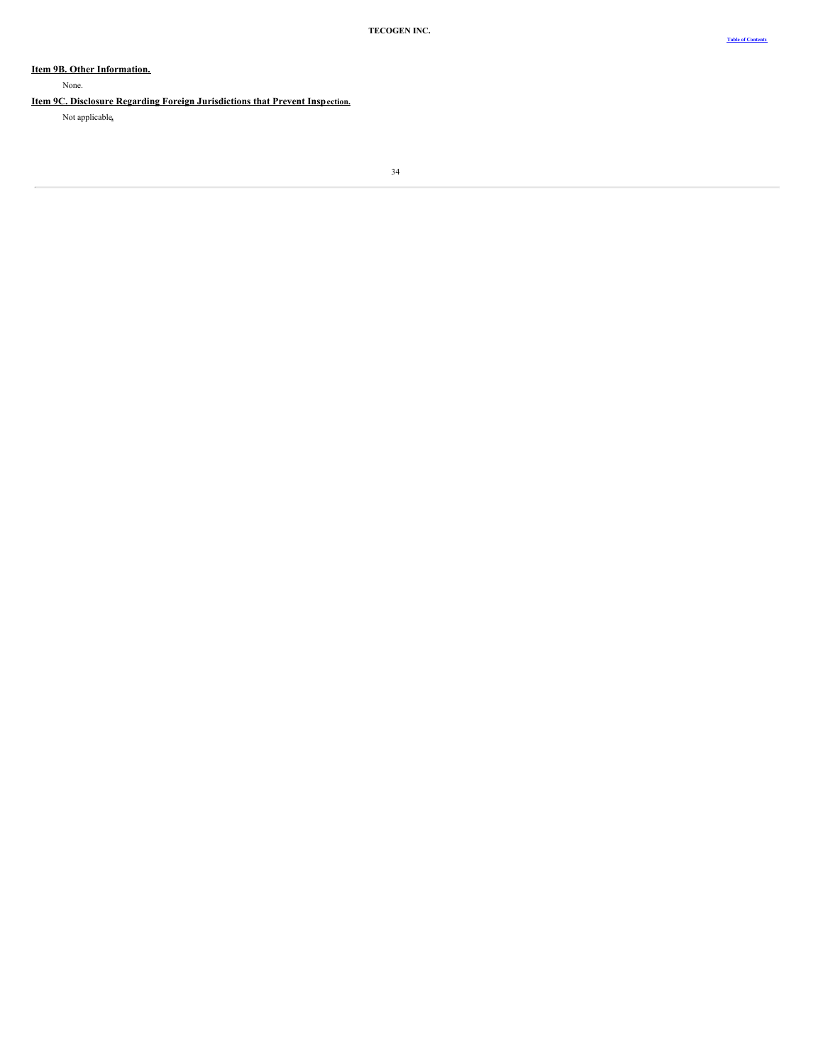## Item 9B. Other Information.

None.

## Item 9C. Disclosure Regarding Foreign Jurisdictions that Prevent Inspection.

Not applicable.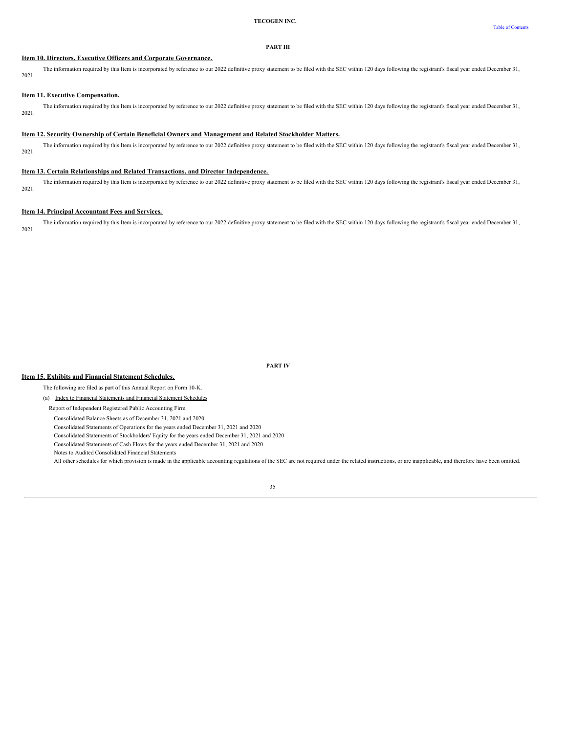## PART III

### Item 10. Directors, Executive Officers and Corporate Governance.

The information required by this Item is incorporated by reference to our 2022 definitive proxy statement to be filed with the SEC within 120 days following the registrant's fiscal year ended December 31, 2021.

### Item 11. Executive Compensation.

The information required by this Item is incorporated by reference to our 2022 definitive proxy statement to be filed with the SEC within 120 days following the registrant's fiscal year ended December 31, 2021.

### Item 12. Security Ownership of Certain Beneficial Owners and Management and Related Stockholder Matters.

The information required by this Item is incorporated by reference to our 2022 definitive proxy statement to be filed with the SEC within 120 days following the registrant's fiscal year ended December 31, 2021.

### Item 13. Certain Relationships and Related Transactions, and Director Independence.

The information required by this Item is incorporated by reference to our 2022 definitive proxy statement to be filed with the SEC within 120 days following the registrant's fiscal year ended December 31, 2021.

### Item 14. Principal Accountant Fees and Services.

The information required by this Item is incorporated by reference to our 2022 definitive proxy statement to be filed with the SEC within 120 days following the registrant's fiscal year ended December 31, 2021.

## PART IV

### Item 15. Exhibits and Financial Statement Schedules.

The following are filed as part of this Annual Report on Form 10-K.

(a) Index to Financial Statements and Financial Statement Schedules

Report of Independent Registered Public Accounting Firm

Consolidated Balance Sheets as of December 31, 2021 and 2020

Consolidated Statements of Operations for the years ended December 31, 2021 and 2020

Consolidated Statements of Stockholders' Equity for the years ended December 31, 2021 and 2020

Consolidated Statements of Cash Flows for the years ended December 31, 2021 and 2020

Notes to Audited Consolidated Financial Statements

All other schedules for which provision is made in the applicable accounting regulations of the SEC are not required under the related instructions, or are inapplicable, and therefore have been omitted.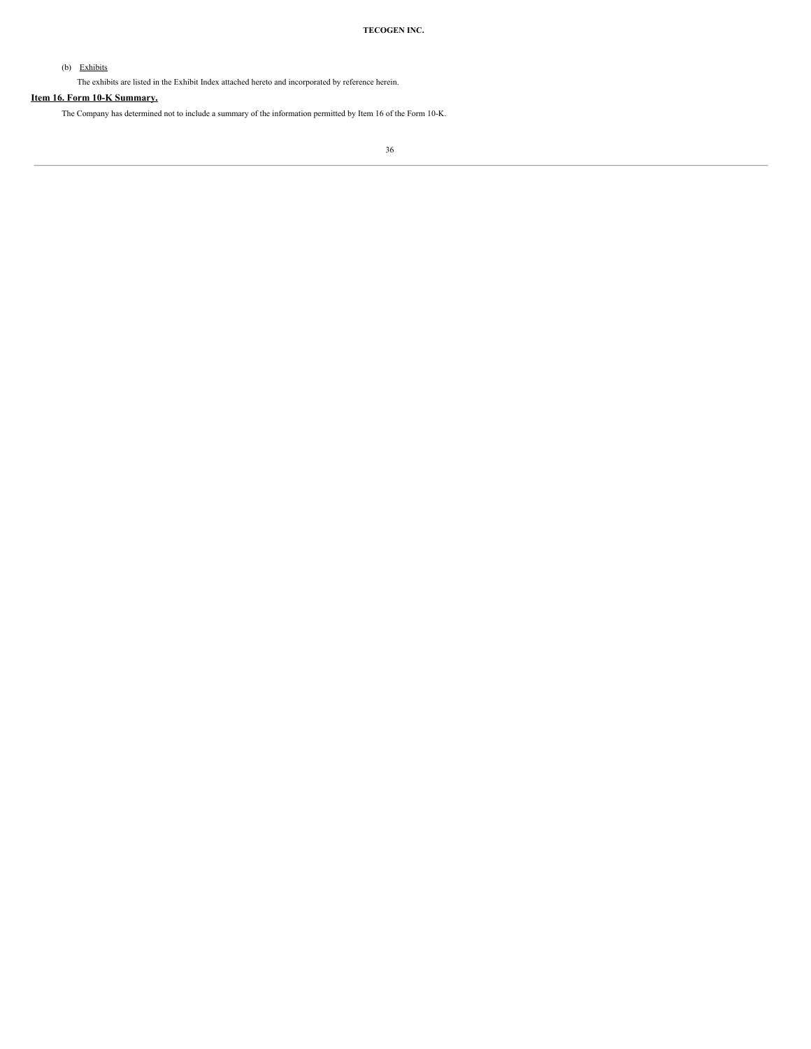(b) Exhibits

The exhibits are listed in the Exhibit Index attached hereto and incorporated by reference herein.

## Item 16. Form 10-K Summary.

The Company has determined not to include a summary of the information permitted by Item 16 of the Form 10-K.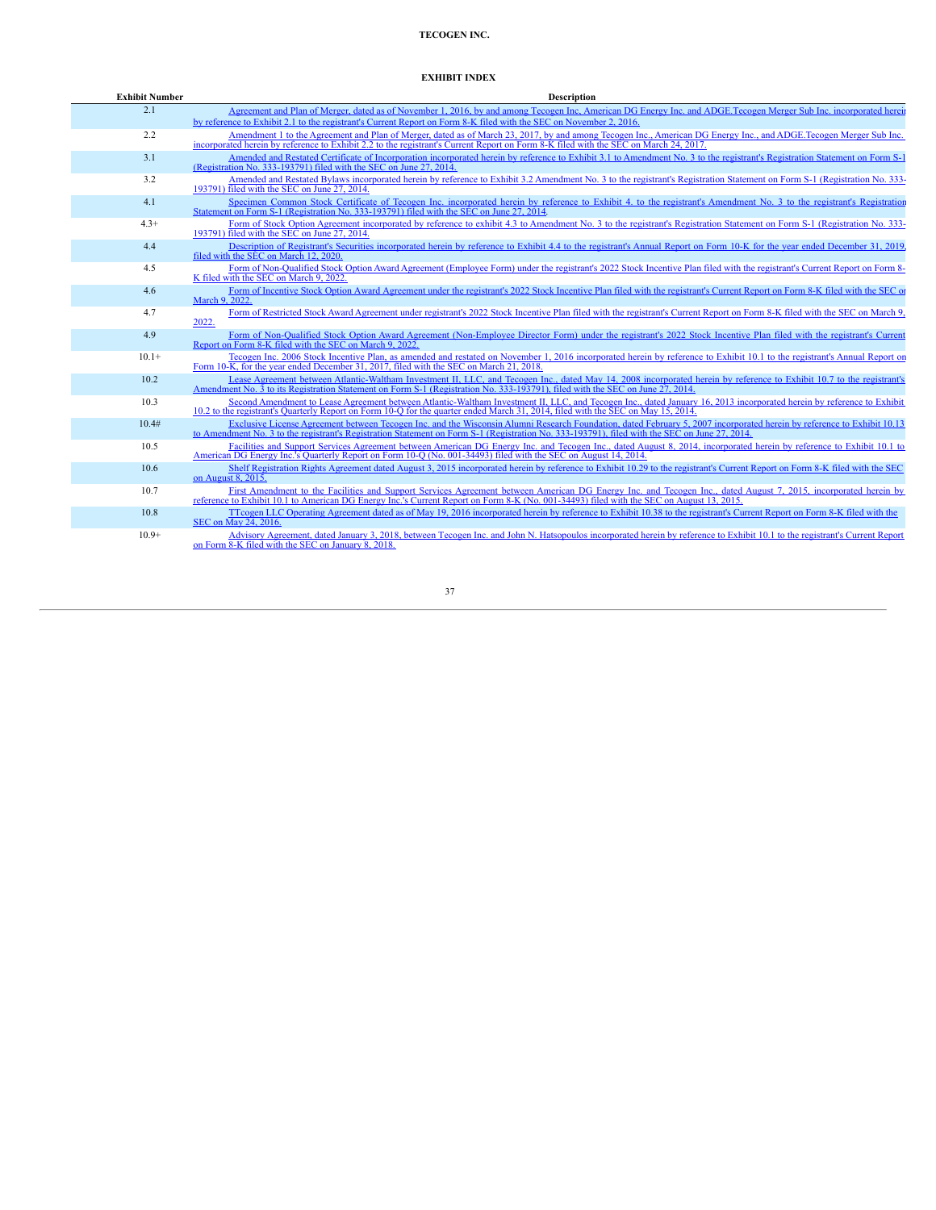**TECOGEN INC.**

**EXHIBIT INDEX**

| Exhibit Number | Description |
|---|---|
| 2.1 | Agreement and Plan of Merger, dated as of November 1, 2016, by and among Tecogen Inc, American DG Energy Inc. and ADGE.Tecogen Merger Sub Inc. incorporated herein by reference to Exhibit 2.1 to the registrant's Current Report on Form 8-K filed with the SEC on November 2, 2016. |
| 2.2 | Amendment 1 to the Agreement and Plan of Merger, dated as of March 23, 2017, by and among Tecogen Inc., American DG Energy Inc., and ADGE.Tecogen Merger Sub Inc. incorporated herein by reference to Exhibit 2.2 to the registrant's Current Report on Form 8-K filed with the SEC on March 24, 2017. |
| 3.1 | Amended and Restated Certificate of Incorporation incorporated herein by reference to Exhibit 3.1 to Amendment No. 3 to the registrant's Registration Statement on Form S-1 (Registration No. 333-193791) filed with the SEC on June 27, 2014. |
| 3.2 | Amended and Restated Bylaws incorporated herein by reference to Exhibit 3.2 Amendment No. 3 to the registrant's Registration Statement on Form S-1 (Registration No. 333-193791) filed with the SEC on June 27, 2014. |
| 4.1 | Specimen Common Stock Certificate of Tecogen Inc. incorporated herein by reference to Exhibit 4. to the registrant's Amendment No. 3 to the registrant's Registration Statement on Form S-1 (Registration No. 333-193791) filed with the SEC on June 27, 2014. |
| 4.3+ | Form of Stock Option Agreement incorporated by reference to exhibit 4.3 to Amendment No. 3 to the registrant's Registration Statement on Form S-1 (Registration No. 333-193791) filed with the SEC on June 27, 2014. |
| 4.4 | Description of Registrant's Securities incorporated herein by reference to Exhibit 4.4 to the registrant's Annual Report on Form 10-K for the year ended December 31, 2019, filed with the SEC on March 12, 2020. |
| 4.5 | Form of Non-Qualified Stock Option Award Agreement (Employee Form) under the registrant's 2022 Stock Incentive Plan filed with the registrant's Current Report on Form 8-K filed with the SEC on March 9, 2022. |
| 4.6 | Form of Incentive Stock Option Award Agreement under the registrant's 2022 Stock Incentive Plan filed with the registrant's Current Report on Form 8-K filed with the SEC on March 9, 2022. |
| 4.7 | Form of Restricted Stock Award Agreement under registrant's 2022 Stock Incentive Plan filed with the registrant's Current Report on Form 8-K filed with the SEC on March 9, 2022. |
| 4.9 | Form of Non-Qualified Stock Option Award Agreement (Non-Employee Director Form) under the registrant's 2022 Stock Incentive Plan filed with the registrant's Current Report on Form 8-K filed with the SEC on March 9, 2022. |
| 10.1+ | Tecogen Inc. 2006 Stock Incentive Plan, as amended and restated on November 1, 2016 incorporated herein by reference to Exhibit 10.1 to the registrant's Annual Report on Form 10-K, for the year ended December 31, 2017, filed with the SEC on March 21, 2018. |
| 10.2 | Lease Agreement between Atlantic-Waltham Investment II, LLC, and Tecogen Inc., dated May 14, 2008 incorporated herein by reference to Exhibit 10.7 to the registrant's Amendment No. 3 to its Registration Statement on Form S-1 (Registration No. 333-193791), filed with the SEC on June 27, 2014. |
| 10.3 | Second Amendment to Lease Agreement between Atlantic-Waltham Investment II, LLC, and Tecogen Inc., dated January 16, 2013 incorporated herein by reference to Exhibit 10.2 to the registrant's Quarterly Report on Form 10-Q for the quarter ended March 31, 2014, filed with the SEC on May 15, 2014. |
| 10.4# | Exclusive License Agreement between Tecogen Inc. and the Wisconsin Alumni Research Foundation, dated February 5, 2007 incorporated herein by reference to Exhibit 10.13 to Amendment No. 3 to the registrant's Registration Statement on Form S-1 (Registration No. 333-193791), filed with the SEC on June 27, 2014. |
| 10.5 | Facilities and Support Services Agreement between American DG Energy Inc. and Tecogen Inc., dated August 8, 2014, incorporated herein by reference to Exhibit 10.1 to American DG Energy Inc.'s Quarterly Report on Form 10-Q (No. 001-34493) filed with the SEC on August 14, 2014. |
| 10.6 | Shelf Registration Rights Agreement dated August 3, 2015 incorporated herein by reference to Exhibit 10.29 to the registrant's Current Report on Form 8-K filed with the SEC on August 8, 2015. |
| 10.7 | First Amendment to the Facilities and Support Services Agreement between American DG Energy Inc. and Tecogen Inc., dated August 7, 2015, incorporated herein by reference to Exhibit 10.1 to American DG Energy Inc.'s Current Report on Form 8-K (No. 001-34493) filed with the SEC on August 13, 2015. |
| 10.8 | TTcogen LLC Operating Agreement dated as of May 19, 2016 incorporated herein by reference to Exhibit 10.38 to the registrant's Current Report on Form 8-K filed with the SEC on May 24, 2016. |
| 10.9+ | Advisory Agreement, dated January 3, 2018, between Tecogen Inc. and John N. Hatsopoulos incorporated herein by reference to Exhibit 10.1 to the registrant's Current Report on Form 8-K filed with the SEC on January 8, 2018. |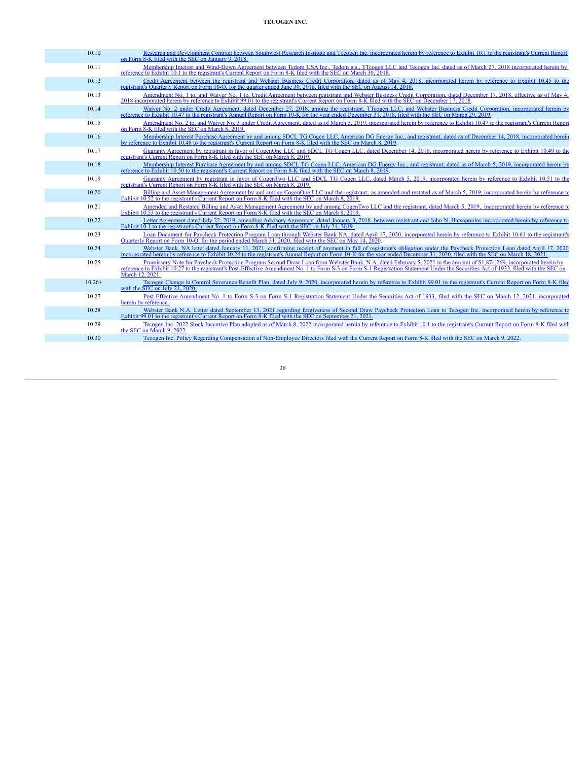| | |
|---|---|
| 10.10 | Research and Development Contract between Southwest Research Institute and Tecogen Inc. incorporated herein by reference to Exhibit 10.1 to the registrant's Current Report on Form 8-K filed with the SEC on January 9, 2018. |
| 10.11 | Membership Interest and Wind-Down Agreement between Tedom USA Inc., Tedom a.s., TTcogen LLC and Tecogen Inc. dated as of March 27, 2018 incorporated herein by reference to Exhibit 10.1 to the registrant's Current Report on Form 8-K filed with the SEC on March 30, 2018. |
| 10.12 | Credit Agreement between the registrant and Webster Business Credit Corporation, dated as of May 4, 2018, incorporated herein by reference to Exhibit 10.45 to the registrant's Quarterly Report on Form 10-Q, for the quarter ended June 30, 2018, filed with the SEC on August 14, 2018. |
| 10.13 | Amendment No. 1 to, and Waiver No. 1 to, Credit Agreement between registrant and Webster Business Credit Corporation, dated December 17, 2018, effective as of May 4, 2018 incorporated herein by reference to Exhibit 99.01 to the registrant's Current Report on Form 8-K filed with the SEC on December 17, 2018. |
| 10.14 | Waiver No. 2 under Credit Agreement, dated December 27, 2018, among the registrant, TTcogen LLC, and Webster Business Credit Corporation, incorporated herein by reference to Exhibit 10.47 to the registrant's Annual Report on Form 10-K for the year ended December 31, 2018, filed with the SEC on March 29, 2019. |
| 10.15 | Amendment No. 2 to, and Waiver No. 3 under Credit Agreement, dated as of March 5, 2019, incorporated herein by reference to Exhibit 10.47 to the registrant's Current Report on Form 8-K filed with the SEC on March 8, 2019. |
| 10.16 | Membership Interest Purchase Agreement by and among SDCL TG Cogen LLC, American DG Energy Inc., and registrant, dated as of December 14, 2018, incorporated herein by reference to Exhibit 10.48 to the registrant's Current Report on Form 8-K filed with the SEC on March 8, 2019. |
| 10.17 | Guaranty Agreement by registrant in favor of CogenOne LLC and SDCL TG Cogen LLC, dated December 14, 2018, incorporated herein by reference to Exhibit 10.49 to the registrant's Current Report on Form 8-K filed with the SEC on March 8, 2019. |
| 10.18 | Membership Interest Purchase Agreement by and among SDCL TG Cogen LLC, American DG Energy Inc., and registrant, dated as of March 5, 2019, incorporated herein by reference to Exhibit 10.50 to the registrant's Current Report on Form 8-K filed with the SEC on March 8, 2019. |
| 10.19 | Guaranty Agreement by registrant in favor of CogenTwo LLC and SDCL TG Cogen LLC, dated March 5, 2019, incorporated herein by reference to Exhibit 10.51 to the registrant's Current Report on Form 8-K filed with the SEC on March 8, 2019. |
| 10.20 | Billing and Asset Management Agreement by and among CogenOne LLC and the registrant, as amended and restated as of March 5, 2019, incorporated herein by reference to Exhibit 10.52 to the registrant's Current Report on Form 8-K filed with the SEC on March 8, 2019. |
| 10.21 | Amended and Restated Billing and Asset Management Agreement by and among CogenTwo LLC and the registrant, dated March 5, 2019, incorporated herein by reference to Exhibit 10.53 to the registrant's Current Report on Form 8-K filed with the SEC on March 8, 2019. |
| 10.22 | Letter Agreement dated July 22, 2019, amending Advisory Agreement, dated January 3, 2018, between registrant and John N. Hatsopoulos incorporated herein by reference to Exhibit 10.1 to the registrant's Current Report on Form 8-K filed with the SEC on July 24, 2019. |
| 10.23 | Loan Document for Paycheck Protection Program Loan through Webster Bank NA, dated April 17, 2020, incorporated herein by reference to Exhibit 10.61 to the registrant's Quarterly Report on Form 10-Q, for the period ended March 31, 2020, filed with the SEC on May 14, 2020. |
| 10.24 | Webster Bank, NA letter dated January 11, 2021, confirming receipt of payment in full of registrant's obligation under the Paycheck Protection Loan dated April 17, 2020 incorporated herein by reference to Exhibit 10.24 to the registrant's Annual Report on Form 10-K for the year ended December 31, 2020, filed with the SEC on March 18, 2021. |
| 10.25 | Promissory Note for Paycheck Protection Program Second Draw Loan from Webster Bank, N.A. dated February 5, 2021 in the amount of $1,874,269, incorporated herein by reference to Exhibit 10.27 to the registrant's Post-Effective Amendment No. 1 to Form S-3 on Form S-1 Registration Statement Under the Securities Act of 1933, filed with the SEC on March 12, 2021. |
| 10.26+ | Tecogen Change in Control Severance Benefit Plan, dated July 9, 2020, incorporated herein by reference to Exhibit 99.01 to the registrant's Current Report on Form 8-K filed with the SEC on July 21, 2020. |
| 10.27 | Post-Effective Amendment No. 1 to Form S-3 on Form S-1 Registration Statement Under the Securities Act of 1933, filed with the SEC on March 12, 2021, incorporated herein by reference. |
| 10.28 | Webster Bank N.A. Letter dated September 13, 2021 regarding forgiveness of Second Draw Paycheck Protection Loan to Tecogen Inc. incorporated herein by reference to Exhibit 99.01 to the registrant's Current Report on Form 8-K filed with the SEC on September 21, 2021. |
| 10.29 | Tecogen Inc. 2022 Stock Incentive Plan adopted as of March 8, 2022 incorporated herein by reference to Exhibit 10.1 to the registrant's Current Report on Form 8-K filed with the SEC on March 9, 2022. |
| 10.30 | Tecogen Inc. Policy Regarding Compensation of Non-Employee Directors filed with the Current Report on Form 8-K filed with the SEC on March 9, 2022. |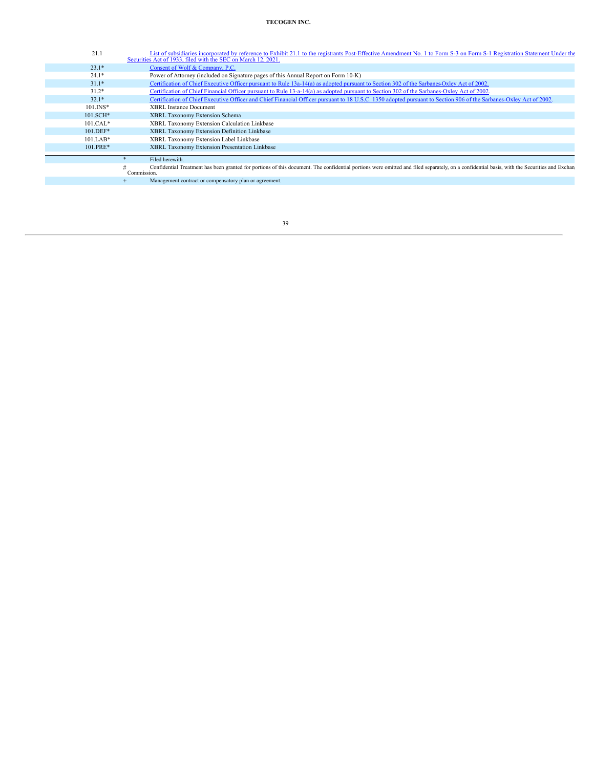| | |
|---|---|
| 21.1 | List of subsidiaries incorporated by reference to Exhibit 21.1 to the registrants Post-Effective Amendment No. 1 to Form S-3 on Form S-1 Registration Statement Under the Securities Act of 1933, filed with the SEC on March 12, 2021. |
| 23.1* | Consent of Wolf & Company, P.C. |
| 24.1* | Power of Attorney (included on Signature pages of this Annual Report on Form 10-K) |
| 31.1* | Certification of Chief Executive Officer pursuant to Rule 13a-14(a) as adopted pursuant to Section 302 of the Sarbanes-Oxley Act of 2002. |
| 31.2* | Certification of Chief Financial Officer pursuant to Rule 13-a-14(a) as adopted pursuant to Section 302 of the Sarbanes-Oxley Act of 2002. |
| 32.1* | Certification of Chief Executive Officer and Chief Financial Officer pursuant to 18 U.S.C. 1350 adopted pursuant to Section 906 of the Sarbanes-Oxley Act of 2002. |
| 101.INS* | XBRL Instance Document |
| 101.SCH* | XBRL Taxonomy Extension Schema |
| 101.CAL* | XBRL Taxonomy Extension Calculation Linkbase |
| 101.DEF* | XBRL Taxonomy Extension Definition Linkbase |
| 101.LAB* | XBRL Taxonomy Extension Label Linkbase |
| 101.PRE* | XBRL Taxonomy Extension Presentation Linkbase |

\* Filed herewith.

\# Confidential Treatment has been granted for portions of this document. The confidential portions were omitted and filed separately, on a confidential basis, with the Securities and Exchange Commission.

\+ Management contract or compensatory plan or agreement.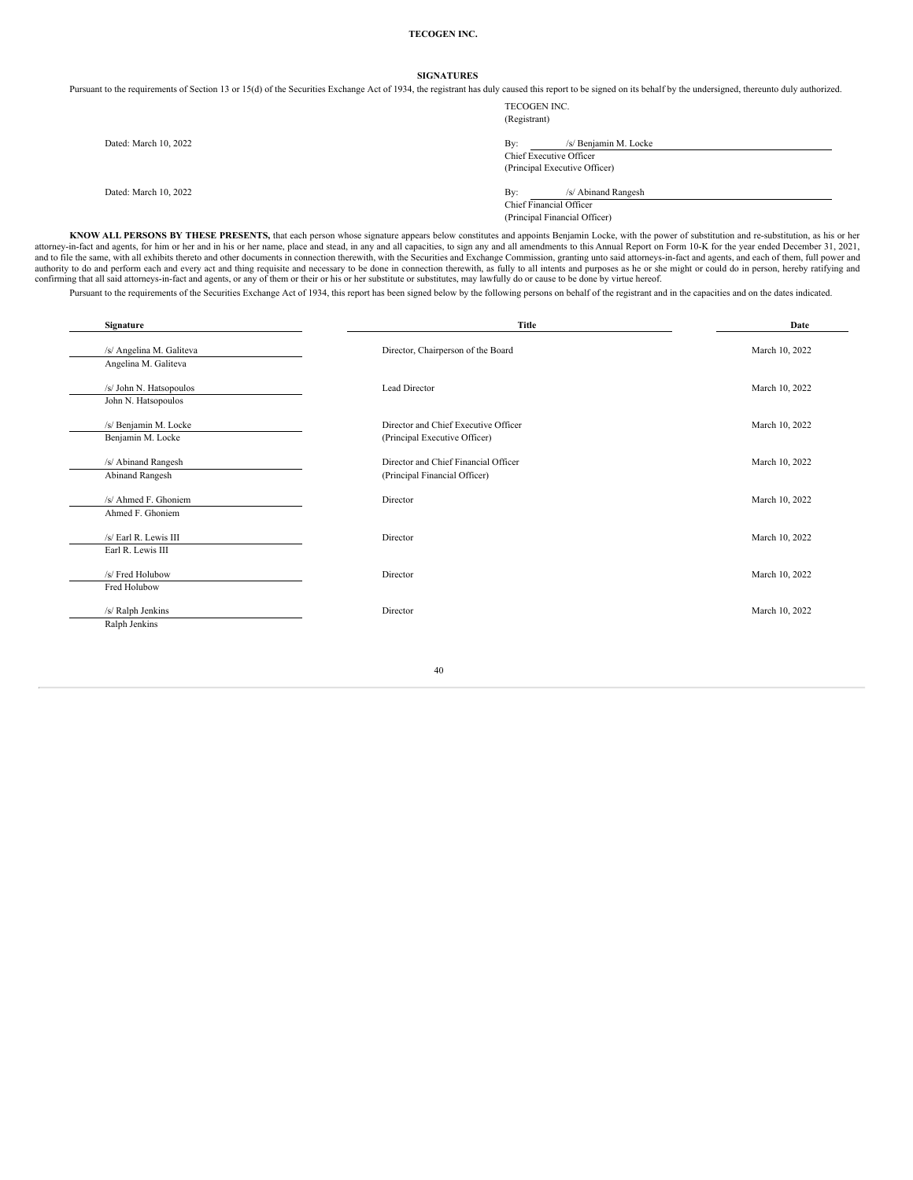**TECOGEN INC.**

## SIGNATURES

Pursuant to the requirements of Section 13 or 15(d) of the Securities Exchange Act of 1934, the registrant has duly caused this report to be signed on its behalf by the undersigned, thereunto duly authorized.

TECOGEN INC.
(Registrant)

Dated: March 10, 2022

By: /s/ Benjamin M. Locke
Chief Executive Officer
(Principal Executive Officer)

Dated: March 10, 2022

By: /s/ Abinand Rangesh
Chief Financial Officer
(Principal Financial Officer)

**KNOW ALL PERSONS BY THESE PRESENTS,** that each person whose signature appears below constitutes and appoints Benjamin Locke, with the power of substitution and re-substitution, as his or her attorney-in-fact and agents, for him or her and in his or her name, place and stead, in any and all capacities, to sign any and all amendments to this Annual Report on Form 10-K for the year ended December 31, 2021, and to file the same, with all exhibits thereto and other documents in connection therewith, with the Securities and Exchange Commission, granting unto said attorneys-in-fact and agents, and each of them, full power and authority to do and perform each and every act and thing requisite and necessary to be done in connection therewith, as fully to all intents and purposes as he or she might or could do in person, hereby ratifying and confirming that all said attorneys-in-fact and agents, or any of them or their or his or her substitute or substitutes, may lawfully do or cause to be done by virtue hereof.

Pursuant to the requirements of the Securities Exchange Act of 1934, this report has been signed below by the following persons on behalf of the registrant and in the capacities and on the dates indicated.

| Signature | Title | Date |
|---|---|---|
| /s/ Angelina M. Galiteva<br>Angelina M. Galiteva | Director, Chairperson of the Board | March 10, 2022 |
| /s/ John N. Hatsopoulos<br>John N. Hatsopoulos | Lead Director | March 10, 2022 |
| /s/ Benjamin M. Locke<br>Benjamin M. Locke | Director and Chief Executive Officer<br>(Principal Executive Officer) | March 10, 2022 |
| /s/ Abinand Rangesh<br>Abinand Rangesh | Director and Chief Financial Officer<br>(Principal Financial Officer) | March 10, 2022 |
| /s/ Ahmed F. Ghoniem<br>Ahmed F. Ghoniem | Director | March 10, 2022 |
| /s/ Earl R. Lewis III<br>Earl R. Lewis III | Director | March 10, 2022 |
| /s/ Fred Holubow<br>Fred Holubow | Director | March 10, 2022 |
| /s/ Ralph Jenkins<br>Ralph Jenkins | Director | March 10, 2022 |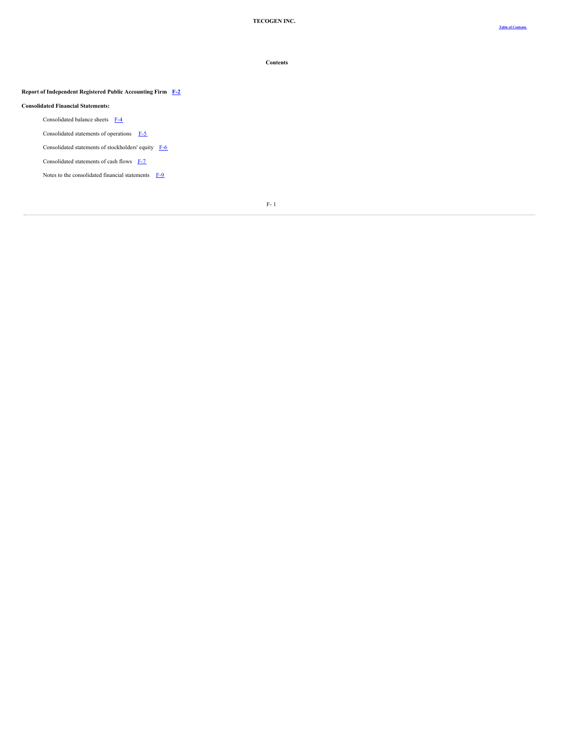**TECOGEN INC.**

**Contents**

**Report of Independent Registered Public Accounting Firm F-2**

**Consolidated Financial Statements:**

Consolidated balance sheets F-4

Consolidated statements of operations F-5

Consolidated statements of stockholders' equity F-6

Consolidated statements of cash flows F-7

Notes to the consolidated financial statements F-9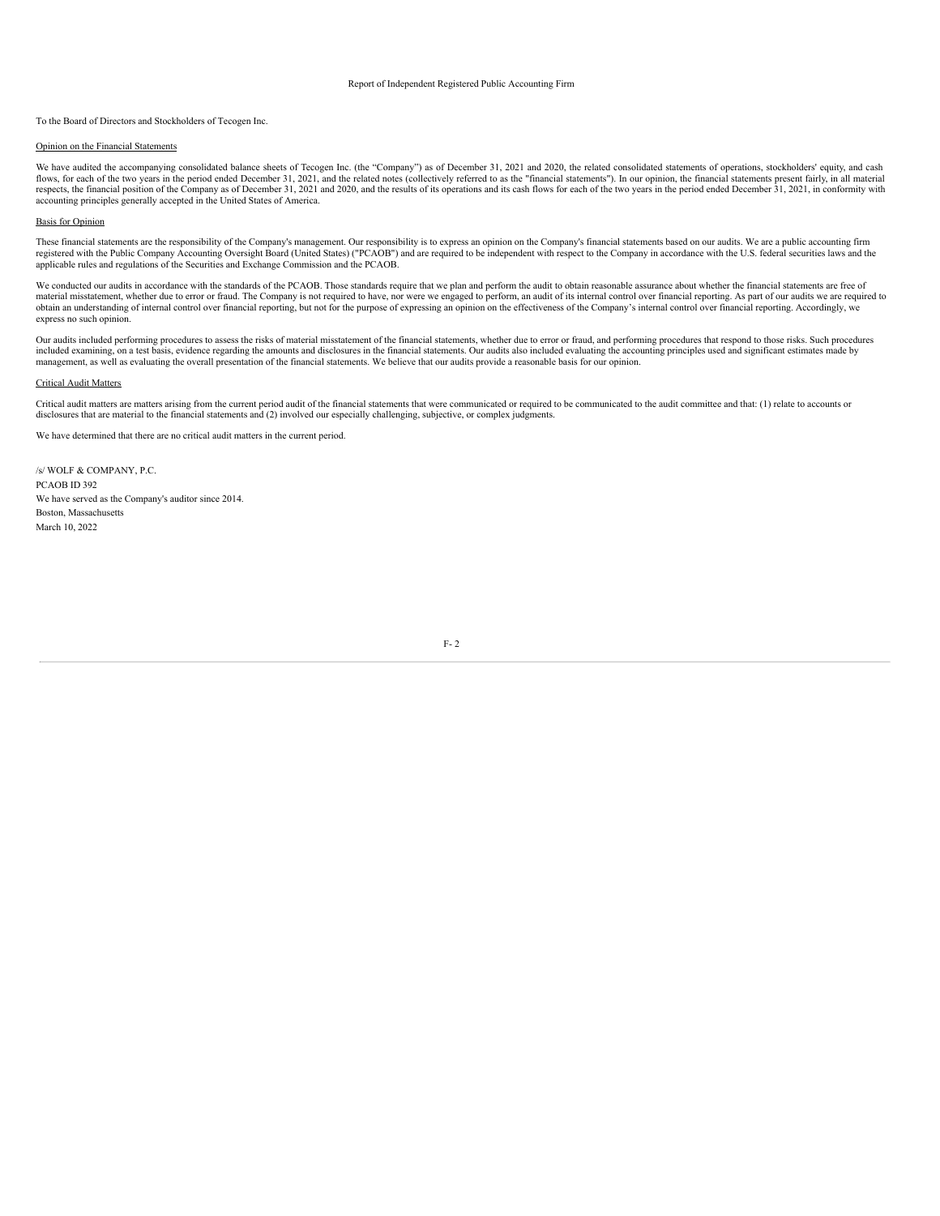# Report of Independent Registered Public Accounting Firm

To the Board of Directors and Stockholders of Tecogen Inc.

## Opinion on the Financial Statements

We have audited the accompanying consolidated balance sheets of Tecogen Inc. (the "Company") as of December 31, 2021 and 2020, the related consolidated statements of operations, stockholders' equity, and cash flows, for each of the two years in the period ended December 31, 2021, and the related notes (collectively referred to as the "financial statements"). In our opinion, the financial statements present fairly, in all material respects, the financial position of the Company as of December 31, 2021 and 2020, and the results of its operations and its cash flows for each of the two years in the period ended December 31, 2021, in conformity with accounting principles generally accepted in the United States of America.

## Basis for Opinion

These financial statements are the responsibility of the Company's management. Our responsibility is to express an opinion on the Company's financial statements based on our audits. We are a public accounting firm registered with the Public Company Accounting Oversight Board (United States) ("PCAOB") and are required to be independent with respect to the Company in accordance with the U.S. federal securities laws and the applicable rules and regulations of the Securities and Exchange Commission and the PCAOB.

We conducted our audits in accordance with the standards of the PCAOB. Those standards require that we plan and perform the audit to obtain reasonable assurance about whether the financial statements are free of material misstatement, whether due to error or fraud. The Company is not required to have, nor were we engaged to perform, an audit of its internal control over financial reporting. As part of our audits we are required to obtain an understanding of internal control over financial reporting, but not for the purpose of expressing an opinion on the effectiveness of the Company's internal control over financial reporting. Accordingly, we express no such opinion.

Our audits included performing procedures to assess the risks of material misstatement of the financial statements, whether due to error or fraud, and performing procedures that respond to those risks. Such procedures included examining, on a test basis, evidence regarding the amounts and disclosures in the financial statements. Our audits also included evaluating the accounting principles used and significant estimates made by management, as well as evaluating the overall presentation of the financial statements. We believe that our audits provide a reasonable basis for our opinion.

## Critical Audit Matters

Critical audit matters are matters arising from the current period audit of the financial statements that were communicated or required to be communicated to the audit committee and that: (1) relate to accounts or disclosures that are material to the financial statements and (2) involved our especially challenging, subjective, or complex judgments.

We have determined that there are no critical audit matters in the current period.

/s/ WOLF & COMPANY, P.C.
PCAOB ID 392
We have served as the Company's auditor since 2014.
Boston, Massachusetts
March 10, 2022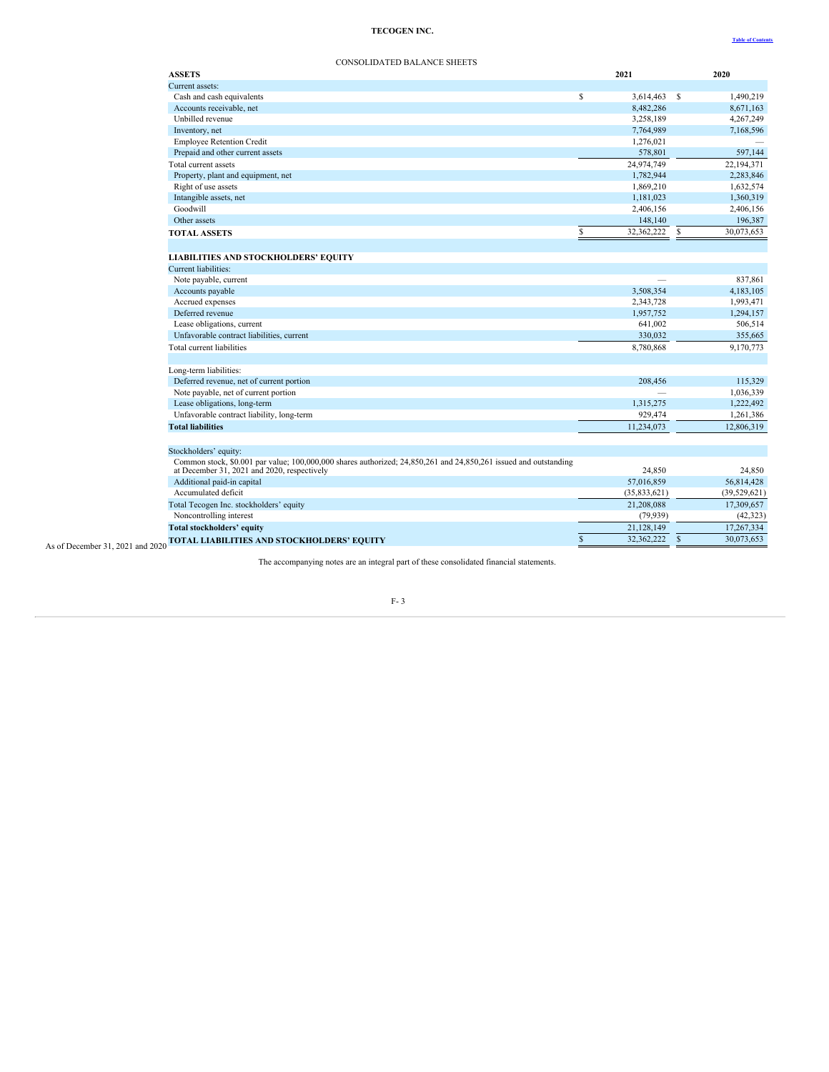**TECOGEN INC.**

CONSOLIDATED BALANCE SHEETS

As of December 31, 2021 and 2020

| ASSETS | 2021 | 2020 |
|---|---|---|
| Current assets: | | |
| Cash and cash equivalents | $ 3,614,463 | $ 1,490,219 |
| Accounts receivable, net | 8,482,286 | 8,671,163 |
| Unbilled revenue | 3,258,189 | 4,267,249 |
| Inventory, net | 7,764,989 | 7,168,596 |
| Employee Retention Credit | 1,276,021 | — |
| Prepaid and other current assets | 578,801 | 597,144 |
| Total current assets | 24,974,749 | 22,194,371 |
| Property, plant and equipment, net | 1,782,944 | 2,283,846 |
| Right of use assets | 1,869,210 | 1,632,574 |
| Intangible assets, net | 1,181,023 | 1,360,319 |
| Goodwill | 2,406,156 | 2,406,156 |
| Other assets | 148,140 | 196,387 |
| **TOTAL ASSETS** | $ 32,362,222 | $ 30,073,653 |
| | | |
| **LIABILITIES AND STOCKHOLDERS' EQUITY** | | |
| Current liabilities: | | |
| Note payable, current | — | 837,861 |
| Accounts payable | 3,508,354 | 4,183,105 |
| Accrued expenses | 2,343,728 | 1,993,471 |
| Deferred revenue | 1,957,752 | 1,294,157 |
| Lease obligations, current | 641,002 | 506,514 |
| Unfavorable contract liabilities, current | 330,032 | 355,665 |
| Total current liabilities | 8,780,868 | 9,170,773 |
| | | |
| Long-term liabilities: | | |
| Deferred revenue, net of current portion | 208,456 | 115,329 |
| Note payable, net of current portion | — | 1,036,339 |
| Lease obligations, long-term | 1,315,275 | 1,222,492 |
| Unfavorable contract liability, long-term | 929,474 | 1,261,386 |
| **Total liabilities** | 11,234,073 | 12,806,319 |
| | | |
| Stockholders' equity: | | |
| Common stock, $0.001 par value; 100,000,000 shares authorized; 24,850,261 and 24,850,261 issued and outstanding at December 31, 2021 and 2020, respectively | 24,850 | 24,850 |
| Additional paid-in capital | 57,016,859 | 56,814,428 |
| Accumulated deficit | (35,833,621) | (39,529,621) |
| Total Tecogen Inc. stockholders' equity | 21,208,088 | 17,309,657 |
| Noncontrolling interest | (79,939) | (42,323) |
| **Total stockholders' equity** | 21,128,149 | 17,267,334 |
| **TOTAL LIABILITIES AND STOCKHOLDERS' EQUITY** | $ 32,362,222 | $ 30,073,653 |

The accompanying notes are an integral part of these consolidated financial statements.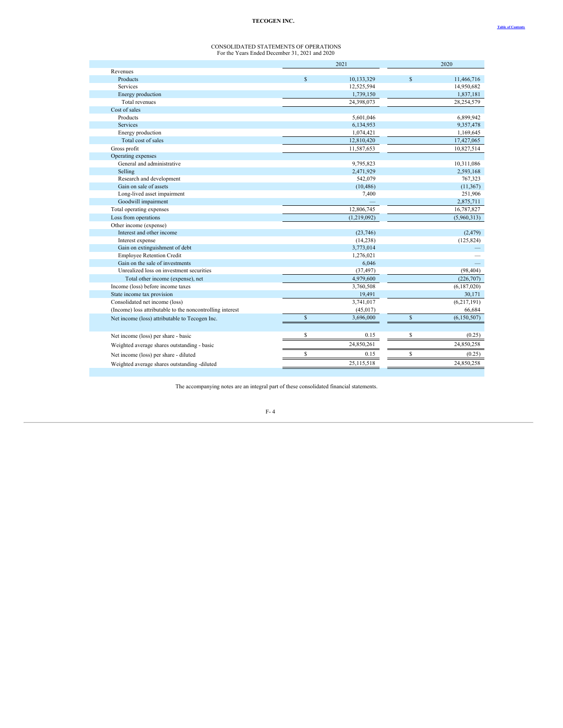# TECOGEN INC.

CONSOLIDATED STATEMENTS OF OPERATIONS
For the Years Ended December 31, 2021 and 2020

| | 2021 | 2020 |
|---|---|---|
| Revenues | | |
| Products | $ 10,133,329 | $ 11,466,716 |
| Services | 12,525,594 | 14,950,682 |
| Energy production | 1,739,150 | 1,837,181 |
| Total revenues | 24,398,073 | 28,254,579 |
| Cost of sales | | |
| Products | 5,601,046 | 6,899,942 |
| Services | 6,134,953 | 9,357,478 |
| Energy production | 1,074,421 | 1,169,645 |
| Total cost of sales | 12,810,420 | 17,427,065 |
| Gross profit | 11,587,653 | 10,827,514 |
| Operating expenses | | |
| General and administrative | 9,795,823 | 10,311,086 |
| Selling | 2,471,929 | 2,593,168 |
| Research and development | 542,079 | 767,323 |
| Gain on sale of assets | (10,486) | (11,367) |
| Long-lived asset impairment | 7,400 | 251,906 |
| Goodwill impairment | — | 2,875,711 |
| Total operating expenses | 12,806,745 | 16,787,827 |
| Loss from operations | (1,219,092) | (5,960,313) |
| Other income (expense) | | |
| Interest and other income | (23,746) | (2,479) |
| Interest expense | (14,238) | (125,824) |
| Gain on extinguishment of debt | 3,773,014 | — |
| Employee Retention Credit | 1,276,021 | — |
| Gain on the sale of investments | 6,046 | — |
| Unrealized loss on investment securities | (37,497) | (98,404) |
| Total other income (expense), net | 4,979,600 | (226,707) |
| Income (loss) before income taxes | 3,760,508 | (6,187,020) |
| State income tax provision | 19,491 | 30,171 |
| Consolidated net income (loss) | 3,741,017 | (6,217,191) |
| (Income) loss attributable to the noncontrolling interest | (45,017) | 66,684 |
| Net income (loss) attributable to Tecogen Inc. | $ 3,696,000 | $ (6,150,507) |
| | | |
| Net income (loss) per share - basic | $ 0.15 | $ (0.25) |
| Weighted average shares outstanding - basic | 24,850,261 | 24,850,258 |
| Net income (loss) per share - diluted | $ 0.15 | $ (0.25) |
| Weighted average shares outstanding -diluted | 25,115,518 | 24,850,258 |

The accompanying notes are an integral part of these consolidated financial statements.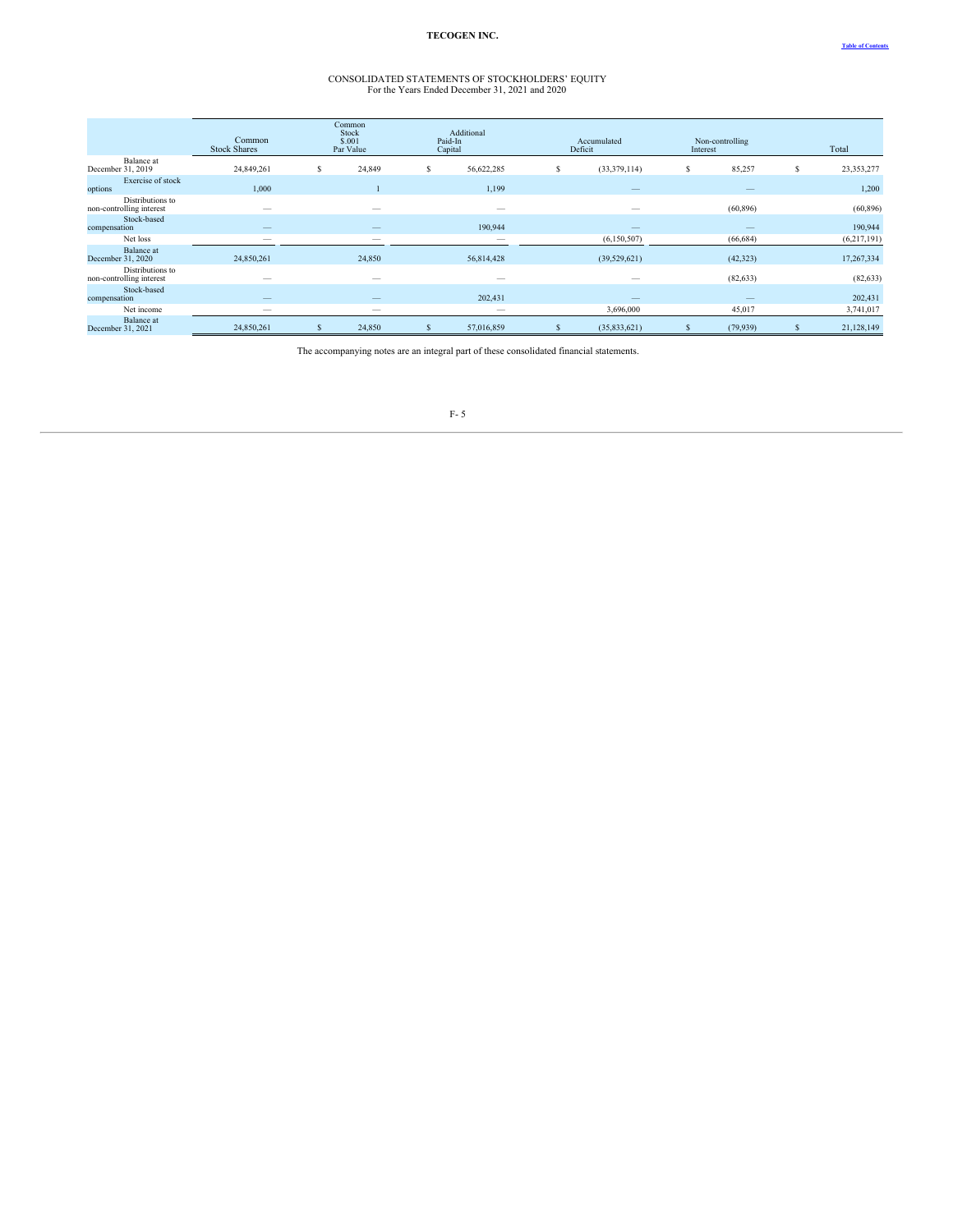# TECOGEN INC.

## CONSOLIDATED STATEMENTS OF STOCKHOLDERS' EQUITY
For the Years Ended December 31, 2021 and 2020

| | Common Stock Shares | Common Stock $.001 Par Value | Additional Paid-In Capital | Accumulated Deficit | Non-controlling Interest | Total |
|---|---|---|---|---|---|---|
| Balance at December 31, 2019 | 24,849,261 | $ 24,849 | $ 56,622,285 | $ (33,379,114) | $ 85,257 | $ 23,353,277 |
| Exercise of stock options | 1,000 | 1 | 1,199 | — | — | 1,200 |
| Distributions to non-controlling interest | — | — | — | — | (60,896) | (60,896) |
| Stock-based compensation | — | — | 190,944 | — | — | 190,944 |
| Net loss | — | — | — | (6,150,507) | (66,684) | (6,217,191) |
| Balance at December 31, 2020 | 24,850,261 | 24,850 | 56,814,428 | (39,529,621) | (42,323) | 17,267,334 |
| Distributions to non-controlling interest | — | — | — | — | (82,633) | (82,633) |
| Stock-based compensation | — | — | 202,431 | — | — | 202,431 |
| Net income | — | — | — | 3,696,000 | 45,017 | 3,741,017 |
| Balance at December 31, 2021 | 24,850,261 | $ 24,850 | $ 57,016,859 | $ (35,833,621) | $ (79,939) | $ 21,128,149 |

The accompanying notes are an integral part of these consolidated financial statements.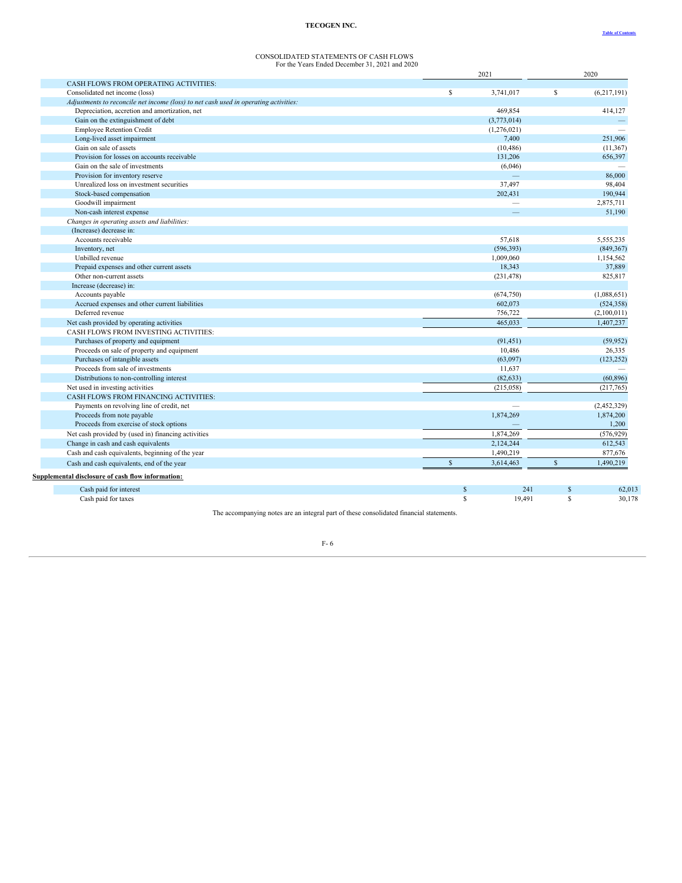# TECOGEN INC.

## CONSOLIDATED STATEMENTS OF CASH FLOWS
For the Years Ended December 31, 2021 and 2020

| | 2021 | 2020 |
|---|---|---|
| CASH FLOWS FROM OPERATING ACTIVITIES: | | |
| Consolidated net income (loss) | $ 3,741,017 | $ (6,217,191) |
| *Adjustments to reconcile net income (loss) to net cash used in operating activities:* | | |
| Depreciation, accretion and amortization, net | 469,854 | 414,127 |
| Gain on the extinguishment of debt | (3,773,014) | — |
| Employee Retention Credit | (1,276,021) | — |
| Long-lived asset impairment | 7,400 | 251,906 |
| Gain on sale of assets | (10,486) | (11,367) |
| Provision for losses on accounts receivable | 131,206 | 656,397 |
| Gain on the sale of investments | (6,046) | — |
| Provision for inventory reserve | — | 86,000 |
| Unrealized loss on investment securities | 37,497 | 98,404 |
| Stock-based compensation | 202,431 | 190,944 |
| Goodwill impairment | — | 2,875,711 |
| Non-cash interest expense | — | 51,190 |
| *Changes in operating assets and liabilities:* | | |
| (Increase) decrease in: | | |
| Accounts receivable | 57,618 | 5,555,235 |
| Inventory, net | (596,393) | (849,367) |
| Unbilled revenue | 1,009,060 | 1,154,562 |
| Prepaid expenses and other current assets | 18,343 | 37,889 |
| Other non-current assets | (231,478) | 825,817 |
| Increase (decrease) in: | | |
| Accounts payable | (674,750) | (1,088,651) |
| Accrued expenses and other current liabilities | 602,073 | (524,358) |
| Deferred revenue | 756,722 | (2,100,011) |
| Net cash provided by operating activities | 465,033 | 1,407,237 |
| CASH FLOWS FROM INVESTING ACTIVITIES: | | |
| Purchases of property and equipment | (91,451) | (59,952) |
| Proceeds on sale of property and equipment | 10,486 | 26,335 |
| Purchases of intangible assets | (63,097) | (123,252) |
| Proceeds from sale of investments | 11,637 | — |
| Distributions to non-controlling interest | (82,633) | (60,896) |
| Net used in investing activities | (215,058) | (217,765) |
| CASH FLOWS FROM FINANCING ACTIVITIES: | | |
| Payments on revolving line of credit, net | — | (2,452,329) |
| Proceeds from note payable | 1,874,269 | 1,874,200 |
| Proceeds from exercise of stock options | — | 1,200 |
| Net cash provided by (used in) financing activities | 1,874,269 | (576,929) |
| Change in cash and cash equivalents | 2,124,244 | 612,543 |
| Cash and cash equivalents, beginning of the year | 1,490,219 | 877,676 |
| Cash and cash equivalents, end of the year | $ 3,614,463 | $ 1,490,219 |

**Supplemental disclosure of cash flow information:**

| | 2021 | 2020 |
|---|---|---|
| Cash paid for interest | $ 241 | $ 62,013 |
| Cash paid for taxes | $ 19,491 | $ 30,178 |

The accompanying notes are an integral part of these consolidated financial statements.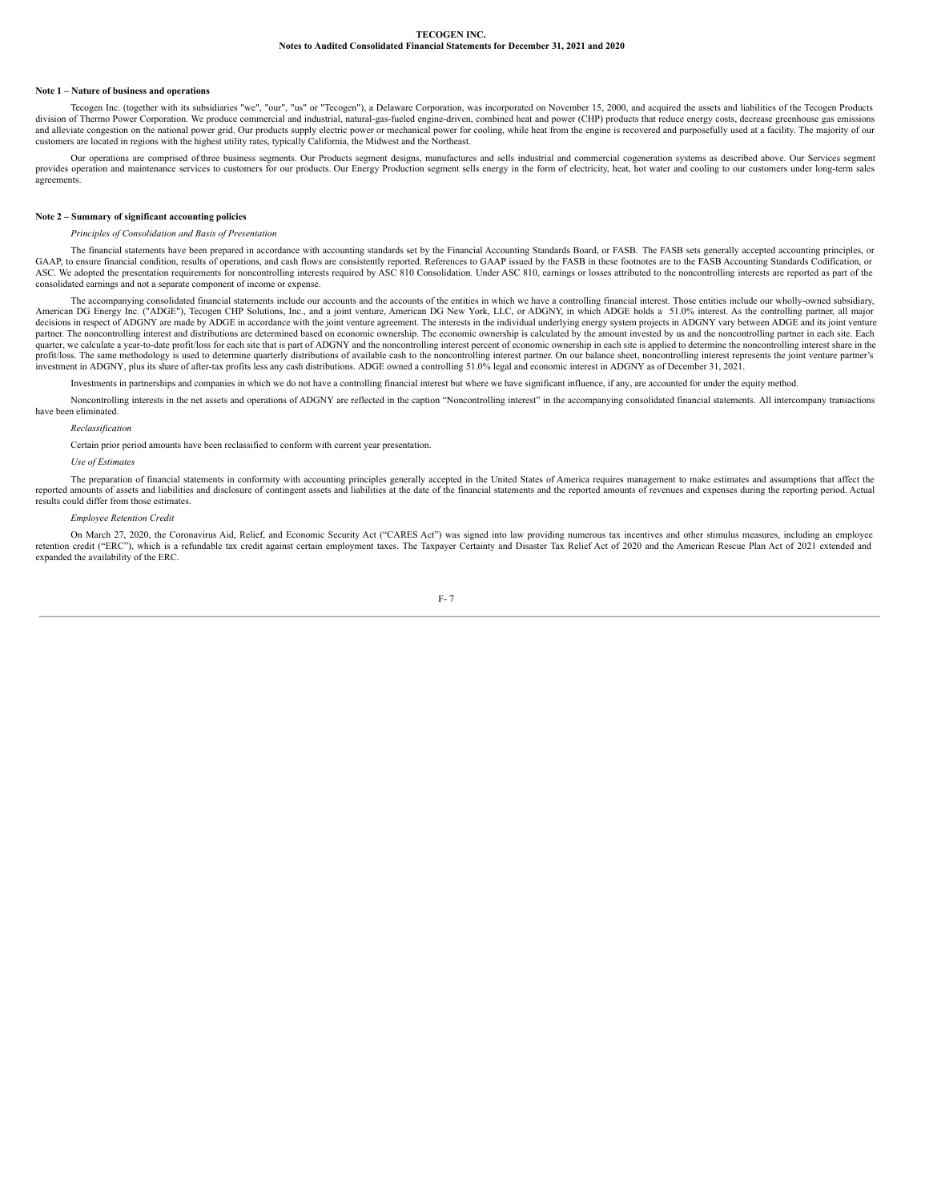**TECOGEN INC.**
**Notes to Audited Consolidated Financial Statements for December 31, 2021 and 2020**

## Note 1 – Nature of business and operations

Tecogen Inc. (together with its subsidiaries "we", "our", "us" or "Tecogen"), a Delaware Corporation, was incorporated on November 15, 2000, and acquired the assets and liabilities of the Tecogen Products division of Thermo Power Corporation. We produce commercial and industrial, natural-gas-fueled engine-driven, combined heat and power (CHP) products that reduce energy costs, decrease greenhouse gas emissions and alleviate congestion on the national power grid. Our products supply electric power or mechanical power for cooling, while heat from the engine is recovered and purposefully used at a facility. The majority of our customers are located in regions with the highest utility rates, typically California, the Midwest and the Northeast.

Our operations are comprised of three business segments. Our Products segment designs, manufactures and sells industrial and commercial cogeneration systems as described above. Our Services segment provides operation and maintenance services to customers for our products. Our Energy Production segment sells energy in the form of electricity, heat, hot water and cooling to our customers under long-term sales agreements.

## Note 2 – Summary of significant accounting policies

*Principles of Consolidation and Basis of Presentation*

The financial statements have been prepared in accordance with accounting standards set by the Financial Accounting Standards Board, or FASB. The FASB sets generally accepted accounting principles, or GAAP, to ensure financial condition, results of operations, and cash flows are consistently reported. References to GAAP issued by the FASB in these footnotes are to the FASB Accounting Standards Codification, or ASC. We adopted the presentation requirements for noncontrolling interests required by ASC 810 Consolidation. Under ASC 810, earnings or losses attributed to the noncontrolling interests are reported as part of the consolidated earnings and not a separate component of income or expense.

The accompanying consolidated financial statements include our accounts and the accounts of the entities in which we have a controlling financial interest. Those entities include our wholly-owned subsidiary, American DG Energy Inc. ("ADGE"), Tecogen CHP Solutions, Inc., and a joint venture, American DG New York, LLC, or ADGNY, in which ADGE holds a 51.0% interest. As the controlling partner, all major decisions in respect of ADGNY are made by ADGE in accordance with the joint venture agreement. The interests in the individual underlying energy system projects in ADGNY vary between ADGE and its joint venture partner. The noncontrolling interest and distributions are determined based on economic ownership. The economic ownership is calculated by the amount invested by us and the noncontrolling partner in each site. Each quarter, we calculate a year-to-date profit/loss for each site that is part of ADGNY and the noncontrolling interest percent of economic ownership in each site is applied to determine the noncontrolling interest share in the profit/loss. The same methodology is used to determine quarterly distributions of available cash to the noncontrolling interest partner. On our balance sheet, noncontrolling interest represents the joint venture partner's investment in ADGNY, plus its share of after-tax profits less any cash distributions. ADGE owned a controlling 51.0% legal and economic interest in ADGNY as of December 31, 2021.

Investments in partnerships and companies in which we do not have a controlling financial interest but where we have significant influence, if any, are accounted for under the equity method.

Noncontrolling interests in the net assets and operations of ADGNY are reflected in the caption "Noncontrolling interest" in the accompanying consolidated financial statements. All intercompany transactions have been eliminated.

*Reclassification*

Certain prior period amounts have been reclassified to conform with current year presentation.

*Use of Estimates*

The preparation of financial statements in conformity with accounting principles generally accepted in the United States of America requires management to make estimates and assumptions that affect the reported amounts of assets and liabilities and disclosure of contingent assets and liabilities at the date of the financial statements and the reported amounts of revenues and expenses during the reporting period. Actual results could differ from those estimates.

*Employee Retention Credit*

On March 27, 2020, the Coronavirus Aid, Relief, and Economic Security Act ("CARES Act") was signed into law providing numerous tax incentives and other stimulus measures, including an employee retention credit ("ERC"), which is a refundable tax credit against certain employment taxes. The Taxpayer Certainty and Disaster Tax Relief Act of 2020 and the American Rescue Plan Act of 2021 extended and expanded the availability of the ERC.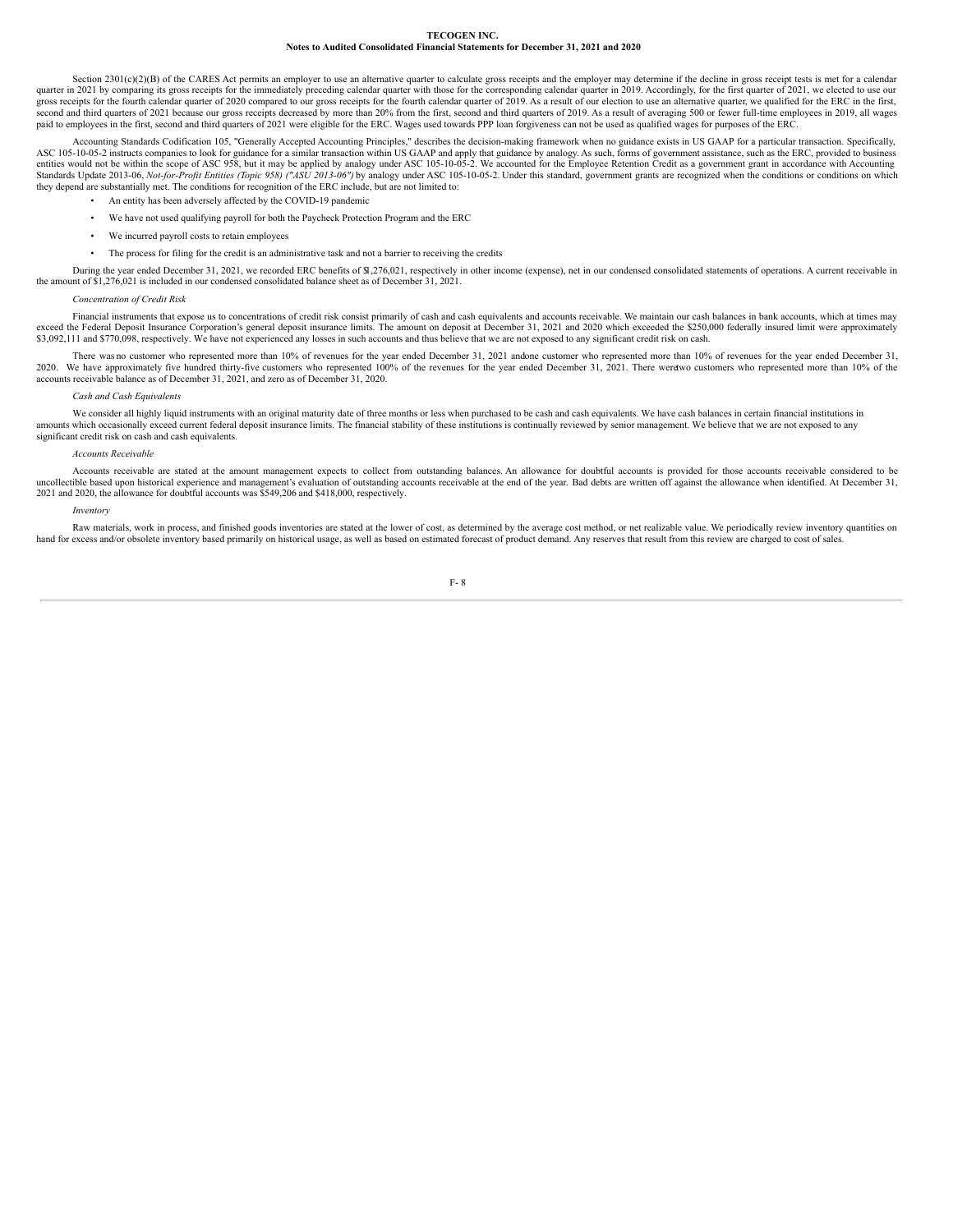Section 2301(c)(2)(B) of the CARES Act permits an employer to use an alternative quarter to calculate gross receipts and the employer may determine if the decline in gross receipt tests is met for a calendar quarter in 2021 by comparing its gross receipts for the immediately preceding calendar quarter with those for the corresponding calendar quarter in 2019. Accordingly, for the first quarter of 2021, we elected to use our gross receipts for the fourth calendar quarter of 2020 compared to our gross receipts for the fourth calendar quarter of 2019. As a result of our election to use an alternative quarter, we qualified for the ERC in the first, second and third quarters of 2021 because our gross receipts decreased by more than 20% from the first, second and third quarters of 2019. As a result of averaging 500 or fewer full-time employees in 2019, all wages paid to employees in the first, second and third quarters of 2021 were eligible for the ERC. Wages used towards PPP loan forgiveness can not be used as qualified wages for purposes of the ERC.

Accounting Standards Codification 105, "Generally Accepted Accounting Principles," describes the decision-making framework when no guidance exists in US GAAP for a particular transaction. Specifically, ASC 105-10-05-2 instructs companies to look for guidance for a similar transaction within US GAAP and apply that guidance by analogy. As such, forms of government assistance, such as the ERC, provided to business entities would not be within the scope of ASC 958, but it may be applied by analogy under ASC 105-10-05-2. We accounted for the Employee Retention Credit as a government grant in accordance with Accounting Standards Update 2013-06, *Not-for-Profit Entities (Topic 958) ("ASU 2013-06")* by analogy under ASC 105-10-05-2. Under this standard, government grants are recognized when the conditions or conditions on which they depend are substantially met. The conditions for recognition of the ERC include, but are not limited to:

- An entity has been adversely affected by the COVID-19 pandemic
- We have not used qualifying payroll for both the Paycheck Protection Program and the ERC
- We incurred payroll costs to retain employees
- The process for filing for the credit is an administrative task and not a barrier to receiving the credits

During the year ended December 31, 2021, we recorded ERC benefits of $1,276,021, respectively in other income (expense), net in our condensed consolidated statements of operations. A current receivable in the amount of $1,276,021 is included in our condensed consolidated balance sheet as of December 31, 2021.

*Concentration of Credit Risk*

Financial instruments that expose us to concentrations of credit risk consist primarily of cash and cash equivalents and accounts receivable. We maintain our cash balances in bank accounts, which at times may exceed the Federal Deposit Insurance Corporation's general deposit insurance limits. The amount on deposit at December 31, 2021 and 2020 which exceeded the $250,000 federally insured limit were approximately $3,092,111 and $770,098, respectively. We have not experienced any losses in such accounts and thus believe that we are not exposed to any significant credit risk on cash.

There was no customer who represented more than 10% of revenues for the year ended December 31, 2021 and one customer who represented more than 10% of revenues for the year ended December 31, 2020. We have approximately five hundred thirty-five customers who represented 100% of the revenues for the year ended December 31, 2021. There were two customers who represented more than 10% of the accounts receivable balance as of December 31, 2021, and zero as of December 31, 2020.

*Cash and Cash Equivalents*

We consider all highly liquid instruments with an original maturity date of three months or less when purchased to be cash and cash equivalents. We have cash balances in certain financial institutions in amounts which occasionally exceed current federal deposit insurance limits. The financial stability of these institutions is continually reviewed by senior management. We believe that we are not exposed to any significant credit risk on cash and cash equivalents.

*Accounts Receivable*

Accounts receivable are stated at the amount management expects to collect from outstanding balances. An allowance for doubtful accounts is provided for those accounts receivable considered to be uncollectible based upon historical experience and management's evaluation of outstanding accounts receivable at the end of the year. Bad debts are written off against the allowance when identified. At December 31, 2021 and 2020, the allowance for doubtful accounts was $549,206 and $418,000, respectively.

*Inventory*

Raw materials, work in process, and finished goods inventories are stated at the lower of cost, as determined by the average cost method, or net realizable value. We periodically review inventory quantities on hand for excess and/or obsolete inventory based primarily on historical usage, as well as based on estimated forecast of product demand. Any reserves that result from this review are charged to cost of sales.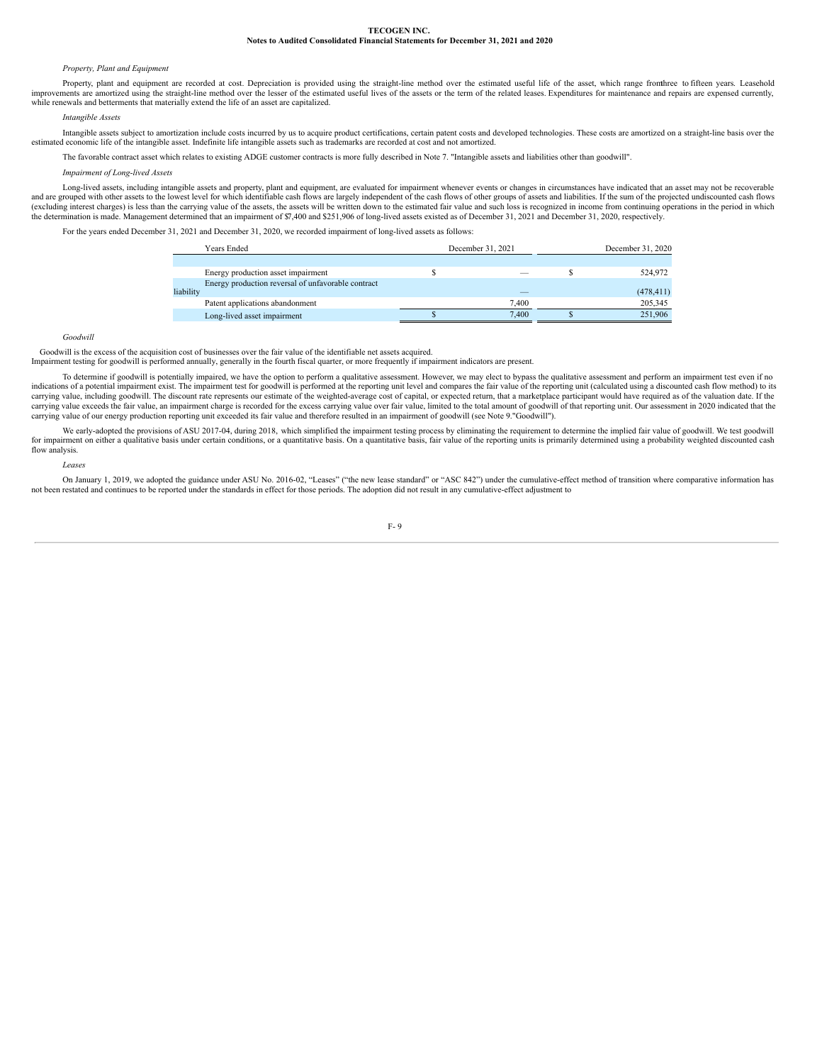*Property, Plant and Equipment*

Property, plant and equipment are recorded at cost. Depreciation is provided using the straight-line method over the estimated useful life of the asset, which range fromthree to fifteen years. Leasehold improvements are amortized using the straight-line method over the lesser of the estimated useful lives of the assets or the term of the related leases. Expenditures for maintenance and repairs are expensed currently, while renewals and betterments that materially extend the life of an asset are capitalized.

*Intangible Assets*

Intangible assets subject to amortization include costs incurred by us to acquire product certifications, certain patent costs and developed technologies. These costs are amortized on a straight-line basis over the estimated economic life of the intangible asset. Indefinite life intangible assets such as trademarks are recorded at cost and not amortized.

The favorable contract asset which relates to existing ADGE customer contracts is more fully described in Note 7. "Intangible assets and liabilities other than goodwill".

*Impairment of Long-lived Assets*

Long-lived assets, including intangible assets and property, plant and equipment, are evaluated for impairment whenever events or changes in circumstances have indicated that an asset may not be recoverable and are grouped with other assets to the lowest level for which identifiable cash flows are largely independent of the cash flows of other groups of assets and liabilities. If the sum of the projected undiscounted cash flows (excluding interest charges) is less than the carrying value of the assets, the assets will be written down to the estimated fair value and such loss is recognized in income from continuing operations in the period in which the determination is made. Management determined that an impairment of $7,400 and $251,906 of long-lived assets existed as of December 31, 2021 and December 31, 2020, respectively.

For the years ended December 31, 2021 and December 31, 2020, we recorded impairment of long-lived assets as follows:

| Years Ended | December 31, 2021 | December 31, 2020 |
|---|---|---|
| Energy production asset impairment | $ — | $ 524,972 |
| Energy production reversal of unfavorable contract liability | — | (478,411) |
| Patent applications abandonment | 7,400 | 205,345 |
| Long-lived asset impairment | $ 7,400 | $ 251,906 |

*Goodwill*

Goodwill is the excess of the acquisition cost of businesses over the fair value of the identifiable net assets acquired.
Impairment testing for goodwill is performed annually, generally in the fourth fiscal quarter, or more frequently if impairment indicators are present.

To determine if goodwill is potentially impaired, we have the option to perform a qualitative assessment. However, we may elect to bypass the qualitative assessment and perform an impairment test even if no indications of a potential impairment exist. The impairment test for goodwill is performed at the reporting unit level and compares the fair value of the reporting unit (calculated using a discounted cash flow method) to its carrying value, including goodwill. The discount rate represents our estimate of the weighted-average cost of capital, or expected return, that a marketplace participant would have required as of the valuation date. If the carrying value exceeds the fair value, an impairment charge is recorded for the excess carrying value over fair value, limited to the total amount of goodwill of that reporting unit. Our assessment in 2020 indicated that the carrying value of our energy production reporting unit exceeded its fair value and therefore resulted in an impairment of goodwill (see Note 9."Goodwill").

We early-adopted the provisions of ASU 2017-04, during 2018, which simplified the impairment testing process by eliminating the requirement to determine the implied fair value of goodwill. We test goodwill for impairment on either a qualitative basis under certain conditions, or a quantitative basis. On a quantitative basis, fair value of the reporting units is primarily determined using a probability weighted discounted cash flow analysis.

*Leases*

On January 1, 2019, we adopted the guidance under ASU No. 2016-02, "Leases" ("the new lease standard" or "ASC 842") under the cumulative-effect method of transition where comparative information has not been restated and continues to be reported under the standards in effect for those periods. The adoption did not result in any cumulative-effect adjustment to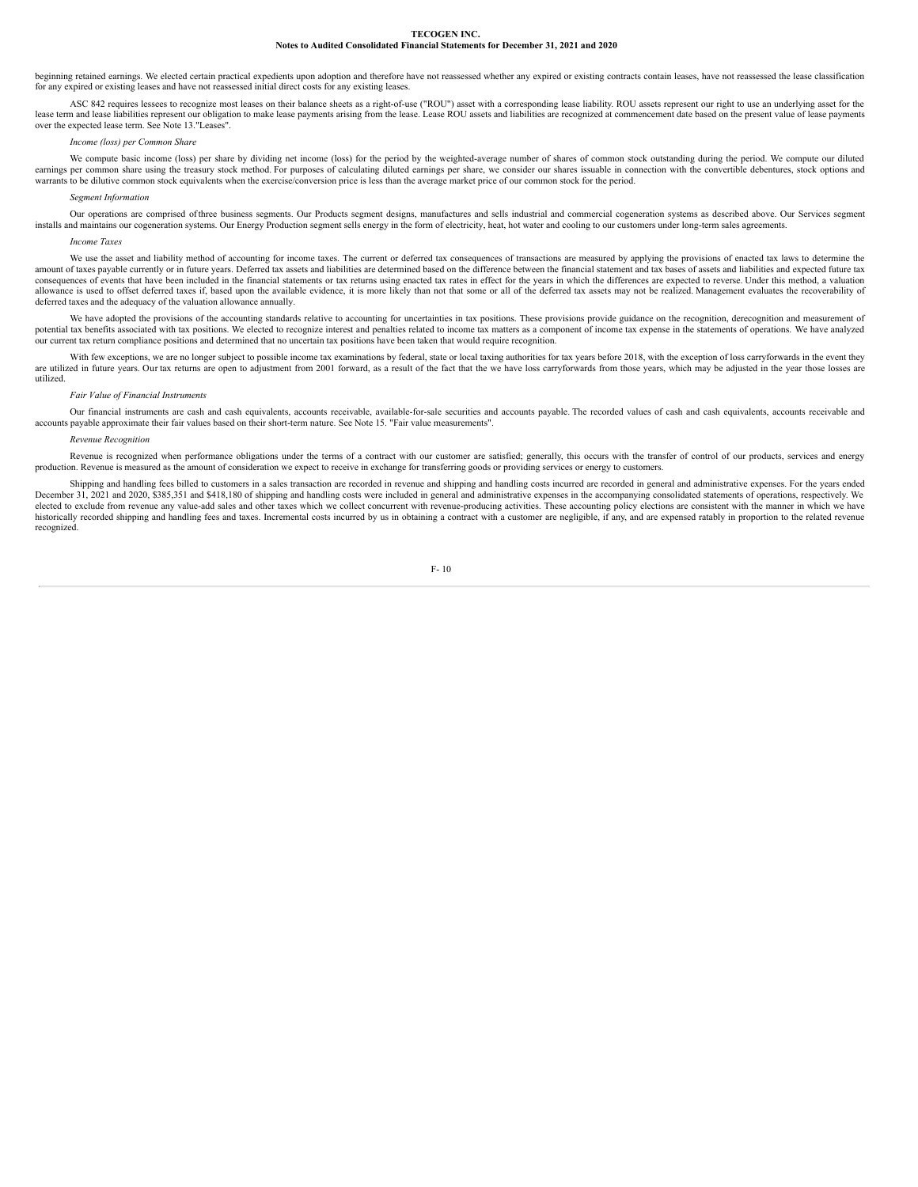beginning retained earnings. We elected certain practical expedients upon adoption and therefore have not reassessed whether any expired or existing contracts contain leases, have not reassessed the lease classification for any expired or existing leases and have not reassessed initial direct costs for any existing leases.

ASC 842 requires lessees to recognize most leases on their balance sheets as a right-of-use ("ROU") asset with a corresponding lease liability. ROU assets represent our right to use an underlying asset for the lease term and lease liabilities represent our obligation to make lease payments arising from the lease. Lease ROU assets and liabilities are recognized at commencement date based on the present value of lease payments over the expected lease term. See Note 13."Leases".

*Income (loss) per Common Share*

We compute basic income (loss) per share by dividing net income (loss) for the period by the weighted-average number of shares of common stock outstanding during the period. We compute our diluted earnings per common share using the treasury stock method. For purposes of calculating diluted earnings per share, we consider our shares issuable in connection with the convertible debentures, stock options and warrants to be dilutive common stock equivalents when the exercise/conversion price is less than the average market price of our common stock for the period.

*Segment Information*

Our operations are comprised of three business segments. Our Products segment designs, manufactures and sells industrial and commercial cogeneration systems as described above. Our Services segment installs and maintains our cogeneration systems. Our Energy Production segment sells energy in the form of electricity, heat, hot water and cooling to our customers under long-term sales agreements.

*Income Taxes*

We use the asset and liability method of accounting for income taxes. The current or deferred tax consequences of transactions are measured by applying the provisions of enacted tax laws to determine the amount of taxes payable currently or in future years. Deferred tax assets and liabilities are determined based on the difference between the financial statement and tax bases of assets and liabilities and expected future tax consequences of events that have been included in the financial statements or tax returns using enacted tax rates in effect for the years in which the differences are expected to reverse. Under this method, a valuation allowance is used to offset deferred taxes if, based upon the available evidence, it is more likely than not that some or all of the deferred tax assets may not be realized. Management evaluates the recoverability of deferred taxes and the adequacy of the valuation allowance annually.

We have adopted the provisions of the accounting standards relative to accounting for uncertainties in tax positions. These provisions provide guidance on the recognition, derecognition and measurement of potential tax benefits associated with tax positions. We elected to recognize interest and penalties related to income tax matters as a component of income tax expense in the statements of operations. We have analyzed our current tax return compliance positions and determined that no uncertain tax positions have been taken that would require recognition.

With few exceptions, we are no longer subject to possible income tax examinations by federal, state or local taxing authorities for tax years before 2018, with the exception of loss carryforwards in the event they are utilized in future years. Our tax returns are open to adjustment from 2001 forward, as a result of the fact that the we have loss carryforwards from those years, which may be adjusted in the year those losses are utilized.

*Fair Value of Financial Instruments*

Our financial instruments are cash and cash equivalents, accounts receivable, available-for-sale securities and accounts payable. The recorded values of cash and cash equivalents, accounts receivable and accounts payable approximate their fair values based on their short-term nature. See Note 15. "Fair value measurements".

*Revenue Recognition*

Revenue is recognized when performance obligations under the terms of a contract with our customer are satisfied; generally, this occurs with the transfer of control of our products, services and energy production. Revenue is measured as the amount of consideration we expect to receive in exchange for transferring goods or providing services or energy to customers.

Shipping and handling fees billed to customers in a sales transaction are recorded in revenue and shipping and handling costs incurred are recorded in general and administrative expenses. For the years ended December 31, 2021 and 2020, $385,351 and $418,180 of shipping and handling costs were included in general and administrative expenses in the accompanying consolidated statements of operations, respectively. We elected to exclude from revenue any value-add sales and other taxes which we collect concurrent with revenue-producing activities. These accounting policy elections are consistent with the manner in which we have historically recorded shipping and handling fees and taxes. Incremental costs incurred by us in obtaining a contract with a customer are negligible, if any, and are expensed ratably in proportion to the related revenue recognized.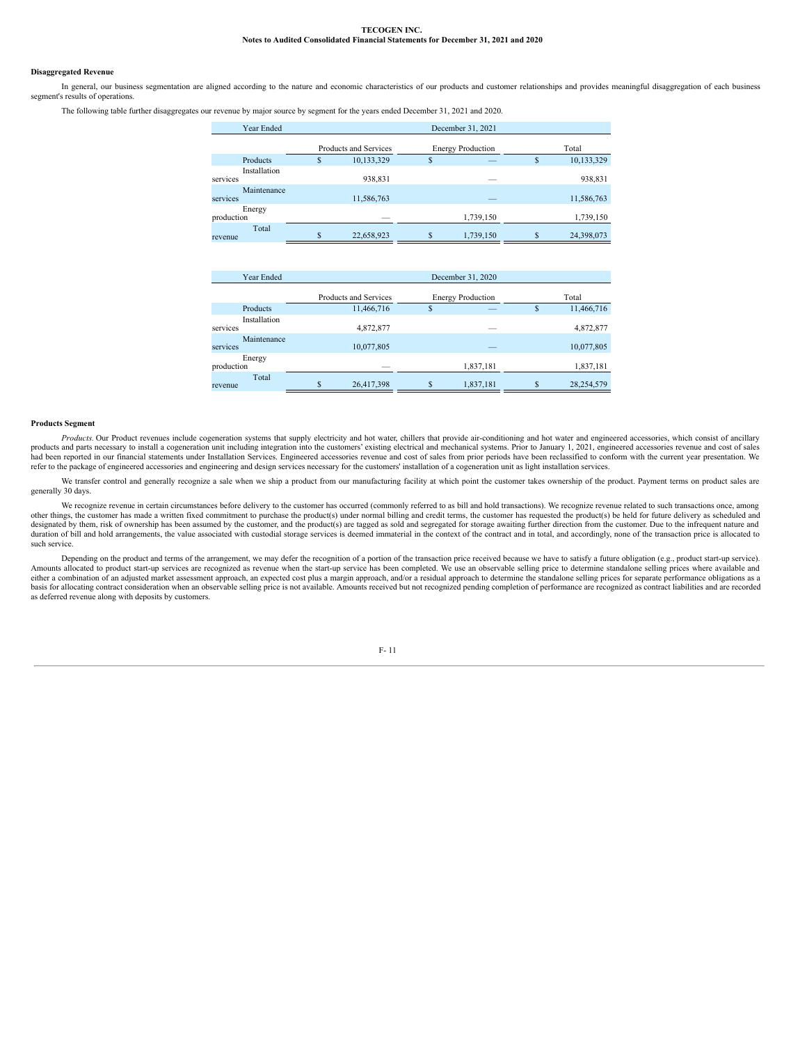### Disaggregated Revenue

In general, our business segmentation are aligned according to the nature and economic characteristics of our products and customer relationships and provides meaningful disaggregation of each business segment's results of operations.

The following table further disaggregates our revenue by major source by segment for the years ended December 31, 2021 and 2020.

| Year Ended | December 31, 2021 | | |
|---|---|---|---|
| | Products and Services | Energy Production | Total |
| Products | $ 10,133,329 | $ — | $ 10,133,329 |
| Installation services | 938,831 | — | 938,831 |
| Maintenance services | 11,586,763 | — | 11,586,763 |
| Energy production | — | 1,739,150 | 1,739,150 |
| Total revenue | $ 22,658,923 | $ 1,739,150 | $ 24,398,073 |

| Year Ended | December 31, 2020 | | |
|---|---|---|---|
| | Products and Services | Energy Production | Total |
| Products | 11,466,716 | $ — | $ 11,466,716 |
| Installation services | 4,872,877 | — | 4,872,877 |
| Maintenance services | 10,077,805 | — | 10,077,805 |
| Energy production | — | 1,837,181 | 1,837,181 |
| Total revenue | $ 26,417,398 | $ 1,837,181 | $ 28,254,579 |

### Products Segment

*Products.* Our Product revenues include cogeneration systems that supply electricity and hot water, chillers that provide air-conditioning and hot water and engineered accessories, which consist of ancillary products and parts necessary to install a cogeneration unit including integration into the customers' existing electrical and mechanical systems. Prior to January 1, 2021, engineered accessories revenue and cost of sales had been reported in our financial statements under Installation Services. Engineered accessories revenue and cost of sales from prior periods have been reclassified to conform with the current year presentation. We refer to the package of engineered accessories and engineering and design services necessary for the customers' installation of a cogeneration unit as light installation services.

We transfer control and generally recognize a sale when we ship a product from our manufacturing facility at which point the customer takes ownership of the product. Payment terms on product sales are generally 30 days.

We recognize revenue in certain circumstances before delivery to the customer has occurred (commonly referred to as bill and hold transactions). We recognize revenue related to such transactions once, among other things, the customer has made a written fixed commitment to purchase the product(s) under normal billing and credit terms, the customer has requested the product(s) be held for future delivery as scheduled and designated by them, risk of ownership has been assumed by the customer, and the product(s) are tagged as sold and segregated for storage awaiting further direction from the customer. Due to the infrequent nature and duration of bill and hold arrangements, the value associated with custodial storage services is deemed immaterial in the context of the contract and in total, and accordingly, none of the transaction price is allocated to such service.

Depending on the product and terms of the arrangement, we may defer the recognition of a portion of the transaction price received because we have to satisfy a future obligation (e.g., product start-up service). Amounts allocated to product start-up services are recognized as revenue when the start-up service has been completed. We use an observable selling price to determine standalone selling prices where available and either a combination of an adjusted market assessment approach, an expected cost plus a margin approach, and/or a residual approach to determine the standalone selling prices for separate performance obligations as a basis for allocating contract consideration when an observable selling price is not available. Amounts received but not recognized pending completion of performance are recognized as contract liabilities and are recorded as deferred revenue along with deposits by customers.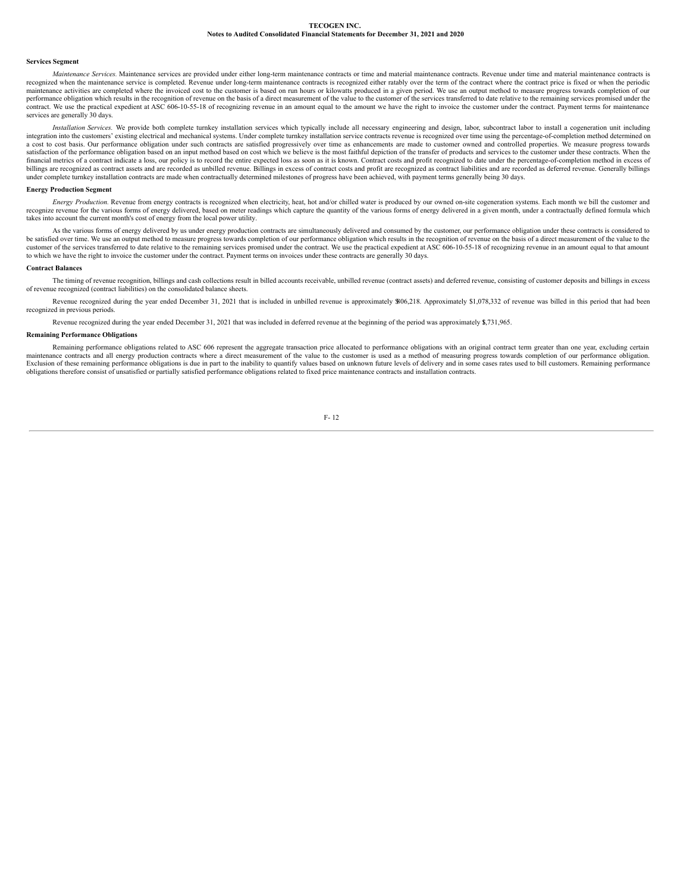### Services Segment

*Maintenance Services.* Maintenance services are provided under either long-term maintenance contracts or time and material maintenance contracts. Revenue under time and material maintenance contracts is recognized when the maintenance service is completed. Revenue under long-term maintenance contracts is recognized either ratably over the term of the contract where the contract price is fixed or when the periodic maintenance activities are completed where the invoiced cost to the customer is based on run hours or kilowatts produced in a given period. We use an output method to measure progress towards completion of our performance obligation which results in the recognition of revenue on the basis of a direct measurement of the value to the customer of the services transferred to date relative to the remaining services promised under the contract. We use the practical expedient at ASC 606-10-55-18 of recognizing revenue in an amount equal to the amount we have the right to invoice the customer under the contract. Payment terms for maintenance services are generally 30 days.

*Installation Services.* We provide both complete turnkey installation services which typically include all necessary engineering and design, labor, subcontract labor to install a cogeneration unit including integration into the customers' existing electrical and mechanical systems. Under complete turnkey installation service contracts revenue is recognized over time using the percentage-of-completion method determined on a cost to cost basis. Our performance obligation under such contracts are satisfied progressively over time as enhancements are made to customer owned and controlled properties. We measure progress towards satisfaction of the performance obligation based on an input method based on cost which we believe is the most faithful depiction of the transfer of products and services to the customer under these contracts. When the financial metrics of a contract indicate a loss, our policy is to record the entire expected loss as soon as it is known. Contract costs and profit recognized to date under the percentage-of-completion method in excess of billings are recognized as contract assets and are recorded as unbilled revenue. Billings in excess of contract costs and profit are recognized as contract liabilities and are recorded as deferred revenue. Generally billings under complete turnkey installation contracts are made when contractually determined milestones of progress have been achieved, with payment terms generally being 30 days.

### Energy Production Segment

*Energy Production.* Revenue from energy contracts is recognized when electricity, heat, hot and/or chilled water is produced by our owned on-site cogeneration systems. Each month we bill the customer and recognize revenue for the various forms of energy delivered, based on meter readings which capture the quantity of the various forms of energy delivered in a given month, under a contractually defined formula which takes into account the current month's cost of energy from the local power utility.

As the various forms of energy delivered by us under energy production contracts are simultaneously delivered and consumed by the customer, our performance obligation under these contracts is considered to be satisfied over time. We use an output method to measure progress towards completion of our performance obligation which results in the recognition of revenue on the basis of a direct measurement of the value to the customer of the services transferred to date relative to the remaining services promised under the contract. We use the practical expedient at ASC 606-10-55-18 of recognizing revenue in an amount equal to that amount to which we have the right to invoice the customer under the contract. Payment terms on invoices under these contracts are generally 30 days.

### Contract Balances

The timing of revenue recognition, billings and cash collections result in billed accounts receivable, unbilled revenue (contract assets) and deferred revenue, consisting of customer deposits and billings in excess of revenue recognized (contract liabilities) on the consolidated balance sheets.

Revenue recognized during the year ended December 31, 2021 that is included in unbilled revenue is approximately $806,218. Approximately $1,078,332 of revenue was billed in this period that had been recognized in previous periods.

Revenue recognized during the year ended December 31, 2021 that was included in deferred revenue at the beginning of the period was approximately $1,731,965.

### Remaining Performance Obligations

Remaining performance obligations related to ASC 606 represent the aggregate transaction price allocated to performance obligations with an original contract term greater than one year, excluding certain maintenance contracts and all energy production contracts where a direct measurement of the value to the customer is used as a method of measuring progress towards completion of our performance obligation. Exclusion of these remaining performance obligations is due in part to the inability to quantify values based on unknown future levels of delivery and in some cases rates used to bill customers. Remaining performance obligations therefore consist of unsatisfied or partially satisfied performance obligations related to fixed price maintenance contracts and installation contracts.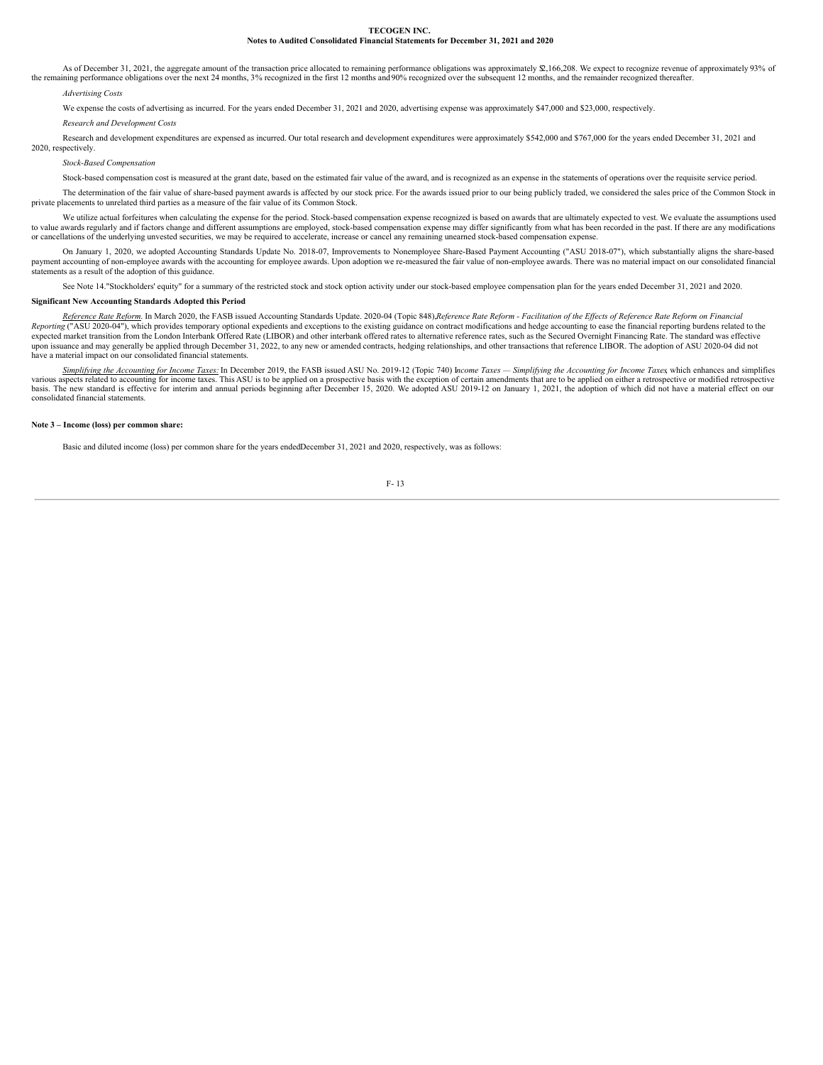As of December 31, 2021, the aggregate amount of the transaction price allocated to remaining performance obligations was approximately $2,166,208. We expect to recognize revenue of approximately 93% of the remaining performance obligations over the next 24 months, 3% recognized in the first 12 months and 90% recognized over the subsequent 12 months, and the remainder recognized thereafter.

*Advertising Costs*

We expense the costs of advertising as incurred. For the years ended December 31, 2021 and 2020, advertising expense was approximately $47,000 and $23,000, respectively.

*Research and Development Costs*

Research and development expenditures are expensed as incurred. Our total research and development expenditures were approximately $542,000 and $767,000 for the years ended December 31, 2021 and 2020, respectively.

*Stock-Based Compensation*

Stock-based compensation cost is measured at the grant date, based on the estimated fair value of the award, and is recognized as an expense in the statements of operations over the requisite service period.

The determination of the fair value of share-based payment awards is affected by our stock price. For the awards issued prior to our being publicly traded, we considered the sales price of the Common Stock in private placements to unrelated third parties as a measure of the fair value of its Common Stock.

We utilize actual forfeitures when calculating the expense for the period. Stock-based compensation expense recognized is based on awards that are ultimately expected to vest. We evaluate the assumptions used to value awards regularly and if factors change and different assumptions are employed, stock-based compensation expense may differ significantly from what has been recorded in the past. If there are any modifications or cancellations of the underlying unvested securities, we may be required to accelerate, increase or cancel any remaining unearned stock-based compensation expense.

On January 1, 2020, we adopted Accounting Standards Update No. 2018-07, Improvements to Nonemployee Share-Based Payment Accounting ("ASU 2018-07"), which substantially aligns the share-based payment accounting of non-employee awards with the accounting for employee awards. Upon adoption we re-measured the fair value of non-employee awards. There was no material impact on our consolidated financial statements as a result of the adoption of this guidance.

See Note 14."Stockholders' equity" for a summary of the restricted stock and stock option activity under our stock-based employee compensation plan for the years ended December 31, 2021 and 2020.

**Significant New Accounting Standards Adopted this Period**

*Reference Rate Reform.* In March 2020, the FASB issued Accounting Standards Update. 2020-04 (Topic 848), *Reference Rate Reform - Facilitation of the Effects of Reference Rate Reform on Financial Reporting* ("ASU 2020-04"), which provides temporary optional expedients and exceptions to the existing guidance on contract modifications and hedge accounting to ease the financial reporting burdens related to the expected market transition from the London Interbank Offered Rate (LIBOR) and other interbank offered rates to alternative reference rates, such as the Secured Overnight Financing Rate. The standard was effective upon issuance and may generally be applied through December 31, 2022, to any new or amended contracts, hedging relationships, and other transactions that reference LIBOR. The adoption of ASU 2020-04 did not have a material impact on our consolidated financial statements.

*Simplifying the Accounting for Income Taxes:* In December 2019, the FASB issued ASU No. 2019-12 (Topic 740) *Income Taxes — Simplifying the Accounting for Income Taxes*, which enhances and simplifies various aspects related to accounting for income taxes. This ASU is to be applied on a prospective basis with the exception of certain amendments that are to be applied on either a retrospective or modified retrospective basis. The new standard is effective for interim and annual periods beginning after December 15, 2020. We adopted ASU 2019-12 on January 1, 2021, the adoption of which did not have a material effect on our consolidated financial statements.

**Note 3 – Income (loss) per common share:**

Basic and diluted income (loss) per common share for the years ended December 31, 2021 and 2020, respectively, was as follows: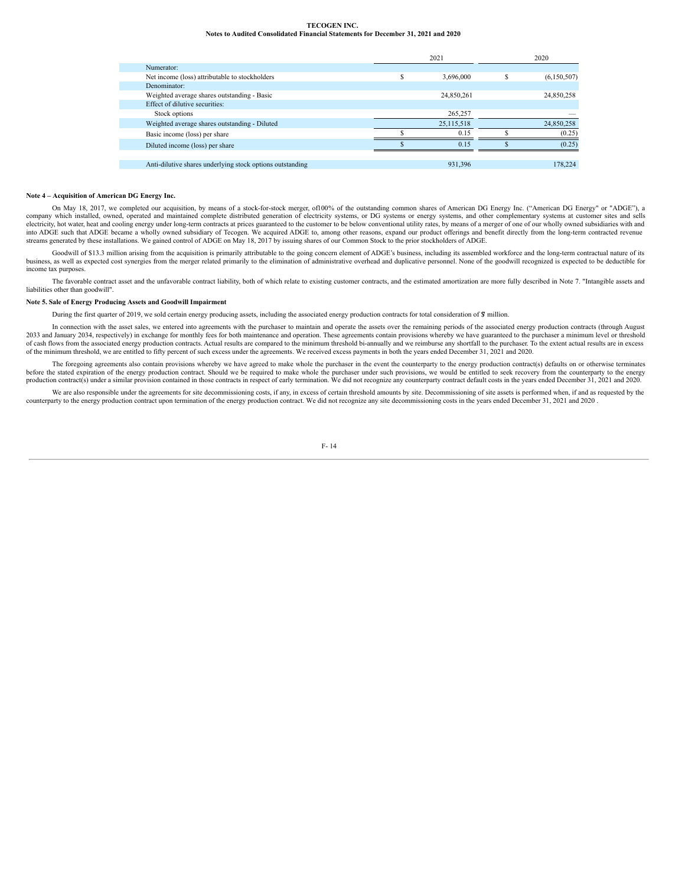|  | 2021 | 2020 |
|---|---|---|
| Numerator: |  |  |
| Net income (loss) attributable to stockholders | $ 3,696,000 | $ (6,150,507) |
| Denominator: |  |  |
| Weighted average shares outstanding - Basic | 24,850,261 | 24,850,258 |
| Effect of dilutive securities: |  |  |
| Stock options | 265,257 | — |
| Weighted average shares outstanding - Diluted | 25,115,518 | 24,850,258 |
| Basic income (loss) per share | $ 0.15 | $ (0.25) |
| Diluted income (loss) per share | $ 0.15 | $ (0.25) |
|  |  |  |
| Anti-dilutive shares underlying stock options outstanding | 931,396 | 178,224 |

**Note 4 – Acquisition of American DG Energy Inc.**

On May 18, 2017, we completed our acquisition, by means of a stock-for-stock merger, of100% of the outstanding common shares of American DG Energy Inc. ("American DG Energy" or "ADGE"), a company which installed, owned, operated and maintained complete distributed generation of electricity systems, or DG systems or energy systems, and other complementary systems at customer sites and sells electricity, hot water, heat and cooling energy under long-term contracts at prices guaranteed to the customer to be below conventional utility rates, by means of a merger of one of our wholly owned subsidiaries with and into ADGE such that ADGE became a wholly owned subsidiary of Tecogen. We acquired ADGE to, among other reasons, expand our product offerings and benefit directly from the long-term contracted revenue streams generated by these installations. We gained control of ADGE on May 18, 2017 by issuing shares of our Common Stock to the prior stockholders of ADGE.

Goodwill of $13.3 million arising from the acquisition is primarily attributable to the going concern element of ADGE's business, including its assembled workforce and the long-term contractual nature of its business, as well as expected cost synergies from the merger related primarily to the elimination of administrative overhead and duplicative personnel. None of the goodwill recognized is expected to be deductible for income tax purposes.

The favorable contract asset and the unfavorable contract liability, both of which relate to existing customer contracts, and the estimated amortization are more fully described in Note 7. "Intangible assets and liabilities other than goodwill".

**Note 5. Sale of Energy Producing Assets and Goodwill Impairment**

During the first quarter of 2019, we sold certain energy producing assets, including the associated energy production contracts for total consideration of $7 million.

In connection with the asset sales, we entered into agreements with the purchaser to maintain and operate the assets over the remaining periods of the associated energy production contracts (through August 2033 and January 2034, respectively) in exchange for monthly fees for both maintenance and operation. These agreements contain provisions whereby we have guaranteed to the purchaser a minimum level or threshold of cash flows from the associated energy production contracts. Actual results are compared to the minimum threshold bi-annually and we reimburse any shortfall to the purchaser. To the extent actual results are in excess of the minimum threshold, we are entitled to fifty percent of such excess under the agreements. We received excess payments in both the years ended December 31, 2021 and 2020.

The foregoing agreements also contain provisions whereby we have agreed to make whole the purchaser in the event the counterparty to the energy production contract(s) defaults on or otherwise terminates before the stated expiration of the energy production contract. Should we be required to make whole the purchaser under such provisions, we would be entitled to seek recovery from the counterparty to the energy production contract(s) under a similar provision contained in those contracts in respect of early termination. We did not recognize any counterparty contract default costs in the years ended December 31, 2021 and 2020.

We are also responsible under the agreements for site decommissioning costs, if any, in excess of certain threshold amounts by site. Decommissioning of site assets is performed when, if and as requested by the counterparty to the energy production contract upon termination of the energy production contract. We did not recognize any site decommissioning costs in the years ended December 31, 2021 and 2020 .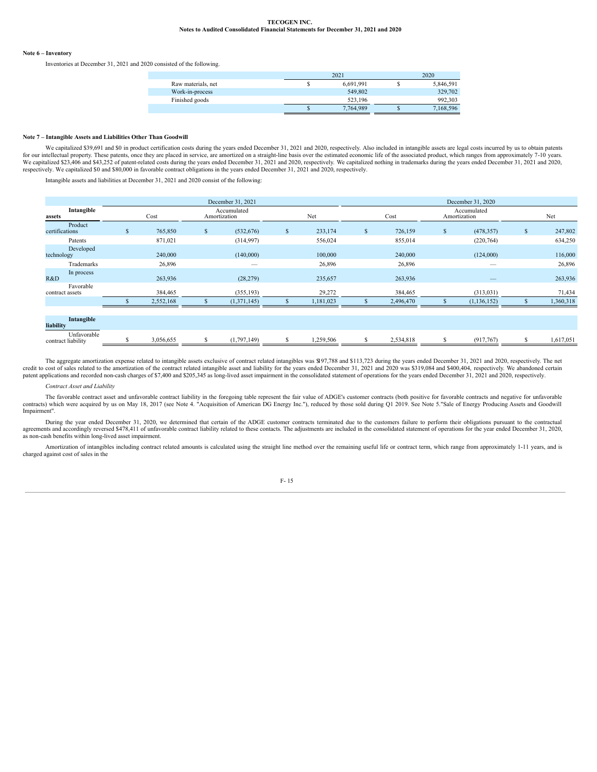**Note 6 – Inventory**

Inventories at December 31, 2021 and 2020 consisted of the following.

| | 2021 | 2020 |
|---|---|---|
| Raw materials, net | $ 6,691,991 | $ 5,846,591 |
| Work-in-process | 549,802 | 329,702 |
| Finished goods | 523,196 | 992,303 |
| | $ 7,764,989 | $ 7,168,596 |

**Note 7 – Intangible Assets and Liabilities Other Than Goodwill**

We capitalized $39,691 and $0 in product certification costs during the years ended December 31, 2021 and 2020, respectively. Also included in intangible assets are legal costs incurred by us to obtain patents for our intellectual property. These patents, once they are placed in service, are amortized on a straight-line basis over the estimated economic life of the associated product, which ranges from approximately 7-10 years. We capitalized $23,406 and $43,252 of patent-related costs during the years ended December 31, 2021 and 2020, respectively. We capitalized nothing in trademarks during the years ended December 31, 2021 and 2020, respectively. We capitalized $0 and $80,000 in favorable contract obligations in the years ended December 31, 2021 and 2020, respectively.

Intangible assets and liabilities at December 31, 2021 and 2020 consist of the following:

| | December 31, 2021 | | | December 31, 2020 | | |
|---|---|---|---|---|---|---|
| **Intangible assets** | Cost | Accumulated Amortization | Net | Cost | Accumulated Amortization | Net |
| Product certifications | $ 765,850 | $ (532,676) | $ 233,174 | $ 726,159 | $ (478,357) | $ 247,802 |
| Patents | 871,021 | (314,997) | 556,024 | 855,014 | (220,764) | 634,250 |
| Developed technology | 240,000 | (140,000) | 100,000 | 240,000 | (124,000) | 116,000 |
| Trademarks | 26,896 | — | 26,896 | 26,896 | — | 26,896 |
| In process R&D | 263,936 | (28,279) | 235,657 | 263,936 | — | 263,936 |
| Favorable contract assets | 384,465 | (355,193) | 29,272 | 384,465 | (313,031) | 71,434 |
| | $ 2,552,168 | $ (1,371,145) | $ 1,181,023 | $ 2,496,470 | $ (1,136,152) | $ 1,360,318 |
| **Intangible liability** | | | | | | |
| Unfavorable contract liability | $ 3,056,655 | $ (1,797,149) | $ 1,259,506 | $ 2,534,818 | $ (917,767) | $ 1,617,051 |

The aggregate amortization expense related to intangible assets exclusive of contract related intangibles was $197,788 and $113,723 during the years ended December 31, 2021 and 2020, respectively. The net credit to cost of sales related to the amortization of the contract related intangible asset and liability for the years ended December 31, 2021 and 2020 was $319,084 and $400,404, respectively. We abandoned certain patent applications and recorded non-cash charges of $7,400 and $205,345 as long-lived asset impairment in the consolidated statement of operations for the years ended December 31, 2021 and 2020, respectively.

*Contract Asset and Liability*

The favorable contract asset and unfavorable contract liability in the foregoing table represent the fair value of ADGE's customer contracts (both positive for favorable contracts and negative for unfavorable contracts) which were acquired by us on May 18, 2017 (see Note 4. "Acquisition of American DG Energy Inc."), reduced by those sold during Q1 2019. See Note 5."Sale of Energy Producing Assets and Goodwill Impairment".

During the year ended December 31, 2020, we determined that certain of the ADGE customer contracts terminated due to the customers failure to perform their obligations pursuant to the contractual agreements and accordingly reversed $478,411 of unfavorable contract liability related to these contacts. The adjustments are included in the consolidated statement of operations for the year ended December 31, 2020, as non-cash benefits within long-lived asset impairment.

Amortization of intangibles including contract related amounts is calculated using the straight line method over the remaining useful life or contract term, which range from approximately 1-11 years, and is charged against cost of sales in the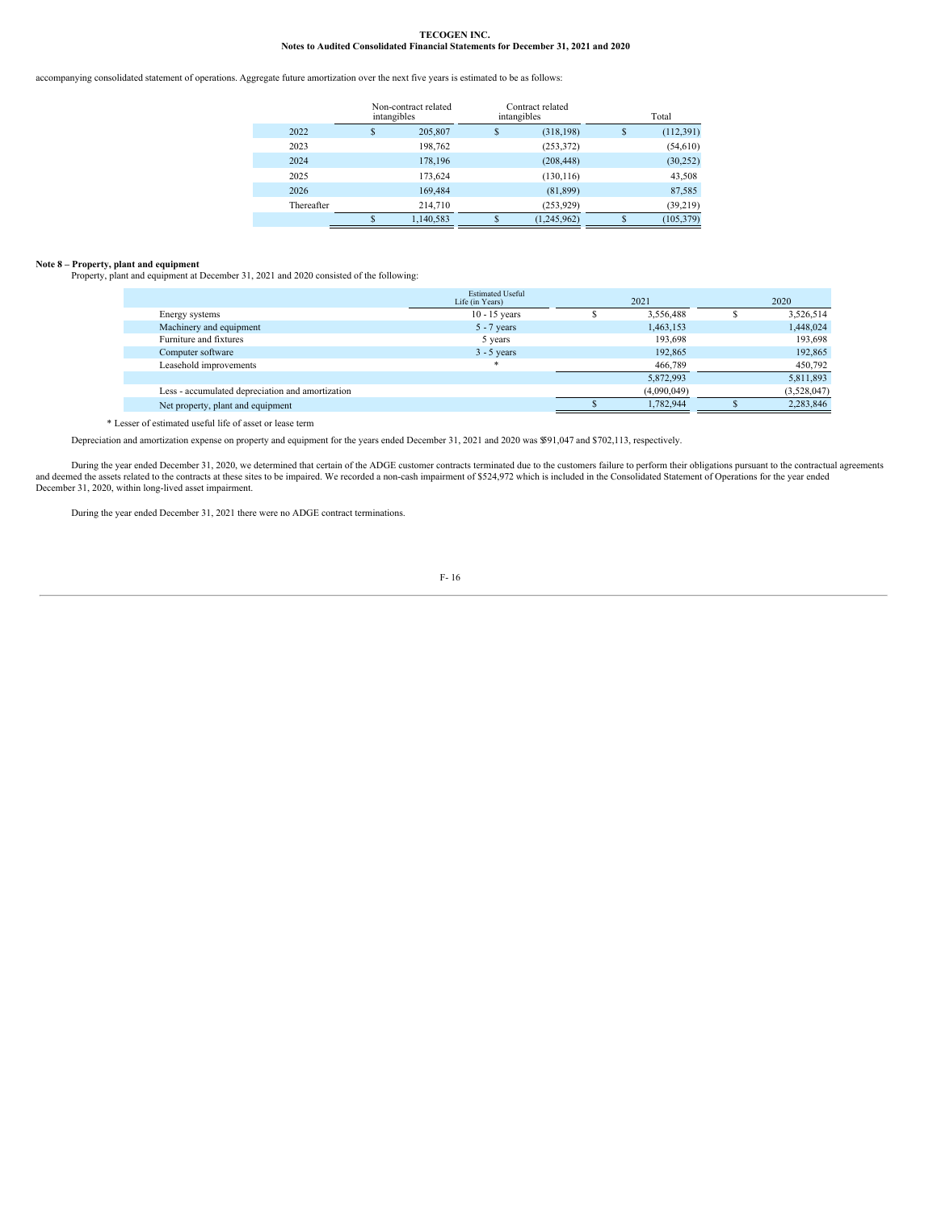accompanying consolidated statement of operations. Aggregate future amortization over the next five years is estimated to be as follows:

| | Non-contract related intangibles | Contract related intangibles | Total |
|---|---|---|---|
| 2022 | $ 205,807 | $ (318,198) | $ (112,391) |
| 2023 | 198,762 | (253,372) | (54,610) |
| 2024 | 178,196 | (208,448) | (30,252) |
| 2025 | 173,624 | (130,116) | 43,508 |
| 2026 | 169,484 | (81,899) | 87,585 |
| Thereafter | 214,710 | (253,929) | (39,219) |
| | $ 1,140,583 | $ (1,245,962) | $ (105,379) |

**Note 8 – Property, plant and equipment**

Property, plant and equipment at December 31, 2021 and 2020 consisted of the following:

| | Estimated Useful Life (in Years) | 2021 | 2020 |
|---|---|---|---|
| Energy systems | 10 - 15 years | $ 3,556,488 | $ 3,526,514 |
| Machinery and equipment | 5 - 7 years | 1,463,153 | 1,448,024 |
| Furniture and fixtures | 5 years | 193,698 | 193,698 |
| Computer software | 3 - 5 years | 192,865 | 192,865 |
| Leasehold improvements | * | 466,789 | 450,792 |
| | | 5,872,993 | 5,811,893 |
| Less - accumulated depreciation and amortization | | (4,090,049) | (3,528,047) |
| Net property, plant and equipment | | $ 1,782,944 | $ 2,283,846 |

\* Lesser of estimated useful life of asset or lease term

Depreciation and amortization expense on property and equipment for the years ended December 31, 2021 and 2020 was $591,047 and $702,113, respectively.

During the year ended December 31, 2020, we determined that certain of the ADGE customer contracts terminated due to the customers failure to perform their obligations pursuant to the contractual agreements and deemed the assets related to the contracts at these sites to be impaired. We recorded a non-cash impairment of $524,972 which is included in the Consolidated Statement of Operations for the year ended December 31, 2020, within long-lived asset impairment.

During the year ended December 31, 2021 there were no ADGE contract terminations.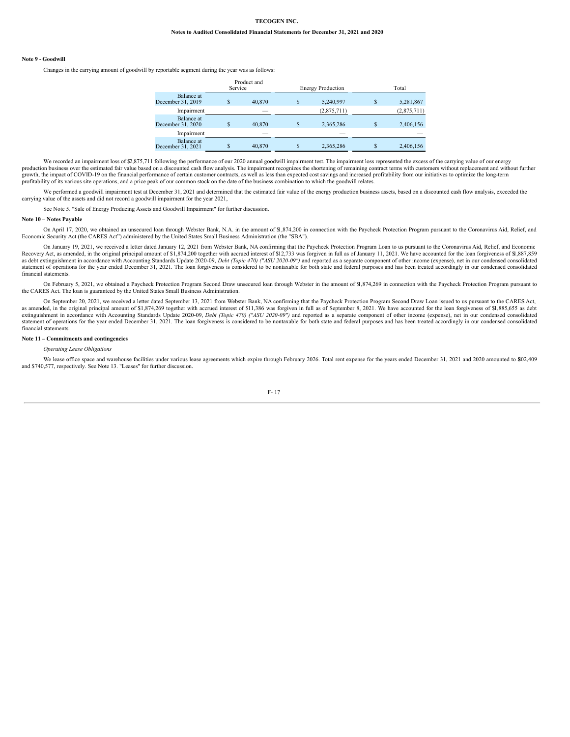**Note 9 - Goodwill**

Changes in the carrying amount of goodwill by reportable segment during the year was as follows:

| | Product and Service | Energy Production | Total |
|---|---|---|---|
| Balance at December 31, 2019 | $ 40,870 | $ 5,240,997 | $ 5,281,867 |
| Impairment | — | (2,875,711) | (2,875,711) |
| Balance at December 31, 2020 | $ 40,870 | $ 2,365,286 | $ 2,406,156 |
| Impairment | — | — | — |
| Balance at December 31, 2021 | $ 40,870 | $ 2,365,286 | $ 2,406,156 |

We recorded an impairment loss of $2,875,711 following the performance of our 2020 annual goodwill impairment test. The impairment loss represented the excess of the carrying value of our energy production business over the estimated fair value based on a discounted cash flow analysis. The impairment recognizes the shortening of remaining contract terms with customers without replacement and without further growth, the impact of COVID-19 on the financial performance of certain customer contracts, as well as less than expected cost savings and increased profitability from our initiatives to optimize the long-term profitability of its various site operations, and a price peak of our common stock on the date of the business combination to which the goodwill relates.

We performed a goodwill impairment test at December 31, 2021 and determined that the estimated fair value of the energy production business assets, based on a discounted cash flow analysis, exceeded the carrying value of the assets and did not record a goodwill impairment for the year 2021,

See Note 5. "Sale of Energy Producing Assets and Goodwill Impairment" for further discussion.

**Note 10 – Notes Payable**

On April 17, 2020, we obtained an unsecured loan through Webster Bank, N.A. in the amount of $1,874,200 in connection with the Paycheck Protection Program pursuant to the Coronavirus Aid, Relief, and Economic Security Act (the CARES Act") administered by the United States Small Business Administration (the "SBA").

On January 19, 2021, we received a letter dated January 12, 2021 from Webster Bank, NA confirming that the Paycheck Protection Program Loan to us pursuant to the Coronavirus Aid, Relief, and Economic Recovery Act, as amended, in the original principal amount of $1,874,200 together with accrued interest of $12,733 was forgiven in full as of January 11, 2021. We have accounted for the loan forgiveness of $1,887,859 as debt extinguishment in accordance with Accounting Standards Update 2020-09, *Debt (Topic 470) ("ASU 2020-09")* and reported as a separate component of other income (expense), net in our condensed consolidated statement of operations for the year ended December 31, 2021. The loan forgiveness is considered to be nontaxable for both state and federal purposes and has been treated accordingly in our condensed consolidated financial statements.

On February 5, 2021, we obtained a Paycheck Protection Program Second Draw unsecured loan through Webster in the amount of $1,874,269 in connection with the Paycheck Protection Program pursuant to the CARES Act. The loan is guaranteed by the United States Small Business Administration.

On September 20, 2021, we received a letter dated September 13, 2021 from Webster Bank, NA confirming that the Paycheck Protection Program Second Draw Loan issued to us pursuant to the CARES Act, as amended, in the original principal amount of $1,874,269 together with accrued interest of $11,386 was forgiven in full as of September 8, 2021. We have accounted for the loan forgiveness of $1,885,655 as debt extinguishment in accordance with Accounting Standards Update 2020-09, *Debt (Topic 470) ("ASU 2020-09")* and reported as a separate component of other income (expense), net in our condensed consolidated statement of operations for the year ended December 31, 2021. The loan forgiveness is considered to be nontaxable for both state and federal purposes and has been treated accordingly in our condensed consolidated financial statements.

**Note 11 – Commitments and contingencies**

*Operating Lease Obligations*

We lease office space and warehouse facilities under various lease agreements which expire through February 2026. Total rent expense for the years ended December 31, 2021 and 2020 amounted to $802,409 and $740,577, respectively. See Note 13. "Leases" for further discussion.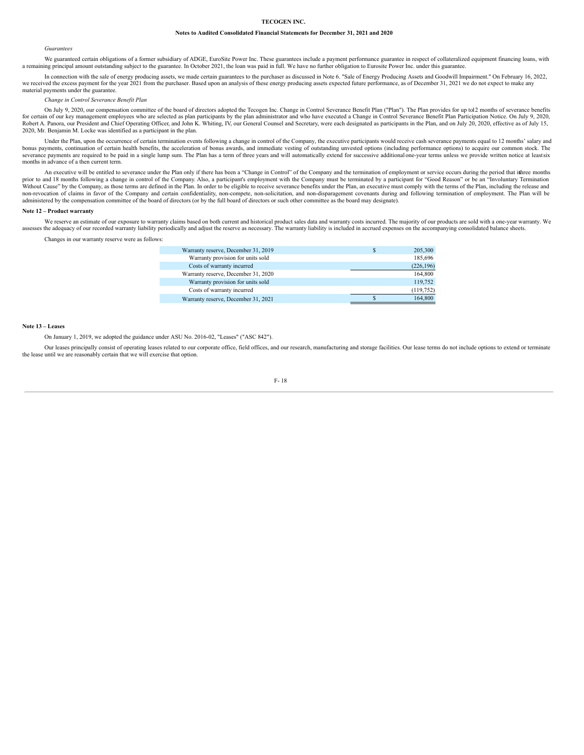*Guarantees*

We guaranteed certain obligations of a former subsidiary of ADGE, EuroSite Power Inc. These guarantees include a payment performance guarantee in respect of collateralized equipment financing loans, with a remaining principal amount outstanding subject to the guarantee. In October 2021, the loan was paid in full. We have no further obligation to Eurosite Power Inc. under this guarantee.

In connection with the sale of energy producing assets, we made certain guarantees to the purchaser as discussed in Note 6. "Sale of Energy Producing Assets and Goodwill Impairment." On February 16, 2022, we received the excess payment for the year 2021 from the purchaser. Based upon an analysis of these energy producing assets expected future performance, as of December 31, 2021 we do not expect to make any material payments under the guarantee.

*Change in Control Severance Benefit Plan*

On July 9, 2020, our compensation committee of the board of directors adopted the Tecogen Inc. Change in Control Severance Benefit Plan ("Plan"). The Plan provides for up to12 months of severance benefits for certain of our key management employees who are selected as plan participants by the plan administrator and who have executed a Change in Control Severance Benefit Plan Participation Notice. On July 9, 2020, Robert A. Panora, our President and Chief Operating Officer, and John K. Whiting, IV, our General Counsel and Secretary, were each designated as participants in the Plan, and on July 20, 2020, effective as of July 15, 2020, Mr. Benjamin M. Locke was identified as a participant in the plan.

Under the Plan, upon the occurrence of certain termination events following a change in control of the Company, the executive participants would receive cash severance payments equal to 12 months' salary and bonus payments, continuation of certain health benefits, the acceleration of bonus awards, and immediate vesting of outstanding unvested options (including performance options) to acquire our common stock. The severance payments are required to be paid in a single lump sum. The Plan has a term of three years and will automatically extend for successive additional one-year terms unless we provide written notice at least six months in advance of a then current term.

An executive will be entitled to severance under the Plan only if there has been a "Change in Control" of the Company and the termination of employment or service occurs during the period that is three months prior to and 18 months following a change in control of the Company. Also, a participant's employment with the Company must be terminated by a participant for "Good Reason" or be an "Involuntary Termination Without Cause" by the Company, as those terms are defined in the Plan. In order to be eligible to receive severance benefits under the Plan, an executive must comply with the terms of the Plan, including the release and non-revocation of claims in favor of the Company and certain confidentiality, non-compete, non-solicitation, and non-disparagement covenants during and following termination of employment. The Plan will be administered by the compensation committee of the board of directors (or by the full board of directors or such other committee as the board may designate).

**Note 12 – Product warranty**

We reserve an estimate of our exposure to warranty claims based on both current and historical product sales data and warranty costs incurred. The majority of our products are sold with a one-year warranty. We assesses the adequacy of our recorded warranty liability periodically and adjust the reserve as necessary. The warranty liability is included in accrued expenses on the accompanying consolidated balance sheets.

Changes in our warranty reserve were as follows:

| | |
|---|---|
| Warranty reserve, December 31, 2019 | $ 205,300 |
| Warranty provision for units sold | 185,696 |
| Costs of warranty incurred | (226,196) |
| Warranty reserve, December 31, 2020 | 164,800 |
| Warranty provision for units sold | 119,752 |
| Costs of warranty incurred | (119,752) |
| Warranty reserve, December 31, 2021 | $ 164,800 |

**Note 13 – Leases**

On January 1, 2019, we adopted the guidance under ASU No. 2016-02, "Leases" ("ASC 842").

Our leases principally consist of operating leases related to our corporate office, field offices, and our research, manufacturing and storage facilities. Our lease terms do not include options to extend or terminate the lease until we are reasonably certain that we will exercise that option.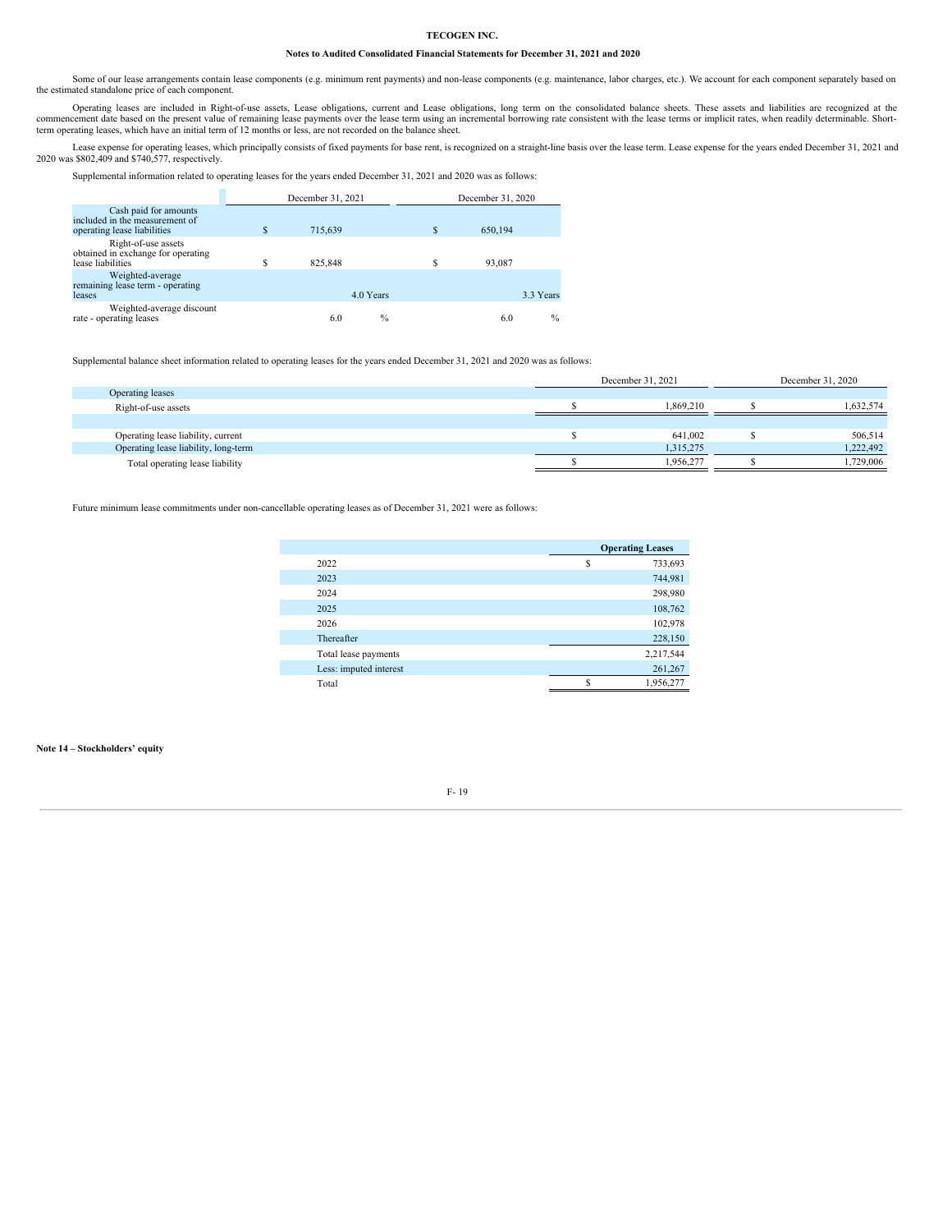Some of our lease arrangements contain lease components (e.g. minimum rent payments) and non-lease components (e.g. maintenance, labor charges, etc.). We account for each component separately based on the estimated standalone price of each component.

Operating leases are included in Right-of-use assets, Lease obligations, current and Lease obligations, long term on the consolidated balance sheets. These assets and liabilities are recognized at the commencement date based on the present value of remaining lease payments over the lease term using an incremental borrowing rate consistent with the lease terms or implicit rates, when readily determinable. Short-term operating leases, which have an initial term of 12 months or less, are not recorded on the balance sheet.

Lease expense for operating leases, which principally consists of fixed payments for base rent, is recognized on a straight-line basis over the lease term. Lease expense for the years ended December 31, 2021 and 2020 was $802,409 and $740,577, respectively.

Supplemental information related to operating leases for the years ended December 31, 2021 and 2020 was as follows:

| | December 31, 2021 | December 31, 2020 |
|---|---|---|
| Cash paid for amounts included in the measurement of operating lease liabilities | $ 715,639 | $ 650,194 |
| Right-of-use assets obtained in exchange for operating lease liabilities | $ 825,848 | $ 93,087 |
| Weighted-average remaining lease term - operating leases | 4.0 Years | 3.3 Years |
| Weighted-average discount rate - operating leases | 6.0 % | 6.0 % |

Supplemental balance sheet information related to operating leases for the years ended December 31, 2021 and 2020 was as follows:

| | December 31, 2021 | December 31, 2020 |
|---|---|---|
| Operating leases | | |
| Right-of-use assets | $ 1,869,210 | $ 1,632,574 |
| | | |
| Operating lease liability, current | $ 641,002 | $ 506,514 |
| Operating lease liability, long-term | 1,315,275 | 1,222,492 |
| Total operating lease liability | $ 1,956,277 | $ 1,729,006 |

Future minimum lease commitments under non-cancellable operating leases as of December 31, 2021 were as follows:

| | **Operating Leases** |
|---|---|
| 2022 | $ 733,693 |
| 2023 | 744,981 |
| 2024 | 298,980 |
| 2025 | 108,762 |
| 2026 | 102,978 |
| Thereafter | 228,150 |
| Total lease payments | 2,217,544 |
| Less: imputed interest | 261,267 |
| Total | $ 1,956,277 |

**Note 14 – Stockholders' equity**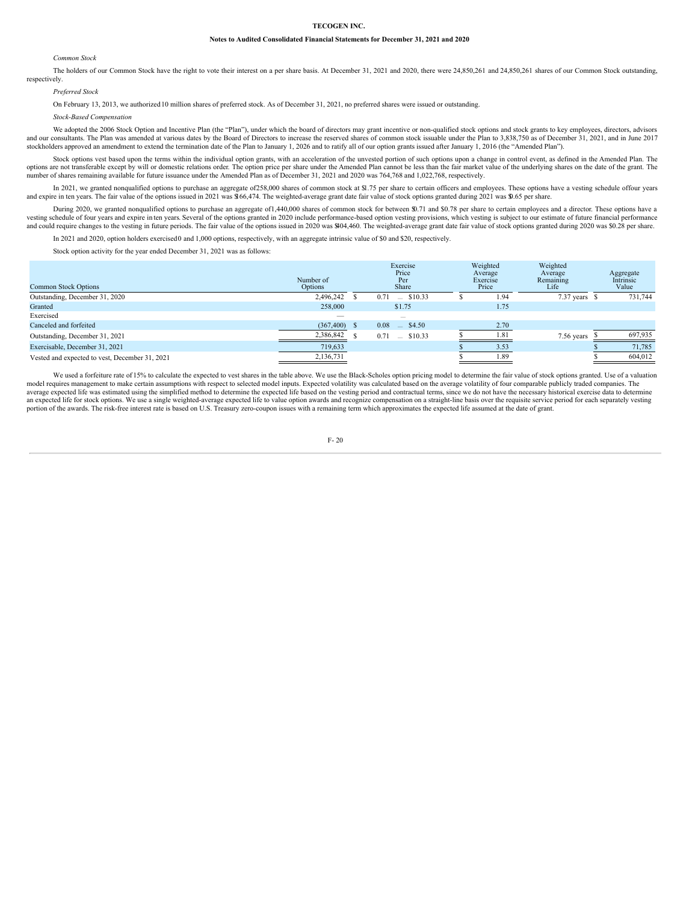*Common Stock*

The holders of our Common Stock have the right to vote their interest on a per share basis. At December 31, 2021 and 2020, there were 24,850,261 and 24,850,261 shares of our Common Stock outstanding, respectively.

*Preferred Stock*

On February 13, 2013, we authorized 10 million shares of preferred stock. As of December 31, 2021, no preferred shares were issued or outstanding.

*Stock-Based Compensation*

We adopted the 2006 Stock Option and Incentive Plan (the "Plan"), under which the board of directors may grant incentive or non-qualified stock options and stock grants to key employees, directors, advisors and our consultants. The Plan was amended at various dates by the Board of Directors to increase the reserved shares of common stock issuable under the Plan to 3,838,750 as of December 31, 2021, and in June 2017 stockholders approved an amendment to extend the termination date of the Plan to January 1, 2026 and to ratify all of our option grants issued after January 1, 2016 (the "Amended Plan").

Stock options vest based upon the terms within the individual option grants, with an acceleration of the unvested portion of such options upon a change in control event, as defined in the Amended Plan. The options are not transferable except by will or domestic relations order. The option price per share under the Amended Plan cannot be less than the fair market value of the underlying shares on the date of the grant. The number of shares remaining available for future issuance under the Amended Plan as of December 31, 2021 and 2020 was 764,768 and 1,022,768, respectively.

In 2021, we granted nonqualified options to purchase an aggregate of 258,000 shares of common stock at $1.75 per share to certain officers and employees. These options have a vesting schedule of four years and expire in ten years. The fair value of the options issued in 2021 was $166,474. The weighted-average grant date fair value of stock options granted during 2021 was $0.65 per share.

During 2020, we granted nonqualified options to purchase an aggregate of 1,440,000 shares of common stock for between $0.71 and $0.78 per share to certain employees and a director. These options have a vesting schedule of four years and expire in ten years. Several of the options granted in 2020 include performance-based option vesting provisions, which vesting is subject to our estimate of future financial performance and could require changes to the vesting in future periods. The fair value of the options issued in 2020 was $404,460. The weighted-average grant date fair value of stock options granted during 2020 was $0.28 per share.

In 2021 and 2020, option holders exercised 0 and 1,000 options, respectively, with an aggregate intrinsic value of $0 and $20, respectively.

Stock option activity for the year ended December 31, 2021 was as follows:

| Common Stock Options | Number of Options | Exercise Price Per Share | Weighted Average Exercise Price | Weighted Average Remaining Life | Aggregate Intrinsic Value |
|---|---|---|---|---|---|
| Outstanding, December 31, 2020 | 2,496,242 | $ 0.71 – $10.33 | $ 1.94 | 7.37 years | $ 731,744 |
| Granted | 258,000 | $1.75 | 1.75 | | |
| Exercised | — | — | | | |
| Canceled and forfeited | (367,400) | $ 0.08 – $4.50 | 2.70 | | |
| Outstanding, December 31, 2021 | 2,386,842 | $ 0.71 – $10.33 | $ 1.81 | 7.56 years | $ 697,935 |
| Exercisable, December 31, 2021 | 719,633 | | $ 3.53 | | $ 71,785 |
| Vested and expected to vest, December 31, 2021 | 2,136,731 | | $ 1.89 | | $ 604,012 |

We used a forfeiture rate of 15% to calculate the expected to vest shares in the table above. We use the Black-Scholes option pricing model to determine the fair value of stock options granted. Use of a valuation model requires management to make certain assumptions with respect to selected model inputs. Expected volatility was calculated based on the average volatility of four comparable publicly traded companies. The average expected life was estimated using the simplified method to determine the expected life based on the vesting period and contractual terms, since we do not have the necessary historical exercise data to determine an expected life for stock options. We use a single weighted-average expected life to value option awards and recognize compensation on a straight-line basis over the requisite service period for each separately vesting portion of the awards. The risk-free interest rate is based on U.S. Treasury zero-coupon issues with a remaining term which approximates the expected life assumed at the date of grant.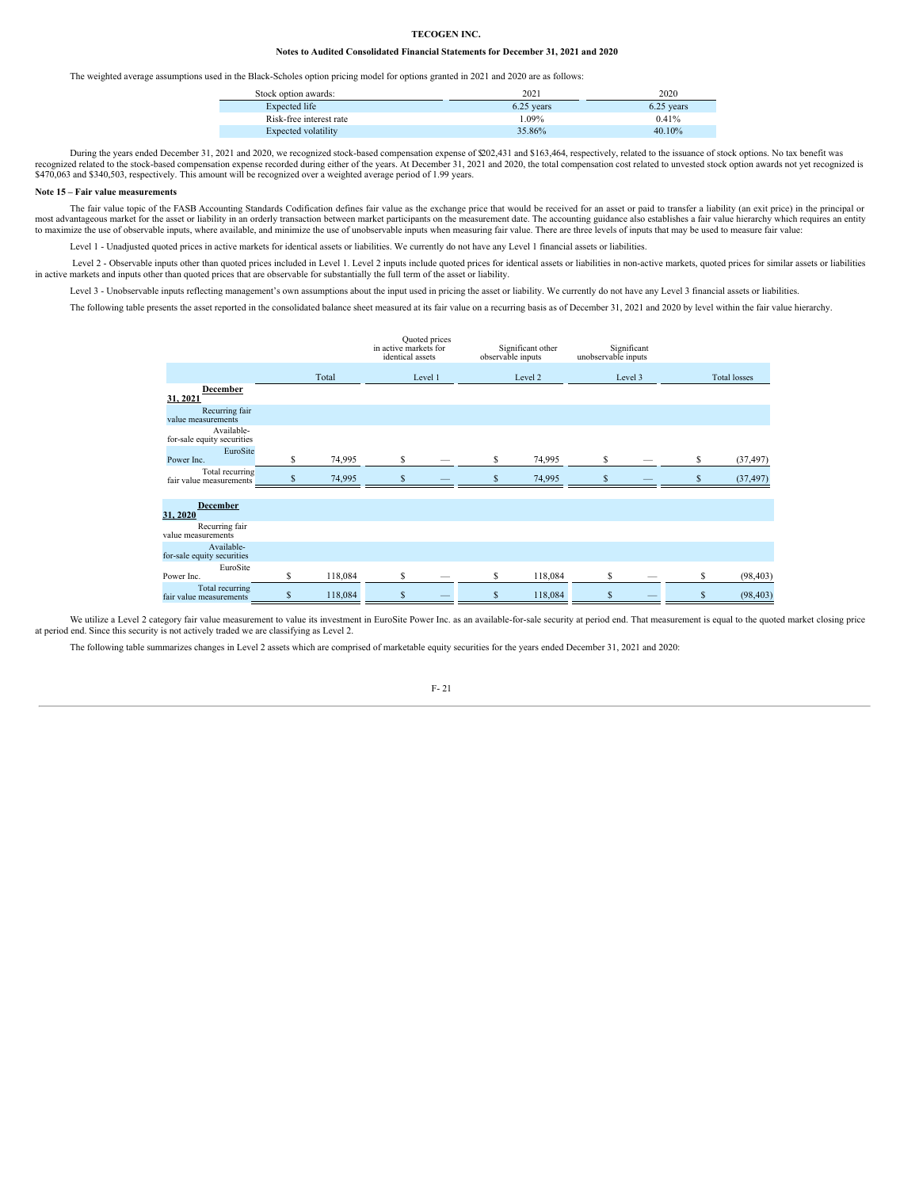The weighted average assumptions used in the Black-Scholes option pricing model for options granted in 2021 and 2020 are as follows:

| Stock option awards: | 2021 | 2020 |
|---|---|---|
| Expected life | 6.25 years | 6.25 years |
| Risk-free interest rate | 1.09% | 0.41% |
| Expected volatility | 35.86% | 40.10% |

During the years ended December 31, 2021 and 2020, we recognized stock-based compensation expense of $202,431 and $163,464, respectively, related to the issuance of stock options. No tax benefit was recognized related to the stock-based compensation expense recorded during either of the years. At December 31, 2021 and 2020, the total compensation cost related to unvested stock option awards not yet recognized is $470,063 and $340,503, respectively. This amount will be recognized over a weighted average period of 1.99 years.

**Note 15 – Fair value measurements**

The fair value topic of the FASB Accounting Standards Codification defines fair value as the exchange price that would be received for an asset or paid to transfer a liability (an exit price) in the principal or most advantageous market for the asset or liability in an orderly transaction between market participants on the measurement date. The accounting guidance also establishes a fair value hierarchy which requires an entity to maximize the use of observable inputs, where available, and minimize the use of unobservable inputs when measuring fair value. There are three levels of inputs that may be used to measure fair value:

Level 1 - Unadjusted quoted prices in active markets for identical assets or liabilities. We currently do not have any Level 1 financial assets or liabilities.

Level 2 - Observable inputs other than quoted prices included in Level 1. Level 2 inputs include quoted prices for identical assets or liabilities in non-active markets, quoted prices for similar assets or liabilities in active markets and inputs other than quoted prices that are observable for substantially the full term of the asset or liability.

Level 3 - Unobservable inputs reflecting management's own assumptions about the input used in pricing the asset or liability. We currently do not have any Level 3 financial assets or liabilities.

The following table presents the asset reported in the consolidated balance sheet measured at its fair value on a recurring basis as of December 31, 2021 and 2020 by level within the fair value hierarchy.

| | | Quoted prices in active markets for identical assets | Significant other observable inputs | Significant unobservable inputs | |
|---|---|---|---|---|---|
| | Total | Level 1 | Level 2 | Level 3 | Total losses |
| **December 31, 2021** | | | | | |
| Recurring fair value measurements | | | | | |
| Available-for-sale equity securities | | | | | |
| EuroSite Power Inc. | $ 74,995 | $ — | $ 74,995 | $ — | $ (37,497) |
| Total recurring fair value measurements | $ 74,995 | $ — | $ 74,995 | $ — | $ (37,497) |
| **December 31, 2020** | | | | | |
| Recurring fair value measurements | | | | | |
| Available-for-sale equity securities | | | | | |
| EuroSite Power Inc. | $ 118,084 | $ — | $ 118,084 | $ — | $ (98,403) |
| Total recurring fair value measurements | $ 118,084 | $ — | $ 118,084 | $ — | $ (98,403) |

We utilize a Level 2 category fair value measurement to value its investment in EuroSite Power Inc. as an available-for-sale security at period end. That measurement is equal to the quoted market closing price at period end. Since this security is not actively traded we are classifying as Level 2.

The following table summarizes changes in Level 2 assets which are comprised of marketable equity securities for the years ended December 31, 2021 and 2020: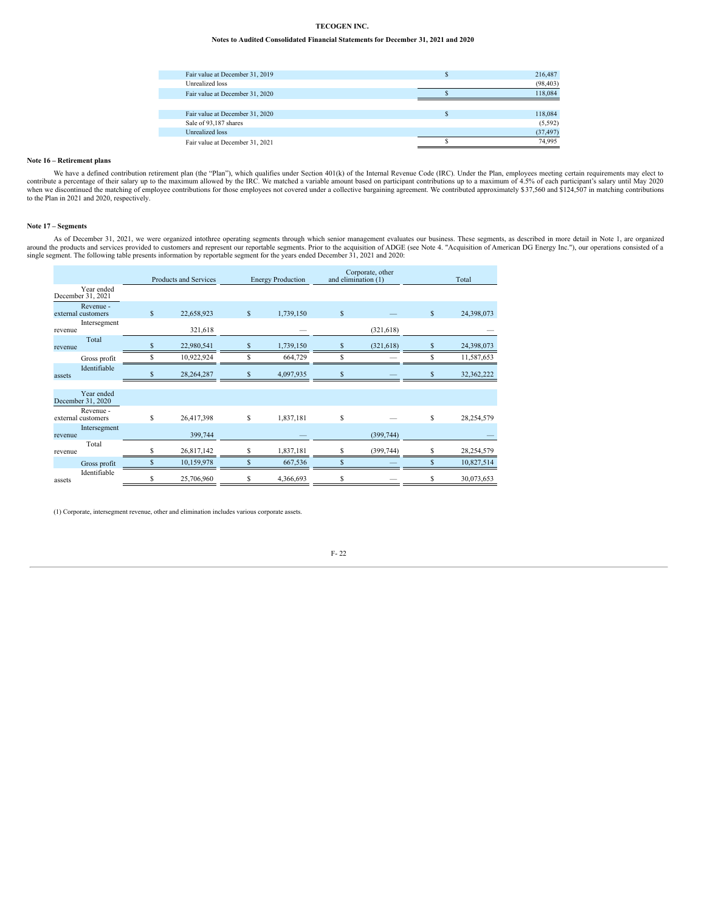| | |
|---|---|
| Fair value at December 31, 2019 | $ 216,487 |
| Unrealized loss | (98,403) |
| Fair value at December 31, 2020 | $ 118,084 |
| | |
| Fair value at December 31, 2020 | $ 118,084 |
| Sale of 93,187 shares | (5,592) |
| Unrealized loss | (37,497) |
| Fair value at December 31, 2021 | $ 74,995 |

**Note 16 – Retirement plans**

We have a defined contribution retirement plan (the "Plan"), which qualifies under Section 401(k) of the Internal Revenue Code (IRC). Under the Plan, employees meeting certain requirements may elect to contribute a percentage of their salary up to the maximum allowed by the IRC. We matched a variable amount based on participant contributions up to a maximum of 4.5% of each participant's salary until May 2020 when we discontinued the matching of employee contributions for those employees not covered under a collective bargaining agreement. We contributed approximately $37,560 and $124,507 in matching contributions to the Plan in 2021 and 2020, respectively.

**Note 17 – Segments**

As of December 31, 2021, we were organized intothree operating segments through which senior management evaluates our business. These segments, as described in more detail in Note 1, are organized around the products and services provided to customers and represent our reportable segments. Prior to the acquisition of ADGE (see Note 4. "Acquisition of American DG Energy Inc."), our operations consisted of a single segment. The following table presents information by reportable segment for the years ended December 31, 2021 and 2020:

| | Products and Services | Energy Production | Corporate, other and elimination (1) | Total |
|---|---|---|---|---|
| **Year ended December 31, 2021** | | | | |
| Revenue - external customers | $ 22,658,923 | $ 1,739,150 | $ — | $ 24,398,073 |
| Intersegment revenue | 321,618 | — | (321,618) | — |
| Total revenue | $ 22,980,541 | $ 1,739,150 | $ (321,618) | $ 24,398,073 |
| Gross profit | $ 10,922,924 | $ 664,729 | $ — | $ 11,587,653 |
| Identifiable assets | $ 28,264,287 | $ 4,097,935 | $ — | $ 32,362,222 |
| **Year ended December 31, 2020** | | | | |
| Revenue - external customers | $ 26,417,398 | $ 1,837,181 | $ — | $ 28,254,579 |
| Intersegment revenue | 399,744 | — | (399,744) | — |
| Total revenue | $ 26,817,142 | $ 1,837,181 | $ (399,744) | $ 28,254,579 |
| Gross profit | $ 10,159,978 | $ 667,536 | $ — | $ 10,827,514 |
| Identifiable assets | $ 25,706,960 | $ 4,366,693 | $ — | $ 30,073,653 |

(1) Corporate, intersegment revenue, other and elimination includes various corporate assets.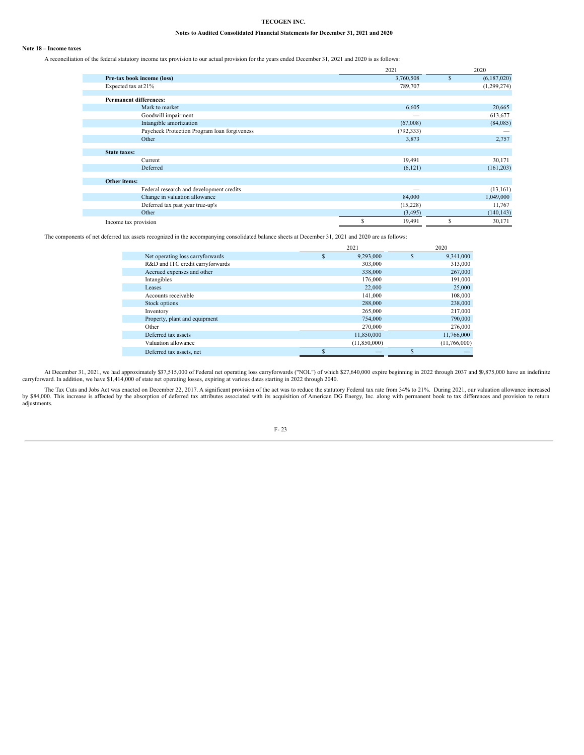**TECOGEN INC.**

**Notes to Audited Consolidated Financial Statements for December 31, 2021 and 2020**

**Note 18 – Income taxes**

A reconciliation of the federal statutory income tax provision to our actual provision for the years ended December 31, 2021 and 2020 is as follows:

| | 2021 | 2020 |
|---|---|---|
| **Pre-tax book income (loss)** | 3,760,508 | $ (6,187,020) |
| Expected tax at 21% | 789,707 | (1,299,274) |
| | | |
| **Permanent differences:** | | |
| Mark to market | 6,605 | 20,665 |
| Goodwill impairment | — | 613,677 |
| Intangible amortization | (67,008) | (84,085) |
| Paycheck Protection Program loan forgiveness | (792,333) | — |
| Other | 3,873 | 2,757 |
| | | |
| **State taxes:** | | |
| Current | 19,491 | 30,171 |
| Deferred | (6,121) | (161,203) |
| | | |
| **Other items:** | | |
| Federal research and development credits | — | (13,161) |
| Change in valuation allowance | 84,000 | 1,049,000 |
| Deferred tax past year true-up's | (15,228) | 11,767 |
| Other | (3,495) | (140,143) |
| Income tax provision | $ 19,491 | $ 30,171 |

The components of net deferred tax assets recognized in the accompanying consolidated balance sheets at December 31, 2021 and 2020 are as follows:

| | 2021 | 2020 |
|---|---|---|
| Net operating loss carryforwards | $ 9,293,000 | $ 9,341,000 |
| R&D and ITC credit carryforwards | 303,000 | 313,000 |
| Accrued expenses and other | 338,000 | 267,000 |
| Intangibles | 176,000 | 191,000 |
| Leases | 22,000 | 25,000 |
| Accounts receivable | 141,000 | 108,000 |
| Stock options | 288,000 | 238,000 |
| Inventory | 265,000 | 217,000 |
| Property, plant and equipment | 754,000 | 790,000 |
| Other | 270,000 | 276,000 |
| Deferred tax assets | 11,850,000 | 11,766,000 |
| Valuation allowance | (11,850,000) | (11,766,000) |
| Deferred tax assets, net | $ — | $ — |

At December 31, 2021, we had approximately $37,515,000 of Federal net operating loss carryforwards ("NOL") of which $27,640,000 expire beginning in 2022 through 2037 and $9,875,000 have an indefinite carryforward. In addition, we have $1,414,000 of state net operating losses, expiring at various dates starting in 2022 through 2040.

The Tax Cuts and Jobs Act was enacted on December 22, 2017. A significant provision of the act was to reduce the statutory Federal tax rate from 34% to 21%. During 2021, our valuation allowance increased by $84,000. This increase is affected by the absorption of deferred tax attributes associated with its acquisition of American DG Energy, Inc. along with permanent book to tax differences and provision to return adjustments.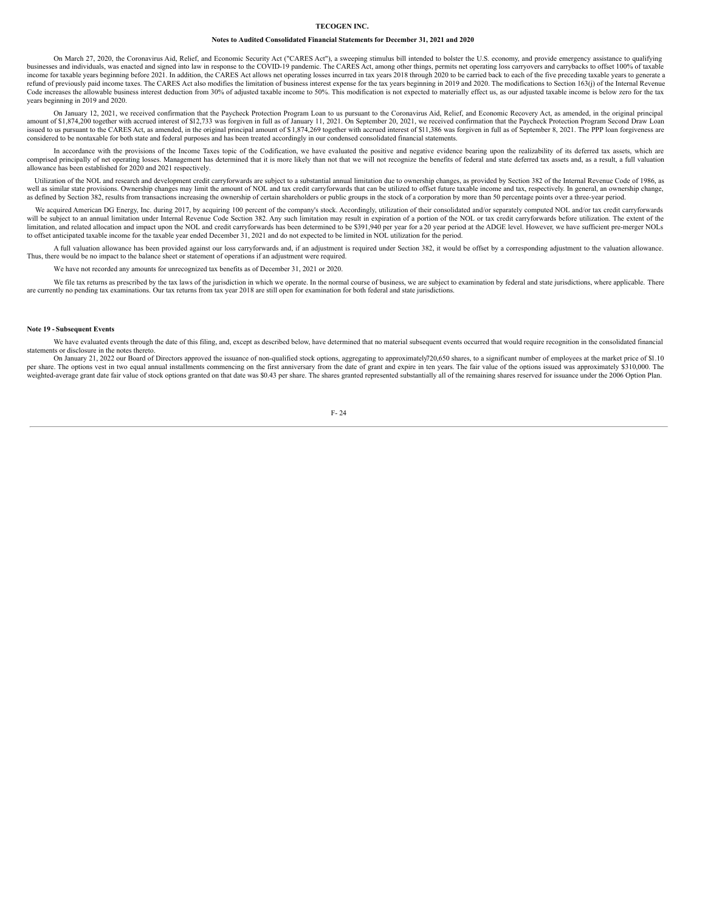On March 27, 2020, the Coronavirus Aid, Relief, and Economic Security Act ("CARES Act"), a sweeping stimulus bill intended to bolster the U.S. economy, and provide emergency assistance to qualifying businesses and individuals, was enacted and signed into law in response to the COVID-19 pandemic. The CARES Act, among other things, permits net operating loss carryovers and carrybacks to offset 100% of taxable income for taxable years beginning before 2021. In addition, the CARES Act allows net operating losses incurred in tax years 2018 through 2020 to be carried back to each of the five preceding taxable years to generate a refund of previously paid income taxes. The CARES Act also modifies the limitation of business interest expense for the tax years beginning in 2019 and 2020. The modifications to Section 163(j) of the Internal Revenue Code increases the allowable business interest deduction from 30% of adjusted taxable income to 50%. This modification is not expected to materially effect us, as our adjusted taxable income is below zero for the tax years beginning in 2019 and 2020.

On January 12, 2021, we received confirmation that the Paycheck Protection Program Loan to us pursuant to the Coronavirus Aid, Relief, and Economic Recovery Act, as amended, in the original principal amount of $1,874,200 together with accrued interest of $12,733 was forgiven in full as of January 11, 2021. On September 20, 2021, we received confirmation that the Paycheck Protection Program Second Draw Loan issued to us pursuant to the CARES Act, as amended, in the original principal amount of $ 1,874,269 together with accrued interest of $11,386 was forgiven in full as of September 8, 2021. The PPP loan forgiveness are considered to be nontaxable for both state and federal purposes and has been treated accordingly in our condensed consolidated financial statements.

In accordance with the provisions of the Income Taxes topic of the Codification, we have evaluated the positive and negative evidence bearing upon the realizability of its deferred tax assets, which are comprised principally of net operating losses. Management has determined that it is more likely than not that we will not recognize the benefits of federal and state deferred tax assets and, as a result, a full valuation allowance has been established for 2020 and 2021 respectively.

Utilization of the NOL and research and development credit carryforwards are subject to a substantial annual limitation due to ownership changes, as provided by Section 382 of the Internal Revenue Code of 1986, as well as similar state provisions. Ownership changes may limit the amount of NOL and tax credit carryforwards that can be utilized to offset future taxable income and tax, respectively. In general, an ownership change, as defined by Section 382, results from transactions increasing the ownership of certain shareholders or public groups in the stock of a corporation by more than 50 percentage points over a three-year period.

We acquired American DG Energy, Inc. during 2017, by acquiring 100 percent of the company's stock. Accordingly, utilization of their consolidated and/or separately computed NOL and/or tax credit carryforwards will be subject to an annual limitation under Internal Revenue Code Section 382. Any such limitation may result in expiration of a portion of the NOL or tax credit carryforwards before utilization. The extent of the limitation, and related allocation and impact upon the NOL and credit carryforwards has been determined to be $391,940 per year for a 20 year period at the ADGE level. However, we have sufficient pre-merger NOLs to offset anticipated taxable income for the taxable year ended December 31, 2021 and do not expected to be limited in NOL utilization for the period.

A full valuation allowance has been provided against our loss carryforwards and, if an adjustment is required under Section 382, it would be offset by a corresponding adjustment to the valuation allowance. Thus, there would be no impact to the balance sheet or statement of operations if an adjustment were required.

We have not recorded any amounts for unrecognized tax benefits as of December 31, 2021 or 2020.

We file tax returns as prescribed by the tax laws of the jurisdiction in which we operate. In the normal course of business, we are subject to examination by federal and state jurisdictions, where applicable. There are currently no pending tax examinations. Our tax returns from tax year 2018 are still open for examination for both federal and state jurisdictions.

**Note 19 - Subsequent Events**

We have evaluated events through the date of this filing, and, except as described below, have determined that no material subsequent events occurred that would require recognition in the consolidated financial statements or disclosure in the notes thereto.

On January 21, 2022 our Board of Directors approved the issuance of non-qualified stock options, aggregating to approximately720,650 shares, to a significant number of employees at the market price of $1.10 per share. The options vest in two equal annual installments commencing on the first anniversary from the date of grant and expire in ten years. The fair value of the options issued was approximately $310,000. The weighted-average grant date fair value of stock options granted on that date was $0.43 per share. The shares granted represented substantially all of the remaining shares reserved for issuance under the 2006 Option Plan.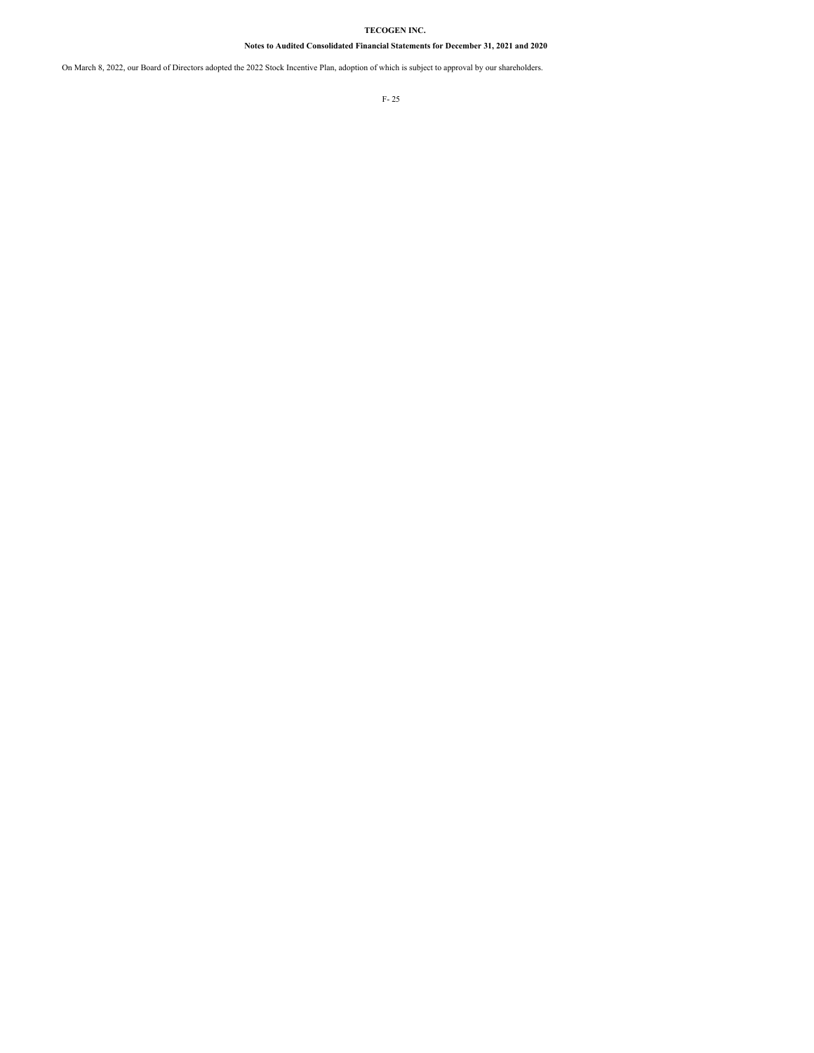On March 8, 2022, our Board of Directors adopted the 2022 Stock Incentive Plan, adoption of which is subject to approval by our shareholders.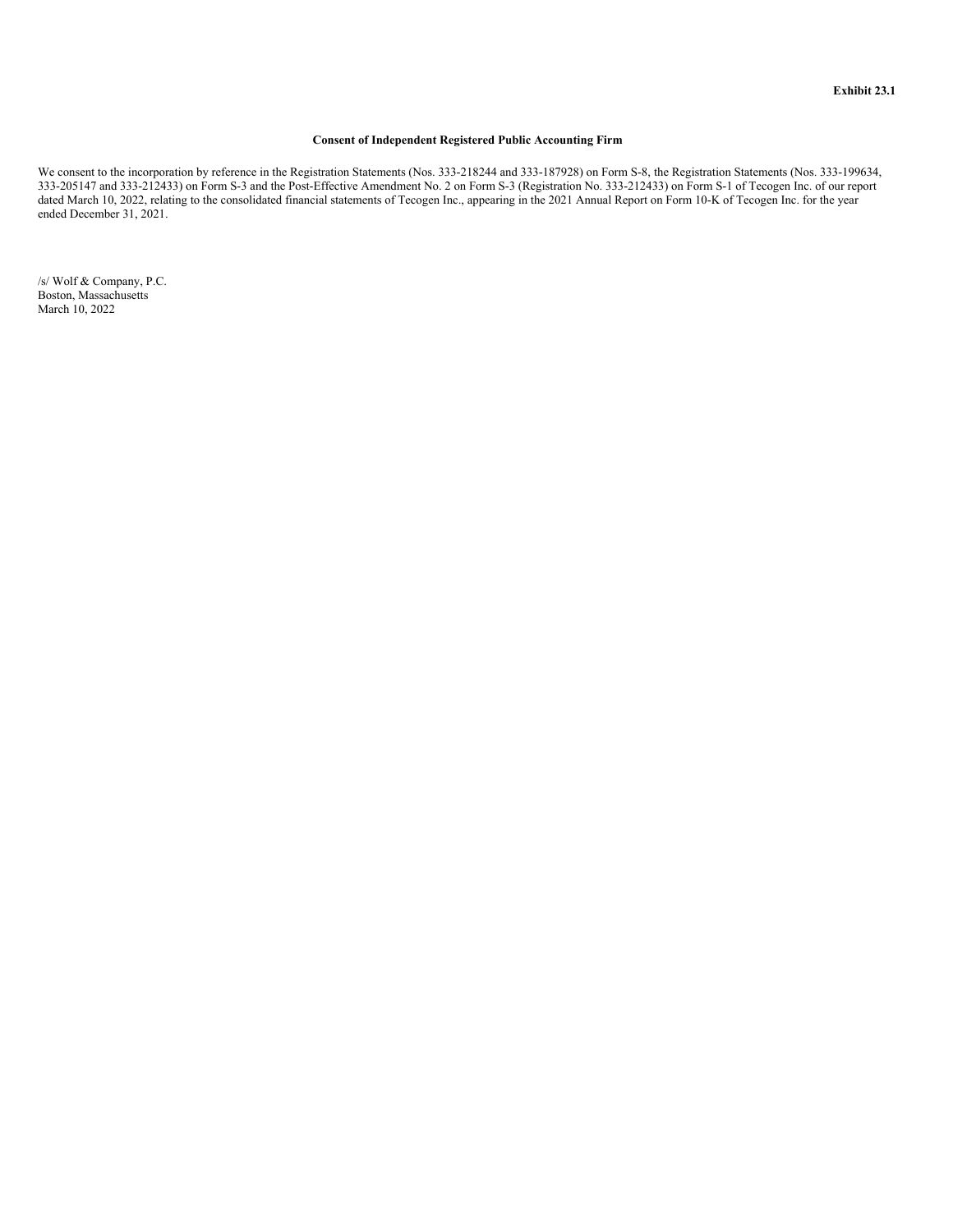**Exhibit 23.1**

**Consent of Independent Registered Public Accounting Firm**

We consent to the incorporation by reference in the Registration Statements (Nos. 333-218244 and 333-187928) on Form S-8, the Registration Statements (Nos. 333-199634, 333-205147 and 333-212433) on Form S-3 and the Post-Effective Amendment No. 2 on Form S-3 (Registration No. 333-212433) on Form S-1 of Tecogen Inc. of our report dated March 10, 2022, relating to the consolidated financial statements of Tecogen Inc., appearing in the 2021 Annual Report on Form 10-K of Tecogen Inc. for the year ended December 31, 2021.

/s/ Wolf & Company, P.C.
Boston, Massachusetts
March 10, 2022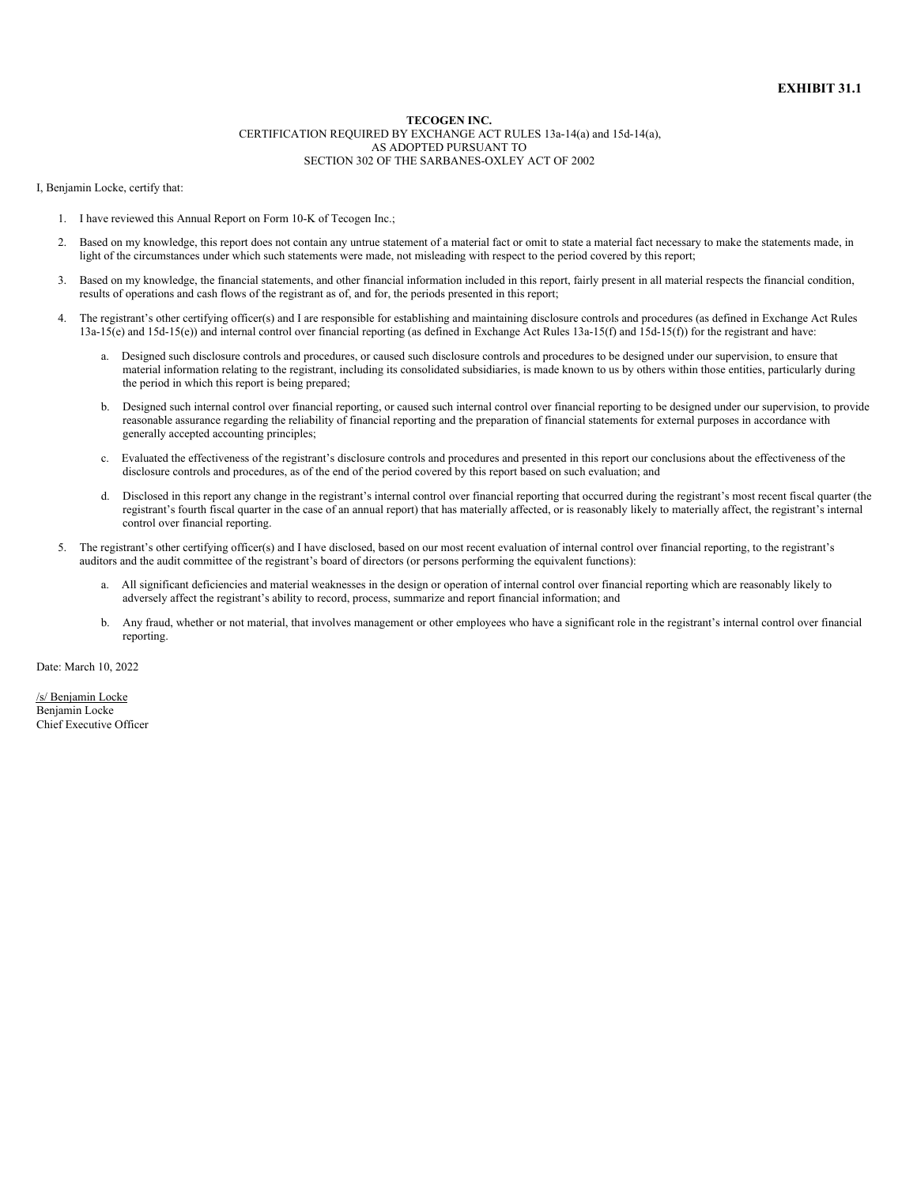**EXHIBIT 31.1**

**TECOGEN INC.**
CERTIFICATION REQUIRED BY EXCHANGE ACT RULES 13a-14(a) and 15d-14(a),
AS ADOPTED PURSUANT TO
SECTION 302 OF THE SARBANES-OXLEY ACT OF 2002

I, Benjamin Locke, certify that:

1. I have reviewed this Annual Report on Form 10-K of Tecogen Inc.;
2. Based on my knowledge, this report does not contain any untrue statement of a material fact or omit to state a material fact necessary to make the statements made, in light of the circumstances under which such statements were made, not misleading with respect to the period covered by this report;
3. Based on my knowledge, the financial statements, and other financial information included in this report, fairly present in all material respects the financial condition, results of operations and cash flows of the registrant as of, and for, the periods presented in this report;
4. The registrant's other certifying officer(s) and I are responsible for establishing and maintaining disclosure controls and procedures (as defined in Exchange Act Rules 13a-15(e) and 15d-15(e)) and internal control over financial reporting (as defined in Exchange Act Rules 13a-15(f) and 15d-15(f)) for the registrant and have:
   a. Designed such disclosure controls and procedures, or caused such disclosure controls and procedures to be designed under our supervision, to ensure that material information relating to the registrant, including its consolidated subsidiaries, is made known to us by others within those entities, particularly during the period in which this report is being prepared;
   b. Designed such internal control over financial reporting, or caused such internal control over financial reporting to be designed under our supervision, to provide reasonable assurance regarding the reliability of financial reporting and the preparation of financial statements for external purposes in accordance with generally accepted accounting principles;
   c. Evaluated the effectiveness of the registrant's disclosure controls and procedures and presented in this report our conclusions about the effectiveness of the disclosure controls and procedures, as of the end of the period covered by this report based on such evaluation; and
   d. Disclosed in this report any change in the registrant's internal control over financial reporting that occurred during the registrant's most recent fiscal quarter (the registrant's fourth fiscal quarter in the case of an annual report) that has materially affected, or is reasonably likely to materially affect, the registrant's internal control over financial reporting.
5. The registrant's other certifying officer(s) and I have disclosed, based on our most recent evaluation of internal control over financial reporting, to the registrant's auditors and the audit committee of the registrant's board of directors (or persons performing the equivalent functions):
   a. All significant deficiencies and material weaknesses in the design or operation of internal control over financial reporting which are reasonably likely to adversely affect the registrant's ability to record, process, summarize and report financial information; and
   b. Any fraud, whether or not material, that involves management or other employees who have a significant role in the registrant's internal control over financial reporting.

Date: March 10, 2022

/s/ Benjamin Locke
Benjamin Locke
Chief Executive Officer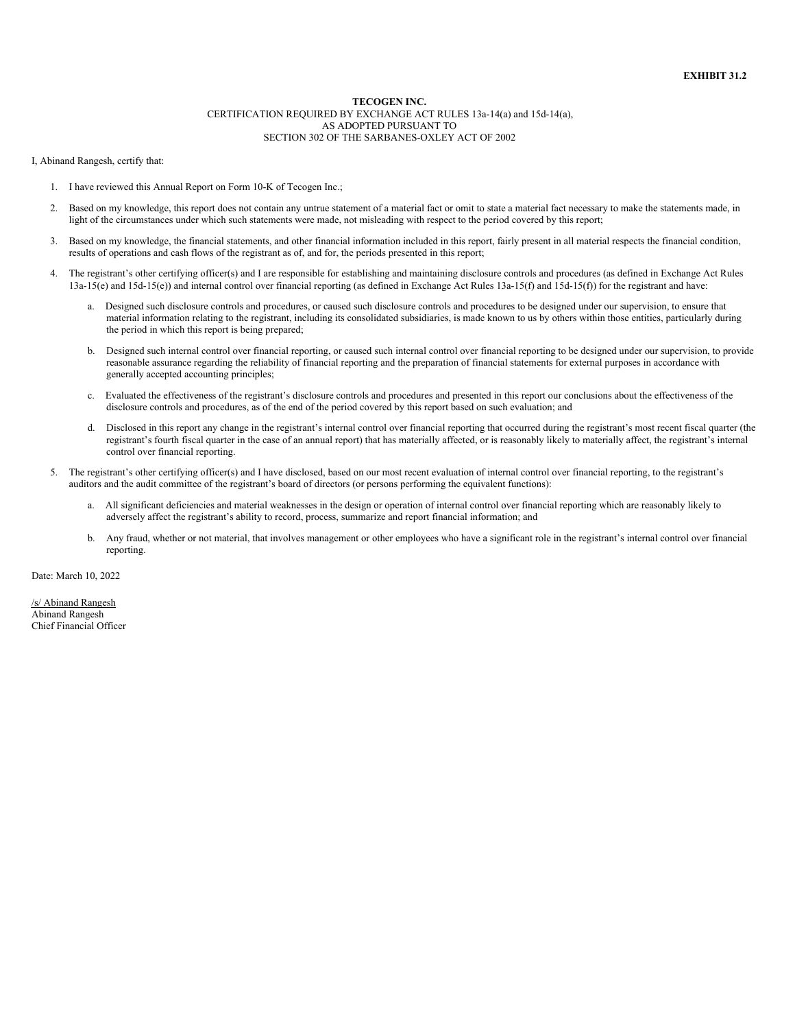**EXHIBIT 31.2**

**TECOGEN INC.**
CERTIFICATION REQUIRED BY EXCHANGE ACT RULES 13a-14(a) and 15d-14(a),
AS ADOPTED PURSUANT TO
SECTION 302 OF THE SARBANES-OXLEY ACT OF 2002

I, Abinand Rangesh, certify that:

1. I have reviewed this Annual Report on Form 10-K of Tecogen Inc.;
2. Based on my knowledge, this report does not contain any untrue statement of a material fact or omit to state a material fact necessary to make the statements made, in light of the circumstances under which such statements were made, not misleading with respect to the period covered by this report;
3. Based on my knowledge, the financial statements, and other financial information included in this report, fairly present in all material respects the financial condition, results of operations and cash flows of the registrant as of, and for, the periods presented in this report;
4. The registrant's other certifying officer(s) and I are responsible for establishing and maintaining disclosure controls and procedures (as defined in Exchange Act Rules 13a-15(e) and 15d-15(e)) and internal control over financial reporting (as defined in Exchange Act Rules 13a-15(f) and 15d-15(f)) for the registrant and have:
   a. Designed such disclosure controls and procedures, or caused such disclosure controls and procedures to be designed under our supervision, to ensure that material information relating to the registrant, including its consolidated subsidiaries, is made known to us by others within those entities, particularly during the period in which this report is being prepared;
   b. Designed such internal control over financial reporting, or caused such internal control over financial reporting to be designed under our supervision, to provide reasonable assurance regarding the reliability of financial reporting and the preparation of financial statements for external purposes in accordance with generally accepted accounting principles;
   c. Evaluated the effectiveness of the registrant's disclosure controls and procedures and presented in this report our conclusions about the effectiveness of the disclosure controls and procedures, as of the end of the period covered by this report based on such evaluation; and
   d. Disclosed in this report any change in the registrant's internal control over financial reporting that occurred during the registrant's most recent fiscal quarter (the registrant's fourth fiscal quarter in the case of an annual report) that has materially affected, or is reasonably likely to materially affect, the registrant's internal control over financial reporting.
5. The registrant's other certifying officer(s) and I have disclosed, based on our most recent evaluation of internal control over financial reporting, to the registrant's auditors and the audit committee of the registrant's board of directors (or persons performing the equivalent functions):
   a. All significant deficiencies and material weaknesses in the design or operation of internal control over financial reporting which are reasonably likely to adversely affect the registrant's ability to record, process, summarize and report financial information; and
   b. Any fraud, whether or not material, that involves management or other employees who have a significant role in the registrant's internal control over financial reporting.

Date: March 10, 2022

/s/ Abinand Rangesh
Abinand Rangesh
Chief Financial Officer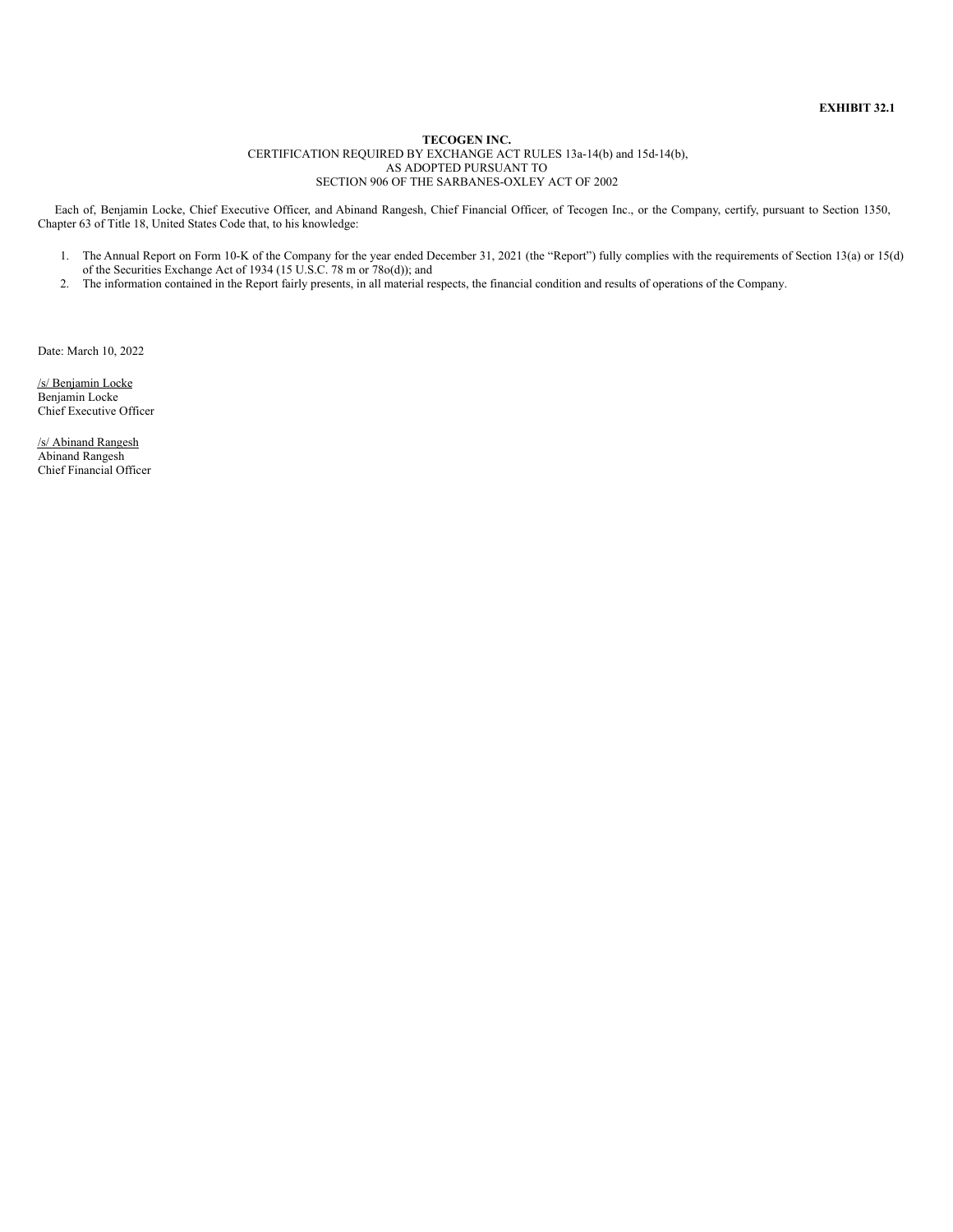**EXHIBIT 32.1**

**TECOGEN INC.**
CERTIFICATION REQUIRED BY EXCHANGE ACT RULES 13a-14(b) and 15d-14(b),
AS ADOPTED PURSUANT TO
SECTION 906 OF THE SARBANES-OXLEY ACT OF 2002

Each of, Benjamin Locke, Chief Executive Officer, and Abinand Rangesh, Chief Financial Officer, of Tecogen Inc., or the Company, certify, pursuant to Section 1350, Chapter 63 of Title 18, United States Code that, to his knowledge:

1. The Annual Report on Form 10-K of the Company for the year ended December 31, 2021 (the "Report") fully complies with the requirements of Section 13(a) or 15(d) of the Securities Exchange Act of 1934 (15 U.S.C. 78 m or 78o(d)); and
2. The information contained in the Report fairly presents, in all material respects, the financial condition and results of operations of the Company.

Date: March 10, 2022

/s/ Benjamin Locke
Benjamin Locke
Chief Executive Officer

/s/ Abinand Rangesh
Abinand Rangesh
Chief Financial Officer